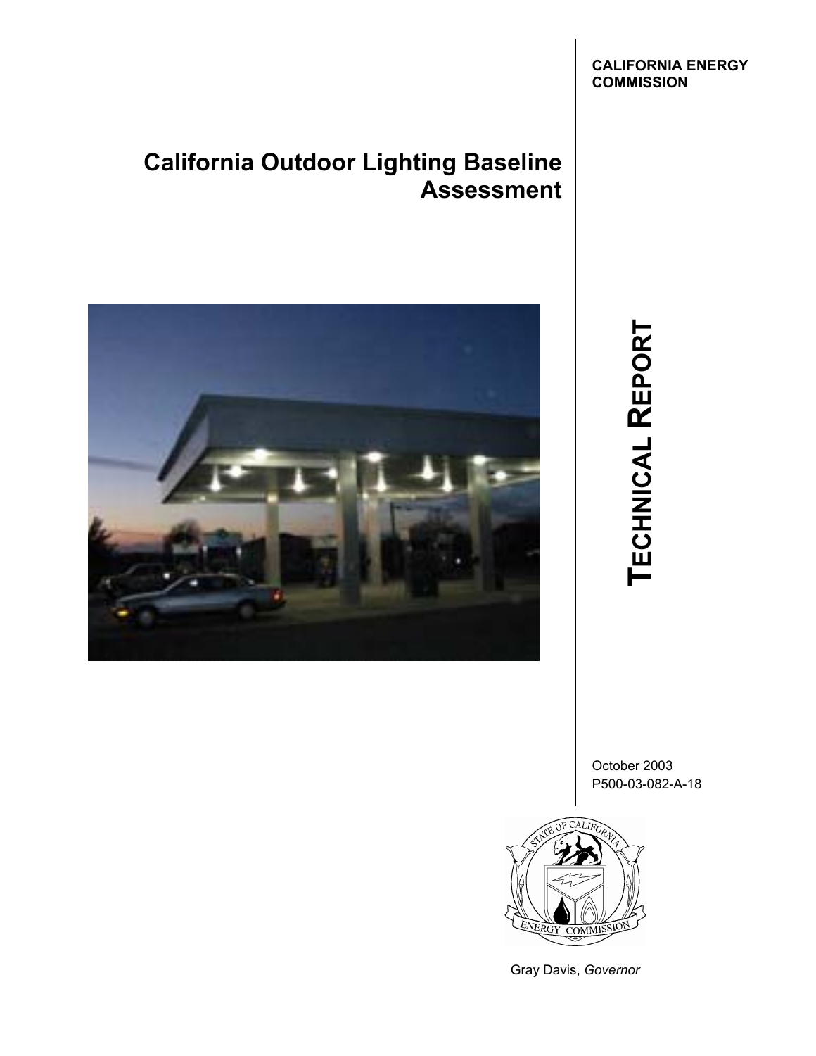**CALIFORNIA ENERGY COMMISSION**

# California Outdoor Lighting Baseline Assessment

**TECHNICAL REPORT**

October 2003
P500-03-082-A-18

STATE OF CALIFORNIA
ENERGY COMMISSION

Gray Davis, *Governor*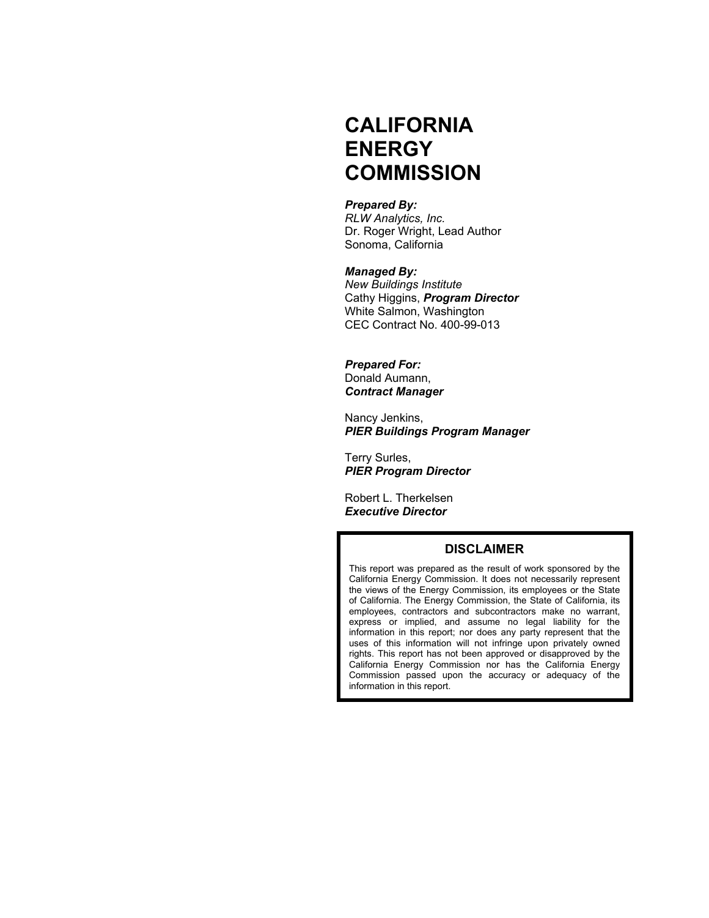# CALIFORNIA ENERGY COMMISSION

***Prepared By:***
*RLW Analytics, Inc.*
Dr. Roger Wright, Lead Author
Sonoma, California

***Managed By:***
*New Buildings Institute*
Cathy Higgins, ***Program Director***
White Salmon, Washington
CEC Contract No. 400-99-013

***Prepared For:***
Donald Aumann,
***Contract Manager***

Nancy Jenkins,
***PIER Buildings Program Manager***

Terry Surles,
***PIER Program Director***

Robert L. Therkelsen
***Executive Director***

## DISCLAIMER

This report was prepared as the result of work sponsored by the California Energy Commission. It does not necessarily represent the views of the Energy Commission, its employees or the State of California. The Energy Commission, the State of California, its employees, contractors and subcontractors make no warrant, express or implied, and assume no legal liability for the information in this report; nor does any party represent that the uses of this information will not infringe upon privately owned rights. This report has not been approved or disapproved by the California Energy Commission nor has the California Energy Commission passed upon the accuracy or adequacy of the information in this report.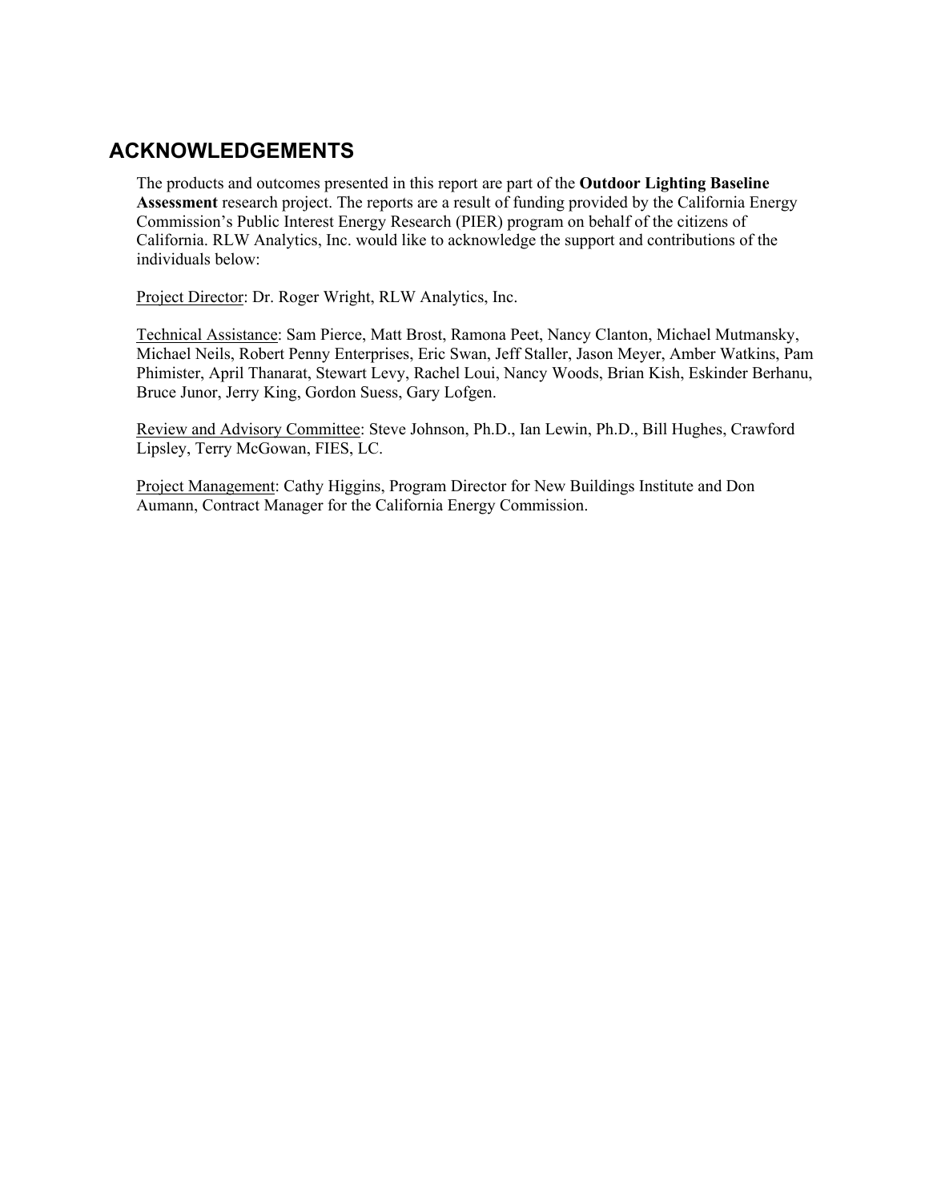## ACKNOWLEDGEMENTS

The products and outcomes presented in this report are part of the **Outdoor Lighting Baseline Assessment** research project. The reports are a result of funding provided by the California Energy Commission's Public Interest Energy Research (PIER) program on behalf of the citizens of California. RLW Analytics, Inc. would like to acknowledge the support and contributions of the individuals below:

<u>Project Director</u>: Dr. Roger Wright, RLW Analytics, Inc.

<u>Technical Assistance</u>: Sam Pierce, Matt Brost, Ramona Peet, Nancy Clanton, Michael Mutmansky, Michael Neils, Robert Penny Enterprises, Eric Swan, Jeff Staller, Jason Meyer, Amber Watkins, Pam Phimister, April Thanarat, Stewart Levy, Rachel Loui, Nancy Woods, Brian Kish, Eskinder Berhanu, Bruce Junor, Jerry King, Gordon Suess, Gary Lofgen.

<u>Review and Advisory Committee</u>: Steve Johnson, Ph.D., Ian Lewin, Ph.D., Bill Hughes, Crawford Lipsley, Terry McGowan, FIES, LC.

<u>Project Management</u>: Cathy Higgins, Program Director for New Buildings Institute and Don Aumann, Contract Manager for the California Energy Commission.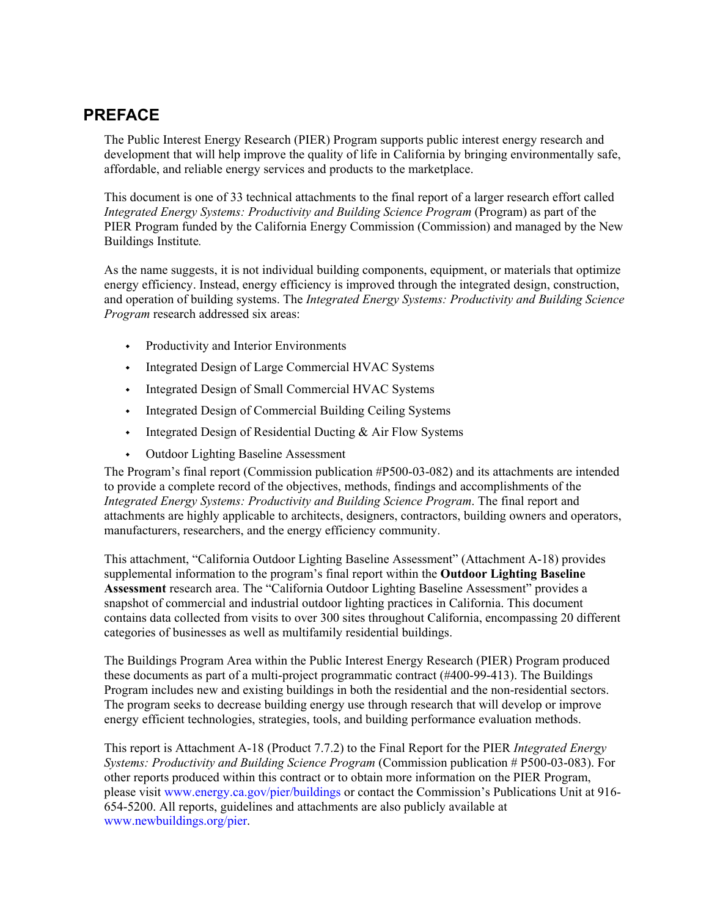# PREFACE

The Public Interest Energy Research (PIER) Program supports public interest energy research and development that will help improve the quality of life in California by bringing environmentally safe, affordable, and reliable energy services and products to the marketplace.

This document is one of 33 technical attachments to the final report of a larger research effort called *Integrated Energy Systems: Productivity and Building Science Program* (Program) as part of the PIER Program funded by the California Energy Commission (Commission) and managed by the New Buildings Institute.

As the name suggests, it is not individual building components, equipment, or materials that optimize energy efficiency. Instead, energy efficiency is improved through the integrated design, construction, and operation of building systems. The *Integrated Energy Systems: Productivity and Building Science Program* research addressed six areas:

- Productivity and Interior Environments
- Integrated Design of Large Commercial HVAC Systems
- Integrated Design of Small Commercial HVAC Systems
- Integrated Design of Commercial Building Ceiling Systems
- Integrated Design of Residential Ducting & Air Flow Systems
- Outdoor Lighting Baseline Assessment

The Program's final report (Commission publication #P500-03-082) and its attachments are intended to provide a complete record of the objectives, methods, findings and accomplishments of the *Integrated Energy Systems: Productivity and Building Science Program*. The final report and attachments are highly applicable to architects, designers, contractors, building owners and operators, manufacturers, researchers, and the energy efficiency community.

This attachment, "California Outdoor Lighting Baseline Assessment" (Attachment A-18) provides supplemental information to the program's final report within the **Outdoor Lighting Baseline Assessment** research area. The "California Outdoor Lighting Baseline Assessment" provides a snapshot of commercial and industrial outdoor lighting practices in California. This document contains data collected from visits to over 300 sites throughout California, encompassing 20 different categories of businesses as well as multifamily residential buildings.

The Buildings Program Area within the Public Interest Energy Research (PIER) Program produced these documents as part of a multi-project programmatic contract (#400-99-413). The Buildings Program includes new and existing buildings in both the residential and the non-residential sectors. The program seeks to decrease building energy use through research that will develop or improve energy efficient technologies, strategies, tools, and building performance evaluation methods.

This report is Attachment A-18 (Product 7.7.2) to the Final Report for the PIER *Integrated Energy Systems: Productivity and Building Science Program* (Commission publication # P500-03-083). For other reports produced within this contract or to obtain more information on the PIER Program, please visit www.energy.ca.gov/pier/buildings or contact the Commission's Publications Unit at 916-654-5200. All reports, guidelines and attachments are also publicly available at www.newbuildings.org/pier.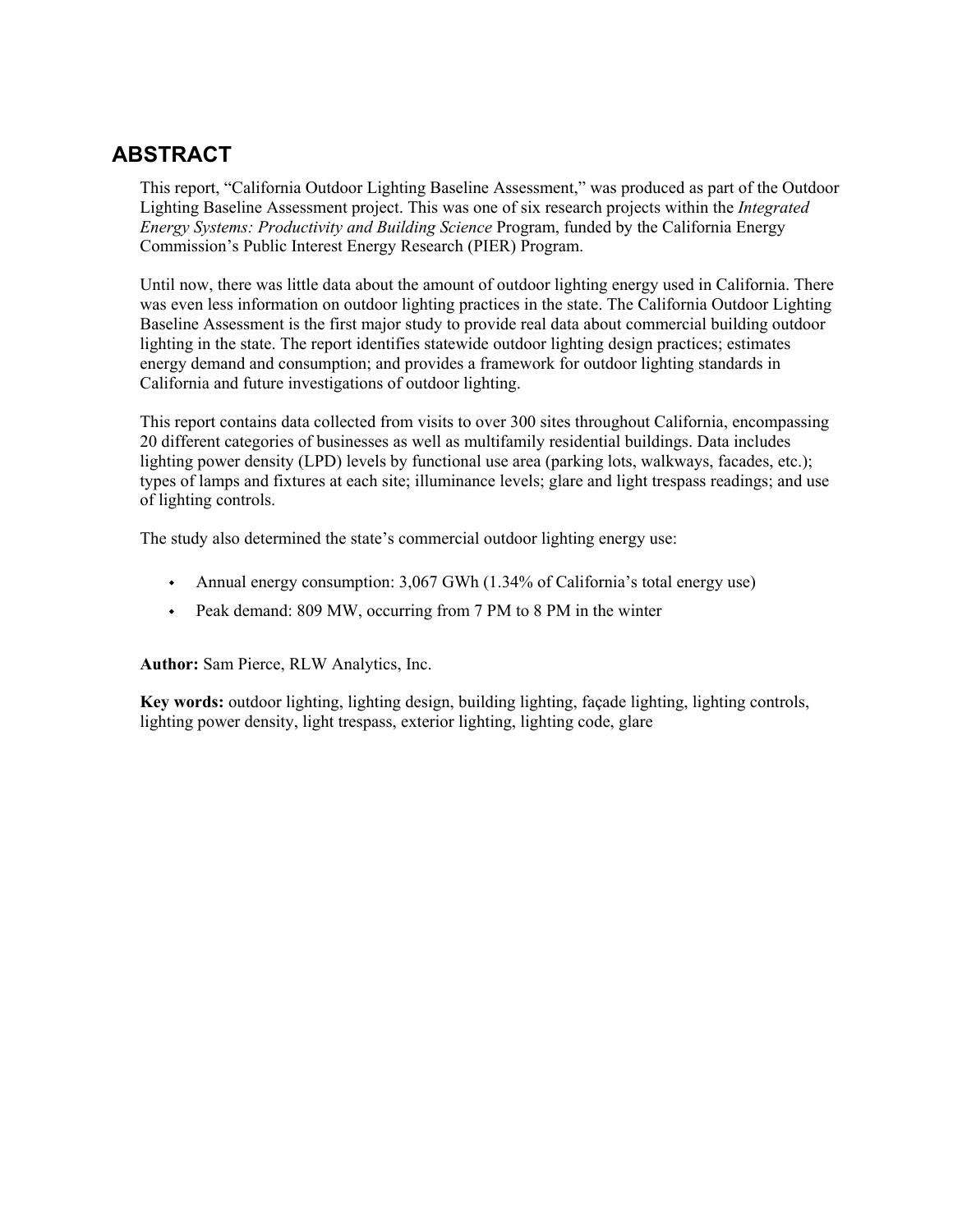# ABSTRACT

This report, "California Outdoor Lighting Baseline Assessment," was produced as part of the Outdoor Lighting Baseline Assessment project. This was one of six research projects within the *Integrated Energy Systems: Productivity and Building Science* Program, funded by the California Energy Commission's Public Interest Energy Research (PIER) Program.

Until now, there was little data about the amount of outdoor lighting energy used in California. There was even less information on outdoor lighting practices in the state. The California Outdoor Lighting Baseline Assessment is the first major study to provide real data about commercial building outdoor lighting in the state. The report identifies statewide outdoor lighting design practices; estimates energy demand and consumption; and provides a framework for outdoor lighting standards in California and future investigations of outdoor lighting.

This report contains data collected from visits to over 300 sites throughout California, encompassing 20 different categories of businesses as well as multifamily residential buildings. Data includes lighting power density (LPD) levels by functional use area (parking lots, walkways, facades, etc.); types of lamps and fixtures at each site; illuminance levels; glare and light trespass readings; and use of lighting controls.

The study also determined the state's commercial outdoor lighting energy use:

- Annual energy consumption: 3,067 GWh (1.34% of California's total energy use)
- Peak demand: 809 MW, occurring from 7 PM to 8 PM in the winter

**Author:** Sam Pierce, RLW Analytics, Inc.

**Key words:** outdoor lighting, lighting design, building lighting, façade lighting, lighting controls, lighting power density, light trespass, exterior lighting, lighting code, glare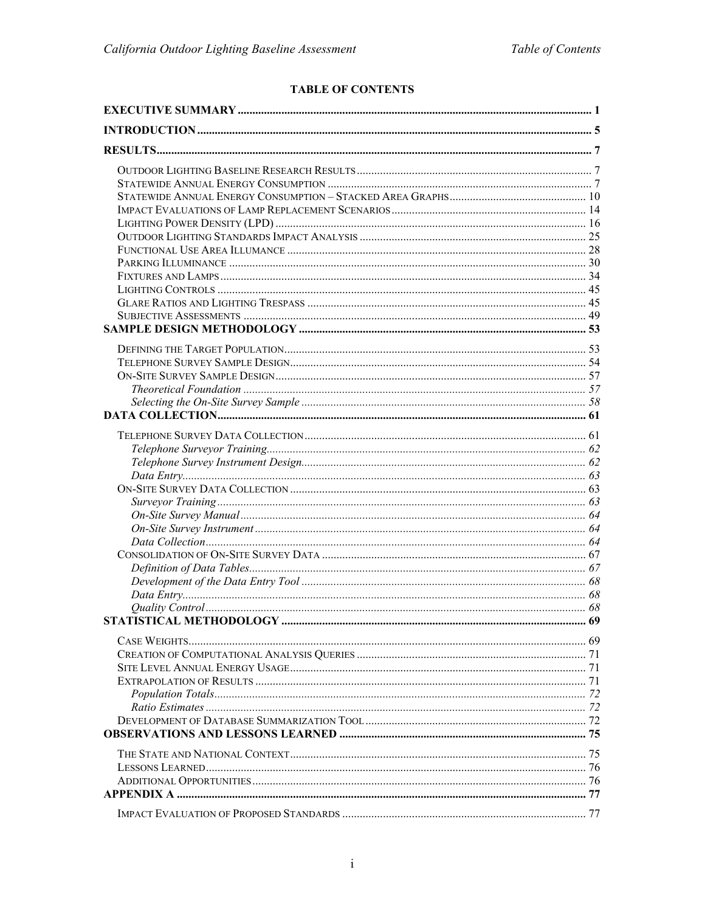# TABLE OF CONTENTS

**EXECUTIVE SUMMARY** ..... 1

**INTRODUCTION** ..... 5

**RESULTS** ..... 7

- Outdoor Lighting Baseline Research Results ..... 7
- Statewide Annual Energy Consumption ..... 7
- Statewide Annual Energy Consumption – Stacked Area Graphs ..... 10
- Impact Evaluations of Lamp Replacement Scenarios ..... 14
- Lighting Power Density (LPD) ..... 16
- Outdoor Lighting Standards Impact Analysis ..... 25
- Functional Use Area Illumance ..... 28
- Parking Illuminance ..... 30
- Fixtures and Lamps ..... 34
- Lighting Controls ..... 45
- Glare Ratios and Lighting Trespass ..... 45
- Subjective Assessments ..... 49

**SAMPLE DESIGN METHODOLOGY** ..... 53

- Defining the Target Population ..... 53
- Telephone Survey Sample Design ..... 54
- On-Site Survey Sample Design ..... 57
  - *Theoretical Foundation* ..... 57
  - *Selecting the On-Site Survey Sample* ..... 58

**DATA COLLECTION** ..... 61

- Telephone Survey Data Collection ..... 61
  - *Telephone Surveyor Training* ..... 62
  - *Telephone Survey Instrument Design* ..... 62
  - *Data Entry* ..... 63
- On-Site Survey Data Collection ..... 63
  - *Surveyor Training* ..... 63
  - *On-Site Survey Manual* ..... 64
  - *On-Site Survey Instrument* ..... 64
  - *Data Collection* ..... 64
- Consolidation of On-Site Survey Data ..... 67
  - *Definition of Data Tables* ..... 67
  - *Development of the Data Entry Tool* ..... 68
  - *Data Entry* ..... 68
  - *Quality Control* ..... 68

**STATISTICAL METHODOLOGY** ..... 69

- Case Weights ..... 69
- Creation of Computational Analysis Queries ..... 71
- Site Level Annual Energy Usage ..... 71
- Extrapolation of Results ..... 71
  - *Population Totals* ..... 72
  - *Ratio Estimates* ..... 72
- Development of Database Summarization Tool ..... 72

**OBSERVATIONS AND LESSONS LEARNED** ..... 75

- The State and National Context ..... 75
- Lessons Learned ..... 76
- Additional Opportunities ..... 76

**APPENDIX A** ..... 77

- Impact Evaluation of Proposed Standards ..... 77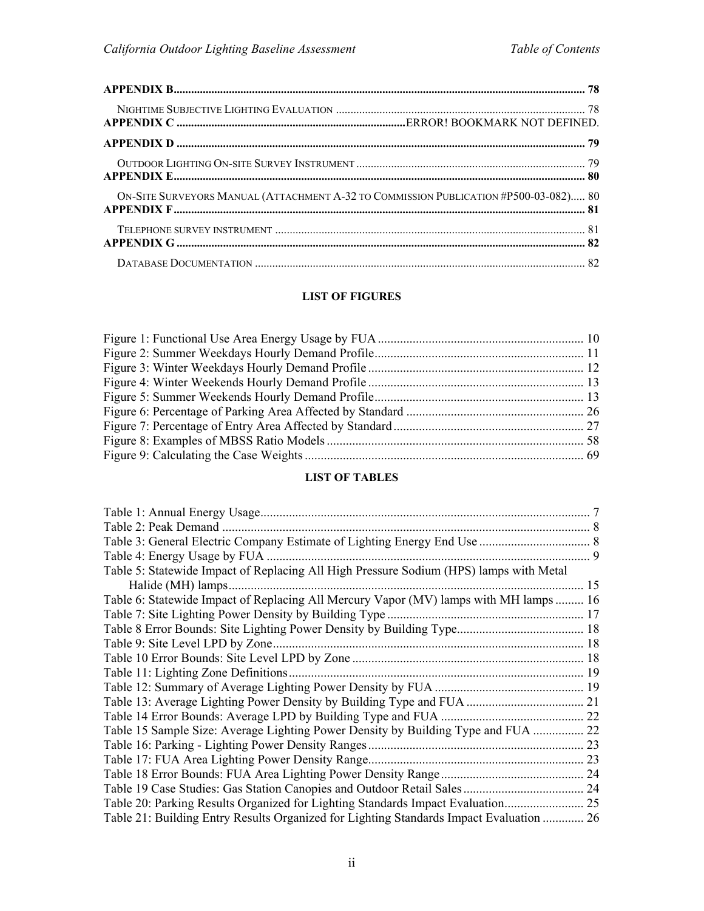**APPENDIX B** ..... 78

NIGHTIME SUBJECTIVE LIGHTING EVALUATION ..... 78

**APPENDIX C** ..... ERROR! BOOKMARK NOT DEFINED.

**APPENDIX D** ..... 79

OUTDOOR LIGHTING ON-SITE SURVEY INSTRUMENT ..... 79

**APPENDIX E** ..... 80

ON-SITE SURVEYORS MANUAL (ATTACHMENT A-32 TO COMMISSION PUBLICATION #P500-03-082) ..... 80

**APPENDIX F** ..... 81

TELEPHONE SURVEY INSTRUMENT ..... 81

**APPENDIX G** ..... 82

DATABASE DOCUMENTATION ..... 82

**LIST OF FIGURES**

Figure 1: Functional Use Area Energy Usage by FUA ..... 10
Figure 2: Summer Weekdays Hourly Demand Profile ..... 11
Figure 3: Winter Weekdays Hourly Demand Profile ..... 12
Figure 4: Winter Weekends Hourly Demand Profile ..... 13
Figure 5: Summer Weekends Hourly Demand Profile ..... 13
Figure 6: Percentage of Parking Area Affected by Standard ..... 26
Figure 7: Percentage of Entry Area Affected by Standard ..... 27
Figure 8: Examples of MBSS Ratio Models ..... 58
Figure 9: Calculating the Case Weights ..... 69

**LIST OF TABLES**

Table 1: Annual Energy Usage ..... 7
Table 2: Peak Demand ..... 8
Table 3: General Electric Company Estimate of Lighting Energy End Use ..... 8
Table 4: Energy Usage by FUA ..... 9
Table 5: Statewide Impact of Replacing All High Pressure Sodium (HPS) lamps with Metal Halide (MH) lamps ..... 15
Table 6: Statewide Impact of Replacing All Mercury Vapor (MV) lamps with MH lamps ..... 16
Table 7: Site Lighting Power Density by Building Type ..... 17
Table 8 Error Bounds: Site Lighting Power Density by Building Type ..... 18
Table 9: Site Level LPD by Zone ..... 18
Table 10 Error Bounds: Site Level LPD by Zone ..... 18
Table 11: Lighting Zone Definitions ..... 19
Table 12: Summary of Average Lighting Power Density by FUA ..... 19
Table 13: Average Lighting Power Density by Building Type and FUA ..... 21
Table 14 Error Bounds: Average LPD by Building Type and FUA ..... 22
Table 15 Sample Size: Average Lighting Power Density by Building Type and FUA ..... 22
Table 16: Parking - Lighting Power Density Ranges ..... 23
Table 17: FUA Area Lighting Power Density Range ..... 23
Table 18 Error Bounds: FUA Area Lighting Power Density Range ..... 24
Table 19 Case Studies: Gas Station Canopies and Outdoor Retail Sales ..... 24
Table 20: Parking Results Organized for Lighting Standards Impact Evaluation ..... 25
Table 21: Building Entry Results Organized for Lighting Standards Impact Evaluation ..... 26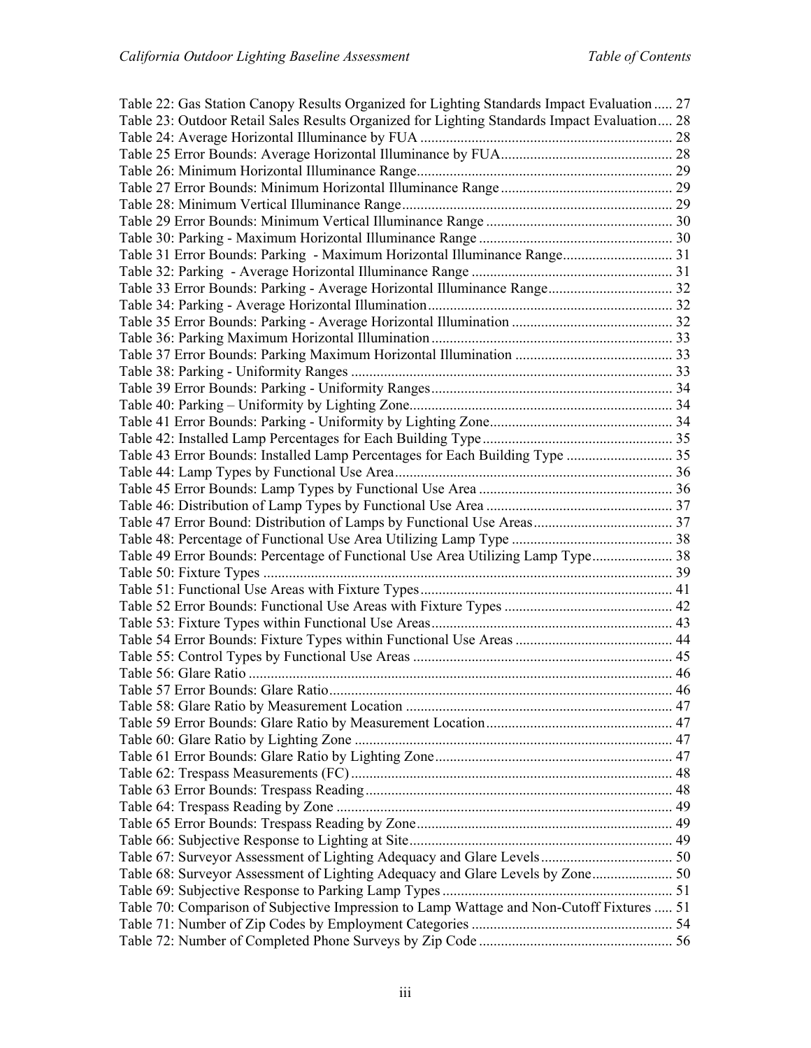Table 22: Gas Station Canopy Results Organized for Lighting Standards Impact Evaluation ..... 27
Table 23: Outdoor Retail Sales Results Organized for Lighting Standards Impact Evaluation.... 28
Table 24: Average Horizontal Illuminance by FUA .................................................................... 28
Table 25 Error Bounds: Average Horizontal Illuminance by FUA.............................................. 28
Table 26: Minimum Horizontal Illuminance Range..................................................................... 29
Table 27 Error Bounds: Minimum Horizontal Illuminance Range .............................................. 29
Table 28: Minimum Vertical Illuminance Range......................................................................... 29
Table 29 Error Bounds: Minimum Vertical Illuminance Range .................................................. 30
Table 30: Parking - Maximum Horizontal Illuminance Range .................................................... 30
Table 31 Error Bounds: Parking - Maximum Horizontal Illuminance Range............................. 31
Table 32: Parking - Average Horizontal Illuminance Range ...................................................... 31
Table 33 Error Bounds: Parking - Average Horizontal Illuminance Range................................. 32
Table 34: Parking - Average Horizontal Illumination.................................................................. 32
Table 35 Error Bounds: Parking - Average Horizontal Illumination ........................................... 32
Table 36: Parking Maximum Horizontal Illumination.................................................................. 33
Table 37 Error Bounds: Parking Maximum Horizontal Illumination .......................................... 33
Table 38: Parking - Uniformity Ranges ....................................................................................... 33
Table 39 Error Bounds: Parking - Uniformity Ranges................................................................. 34
Table 40: Parking – Uniformity by Lighting Zone....................................................................... 34
Table 41 Error Bounds: Parking - Uniformity by Lighting Zone................................................. 34
Table 42: Installed Lamp Percentages for Each Building Type ................................................... 35
Table 43 Error Bounds: Installed Lamp Percentages for Each Building Type ............................ 35
Table 44: Lamp Types by Functional Use Area........................................................................... 36
Table 45 Error Bounds: Lamp Types by Functional Use Area .................................................... 36
Table 46: Distribution of Lamp Types by Functional Use Area .................................................. 37
Table 47 Error Bound: Distribution of Lamps by Functional Use Areas...................................... 37
Table 48: Percentage of Functional Use Area Utilizing Lamp Type ........................................... 38
Table 49 Error Bounds: Percentage of Functional Use Area Utilizing Lamp Type..................... 38
Table 50: Fixture Types ............................................................................................................... 39
Table 51: Functional Use Areas with Fixture Types.................................................................... 41
Table 52 Error Bounds: Functional Use Areas with Fixture Types ............................................. 42
Table 53: Fixture Types within Functional Use Areas................................................................. 43
Table 54 Error Bounds: Fixture Types within Functional Use Areas .......................................... 44
Table 55: Control Types by Functional Use Areas ...................................................................... 45
Table 56: Glare Ratio ................................................................................................................... 46
Table 57 Error Bounds: Glare Ratio............................................................................................. 46
Table 58: Glare Ratio by Measurement Location ........................................................................ 47
Table 59 Error Bounds: Glare Ratio by Measurement Location.................................................. 47
Table 60: Glare Ratio by Lighting Zone ...................................................................................... 47
Table 61 Error Bounds: Glare Ratio by Lighting Zone................................................................ 47
Table 62: Trespass Measurements (FC)....................................................................................... 48
Table 63 Error Bounds: Trespass Reading................................................................................... 48
Table 64: Trespass Reading by Zone ........................................................................................... 49
Table 65 Error Bounds: Trespass Reading by Zone..................................................................... 49
Table 66: Subjective Response to Lighting at Site....................................................................... 49
Table 67: Surveyor Assessment of Lighting Adequacy and Glare Levels.................................... 50
Table 68: Surveyor Assessment of Lighting Adequacy and Glare Levels by Zone...................... 50
Table 69: Subjective Response to Parking Lamp Types .............................................................. 51
Table 70: Comparison of Subjective Impression to Lamp Wattage and Non-Cutoff Fixtures ..... 51
Table 71: Number of Zip Codes by Employment Categories ...................................................... 54
Table 72: Number of Completed Phone Surveys by Zip Code .................................................... 56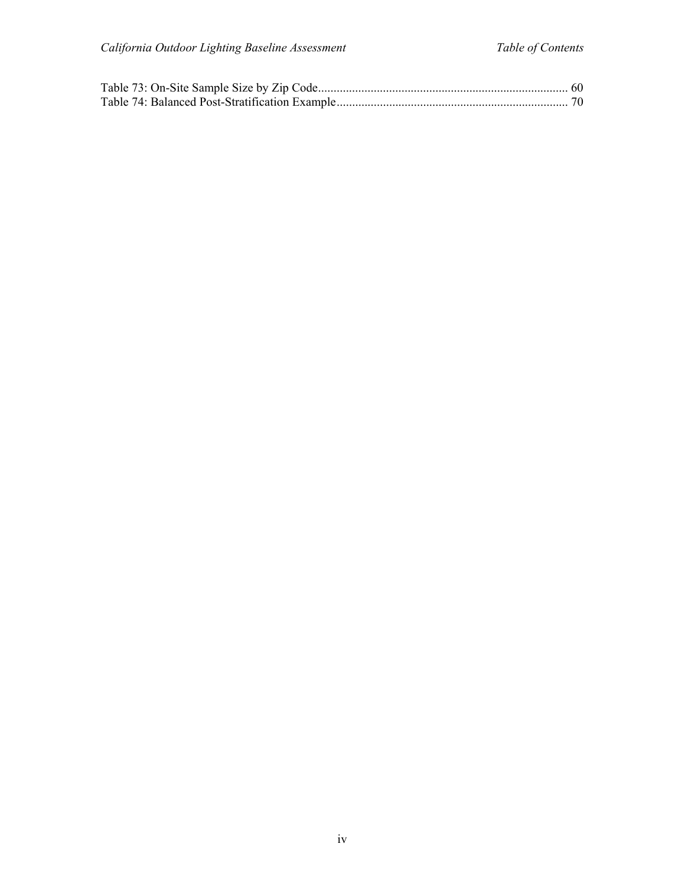Table 73: On-Site Sample Size by Zip Code ........................................................................ 60
Table 74: Balanced Post-Stratification Example ................................................................... 70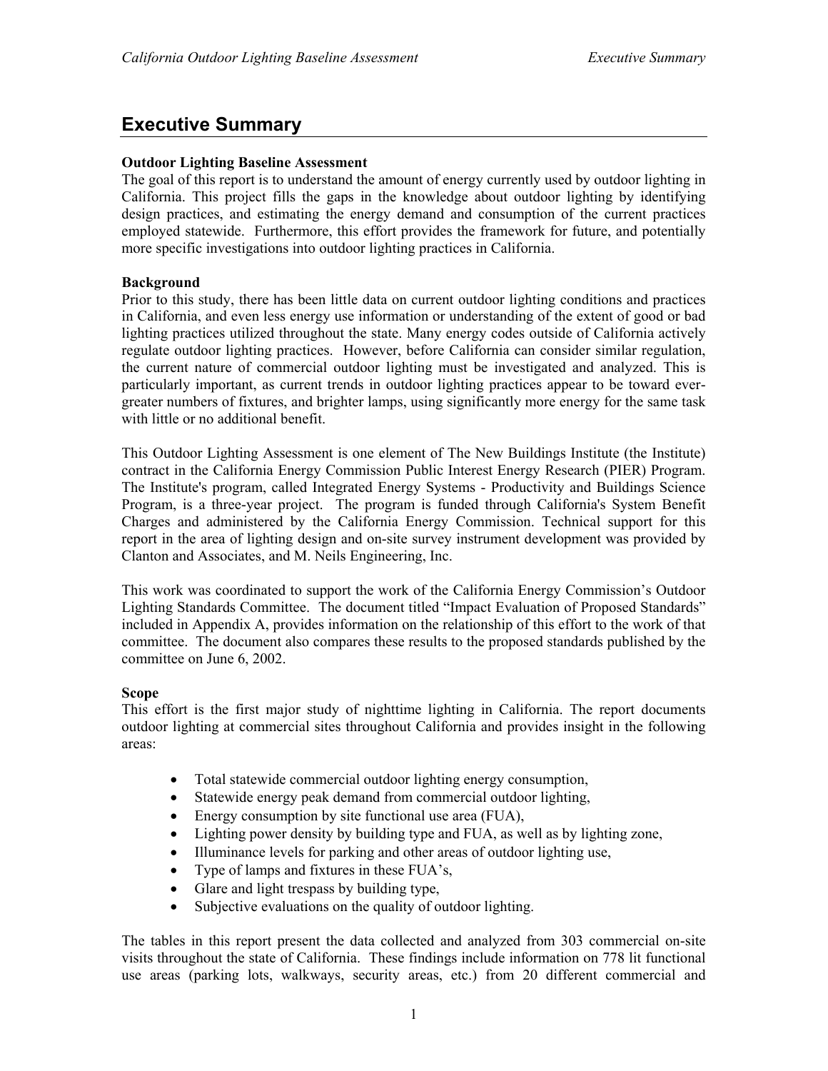# Executive Summary

**Outdoor Lighting Baseline Assessment**

The goal of this report is to understand the amount of energy currently used by outdoor lighting in California. This project fills the gaps in the knowledge about outdoor lighting by identifying design practices, and estimating the energy demand and consumption of the current practices employed statewide. Furthermore, this effort provides the framework for future, and potentially more specific investigations into outdoor lighting practices in California.

**Background**

Prior to this study, there has been little data on current outdoor lighting conditions and practices in California, and even less energy use information or understanding of the extent of good or bad lighting practices utilized throughout the state. Many energy codes outside of California actively regulate outdoor lighting practices. However, before California can consider similar regulation, the current nature of commercial outdoor lighting must be investigated and analyzed. This is particularly important, as current trends in outdoor lighting practices appear to be toward ever-greater numbers of fixtures, and brighter lamps, using significantly more energy for the same task with little or no additional benefit.

This Outdoor Lighting Assessment is one element of The New Buildings Institute (the Institute) contract in the California Energy Commission Public Interest Energy Research (PIER) Program. The Institute's program, called Integrated Energy Systems - Productivity and Buildings Science Program, is a three-year project. The program is funded through California's System Benefit Charges and administered by the California Energy Commission. Technical support for this report in the area of lighting design and on-site survey instrument development was provided by Clanton and Associates, and M. Neils Engineering, Inc.

This work was coordinated to support the work of the California Energy Commission's Outdoor Lighting Standards Committee. The document titled "Impact Evaluation of Proposed Standards" included in Appendix A, provides information on the relationship of this effort to the work of that committee. The document also compares these results to the proposed standards published by the committee on June 6, 2002.

**Scope**

This effort is the first major study of nighttime lighting in California. The report documents outdoor lighting at commercial sites throughout California and provides insight in the following areas:

- Total statewide commercial outdoor lighting energy consumption,
- Statewide energy peak demand from commercial outdoor lighting,
- Energy consumption by site functional use area (FUA),
- Lighting power density by building type and FUA, as well as by lighting zone,
- Illuminance levels for parking and other areas of outdoor lighting use,
- Type of lamps and fixtures in these FUA's,
- Glare and light trespass by building type,
- Subjective evaluations on the quality of outdoor lighting.

The tables in this report present the data collected and analyzed from 303 commercial on-site visits throughout the state of California. These findings include information on 778 lit functional use areas (parking lots, walkways, security areas, etc.) from 20 different commercial and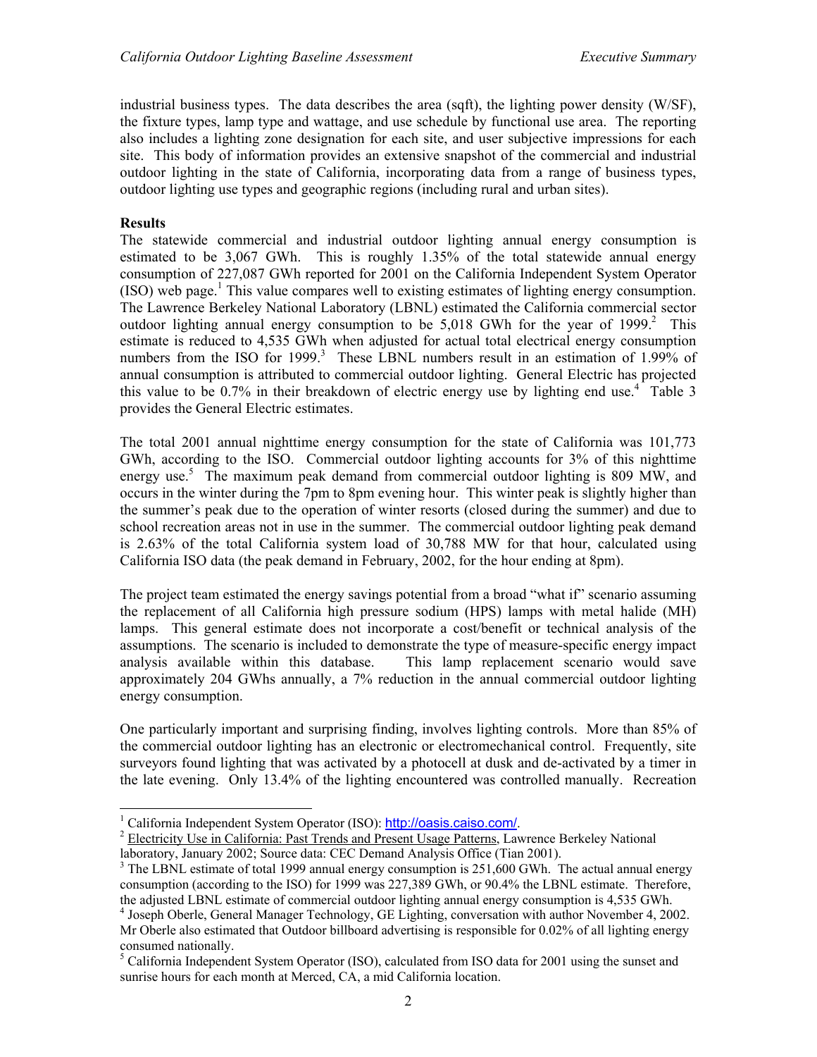industrial business types. The data describes the area (sqft), the lighting power density (W/SF), the fixture types, lamp type and wattage, and use schedule by functional use area. The reporting also includes a lighting zone designation for each site, and user subjective impressions for each site. This body of information provides an extensive snapshot of the commercial and industrial outdoor lighting in the state of California, incorporating data from a range of business types, outdoor lighting use types and geographic regions (including rural and urban sites).

**Results**

The statewide commercial and industrial outdoor lighting annual energy consumption is estimated to be 3,067 GWh. This is roughly 1.35% of the total statewide annual energy consumption of 227,087 GWh reported for 2001 on the California Independent System Operator (ISO) web page.[1] This value compares well to existing estimates of lighting energy consumption. The Lawrence Berkeley National Laboratory (LBNL) estimated the California commercial sector outdoor lighting annual energy consumption to be 5,018 GWh for the year of 1999.[2] This estimate is reduced to 4,535 GWh when adjusted for actual total electrical energy consumption numbers from the ISO for 1999.[3] These LBNL numbers result in an estimation of 1.99% of annual consumption is attributed to commercial outdoor lighting. General Electric has projected this value to be 0.7% in their breakdown of electric energy use by lighting end use.[4] Table 3 provides the General Electric estimates.

The total 2001 annual nighttime energy consumption for the state of California was 101,773 GWh, according to the ISO. Commercial outdoor lighting accounts for 3% of this nighttime energy use.[5] The maximum peak demand from commercial outdoor lighting is 809 MW, and occurs in the winter during the 7pm to 8pm evening hour. This winter peak is slightly higher than the summer's peak due to the operation of winter resorts (closed during the summer) and due to school recreation areas not in use in the summer. The commercial outdoor lighting peak demand is 2.63% of the total California system load of 30,788 MW for that hour, calculated using California ISO data (the peak demand in February, 2002, for the hour ending at 8pm).

The project team estimated the energy savings potential from a broad "what if" scenario assuming the replacement of all California high pressure sodium (HPS) lamps with metal halide (MH) lamps. This general estimate does not incorporate a cost/benefit or technical analysis of the assumptions. The scenario is included to demonstrate the type of measure-specific energy impact analysis available within this database. This lamp replacement scenario would save approximately 204 GWhs annually, a 7% reduction in the annual commercial outdoor lighting energy consumption.

One particularly important and surprising finding, involves lighting controls. More than 85% of the commercial outdoor lighting has an electronic or electromechanical control. Frequently, site surveyors found lighting that was activated by a photocell at dusk and de-activated by a timer in the late evening. Only 13.4% of the lighting encountered was controlled manually. Recreation

---

[1] California Independent System Operator (ISO): http://oasis.caiso.com/.

[2] Electricity Use in California: Past Trends and Present Usage Patterns, Lawrence Berkeley National laboratory, January 2002; Source data: CEC Demand Analysis Office (Tian 2001).

[3] The LBNL estimate of total 1999 annual energy consumption is 251,600 GWh. The actual annual energy consumption (according to the ISO) for 1999 was 227,389 GWh, or 90.4% the LBNL estimate. Therefore, the adjusted LBNL estimate of commercial outdoor lighting annual energy consumption is 4,535 GWh.

[4] Joseph Oberle, General Manager Technology, GE Lighting, conversation with author November 4, 2002. Mr Oberle also estimated that Outdoor billboard advertising is responsible for 0.02% of all lighting energy consumed nationally.

[5] California Independent System Operator (ISO), calculated from ISO data for 2001 using the sunset and sunrise hours for each month at Merced, CA, a mid California location.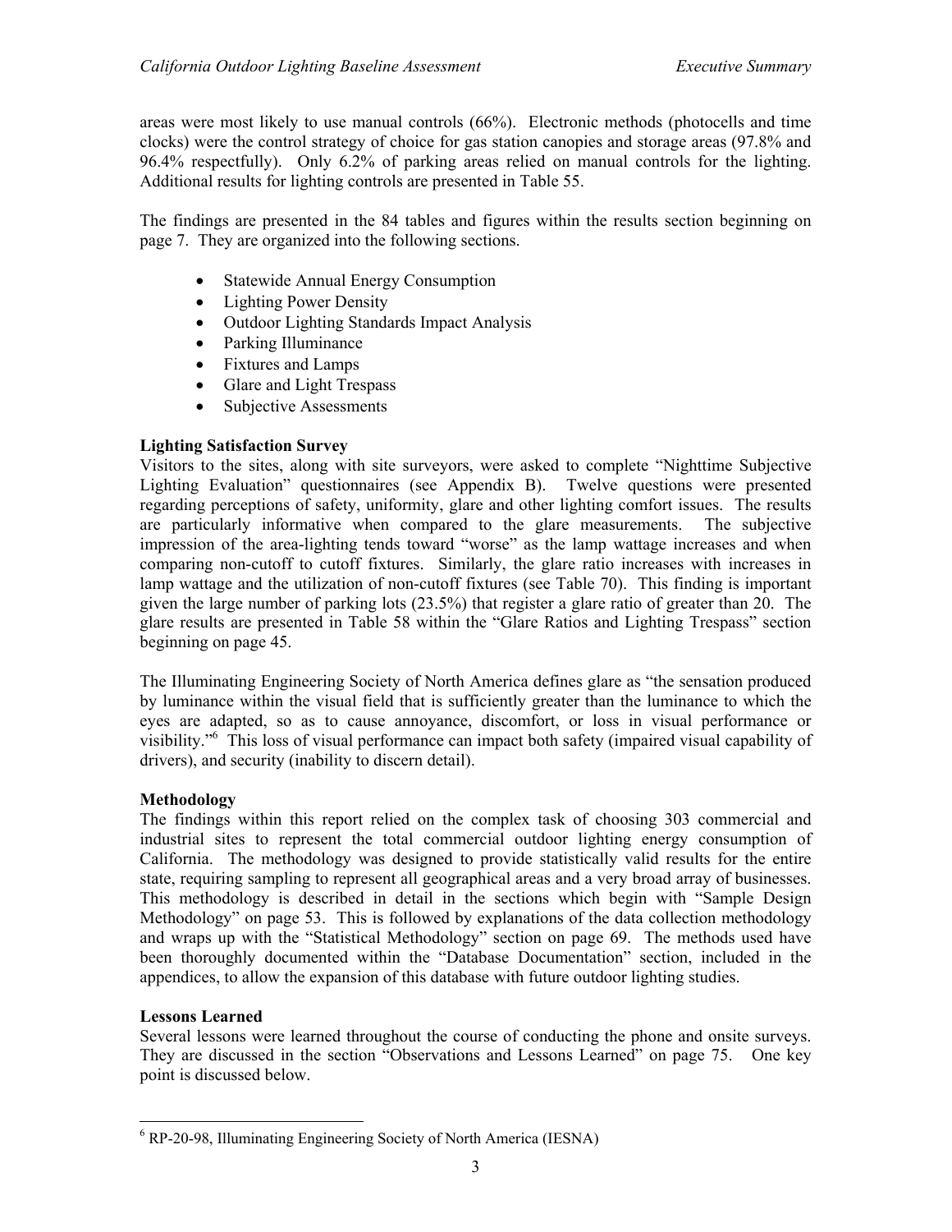areas were most likely to use manual controls (66%). Electronic methods (photocells and time clocks) were the control strategy of choice for gas station canopies and storage areas (97.8% and 96.4% respectfully). Only 6.2% of parking areas relied on manual controls for the lighting. Additional results for lighting controls are presented in Table 55.

The findings are presented in the 84 tables and figures within the results section beginning on page 7. They are organized into the following sections.

- Statewide Annual Energy Consumption
- Lighting Power Density
- Outdoor Lighting Standards Impact Analysis
- Parking Illuminance
- Fixtures and Lamps
- Glare and Light Trespass
- Subjective Assessments

**Lighting Satisfaction Survey**

Visitors to the sites, along with site surveyors, were asked to complete "Nighttime Subjective Lighting Evaluation" questionnaires (see Appendix B). Twelve questions were presented regarding perceptions of safety, uniformity, glare and other lighting comfort issues. The results are particularly informative when compared to the glare measurements. The subjective impression of the area-lighting tends toward "worse" as the lamp wattage increases and when comparing non-cutoff to cutoff fixtures. Similarly, the glare ratio increases with increases in lamp wattage and the utilization of non-cutoff fixtures (see Table 70). This finding is important given the large number of parking lots (23.5%) that register a glare ratio of greater than 20. The glare results are presented in Table 58 within the "Glare Ratios and Lighting Trespass" section beginning on page 45.

The Illuminating Engineering Society of North America defines glare as "the sensation produced by luminance within the visual field that is sufficiently greater than the luminance to which the eyes are adapted, so as to cause annoyance, discomfort, or loss in visual performance or visibility."[6] This loss of visual performance can impact both safety (impaired visual capability of drivers), and security (inability to discern detail).

**Methodology**

The findings within this report relied on the complex task of choosing 303 commercial and industrial sites to represent the total commercial outdoor lighting energy consumption of California. The methodology was designed to provide statistically valid results for the entire state, requiring sampling to represent all geographical areas and a very broad array of businesses. This methodology is described in detail in the sections which begin with "Sample Design Methodology" on page 53. This is followed by explanations of the data collection methodology and wraps up with the "Statistical Methodology" section on page 69. The methods used have been thoroughly documented within the "Database Documentation" section, included in the appendices, to allow the expansion of this database with future outdoor lighting studies.

**Lessons Learned**

Several lessons were learned throughout the course of conducting the phone and onsite surveys. They are discussed in the section "Observations and Lessons Learned" on page 75. One key point is discussed below.

[6] RP-20-98, Illuminating Engineering Society of North America (IESNA)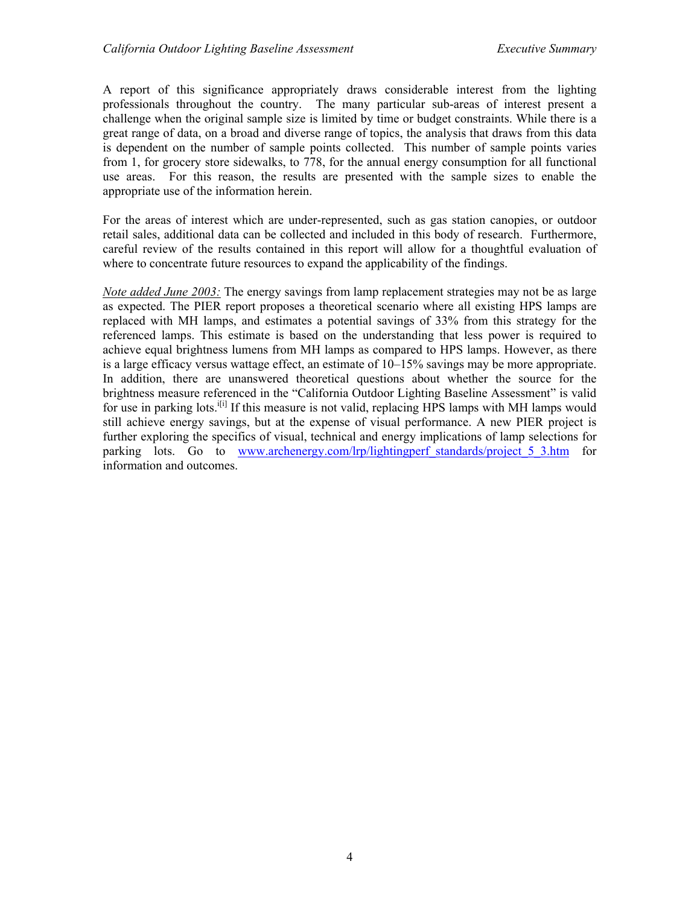A report of this significance appropriately draws considerable interest from the lighting professionals throughout the country. The many particular sub-areas of interest present a challenge when the original sample size is limited by time or budget constraints. While there is a great range of data, on a broad and diverse range of topics, the analysis that draws from this data is dependent on the number of sample points collected. This number of sample points varies from 1, for grocery store sidewalks, to 778, for the annual energy consumption for all functional use areas. For this reason, the results are presented with the sample sizes to enable the appropriate use of the information herein.

For the areas of interest which are under-represented, such as gas station canopies, or outdoor retail sales, additional data can be collected and included in this body of research. Furthermore, careful review of the results contained in this report will allow for a thoughtful evaluation of where to concentrate future resources to expand the applicability of the findings.

*Note added June 2003:* The energy savings from lamp replacement strategies may not be as large as expected. The PIER report proposes a theoretical scenario where all existing HPS lamps are replaced with MH lamps, and estimates a potential savings of 33% from this strategy for the referenced lamps. This estimate is based on the understanding that less power is required to achieve equal brightness lumens from MH lamps as compared to HPS lamps. However, as there is a large efficacy versus wattage effect, an estimate of 10–15% savings may be more appropriate. In addition, there are unanswered theoretical questions about whether the source for the brightness measure referenced in the "California Outdoor Lighting Baseline Assessment" is valid for use in parking lots.[i[i]] If this measure is not valid, replacing HPS lamps with MH lamps would still achieve energy savings, but at the expense of visual performance. A new PIER project is further exploring the specifics of visual, technical and energy implications of lamp selections for parking lots. Go to www.archenergy.com/lrp/lightingperf_standards/project_5_3.htm for information and outcomes.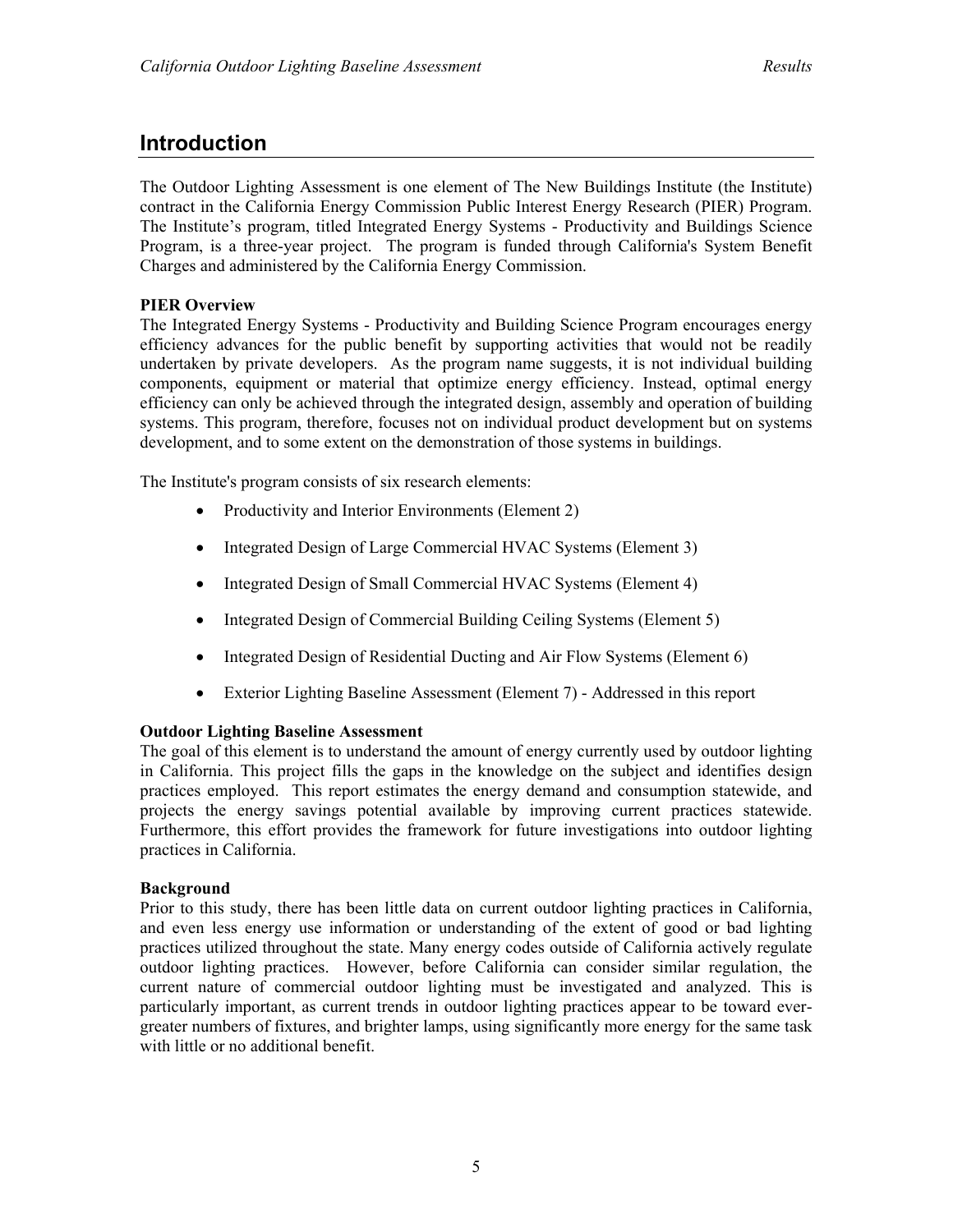## Introduction

The Outdoor Lighting Assessment is one element of The New Buildings Institute (the Institute) contract in the California Energy Commission Public Interest Energy Research (PIER) Program. The Institute's program, titled Integrated Energy Systems - Productivity and Buildings Science Program, is a three-year project. The program is funded through California's System Benefit Charges and administered by the California Energy Commission.

**PIER Overview**

The Integrated Energy Systems - Productivity and Building Science Program encourages energy efficiency advances for the public benefit by supporting activities that would not be readily undertaken by private developers. As the program name suggests, it is not individual building components, equipment or material that optimize energy efficiency. Instead, optimal energy efficiency can only be achieved through the integrated design, assembly and operation of building systems. This program, therefore, focuses not on individual product development but on systems development, and to some extent on the demonstration of those systems in buildings.

The Institute's program consists of six research elements:

- Productivity and Interior Environments (Element 2)
- Integrated Design of Large Commercial HVAC Systems (Element 3)
- Integrated Design of Small Commercial HVAC Systems (Element 4)
- Integrated Design of Commercial Building Ceiling Systems (Element 5)
- Integrated Design of Residential Ducting and Air Flow Systems (Element 6)
- Exterior Lighting Baseline Assessment (Element 7) - Addressed in this report

**Outdoor Lighting Baseline Assessment**

The goal of this element is to understand the amount of energy currently used by outdoor lighting in California. This project fills the gaps in the knowledge on the subject and identifies design practices employed. This report estimates the energy demand and consumption statewide, and projects the energy savings potential available by improving current practices statewide. Furthermore, this effort provides the framework for future investigations into outdoor lighting practices in California.

**Background**

Prior to this study, there has been little data on current outdoor lighting practices in California, and even less energy use information or understanding of the extent of good or bad lighting practices utilized throughout the state. Many energy codes outside of California actively regulate outdoor lighting practices. However, before California can consider similar regulation, the current nature of commercial outdoor lighting must be investigated and analyzed. This is particularly important, as current trends in outdoor lighting practices appear to be toward ever-greater numbers of fixtures, and brighter lamps, using significantly more energy for the same task with little or no additional benefit.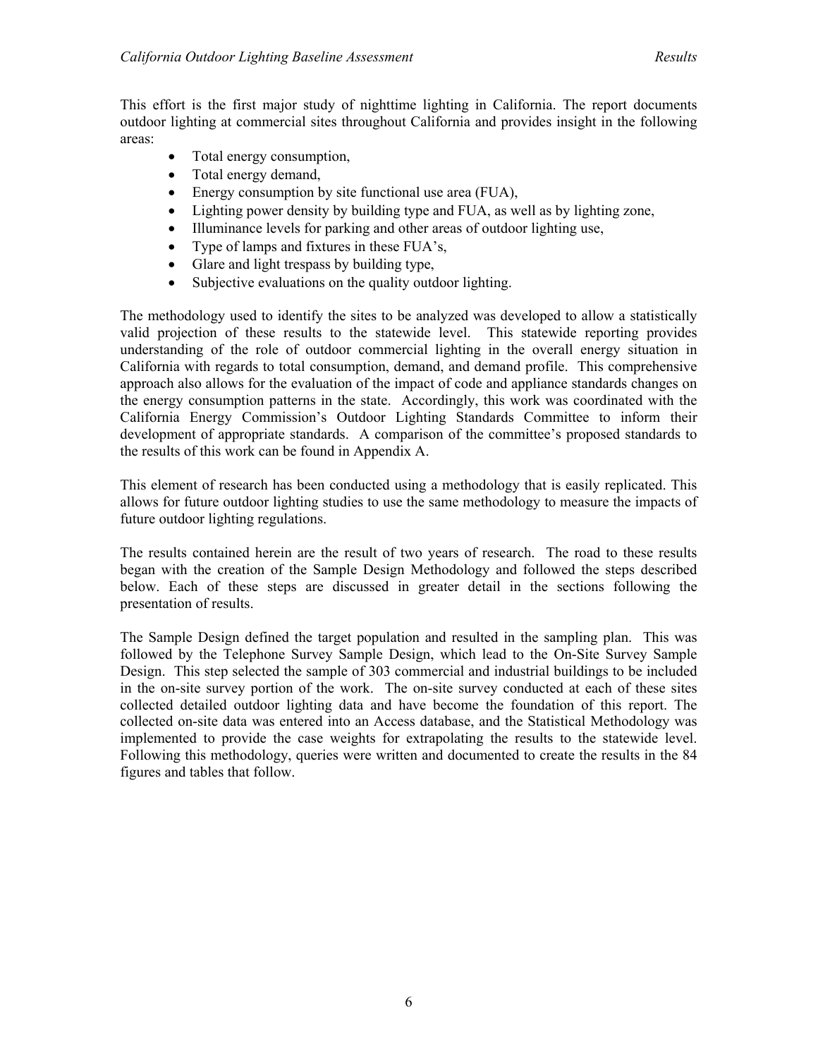This effort is the first major study of nighttime lighting in California. The report documents outdoor lighting at commercial sites throughout California and provides insight in the following areas:

- Total energy consumption,
- Total energy demand,
- Energy consumption by site functional use area (FUA),
- Lighting power density by building type and FUA, as well as by lighting zone,
- Illuminance levels for parking and other areas of outdoor lighting use,
- Type of lamps and fixtures in these FUA's,
- Glare and light trespass by building type,
- Subjective evaluations on the quality outdoor lighting.

The methodology used to identify the sites to be analyzed was developed to allow a statistically valid projection of these results to the statewide level. This statewide reporting provides understanding of the role of outdoor commercial lighting in the overall energy situation in California with regards to total consumption, demand, and demand profile. This comprehensive approach also allows for the evaluation of the impact of code and appliance standards changes on the energy consumption patterns in the state. Accordingly, this work was coordinated with the California Energy Commission's Outdoor Lighting Standards Committee to inform their development of appropriate standards. A comparison of the committee's proposed standards to the results of this work can be found in Appendix A.

This element of research has been conducted using a methodology that is easily replicated. This allows for future outdoor lighting studies to use the same methodology to measure the impacts of future outdoor lighting regulations.

The results contained herein are the result of two years of research. The road to these results began with the creation of the Sample Design Methodology and followed the steps described below. Each of these steps are discussed in greater detail in the sections following the presentation of results.

The Sample Design defined the target population and resulted in the sampling plan. This was followed by the Telephone Survey Sample Design, which lead to the On-Site Survey Sample Design. This step selected the sample of 303 commercial and industrial buildings to be included in the on-site survey portion of the work. The on-site survey conducted at each of these sites collected detailed outdoor lighting data and have become the foundation of this report. The collected on-site data was entered into an Access database, and the Statistical Methodology was implemented to provide the case weights for extrapolating the results to the statewide level. Following this methodology, queries were written and documented to create the results in the 84 figures and tables that follow.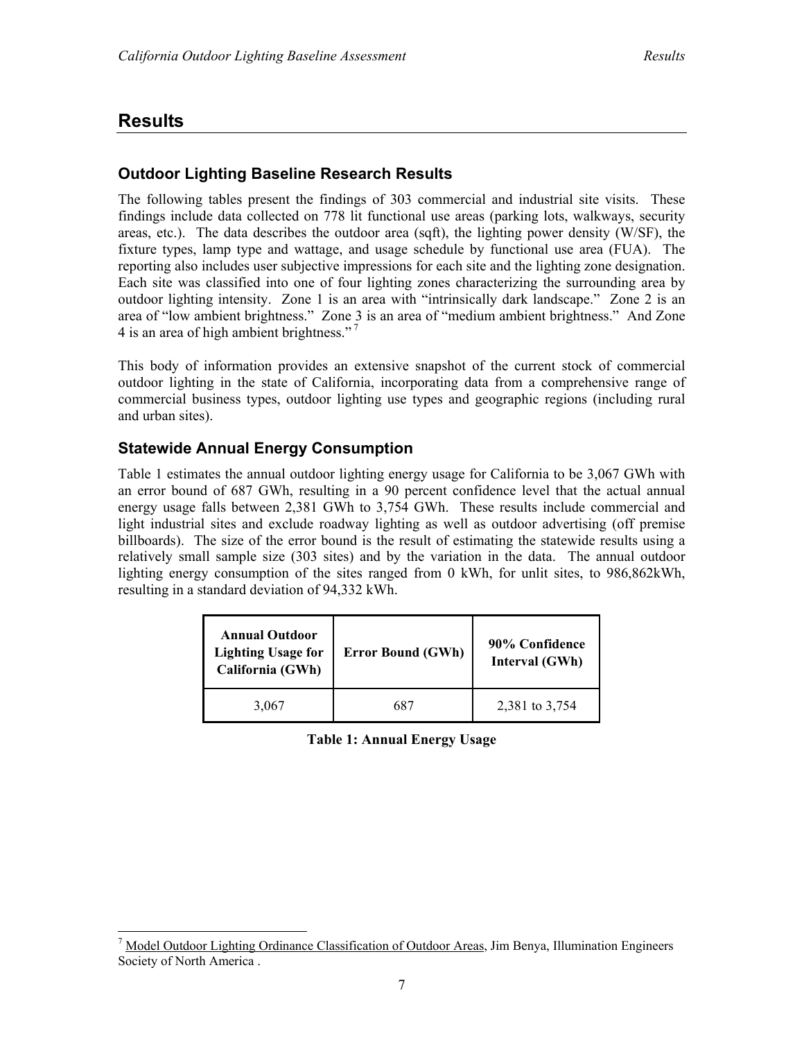# Results

## Outdoor Lighting Baseline Research Results

The following tables present the findings of 303 commercial and industrial site visits. These findings include data collected on 778 lit functional use areas (parking lots, walkways, security areas, etc.). The data describes the outdoor area (sqft), the lighting power density (W/SF), the fixture types, lamp type and wattage, and usage schedule by functional use area (FUA). The reporting also includes user subjective impressions for each site and the lighting zone designation. Each site was classified into one of four lighting zones characterizing the surrounding area by outdoor lighting intensity. Zone 1 is an area with "intrinsically dark landscape." Zone 2 is an area of "low ambient brightness." Zone 3 is an area of "medium ambient brightness." And Zone 4 is an area of high ambient brightness."[7]

This body of information provides an extensive snapshot of the current stock of commercial outdoor lighting in the state of California, incorporating data from a comprehensive range of commercial business types, outdoor lighting use types and geographic regions (including rural and urban sites).

## Statewide Annual Energy Consumption

Table 1 estimates the annual outdoor lighting energy usage for California to be 3,067 GWh with an error bound of 687 GWh, resulting in a 90 percent confidence level that the actual annual energy usage falls between 2,381 GWh to 3,754 GWh. These results include commercial and light industrial sites and exclude roadway lighting as well as outdoor advertising (off premise billboards). The size of the error bound is the result of estimating the statewide results using a relatively small sample size (303 sites) and by the variation in the data. The annual outdoor lighting energy consumption of the sites ranged from 0 kWh, for unlit sites, to 986,862kWh, resulting in a standard deviation of 94,332 kWh.

| Annual Outdoor Lighting Usage for California (GWh) | Error Bound (GWh) | 90% Confidence Interval (GWh) |
|---|---|---|
| 3,067 | 687 | 2,381 to 3,754 |

**Table 1: Annual Energy Usage**

---

[7] Model Outdoor Lighting Ordinance Classification of Outdoor Areas, Jim Benya, Illumination Engineers Society of North America .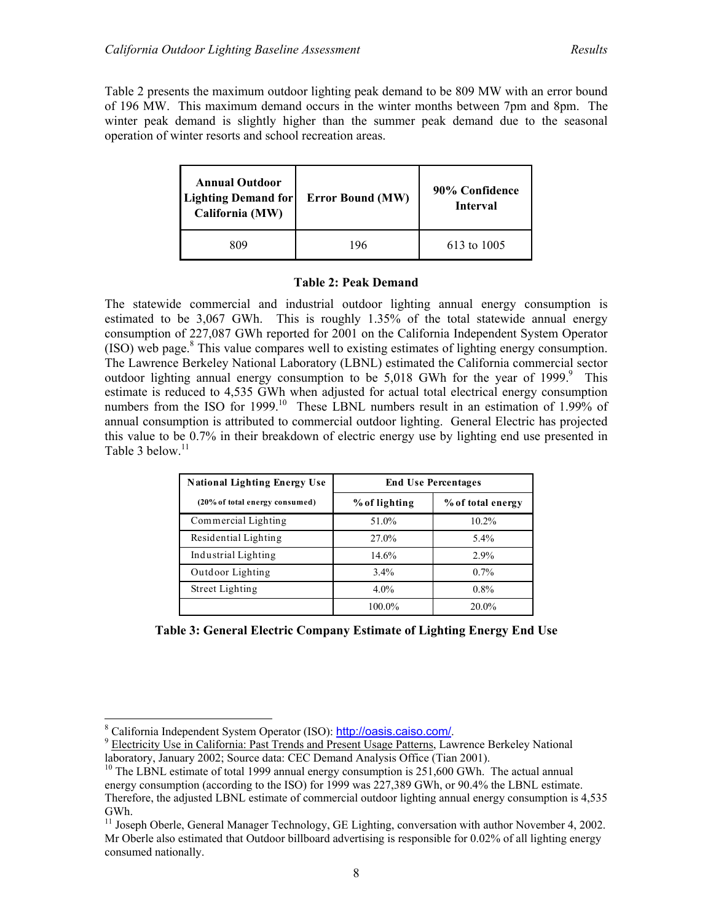Table 2 presents the maximum outdoor lighting peak demand to be 809 MW with an error bound of 196 MW. This maximum demand occurs in the winter months between 7pm and 8pm. The winter peak demand is slightly higher than the summer peak demand due to the seasonal operation of winter resorts and school recreation areas.

| Annual Outdoor Lighting Demand for California (MW) | Error Bound (MW) | 90% Confidence Interval |
|---|---|---|
| 809 | 196 | 613 to 1005 |

**Table 2: Peak Demand**

The statewide commercial and industrial outdoor lighting annual energy consumption is estimated to be 3,067 GWh. This is roughly 1.35% of the total statewide annual energy consumption of 227,087 GWh reported for 2001 on the California Independent System Operator (ISO) web page.[8] This value compares well to existing estimates of lighting energy consumption. The Lawrence Berkeley National Laboratory (LBNL) estimated the California commercial sector outdoor lighting annual energy consumption to be 5,018 GWh for the year of 1999.[9] This estimate is reduced to 4,535 GWh when adjusted for actual total electrical energy consumption numbers from the ISO for 1999.[10] These LBNL numbers result in an estimation of 1.99% of annual consumption is attributed to commercial outdoor lighting. General Electric has projected this value to be 0.7% in their breakdown of electric energy use by lighting end use presented in Table 3 below.[11]

| National Lighting Energy Use | End Use Percentages | |
|---|---|---|
| (20% of total energy consumed) | % of lighting | % of total energy |
| Commercial Lighting | 51.0% | 10.2% |
| Residential Lighting | 27.0% | 5.4% |
| Industrial Lighting | 14.6% | 2.9% |
| Outdoor Lighting | 3.4% | 0.7% |
| Street Lighting | 4.0% | 0.8% |
| | 100.0% | 20.0% |

**Table 3: General Electric Company Estimate of Lighting Energy End Use**

---

[8] California Independent System Operator (ISO): http://oasis.caiso.com/.

[9] Electricity Use in California: Past Trends and Present Usage Patterns, Lawrence Berkeley National laboratory, January 2002; Source data: CEC Demand Analysis Office (Tian 2001).

[10] The LBNL estimate of total 1999 annual energy consumption is 251,600 GWh. The actual annual energy consumption (according to the ISO) for 1999 was 227,389 GWh, or 90.4% the LBNL estimate. Therefore, the adjusted LBNL estimate of commercial outdoor lighting annual energy consumption is 4,535 GWh.

[11] Joseph Oberle, General Manager Technology, GE Lighting, conversation with author November 4, 2002. Mr Oberle also estimated that Outdoor billboard advertising is responsible for 0.02% of all lighting energy consumed nationally.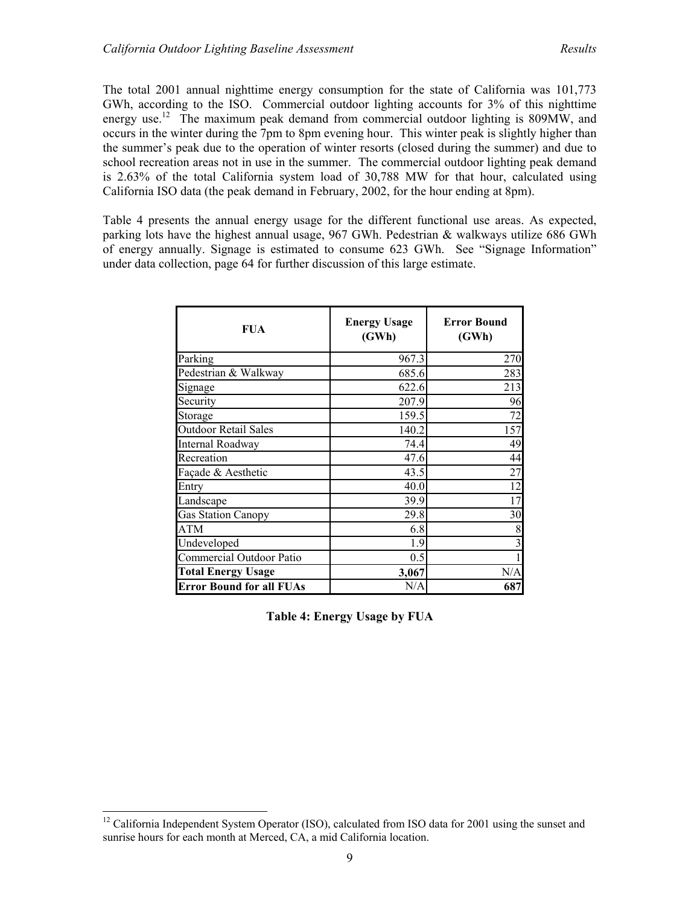The total 2001 annual nighttime energy consumption for the state of California was 101,773 GWh, according to the ISO. Commercial outdoor lighting accounts for 3% of this nighttime energy use.[12] The maximum peak demand from commercial outdoor lighting is 809MW, and occurs in the winter during the 7pm to 8pm evening hour. This winter peak is slightly higher than the summer's peak due to the operation of winter resorts (closed during the summer) and due to school recreation areas not in use in the summer. The commercial outdoor lighting peak demand is 2.63% of the total California system load of 30,788 MW for that hour, calculated using California ISO data (the peak demand in February, 2002, for the hour ending at 8pm).

Table 4 presents the annual energy usage for the different functional use areas. As expected, parking lots have the highest annual usage, 967 GWh. Pedestrian & walkways utilize 686 GWh of energy annually. Signage is estimated to consume 623 GWh. See "Signage Information" under data collection, page 64 for further discussion of this large estimate.

| FUA | Energy Usage (GWh) | Error Bound (GWh) |
|---|---|---|
| Parking | 967.3 | 270 |
| Pedestrian & Walkway | 685.6 | 283 |
| Signage | 622.6 | 213 |
| Security | 207.9 | 96 |
| Storage | 159.5 | 72 |
| Outdoor Retail Sales | 140.2 | 157 |
| Internal Roadway | 74.4 | 49 |
| Recreation | 47.6 | 44 |
| Façade & Aesthetic | 43.5 | 27 |
| Entry | 40.0 | 12 |
| Landscape | 39.9 | 17 |
| Gas Station Canopy | 29.8 | 30 |
| ATM | 6.8 | 8 |
| Undeveloped | 1.9 | 3 |
| Commercial Outdoor Patio | 0.5 | 1 |
| **Total Energy Usage** | **3,067** | N/A |
| **Error Bound for all FUAs** | N/A | **687** |

**Table 4: Energy Usage by FUA**

[12] California Independent System Operator (ISO), calculated from ISO data for 2001 using the sunset and sunrise hours for each month at Merced, CA, a mid California location.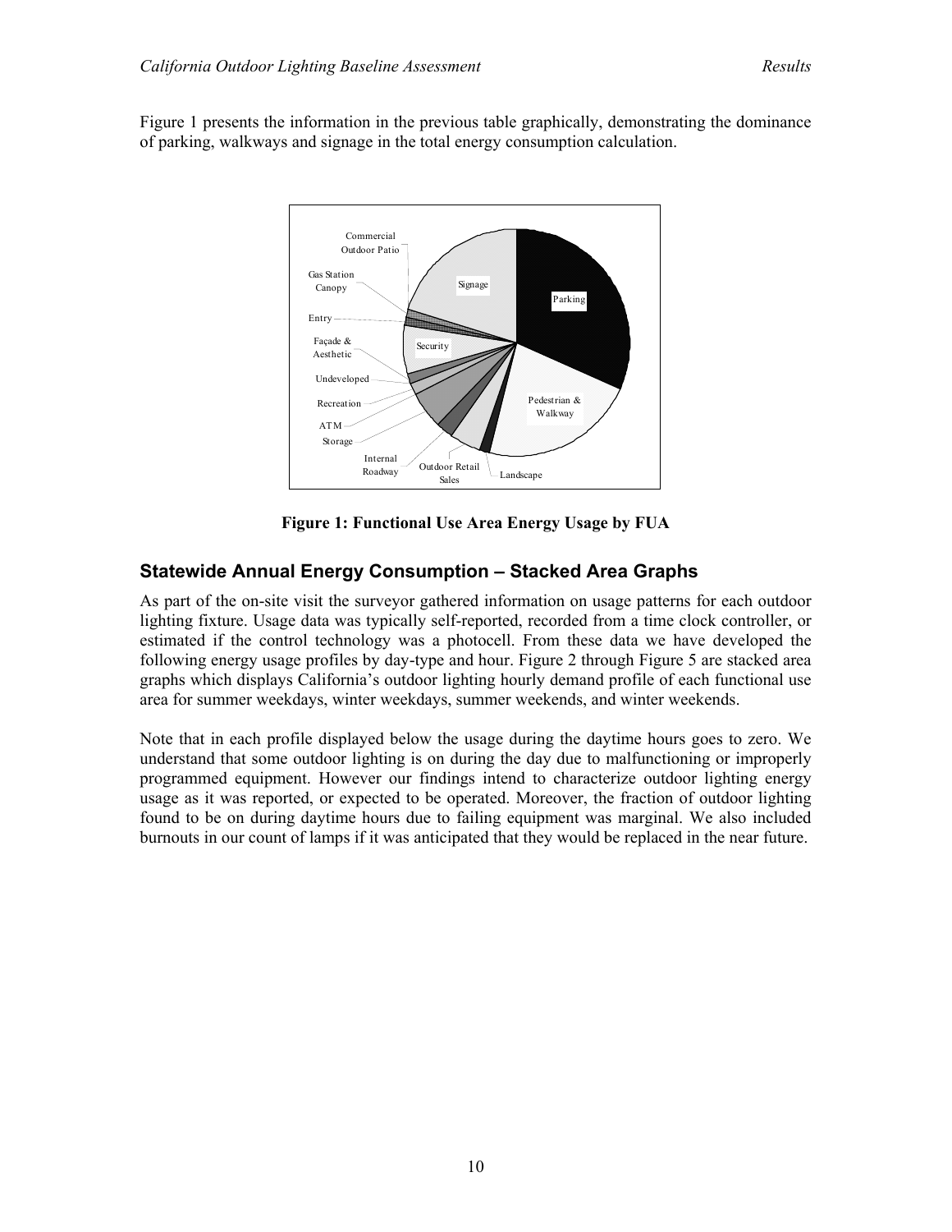Figure 1 presents the information in the previous table graphically, demonstrating the dominance of parking, walkways and signage in the total energy consumption calculation.

**Figure 1: Functional Use Area Energy Usage by FUA**

## Statewide Annual Energy Consumption – Stacked Area Graphs

As part of the on-site visit the surveyor gathered information on usage patterns for each outdoor lighting fixture. Usage data was typically self-reported, recorded from a time clock controller, or estimated if the control technology was a photocell. From these data we have developed the following energy usage profiles by day-type and hour. Figure 2 through Figure 5 are stacked area graphs which displays California's outdoor lighting hourly demand profile of each functional use area for summer weekdays, winter weekdays, summer weekends, and winter weekends.

Note that in each profile displayed below the usage during the daytime hours goes to zero. We understand that some outdoor lighting is on during the day due to malfunctioning or improperly programmed equipment. However our findings intend to characterize outdoor lighting energy usage as it was reported, or expected to be operated. Moreover, the fraction of outdoor lighting found to be on during daytime hours due to failing equipment was marginal. We also included burnouts in our count of lamps if it was anticipated that they would be replaced in the near future.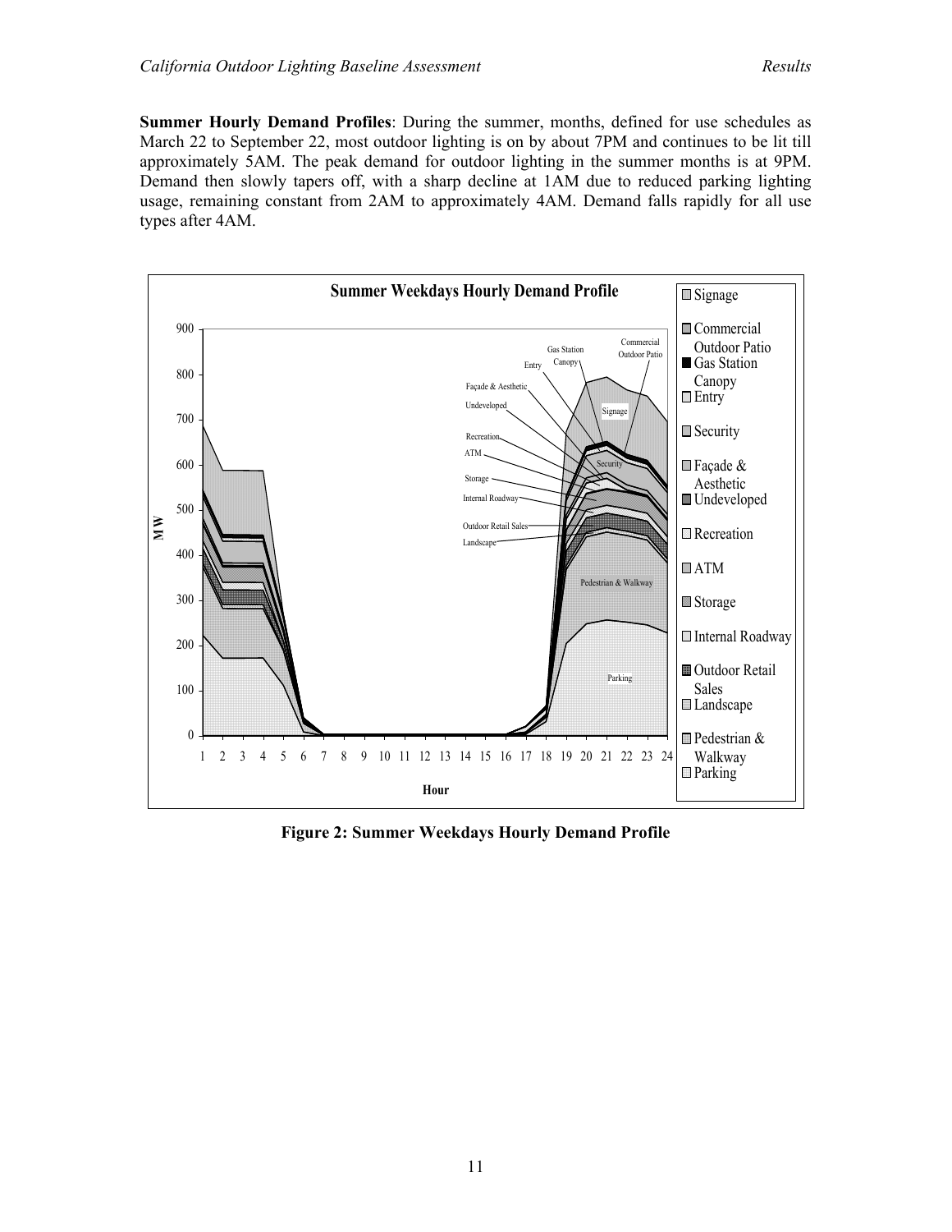**Summer Hourly Demand Profiles**: During the summer, months, defined for use schedules as March 22 to September 22, most outdoor lighting is on by about 7PM and continues to be lit till approximately 5AM. The peak demand for outdoor lighting in the summer months is at 9PM. Demand then slowly tapers off, with a sharp decline at 1AM due to reduced parking lighting usage, remaining constant from 2AM to approximately 4AM. Demand falls rapidly for all use types after 4AM.

**Figure 2: Summer Weekdays Hourly Demand Profile**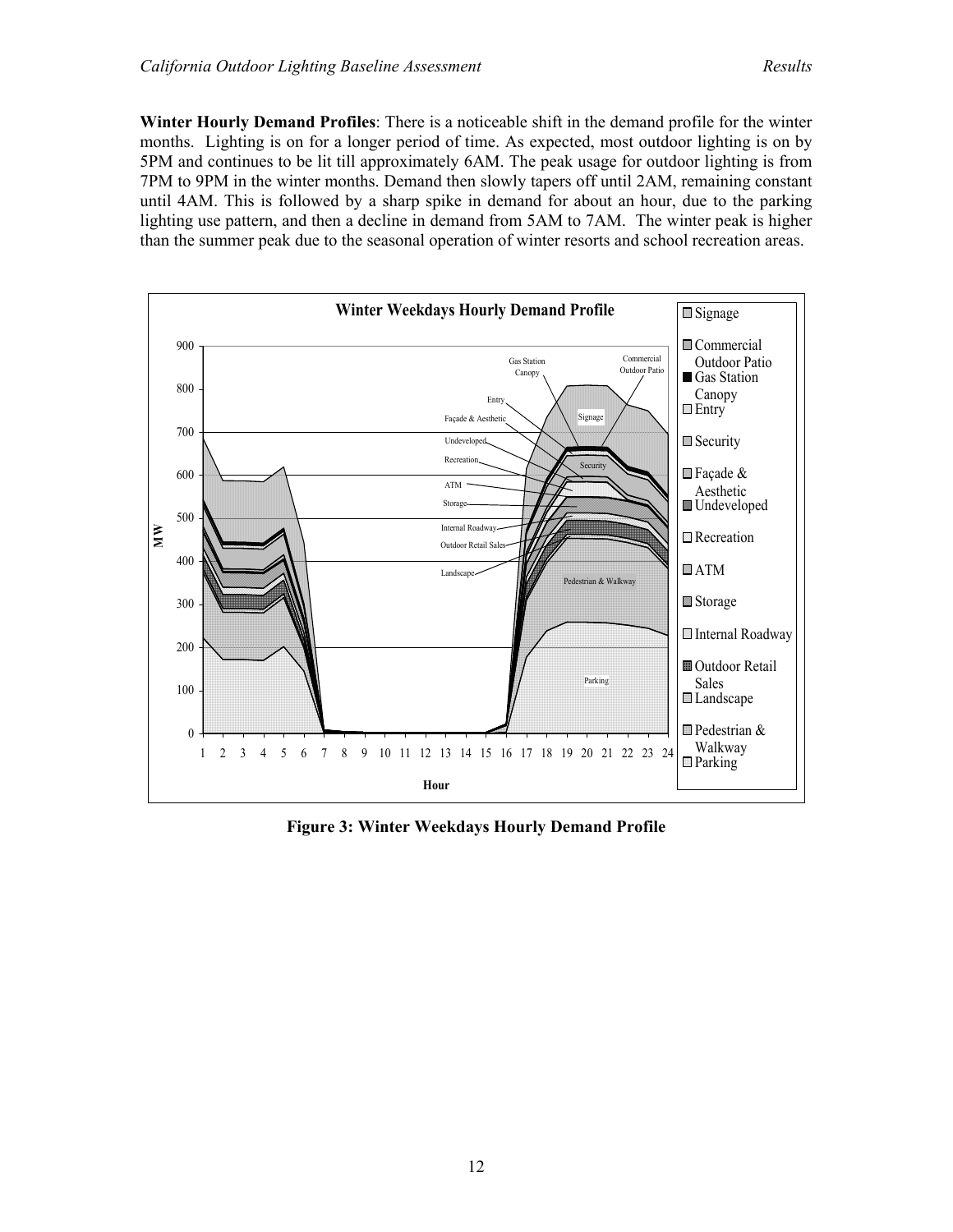**Winter Hourly Demand Profiles**: There is a noticeable shift in the demand profile for the winter months. Lighting is on for a longer period of time. As expected, most outdoor lighting is on by 5PM and continues to be lit till approximately 6AM. The peak usage for outdoor lighting is from 7PM to 9PM in the winter months. Demand then slowly tapers off until 2AM, remaining constant until 4AM. This is followed by a sharp spike in demand for about an hour, due to the parking lighting use pattern, and then a decline in demand from 5AM to 7AM. The winter peak is higher than the summer peak due to the seasonal operation of winter resorts and school recreation areas.

**Figure 3: Winter Weekdays Hourly Demand Profile**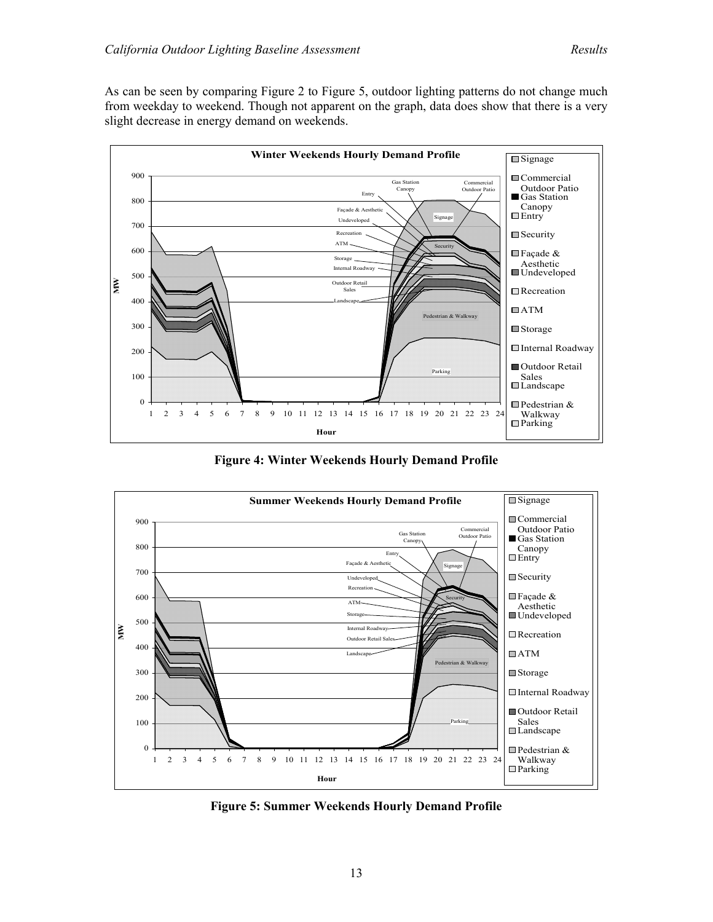As can be seen by comparing Figure 2 to Figure 5, outdoor lighting patterns do not change much from weekday to weekend. Though not apparent on the graph, data does show that there is a very slight decrease in energy demand on weekends.

**Figure 4: Winter Weekends Hourly Demand Profile**

**Figure 5: Summer Weekends Hourly Demand Profile**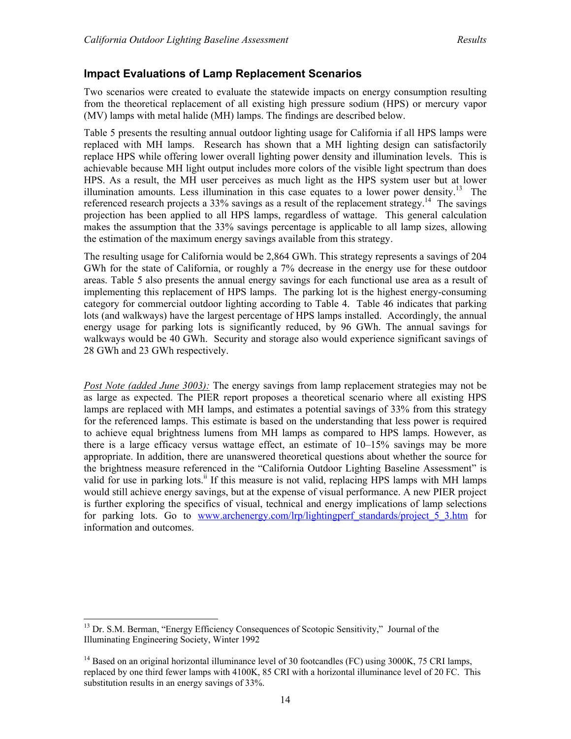## Impact Evaluations of Lamp Replacement Scenarios

Two scenarios were created to evaluate the statewide impacts on energy consumption resulting from the theoretical replacement of all existing high pressure sodium (HPS) or mercury vapor (MV) lamps with metal halide (MH) lamps. The findings are described below.

Table 5 presents the resulting annual outdoor lighting usage for California if all HPS lamps were replaced with MH lamps. Research has shown that a MH lighting design can satisfactorily replace HPS while offering lower overall lighting power density and illumination levels. This is achievable because MH light output includes more colors of the visible light spectrum than does HPS. As a result, the MH user perceives as much light as the HPS system user but at lower illumination amounts. Less illumination in this case equates to a lower power density.[13] The referenced research projects a 33% savings as a result of the replacement strategy.[14] The savings projection has been applied to all HPS lamps, regardless of wattage. This general calculation makes the assumption that the 33% savings percentage is applicable to all lamp sizes, allowing the estimation of the maximum energy savings available from this strategy.

The resulting usage for California would be 2,864 GWh. This strategy represents a savings of 204 GWh for the state of California, or roughly a 7% decrease in the energy use for these outdoor areas. Table 5 also presents the annual energy savings for each functional use area as a result of implementing this replacement of HPS lamps. The parking lot is the highest energy-consuming category for commercial outdoor lighting according to Table 4. Table 46 indicates that parking lots (and walkways) have the largest percentage of HPS lamps installed. Accordingly, the annual energy usage for parking lots is significantly reduced, by 96 GWh. The annual savings for walkways would be 40 GWh. Security and storage also would experience significant savings of 28 GWh and 23 GWh respectively.

*Post Note (added June 3003):* The energy savings from lamp replacement strategies may not be as large as expected. The PIER report proposes a theoretical scenario where all existing HPS lamps are replaced with MH lamps, and estimates a potential savings of 33% from this strategy for the referenced lamps. This estimate is based on the understanding that less power is required to achieve equal brightness lumens from MH lamps as compared to HPS lamps. However, as there is a large efficacy versus wattage effect, an estimate of 10–15% savings may be more appropriate. In addition, there are unanswered theoretical questions about whether the source for the brightness measure referenced in the "California Outdoor Lighting Baseline Assessment" is valid for use in parking lots.[ii] If this measure is not valid, replacing HPS lamps with MH lamps would still achieve energy savings, but at the expense of visual performance. A new PIER project is further exploring the specifics of visual, technical and energy implications of lamp selections for parking lots. Go to www.archenergy.com/lrp/lightingperf_standards/project_5_3.htm for information and outcomes.

---

[13] Dr. S.M. Berman, "Energy Efficiency Consequences of Scotopic Sensitivity," Journal of the Illuminating Engineering Society, Winter 1992

[14] Based on an original horizontal illuminance level of 30 footcandles (FC) using 3000K, 75 CRI lamps, replaced by one third fewer lamps with 4100K, 85 CRI with a horizontal illuminance level of 20 FC. This substitution results in an energy savings of 33%.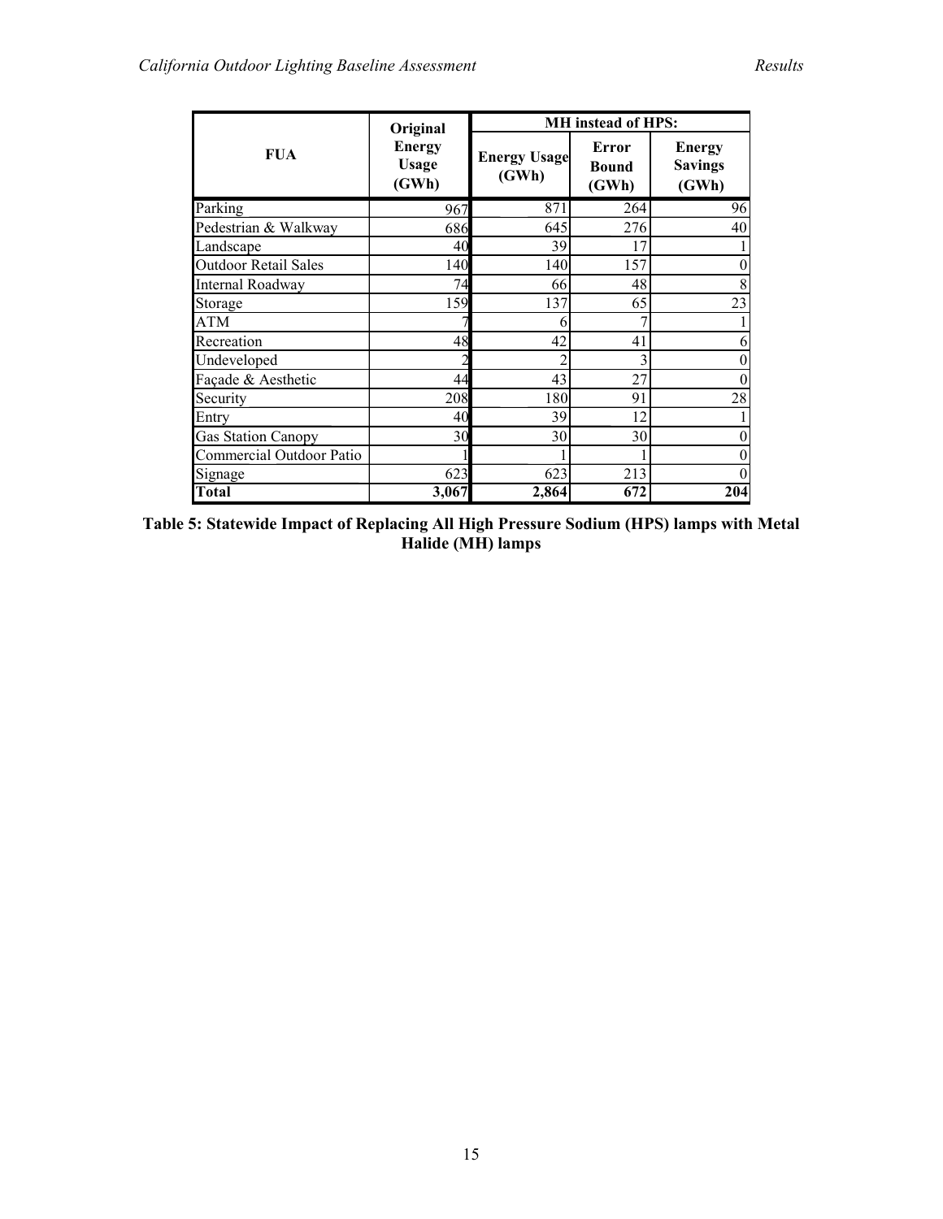| FUA | Original Energy Usage (GWh) | MH instead of HPS: | | |
|---|---|---|---|---|
| | | Energy Usage (GWh) | Error Bound (GWh) | Energy Savings (GWh) |
| Parking | 967 | 871 | 264 | 96 |
| Pedestrian & Walkway | 686 | 645 | 276 | 40 |
| Landscape | 40 | 39 | 17 | 1 |
| Outdoor Retail Sales | 140 | 140 | 157 | 0 |
| Internal Roadway | 74 | 66 | 48 | 8 |
| Storage | 159 | 137 | 65 | 23 |
| ATM | 7 | 6 | 7 | 1 |
| Recreation | 48 | 42 | 41 | 6 |
| Undeveloped | 2 | 2 | 3 | 0 |
| Façade & Aesthetic | 44 | 43 | 27 | 0 |
| Security | 208 | 180 | 91 | 28 |
| Entry | 40 | 39 | 12 | 1 |
| Gas Station Canopy | 30 | 30 | 30 | 0 |
| Commercial Outdoor Patio | 1 | 1 | 1 | 0 |
| Signage | 623 | 623 | 213 | 0 |
| **Total** | **3,067** | **2,864** | **672** | **204** |

**Table 5: Statewide Impact of Replacing All High Pressure Sodium (HPS) lamps with Metal Halide (MH) lamps**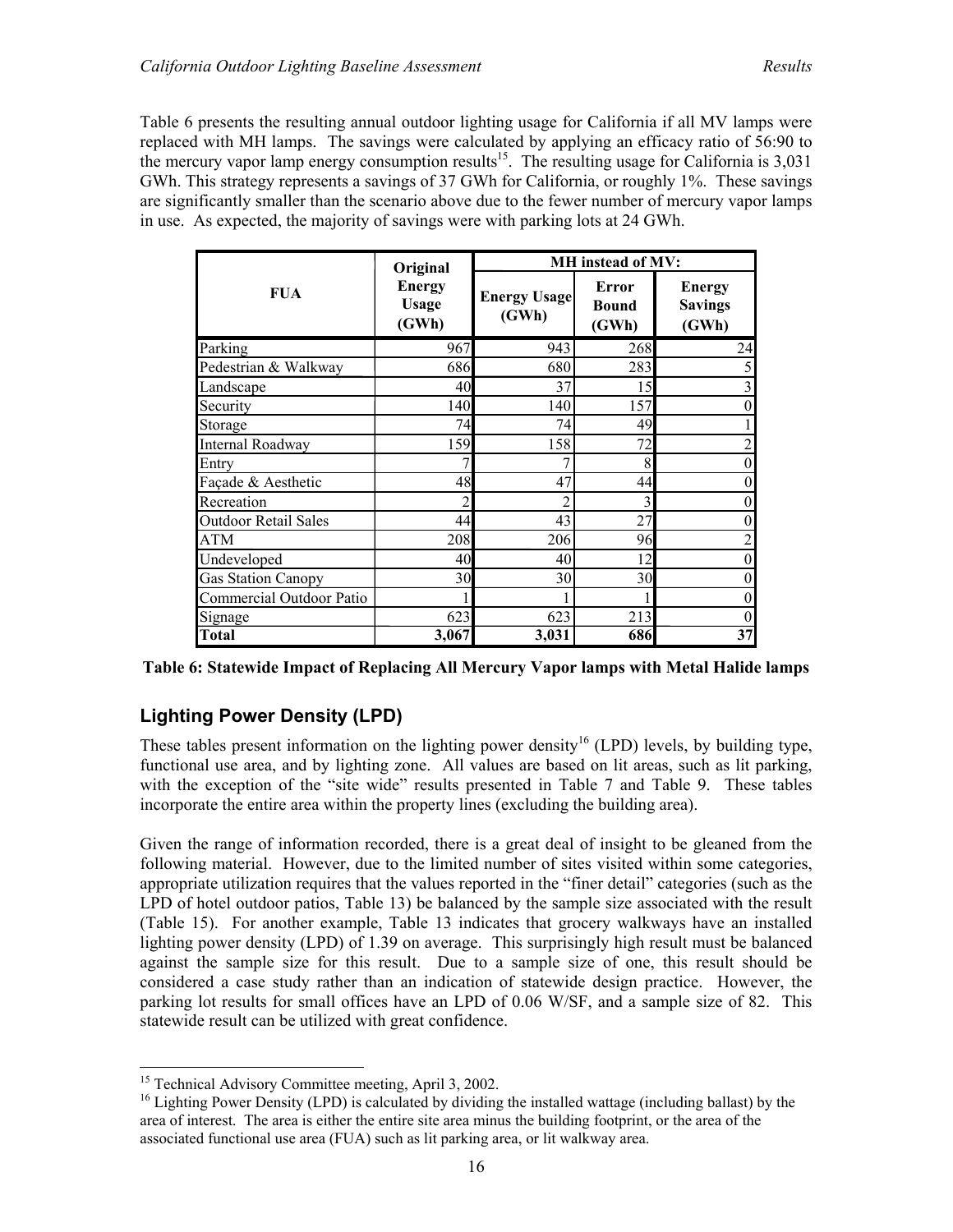Table 6 presents the resulting annual outdoor lighting usage for California if all MV lamps were replaced with MH lamps. The savings were calculated by applying an efficacy ratio of 56:90 to the mercury vapor lamp energy consumption results[15]. The resulting usage for California is 3,031 GWh. This strategy represents a savings of 37 GWh for California, or roughly 1%. These savings are significantly smaller than the scenario above due to the fewer number of mercury vapor lamps in use. As expected, the majority of savings were with parking lots at 24 GWh.

| FUA | Original Energy Usage (GWh) | MH instead of MV: | | |
|---|---|---|---|---|
| | | Energy Usage (GWh) | Error Bound (GWh) | Energy Savings (GWh) |
| Parking | 967 | 943 | 268 | 24 |
| Pedestrian & Walkway | 686 | 680 | 283 | 5 |
| Landscape | 40 | 37 | 15 | 3 |
| Security | 140 | 140 | 157 | 0 |
| Storage | 74 | 74 | 49 | 1 |
| Internal Roadway | 159 | 158 | 72 | 2 |
| Entry | 7 | 7 | 8 | 0 |
| Façade & Aesthetic | 48 | 47 | 44 | 0 |
| Recreation | 2 | 2 | 3 | 0 |
| Outdoor Retail Sales | 44 | 43 | 27 | 0 |
| ATM | 208 | 206 | 96 | 2 |
| Undeveloped | 40 | 40 | 12 | 0 |
| Gas Station Canopy | 30 | 30 | 30 | 0 |
| Commercial Outdoor Patio | 1 | 1 | 1 | 0 |
| Signage | 623 | 623 | 213 | 0 |
| **Total** | **3,067** | **3,031** | **686** | **37** |

**Table 6: Statewide Impact of Replacing All Mercury Vapor lamps with Metal Halide lamps**

## Lighting Power Density (LPD)

These tables present information on the lighting power density[16] (LPD) levels, by building type, functional use area, and by lighting zone. All values are based on lit areas, such as lit parking, with the exception of the "site wide" results presented in Table 7 and Table 9. These tables incorporate the entire area within the property lines (excluding the building area).

Given the range of information recorded, there is a great deal of insight to be gleaned from the following material. However, due to the limited number of sites visited within some categories, appropriate utilization requires that the values reported in the "finer detail" categories (such as the LPD of hotel outdoor patios, Table 13) be balanced by the sample size associated with the result (Table 15). For another example, Table 13 indicates that grocery walkways have an installed lighting power density (LPD) of 1.39 on average. This surprisingly high result must be balanced against the sample size for this result. Due to a sample size of one, this result should be considered a case study rather than an indication of statewide design practice. However, the parking lot results for small offices have an LPD of 0.06 W/SF, and a sample size of 82. This statewide result can be utilized with great confidence.

[15] Technical Advisory Committee meeting, April 3, 2002.

[16] Lighting Power Density (LPD) is calculated by dividing the installed wattage (including ballast) by the area of interest. The area is either the entire site area minus the building footprint, or the area of the associated functional use area (FUA) such as lit parking area, or lit walkway area.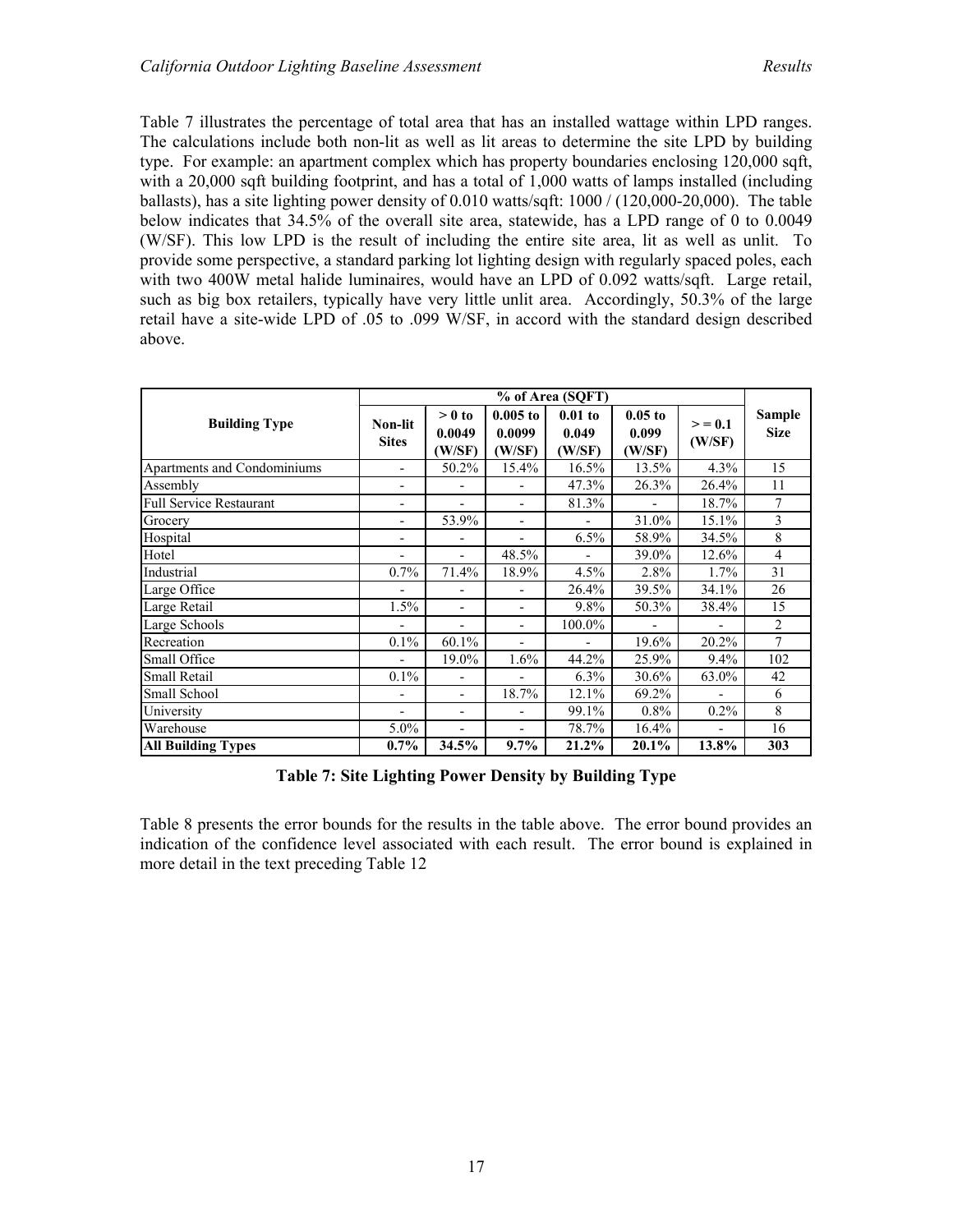Table 7 illustrates the percentage of total area that has an installed wattage within LPD ranges. The calculations include both non-lit as well as lit areas to determine the site LPD by building type. For example: an apartment complex which has property boundaries enclosing 120,000 sqft, with a 20,000 sqft building footprint, and has a total of 1,000 watts of lamps installed (including ballasts), has a site lighting power density of 0.010 watts/sqft: 1000 / (120,000-20,000). The table below indicates that 34.5% of the overall site area, statewide, has a LPD range of 0 to 0.0049 (W/SF). This low LPD is the result of including the entire site area, lit as well as unlit. To provide some perspective, a standard parking lot lighting design with regularly spaced poles, each with two 400W metal halide luminaires, would have an LPD of 0.092 watts/sqft. Large retail, such as big box retailers, typically have very little unlit area. Accordingly, 50.3% of the large retail have a site-wide LPD of .05 to .099 W/SF, in accord with the standard design described above.

| Building Type | % of Area (SQFT) | | | | | | Sample Size |
|---|---|---|---|---|---|---|---|
| | Non-lit Sites | > 0 to 0.0049 (W/SF) | 0.005 to 0.0099 (W/SF) | 0.01 to 0.049 (W/SF) | 0.05 to 0.099 (W/SF) | > = 0.1 (W/SF) | |
| Apartments and Condominiums | - | 50.2% | 15.4% | 16.5% | 13.5% | 4.3% | 15 |
| Assembly | - | - | - | 47.3% | 26.3% | 26.4% | 11 |
| Full Service Restaurant | - | - | - | 81.3% | - | 18.7% | 7 |
| Grocery | - | 53.9% | - | - | 31.0% | 15.1% | 3 |
| Hospital | - | - | - | 6.5% | 58.9% | 34.5% | 8 |
| Hotel | - | - | 48.5% | - | 39.0% | 12.6% | 4 |
| Industrial | 0.7% | 71.4% | 18.9% | 4.5% | 2.8% | 1.7% | 31 |
| Large Office | - | - | - | 26.4% | 39.5% | 34.1% | 26 |
| Large Retail | 1.5% | - | - | 9.8% | 50.3% | 38.4% | 15 |
| Large Schools | - | - | - | 100.0% | - | - | 2 |
| Recreation | 0.1% | 60.1% | - | - | 19.6% | 20.2% | 7 |
| Small Office | - | 19.0% | 1.6% | 44.2% | 25.9% | 9.4% | 102 |
| Small Retail | 0.1% | - | - | 6.3% | 30.6% | 63.0% | 42 |
| Small School | - | - | 18.7% | 12.1% | 69.2% | - | 6 |
| University | - | - | - | 99.1% | 0.8% | 0.2% | 8 |
| Warehouse | 5.0% | - | - | 78.7% | 16.4% | - | 16 |
| **All Building Types** | **0.7%** | **34.5%** | **9.7%** | **21.2%** | **20.1%** | **13.8%** | **303** |

**Table 7: Site Lighting Power Density by Building Type**

Table 8 presents the error bounds for the results in the table above. The error bound provides an indication of the confidence level associated with each result. The error bound is explained in more detail in the text preceding Table 12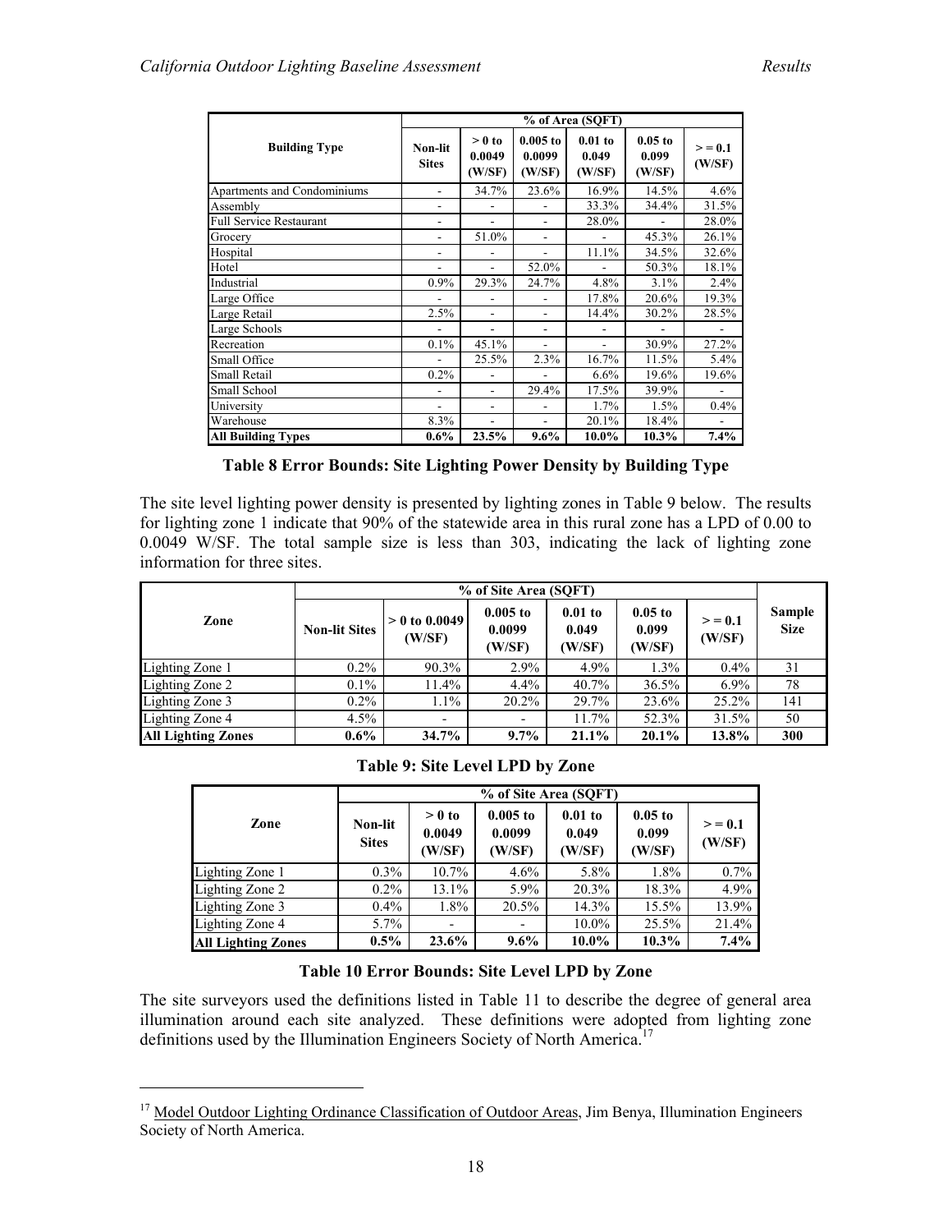| Building Type | % of Area (SQFT) | | | | | |
|---|---|---|---|---|---|---|
| | Non-lit Sites | > 0 to 0.0049 (W/SF) | 0.005 to 0.0099 (W/SF) | 0.01 to 0.049 (W/SF) | 0.05 to 0.099 (W/SF) | > = 0.1 (W/SF) |
| Apartments and Condominiums | - | 34.7% | 23.6% | 16.9% | 14.5% | 4.6% |
| Assembly | - | - | - | 33.3% | 34.4% | 31.5% |
| Full Service Restaurant | - | - | - | 28.0% | - | 28.0% |
| Grocery | - | 51.0% | - | - | 45.3% | 26.1% |
| Hospital | - | - | - | 11.1% | 34.5% | 32.6% |
| Hotel | - | - | 52.0% | - | 50.3% | 18.1% |
| Industrial | 0.9% | 29.3% | 24.7% | 4.8% | 3.1% | 2.4% |
| Large Office | - | - | - | 17.8% | 20.6% | 19.3% |
| Large Retail | 2.5% | - | - | 14.4% | 30.2% | 28.5% |
| Large Schools | - | - | - | - | - | - |
| Recreation | 0.1% | 45.1% | - | - | 30.9% | 27.2% |
| Small Office | - | 25.5% | 2.3% | 16.7% | 11.5% | 5.4% |
| Small Retail | 0.2% | - | - | 6.6% | 19.6% | 19.6% |
| Small School | - | - | 29.4% | 17.5% | 39.9% | - |
| University | - | - | - | 1.7% | 1.5% | 0.4% |
| Warehouse | 8.3% | - | - | 20.1% | 18.4% | - |
| **All Building Types** | **0.6%** | **23.5%** | **9.6%** | **10.0%** | **10.3%** | **7.4%** |

**Table 8 Error Bounds: Site Lighting Power Density by Building Type**

The site level lighting power density is presented by lighting zones in Table 9 below. The results for lighting zone 1 indicate that 90% of the statewide area in this rural zone has a LPD of 0.00 to 0.0049 W/SF. The total sample size is less than 303, indicating the lack of lighting zone information for three sites.

| Zone | % of Site Area (SQFT) | | | | | | Sample Size |
|---|---|---|---|---|---|---|---|
| | Non-lit Sites | > 0 to 0.0049 (W/SF) | 0.005 to 0.0099 (W/SF) | 0.01 to 0.049 (W/SF) | 0.05 to 0.099 (W/SF) | > = 0.1 (W/SF) | |
| Lighting Zone 1 | 0.2% | 90.3% | 2.9% | 4.9% | 1.3% | 0.4% | 31 |
| Lighting Zone 2 | 0.1% | 11.4% | 4.4% | 40.7% | 36.5% | 6.9% | 78 |
| Lighting Zone 3 | 0.2% | 1.1% | 20.2% | 29.7% | 23.6% | 25.2% | 141 |
| Lighting Zone 4 | 4.5% | - | - | 11.7% | 52.3% | 31.5% | 50 |
| **All Lighting Zones** | **0.6%** | **34.7%** | **9.7%** | **21.1%** | **20.1%** | **13.8%** | **300** |

**Table 9: Site Level LPD by Zone**

| Zone | % of Site Area (SQFT) | | | | | |
|---|---|---|---|---|---|---|
| | Non-lit Sites | > 0 to 0.0049 (W/SF) | 0.005 to 0.0099 (W/SF) | 0.01 to 0.049 (W/SF) | 0.05 to 0.099 (W/SF) | > = 0.1 (W/SF) |
| Lighting Zone 1 | 0.3% | 10.7% | 4.6% | 5.8% | 1.8% | 0.7% |
| Lighting Zone 2 | 0.2% | 13.1% | 5.9% | 20.3% | 18.3% | 4.9% |
| Lighting Zone 3 | 0.4% | 1.8% | 20.5% | 14.3% | 15.5% | 13.9% |
| Lighting Zone 4 | 5.7% | - | - | 10.0% | 25.5% | 21.4% |
| **All Lighting Zones** | **0.5%** | **23.6%** | **9.6%** | **10.0%** | **10.3%** | **7.4%** |

**Table 10 Error Bounds: Site Level LPD by Zone**

The site surveyors used the definitions listed in Table 11 to describe the degree of general area illumination around each site analyzed. These definitions were adopted from lighting zone definitions used by the Illumination Engineers Society of North America.[17]

[17] Model Outdoor Lighting Ordinance Classification of Outdoor Areas, Jim Benya, Illumination Engineers Society of North America.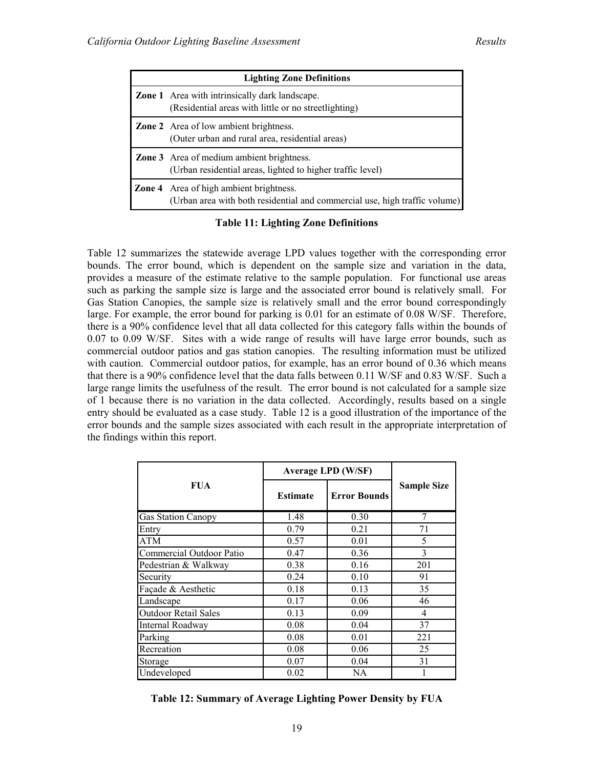| Lighting Zone Definitions | |
|---|---|
| **Zone 1** | Area with intrinsically dark landscape. (Residential areas with little or no streetlighting) |
| **Zone 2** | Area of low ambient brightness. (Outer urban and rural area, residential areas) |
| **Zone 3** | Area of medium ambient brightness. (Urban residential areas, lighted to higher traffic level) |
| **Zone 4** | Area of high ambient brightness. (Urban area with both residential and commercial use, high traffic volume) |

**Table 11: Lighting Zone Definitions**

Table 12 summarizes the statewide average LPD values together with the corresponding error bounds. The error bound, which is dependent on the sample size and variation in the data, provides a measure of the estimate relative to the sample population. For functional use areas such as parking the sample size is large and the associated error bound is relatively small. For Gas Station Canopies, the sample size is relatively small and the error bound correspondingly large. For example, the error bound for parking is 0.01 for an estimate of 0.08 W/SF. Therefore, there is a 90% confidence level that all data collected for this category falls within the bounds of 0.07 to 0.09 W/SF. Sites with a wide range of results will have large error bounds, such as commercial outdoor patios and gas station canopies. The resulting information must be utilized with caution. Commercial outdoor patios, for example, has an error bound of 0.36 which means that there is a 90% confidence level that the data falls between 0.11 W/SF and 0.83 W/SF. Such a large range limits the usefulness of the result. The error bound is not calculated for a sample size of 1 because there is no variation in the data collected. Accordingly, results based on a single entry should be evaluated as a case study. Table 12 is a good illustration of the importance of the error bounds and the sample sizes associated with each result in the appropriate interpretation of the findings within this report.

| FUA | Average LPD (W/SF) | | Sample Size |
|---|---|---|---|
| | Estimate | Error Bounds | |
| Gas Station Canopy | 1.48 | 0.30 | 7 |
| Entry | 0.79 | 0.21 | 71 |
| ATM | 0.57 | 0.01 | 5 |
| Commercial Outdoor Patio | 0.47 | 0.36 | 3 |
| Pedestrian & Walkway | 0.38 | 0.16 | 201 |
| Security | 0.24 | 0.10 | 91 |
| Façade & Aesthetic | 0.18 | 0.13 | 35 |
| Landscape | 0.17 | 0.06 | 46 |
| Outdoor Retail Sales | 0.13 | 0.09 | 4 |
| Internal Roadway | 0.08 | 0.04 | 37 |
| Parking | 0.08 | 0.01 | 221 |
| Recreation | 0.08 | 0.06 | 25 |
| Storage | 0.07 | 0.04 | 31 |
| Undeveloped | 0.02 | NA | 1 |

**Table 12: Summary of Average Lighting Power Density by FUA**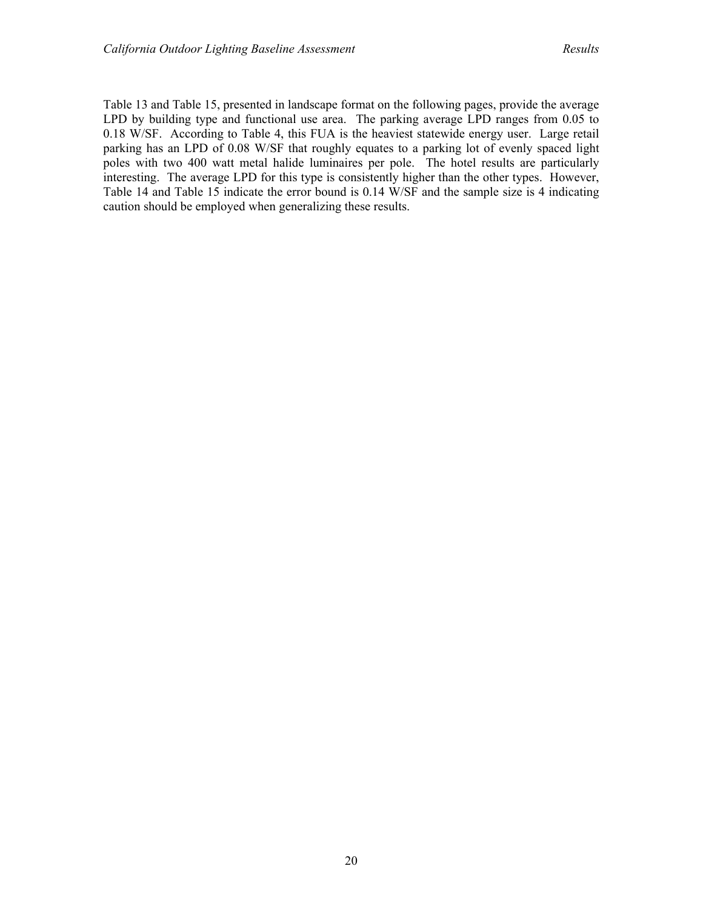Table 13 and Table 15, presented in landscape format on the following pages, provide the average LPD by building type and functional use area. The parking average LPD ranges from 0.05 to 0.18 W/SF. According to Table 4, this FUA is the heaviest statewide energy user. Large retail parking has an LPD of 0.08 W/SF that roughly equates to a parking lot of evenly spaced light poles with two 400 watt metal halide luminaires per pole. The hotel results are particularly interesting. The average LPD for this type is consistently higher than the other types. However, Table 14 and Table 15 indicate the error bound is 0.14 W/SF and the sample size is 4 indicating caution should be employed when generalizing these results.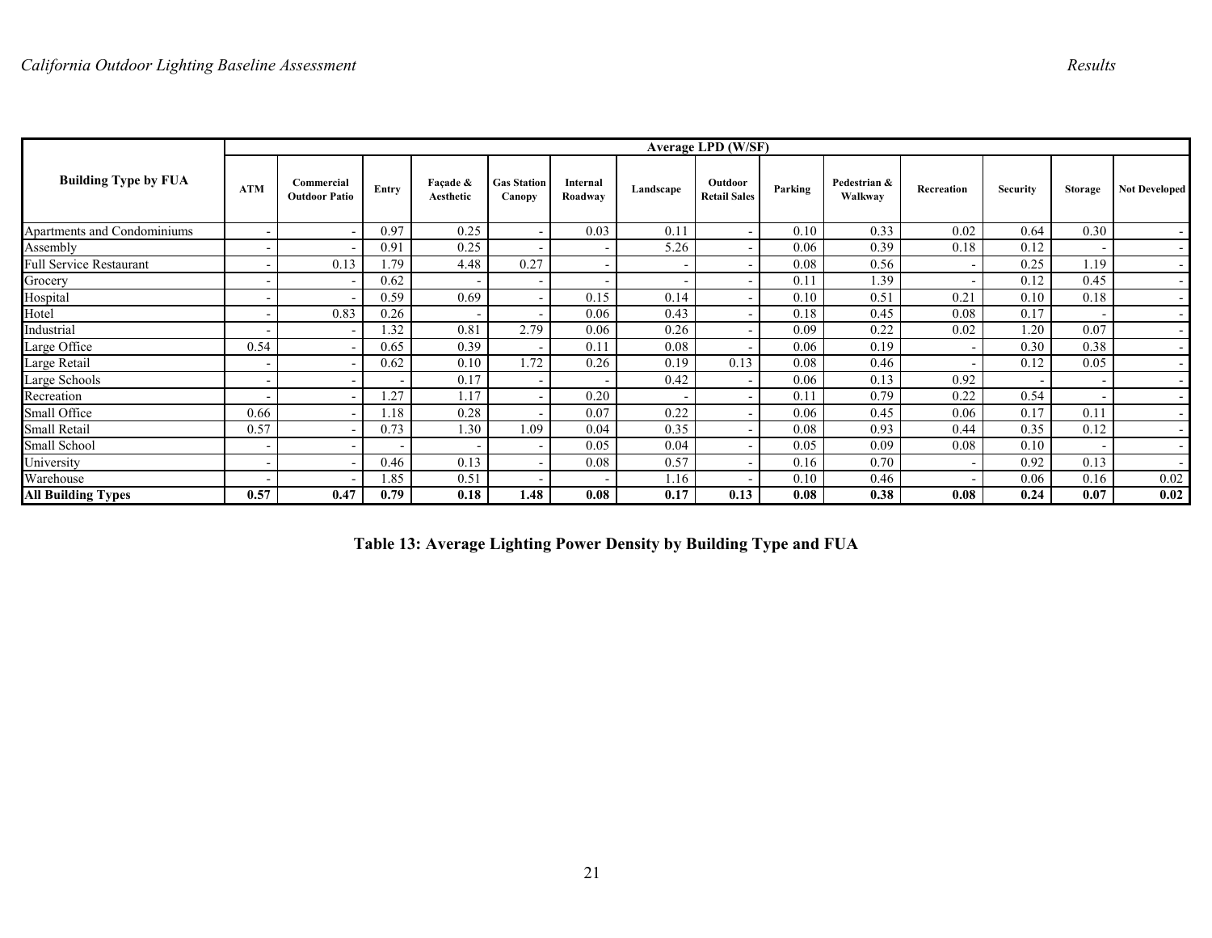| Building Type by FUA | Average LPD (W/SF) | | | | | | | | | | | | | |
|---|---|---|---|---|---|---|---|---|---|---|---|---|---|---|
| | ATM | Commercial Outdoor Patio | Entry | Façade & Aesthetic | Gas Station Canopy | Internal Roadway | Landscape | Outdoor Retail Sales | Parking | Pedestrian & Walkway | Recreation | Security | Storage | Not Developed |
| Apartments and Condominiums | - | - | 0.97 | 0.25 | - | 0.03 | 0.11 | - | 0.10 | 0.33 | 0.02 | 0.64 | 0.30 | - |
| Assembly | - | - | 0.91 | 0.25 | - | - | 5.26 | - | 0.06 | 0.39 | 0.18 | 0.12 | - | - |
| Full Service Restaurant | - | 0.13 | 1.79 | 4.48 | 0.27 | - | - | - | 0.08 | 0.56 | - | 0.25 | 1.19 | - |
| Grocery | - | - | 0.62 | - | - | - | - | - | 0.11 | 1.39 | - | 0.12 | 0.45 | - |
| Hospital | - | - | 0.59 | 0.69 | - | 0.15 | 0.14 | - | 0.10 | 0.51 | 0.21 | 0.10 | 0.18 | - |
| Hotel | - | 0.83 | 0.26 | - | - | 0.06 | 0.43 | - | 0.18 | 0.45 | 0.08 | 0.17 | - | - |
| Industrial | - | - | 1.32 | 0.81 | 2.79 | 0.06 | 0.26 | - | 0.09 | 0.22 | 0.02 | 1.20 | 0.07 | - |
| Large Office | 0.54 | - | 0.65 | 0.39 | - | 0.11 | 0.08 | - | 0.06 | 0.19 | - | 0.30 | 0.38 | - |
| Large Retail | - | - | 0.62 | 0.10 | 1.72 | 0.26 | 0.19 | 0.13 | 0.08 | 0.46 | - | 0.12 | 0.05 | - |
| Large Schools | - | - | - | 0.17 | - | - | 0.42 | - | 0.06 | 0.13 | 0.92 | - | - | - |
| Recreation | - | - | 1.27 | 1.17 | - | 0.20 | - | - | 0.11 | 0.79 | 0.22 | 0.54 | - | - |
| Small Office | 0.66 | - | 1.18 | 0.28 | - | 0.07 | 0.22 | - | 0.06 | 0.45 | 0.06 | 0.17 | 0.11 | - |
| Small Retail | 0.57 | - | 0.73 | 1.30 | 1.09 | 0.04 | 0.35 | - | 0.08 | 0.93 | 0.44 | 0.35 | 0.12 | - |
| Small School | - | - | - | - | - | 0.05 | 0.04 | - | 0.05 | 0.09 | 0.08 | 0.10 | - | - |
| University | - | - | 0.46 | 0.13 | - | 0.08 | 0.57 | - | 0.16 | 0.70 | - | 0.92 | 0.13 | - |
| Warehouse | - | - | 1.85 | 0.51 | - | - | 1.16 | - | 0.10 | 0.46 | - | 0.06 | 0.16 | 0.02 |
| **All Building Types** | **0.57** | **0.47** | **0.79** | **0.18** | **1.48** | **0.08** | **0.17** | **0.13** | **0.08** | **0.38** | **0.08** | **0.24** | **0.07** | **0.02** |

**Table 13: Average Lighting Power Density by Building Type and FUA**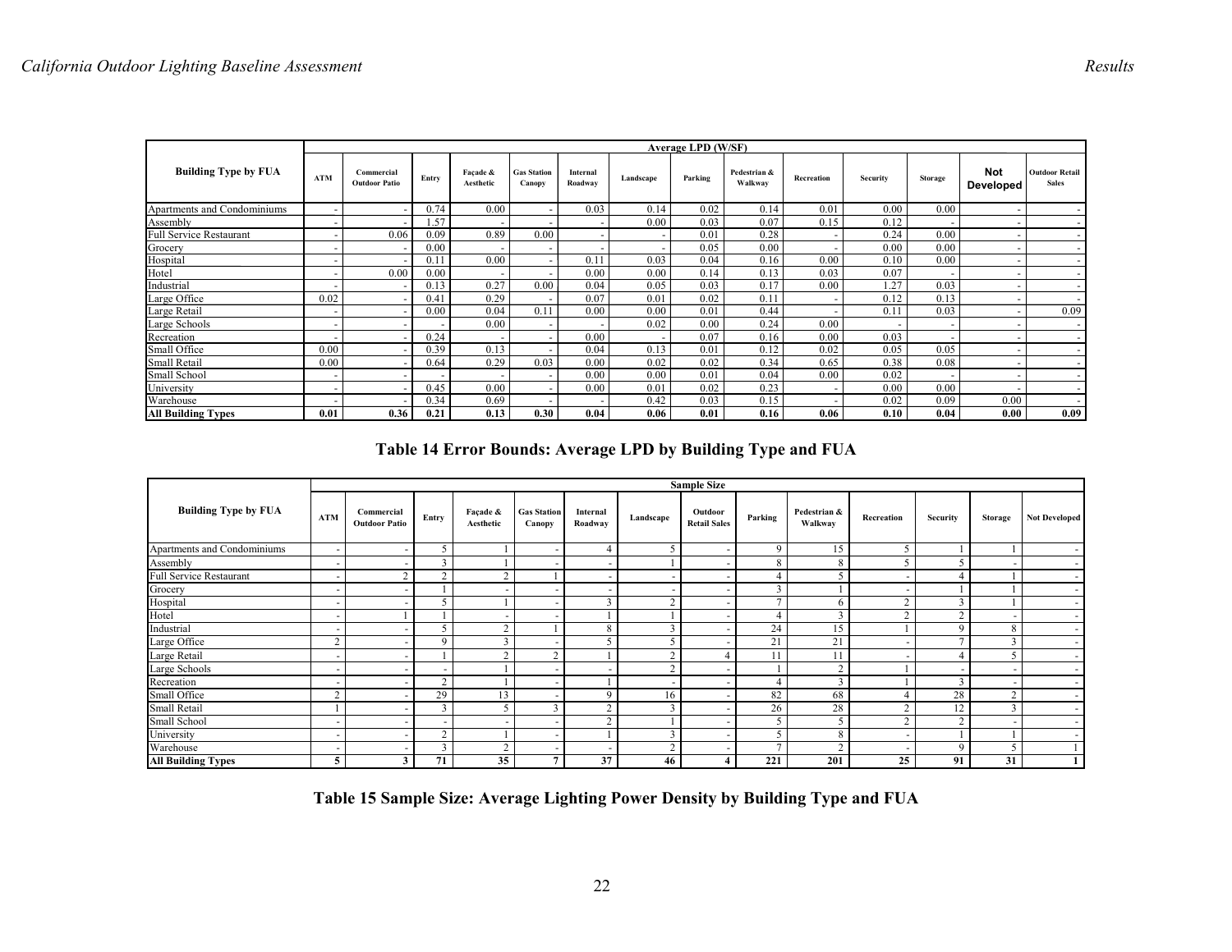| Building Type by FUA | Average LPD (W/SF) | | | | | | | | | | | | | |
|---|---|---|---|---|---|---|---|---|---|---|---|---|---|---|
| | ATM | Commercial Outdoor Patio | Entry | Façade & Aesthetic | Gas Station Canopy | Internal Roadway | Landscape | Parking | Pedestrian & Walkway | Recreation | Security | Storage | Not Developed | Outdoor Retail Sales |
| Apartments and Condominiums | - | - | 0.74 | 0.00 | - | 0.03 | 0.14 | 0.02 | 0.14 | 0.01 | 0.00 | 0.00 | - | - |
| Assembly | - | - | 1.57 | - | - | - | 0.00 | 0.03 | 0.07 | 0.15 | 0.12 | - | - | - |
| Full Service Restaurant | - | 0.06 | 0.09 | 0.89 | 0.00 | - | - | 0.01 | 0.28 | - | 0.24 | 0.00 | - | - |
| Grocery | - | - | 0.00 | - | - | - | - | 0.05 | 0.00 | - | 0.00 | 0.00 | - | - |
| Hospital | - | - | 0.11 | 0.00 | - | 0.11 | 0.03 | 0.04 | 0.16 | 0.00 | 0.10 | 0.00 | - | - |
| Hotel | - | 0.00 | 0.00 | - | - | 0.00 | 0.00 | 0.14 | 0.13 | 0.03 | 0.07 | - | - | - |
| Industrial | - | - | 0.13 | 0.27 | 0.00 | 0.04 | 0.05 | 0.03 | 0.17 | 0.00 | 1.27 | 0.03 | - | - |
| Large Office | 0.02 | - | 0.41 | 0.29 | - | 0.07 | 0.01 | 0.02 | 0.11 | - | 0.12 | 0.13 | - | - |
| Large Retail | - | - | 0.00 | 0.04 | 0.11 | 0.00 | 0.00 | 0.01 | 0.44 | - | 0.11 | 0.03 | - | 0.09 |
| Large Schools | - | - | - | 0.00 | - | - | 0.02 | 0.00 | 0.24 | 0.00 | - | - | - | - |
| Recreation | - | - | 0.24 | - | - | 0.00 | - | 0.07 | 0.16 | 0.00 | 0.03 | - | - | - |
| Small Office | 0.00 | - | 0.39 | 0.13 | - | 0.04 | 0.13 | 0.01 | 0.12 | 0.02 | 0.05 | 0.05 | - | - |
| Small Retail | 0.00 | - | 0.64 | 0.29 | 0.03 | 0.00 | 0.02 | 0.02 | 0.34 | 0.65 | 0.38 | 0.08 | - | - |
| Small School | - | - | - | - | - | 0.00 | 0.00 | 0.01 | 0.04 | 0.00 | 0.02 | - | - | - |
| University | - | - | 0.45 | 0.00 | - | 0.00 | 0.01 | 0.02 | 0.23 | - | 0.00 | 0.00 | - | - |
| Warehouse | - | - | 0.34 | 0.69 | - | - | 0.42 | 0.03 | 0.15 | - | 0.02 | 0.09 | 0.00 | - |
| **All Building Types** | **0.01** | **0.36** | **0.21** | **0.13** | **0.30** | **0.04** | **0.06** | **0.01** | **0.16** | **0.06** | **0.10** | **0.04** | **0.00** | **0.09** |

**Table 14 Error Bounds: Average LPD by Building Type and FUA**

| Building Type by FUA | Sample Size | | | | | | | | | | | | | |
|---|---|---|---|---|---|---|---|---|---|---|---|---|---|---|
| | ATM | Commercial Outdoor Patio | Entry | Façade & Aesthetic | Gas Station Canopy | Internal Roadway | Landscape | Outdoor Retail Sales | Parking | Pedestrian & Walkway | Recreation | Security | Storage | Not Developed |
| Apartments and Condominiums | - | - | 5 | 1 | - | 4 | 5 | - | 9 | 15 | 5 | 1 | 1 | - |
| Assembly | - | - | 3 | 1 | - | - | 1 | - | 8 | 8 | 5 | 5 | - | - |
| Full Service Restaurant | - | 2 | 2 | 2 | 1 | - | - | - | 4 | 5 | - | 4 | 1 | - |
| Grocery | - | - | 1 | - | - | - | - | - | 3 | 1 | - | 1 | 1 | - |
| Hospital | - | - | 5 | 1 | - | 3 | 2 | - | 7 | 6 | 2 | 3 | 1 | - |
| Hotel | - | 1 | 1 | - | - | 1 | 1 | - | 4 | 3 | 2 | 2 | - | - |
| Industrial | - | - | 5 | 2 | 1 | 8 | 3 | - | 24 | 15 | 1 | 9 | 8 | - |
| Large Office | 2 | - | 9 | 3 | - | 5 | 5 | - | 21 | 21 | - | 7 | 3 | - |
| Large Retail | - | - | 1 | 2 | 2 | 1 | 2 | 4 | 11 | 11 | - | 4 | 5 | - |
| Large Schools | - | - | - | 1 | - | - | 2 | - | 1 | 2 | 1 | - | - | - |
| Recreation | - | - | 2 | 1 | - | 1 | - | - | 4 | 3 | 1 | 3 | - | - |
| Small Office | 2 | - | 29 | 13 | - | 9 | 16 | - | 82 | 68 | 4 | 28 | 2 | - |
| Small Retail | 1 | - | 3 | 5 | 3 | 2 | 3 | - | 26 | 28 | 2 | 12 | 3 | - |
| Small School | - | - | - | - | - | 2 | 1 | - | 5 | 5 | 2 | 2 | - | - |
| University | - | - | 2 | 1 | - | 1 | 3 | - | 5 | 8 | - | 1 | 1 | - |
| Warehouse | - | - | 3 | 2 | - | - | 2 | - | 7 | 2 | - | 9 | 5 | 1 |
| **All Building Types** | **5** | **3** | **71** | **35** | **7** | **37** | **46** | **4** | **221** | **201** | **25** | **91** | **31** | **1** |

**Table 15 Sample Size: Average Lighting Power Density by Building Type and FUA**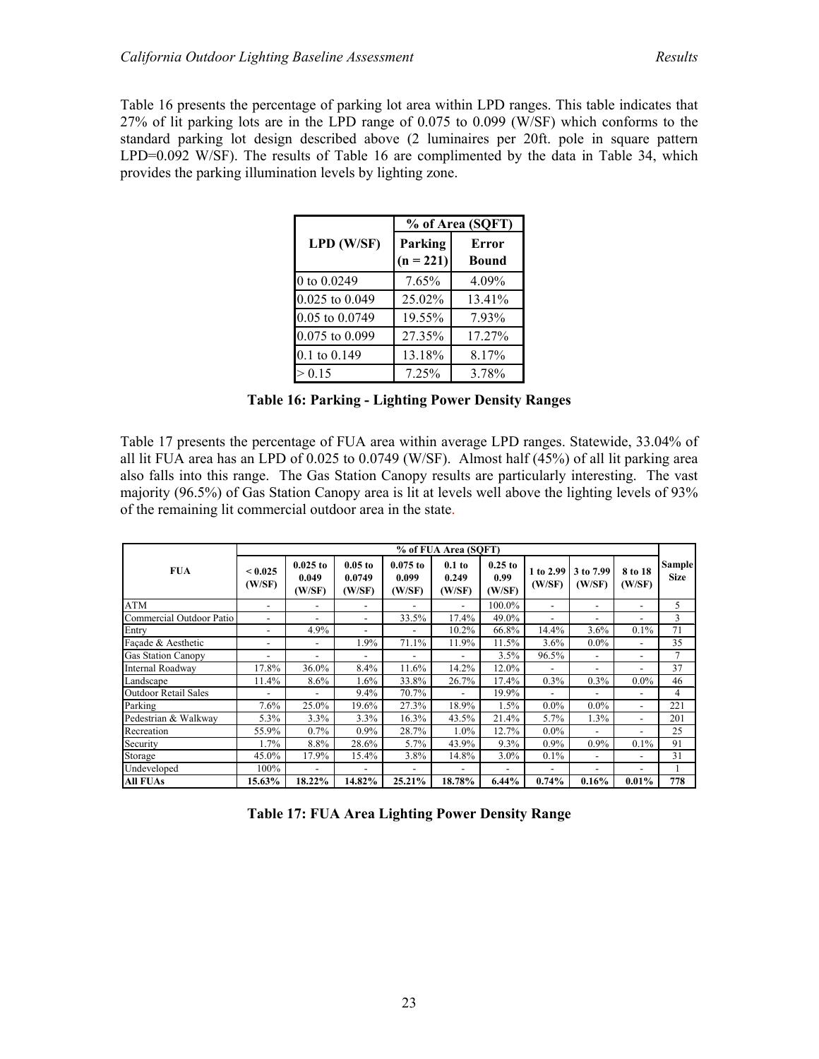Table 16 presents the percentage of parking lot area within LPD ranges. This table indicates that 27% of lit parking lots are in the LPD range of 0.075 to 0.099 (W/SF) which conforms to the standard parking lot design described above (2 luminaires per 20ft. pole in square pattern LPD=0.092 W/SF). The results of Table 16 are complimented by the data in Table 34, which provides the parking illumination levels by lighting zone.

| LPD (W/SF) | % of Area (SQFT) | |
|---|---|---|
| | Parking (n = 221) | Error Bound |
| 0 to 0.0249 | 7.65% | 4.09% |
| 0.025 to 0.049 | 25.02% | 13.41% |
| 0.05 to 0.0749 | 19.55% | 7.93% |
| 0.075 to 0.099 | 27.35% | 17.27% |
| 0.1 to 0.149 | 13.18% | 8.17% |
| > 0.15 | 7.25% | 3.78% |

**Table 16: Parking - Lighting Power Density Ranges**

Table 17 presents the percentage of FUA area within average LPD ranges. Statewide, 33.04% of all lit FUA area has an LPD of 0.025 to 0.0749 (W/SF). Almost half (45%) of all lit parking area also falls into this range. The Gas Station Canopy results are particularly interesting. The vast majority (96.5%) of Gas Station Canopy area is lit at levels well above the lighting levels of 93% of the remaining lit commercial outdoor area in the state.

| FUA | % of FUA Area (SQFT) | | | | | | | | | Sample Size |
|---|---|---|---|---|---|---|---|---|---|---|
| | < 0.025 (W/SF) | 0.025 to 0.049 (W/SF) | 0.05 to 0.0749 (W/SF) | 0.075 to 0.099 (W/SF) | 0.1 to 0.249 (W/SF) | 0.25 to 0.99 (W/SF) | 1 to 2.99 (W/SF) | 3 to 7.99 (W/SF) | 8 to 18 (W/SF) | |
| ATM | - | - | - | - | - | 100.0% | - | - | - | 5 |
| Commercial Outdoor Patio | - | - | - | 33.5% | 17.4% | 49.0% | - | - | - | 3 |
| Entry | - | 4.9% | - | - | 10.2% | 66.8% | 14.4% | 3.6% | 0.1% | 71 |
| Façade & Aesthetic | - | - | 1.9% | 71.1% | 11.9% | 11.5% | 3.6% | 0.0% | - | 35 |
| Gas Station Canopy | - | - | - | - | - | 3.5% | 96.5% | - | - | 7 |
| Internal Roadway | 17.8% | 36.0% | 8.4% | 11.6% | 14.2% | 12.0% | - | - | - | 37 |
| Landscape | 11.4% | 8.6% | 1.6% | 33.8% | 26.7% | 17.4% | 0.3% | 0.3% | 0.0% | 46 |
| Outdoor Retail Sales | - | - | 9.4% | 70.7% | - | 19.9% | - | - | - | 4 |
| Parking | 7.6% | 25.0% | 19.6% | 27.3% | 18.9% | 1.5% | 0.0% | 0.0% | - | 221 |
| Pedestrian & Walkway | 5.3% | 3.3% | 3.3% | 16.3% | 43.5% | 21.4% | 5.7% | 1.3% | - | 201 |
| Recreation | 55.9% | 0.7% | 0.9% | 28.7% | 1.0% | 12.7% | 0.0% | - | - | 25 |
| Security | 1.7% | 8.8% | 28.6% | 5.7% | 43.9% | 9.3% | 0.9% | 0.9% | 0.1% | 91 |
| Storage | 45.0% | 17.9% | 15.4% | 3.8% | 14.8% | 3.0% | 0.1% | - | - | 31 |
| Undeveloped | 100% | - | - | - | - | - | - | - | - | 1 |
| **All FUAs** | **15.63%** | **18.22%** | **14.82%** | **25.21%** | **18.78%** | **6.44%** | **0.74%** | **0.16%** | **0.01%** | **778** |

**Table 17: FUA Area Lighting Power Density Range**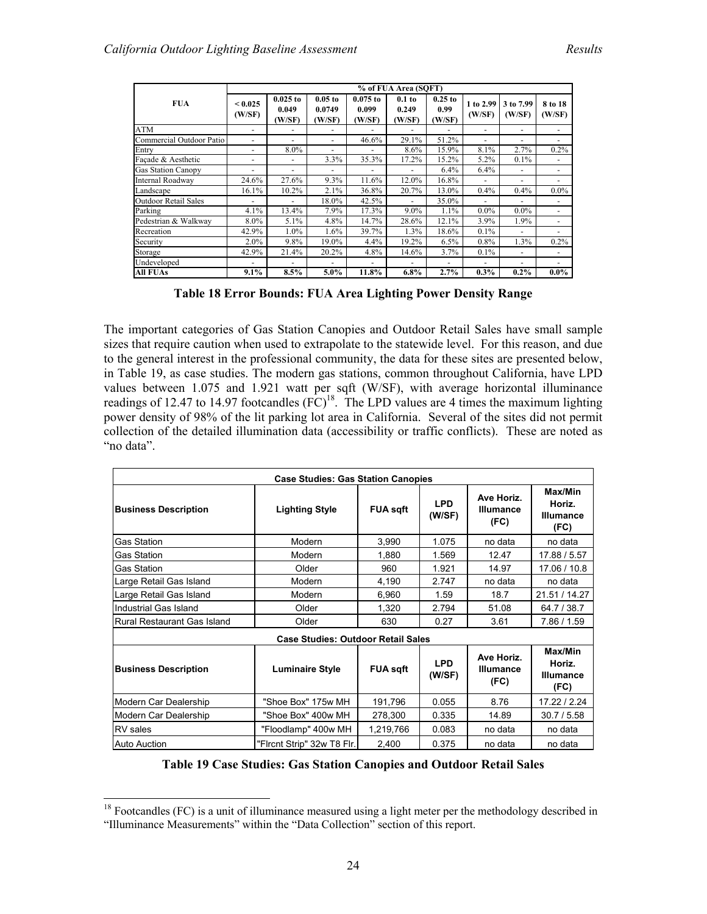| FUA | % of FUA Area (SQFT) | | | | | | | | |
|---|---|---|---|---|---|---|---|---|---|
| | < 0.025 (W/SF) | 0.025 to 0.049 (W/SF) | 0.05 to 0.0749 (W/SF) | 0.075 to 0.099 (W/SF) | 0.1 to 0.249 (W/SF) | 0.25 to 0.99 (W/SF) | 1 to 2.99 (W/SF) | 3 to 7.99 (W/SF) | 8 to 18 (W/SF) |
| ATM | - | - | - | - | - | - | - | - | - |
| Commercial Outdoor Patio | - | - | - | 46.6% | 29.1% | 51.2% | - | - | - |
| Entry | - | 8.0% | - | - | 8.6% | 15.9% | 8.1% | 2.7% | 0.2% |
| Façade & Aesthetic | - | - | 3.3% | 35.3% | 17.2% | 15.2% | 5.2% | 0.1% | - |
| Gas Station Canopy | - | - | - | - | - | 6.4% | 6.4% | - | - |
| Internal Roadway | 24.6% | 27.6% | 9.3% | 11.6% | 12.0% | 16.8% | - | - | - |
| Landscape | 16.1% | 10.2% | 2.1% | 36.8% | 20.7% | 13.0% | 0.4% | 0.4% | 0.0% |
| Outdoor Retail Sales | - | - | 18.0% | 42.5% | - | 35.0% | - | - | - |
| Parking | 4.1% | 13.4% | 7.9% | 17.3% | 9.0% | 1.1% | 0.0% | 0.0% | - |
| Pedestrian & Walkway | 8.0% | 5.1% | 4.8% | 14.7% | 28.6% | 12.1% | 3.9% | 1.9% | - |
| Recreation | 42.9% | 1.0% | 1.6% | 39.7% | 1.3% | 18.6% | 0.1% | - | - |
| Security | 2.0% | 9.8% | 19.0% | 4.4% | 19.2% | 6.5% | 0.8% | 1.3% | 0.2% |
| Storage | 42.9% | 21.4% | 20.2% | 4.8% | 14.6% | 3.7% | 0.1% | - | - |
| Undeveloped | - | - | - | - | - | - | - | - | - |
| **All FUAs** | **9.1%** | **8.5%** | **5.0%** | **11.8%** | **6.8%** | **2.7%** | **0.3%** | **0.2%** | **0.0%** |

**Table 18 Error Bounds: FUA Area Lighting Power Density Range**

The important categories of Gas Station Canopies and Outdoor Retail Sales have small sample sizes that require caution when used to extrapolate to the statewide level. For this reason, and due to the general interest in the professional community, the data for these sites are presented below, in Table 19, as case studies. The modern gas stations, common throughout California, have LPD values between 1.075 and 1.921 watt per sqft (W/SF), with average horizontal illuminance readings of 12.47 to 14.97 footcandles (FC)[18]. The LPD values are 4 times the maximum lighting power density of 98% of the lit parking lot area in California. Several of the sites did not permit collection of the detailed illumination data (accessibility or traffic conflicts). These are noted as "no data".

| Case Studies: Gas Station Canopies | | | | | |
|---|---|---|---|---|---|
| **Business Description** | **Lighting Style** | **FUA sqft** | **LPD (W/SF)** | **Ave Horiz. Illumance (FC)** | **Max/Min Horiz. Illumance (FC)** |
| Gas Station | Modern | 3,990 | 1.075 | no data | no data |
| Gas Station | Modern | 1,880 | 1.569 | 12.47 | 17.88 / 5.57 |
| Gas Station | Older | 960 | 1.921 | 14.97 | 17.06 / 10.8 |
| Large Retail Gas Island | Modern | 4,190 | 2.747 | no data | no data |
| Large Retail Gas Island | Modern | 6,960 | 1.59 | 18.7 | 21.51 / 14.27 |
| Industrial Gas Island | Older | 1,320 | 2.794 | 51.08 | 64.7 / 38.7 |
| Rural Restaurant Gas Island | Older | 630 | 0.27 | 3.61 | 7.86 / 1.59 |
| **Case Studies: Outdoor Retail Sales** | | | | | |
| **Business Description** | **Luminaire Style** | **FUA sqft** | **LPD (W/SF)** | **Ave Horiz. Illumance (FC)** | **Max/Min Horiz. Illumance (FC)** |
| Modern Car Dealership | "Shoe Box" 175w MH | 191,796 | 0.055 | 8.76 | 17.22 / 2.24 |
| Modern Car Dealership | "Shoe Box" 400w MH | 278,300 | 0.335 | 14.89 | 30.7 / 5.58 |
| RV sales | "Floodlamp" 400w MH | 1,219,766 | 0.083 | no data | no data |
| Auto Auction | "Flrcnt Strip" 32w T8 Flr. | 2,400 | 0.375 | no data | no data |

**Table 19 Case Studies: Gas Station Canopies and Outdoor Retail Sales**

[18] Footcandles (FC) is a unit of illuminance measured using a light meter per the methodology described in "Illuminance Measurements" within the "Data Collection" section of this report.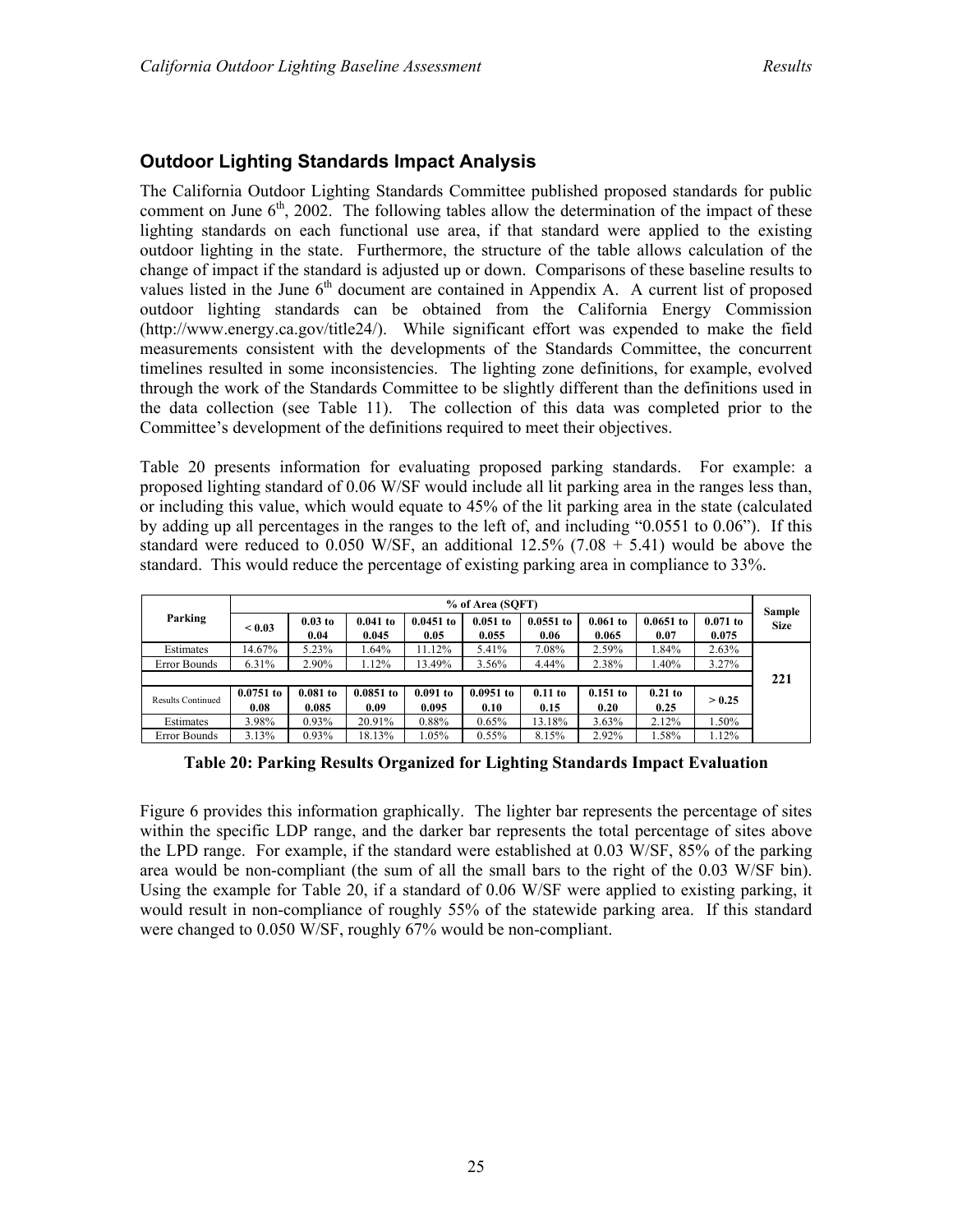## Outdoor Lighting Standards Impact Analysis

The California Outdoor Lighting Standards Committee published proposed standards for public comment on June 6th, 2002. The following tables allow the determination of the impact of these lighting standards on each functional use area, if that standard were applied to the existing outdoor lighting in the state. Furthermore, the structure of the table allows calculation of the change of impact if the standard is adjusted up or down. Comparisons of these baseline results to values listed in the June 6th document are contained in Appendix A. A current list of proposed outdoor lighting standards can be obtained from the California Energy Commission (http://www.energy.ca.gov/title24/). While significant effort was expended to make the field measurements consistent with the developments of the Standards Committee, the concurrent timelines resulted in some inconsistencies. The lighting zone definitions, for example, evolved through the work of the Standards Committee to be slightly different than the definitions used in the data collection (see Table 11). The collection of this data was completed prior to the Committee's development of the definitions required to meet their objectives.

Table 20 presents information for evaluating proposed parking standards. For example: a proposed lighting standard of 0.06 W/SF would include all lit parking area in the ranges less than, or including this value, which would equate to 45% of the lit parking area in the state (calculated by adding up all percentages in the ranges to the left of, and including "0.0551 to 0.06"). If this standard were reduced to 0.050 W/SF, an additional 12.5% (7.08 + 5.41) would be above the standard. This would reduce the percentage of existing parking area in compliance to 33%.

| Parking | % of Area (SQFT) | | | | | | | | | Sample Size |
|---|---|---|---|---|---|---|---|---|---|---|
| | < 0.03 | 0.03 to 0.04 | 0.041 to 0.045 | 0.0451 to 0.05 | 0.051 to 0.055 | 0.0551 to 0.06 | 0.061 to 0.065 | 0.0651 to 0.07 | 0.071 to 0.075 | |
| Estimates | 14.67% | 5.23% | 1.64% | 11.12% | 5.41% | 7.08% | 2.59% | 1.84% | 2.63% | 221 |
| Error Bounds | 6.31% | 2.90% | 1.12% | 13.49% | 3.56% | 4.44% | 2.38% | 1.40% | 3.27% | |
| Results Continued | 0.0751 to 0.08 | 0.081 to 0.085 | 0.0851 to 0.09 | 0.091 to 0.095 | 0.0951 to 0.10 | 0.11 to 0.15 | 0.151 to 0.20 | 0.21 to 0.25 | > 0.25 | |
| Estimates | 3.98% | 0.93% | 20.91% | 0.88% | 0.65% | 13.18% | 3.63% | 2.12% | 1.50% | |
| Error Bounds | 3.13% | 0.93% | 18.13% | 1.05% | 0.55% | 8.15% | 2.92% | 1.58% | 1.12% | |

**Table 20: Parking Results Organized for Lighting Standards Impact Evaluation**

Figure 6 provides this information graphically. The lighter bar represents the percentage of sites within the specific LDP range, and the darker bar represents the total percentage of sites above the LPD range. For example, if the standard were established at 0.03 W/SF, 85% of the parking area would be non-compliant (the sum of all the small bars to the right of the 0.03 W/SF bin). Using the example for Table 20, if a standard of 0.06 W/SF were applied to existing parking, it would result in non-compliance of roughly 55% of the statewide parking area. If this standard were changed to 0.050 W/SF, roughly 67% would be non-compliant.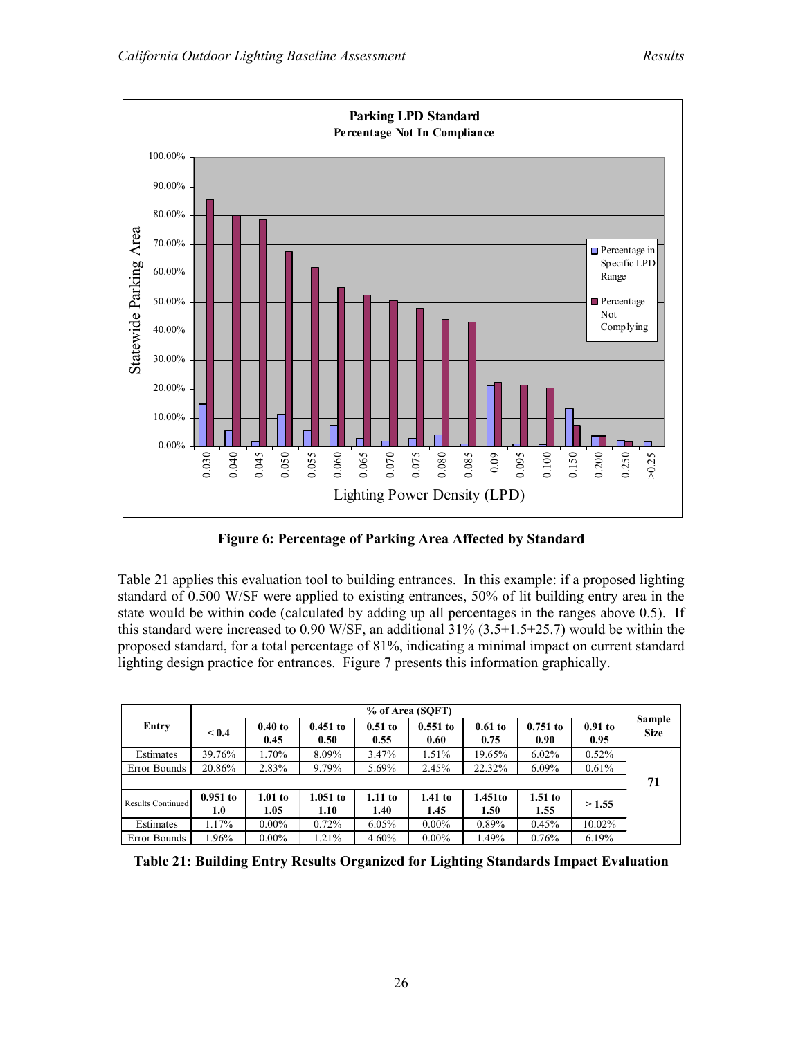**Figure 6: Percentage of Parking Area Affected by Standard**

Table 21 applies this evaluation tool to building entrances. In this example: if a proposed lighting standard of 0.500 W/SF were applied to existing entrances, 50% of lit building entry area in the state would be within code (calculated by adding up all percentages in the ranges above 0.5). If this standard were increased to 0.90 W/SF, an additional 31% (3.5+1.5+25.7) would be within the proposed standard, for a total percentage of 81%, indicating a minimal impact on current standard lighting design practice for entrances. Figure 7 presents this information graphically.

| Entry | % of Area (SQFT) | | | | | | | | Sample Size |
|---|---|---|---|---|---|---|---|---|---|
| | < 0.4 | 0.40 to 0.45 | 0.451 to 0.50 | 0.51 to 0.55 | 0.551 to 0.60 | 0.61 to 0.75 | 0.751 to 0.90 | 0.91 to 0.95 | |
| Estimates | 39.76% | 1.70% | 8.09% | 3.47% | 1.51% | 19.65% | 6.02% | 0.52% | 71 |
| Error Bounds | 20.86% | 2.83% | 9.79% | 5.69% | 2.45% | 22.32% | 6.09% | 0.61% | |
| Results Continued | 0.951 to 1.0 | 1.01 to 1.05 | 1.051 to 1.10 | 1.11 to 1.40 | 1.41 to 1.45 | 1.451to 1.50 | 1.51 to 1.55 | > 1.55 | |
| Estimates | 1.17% | 0.00% | 0.72% | 6.05% | 0.00% | 0.89% | 0.45% | 10.02% | |
| Error Bounds | 1.96% | 0.00% | 1.21% | 4.60% | 0.00% | 1.49% | 0.76% | 6.19% | |

**Table 21: Building Entry Results Organized for Lighting Standards Impact Evaluation**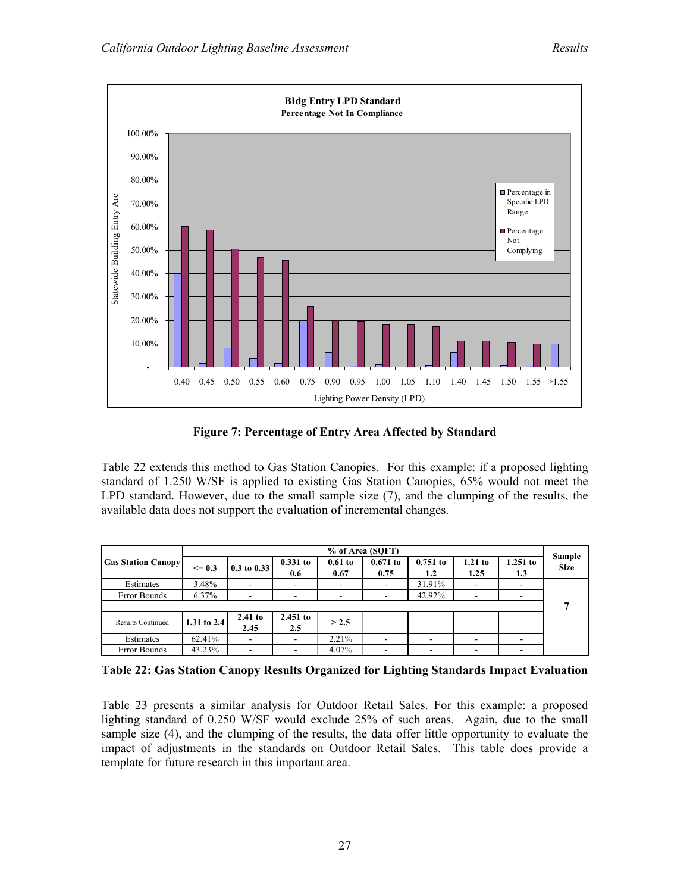**Figure 7: Percentage of Entry Area Affected by Standard**

Table 22 extends this method to Gas Station Canopies. For this example: if a proposed lighting standard of 1.250 W/SF is applied to existing Gas Station Canopies, 65% would not meet the LPD standard. However, due to the small sample size (7), and the clumping of the results, the available data does not support the evaluation of incremental changes.

| Gas Station Canopy | % of Area (SQFT) | | | | | | | | Sample Size |
|---|---|---|---|---|---|---|---|---|---|
| | <= 0.3 | 0.3 to 0.33 | 0.331 to 0.6 | 0.61 to 0.67 | 0.671 to 0.75 | 0.751 to 1.2 | 1.21 to 1.25 | 1.251 to 1.3 | |
| Estimates | 3.48% | - | - | - | - | 31.91% | - | - | 7 |
| Error Bounds | 6.37% | - | - | - | - | 42.92% | - | - | |
| Results Continued | 1.31 to 2.4 | 2.41 to 2.45 | 2.451 to 2.5 | > 2.5 | | | | | |
| Estimates | 62.41% | - | - | 2.21% | - | - | - | - | |
| Error Bounds | 43.23% | - | - | 4.07% | - | - | - | - | |

**Table 22: Gas Station Canopy Results Organized for Lighting Standards Impact Evaluation**

Table 23 presents a similar analysis for Outdoor Retail Sales. For this example: a proposed lighting standard of 0.250 W/SF would exclude 25% of such areas. Again, due to the small sample size (4), and the clumping of the results, the data offer little opportunity to evaluate the impact of adjustments in the standards on Outdoor Retail Sales. This table does provide a template for future research in this important area.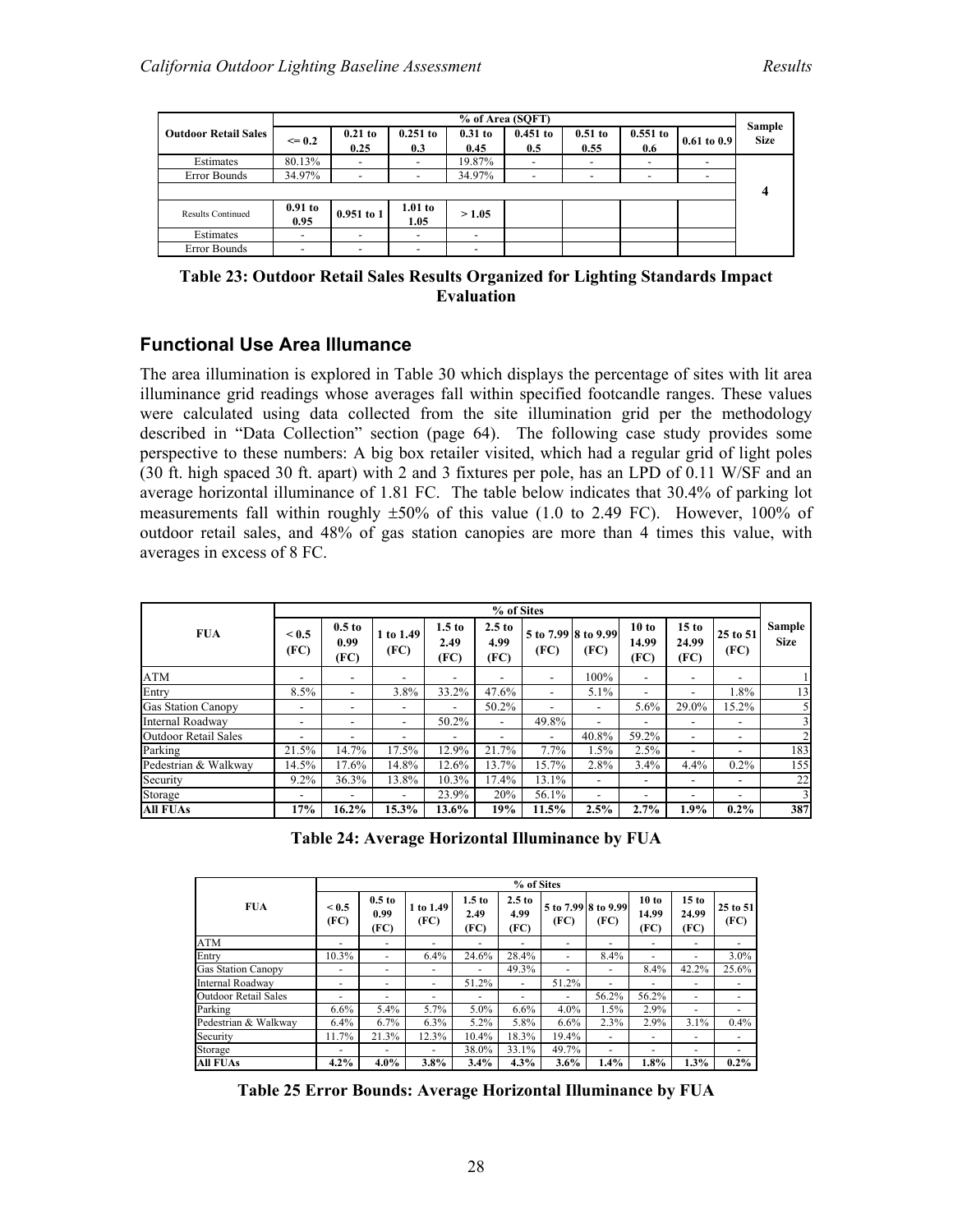| Outdoor Retail Sales | % of Area (SQFT) | | | | | | | | Sample Size |
|---|---|---|---|---|---|---|---|---|---|
| | <= 0.2 | 0.21 to 0.25 | 0.251 to 0.3 | 0.31 to 0.45 | 0.451 to 0.5 | 0.51 to 0.55 | 0.551 to 0.6 | 0.61 to 0.9 | |
| Estimates | 80.13% | - | - | 19.87% | - | - | - | - | 4 |
| Error Bounds | 34.97% | - | - | 34.97% | - | - | - | - | |
| Results Continued | 0.91 to 0.95 | 0.951 to 1 | 1.01 to 1.05 | > 1.05 | | | | | |
| Estimates | - | - | - | - | | | | | |
| Error Bounds | - | - | - | - | | | | | |

**Table 23: Outdoor Retail Sales Results Organized for Lighting Standards Impact Evaluation**

## Functional Use Area Illumance

The area illumination is explored in Table 30 which displays the percentage of sites with lit area illuminance grid readings whose averages fall within specified footcandle ranges. These values were calculated using data collected from the site illumination grid per the methodology described in "Data Collection" section (page 64). The following case study provides some perspective to these numbers: A big box retailer visited, which had a regular grid of light poles (30 ft. high spaced 30 ft. apart) with 2 and 3 fixtures per pole, has an LPD of 0.11 W/SF and an average horizontal illuminance of 1.81 FC. The table below indicates that 30.4% of parking lot measurements fall within roughly ±50% of this value (1.0 to 2.49 FC). However, 100% of outdoor retail sales, and 48% of gas station canopies are more than 4 times this value, with averages in excess of 8 FC.

| FUA | % of Sites | | | | | | | | | | Sample Size |
|---|---|---|---|---|---|---|---|---|---|---|---|
| | < 0.5 (FC) | 0.5 to 0.99 (FC) | 1 to 1.49 (FC) | 1.5 to 2.49 (FC) | 2.5 to 4.99 (FC) | 5 to 7.99 (FC) | 8 to 9.99 (FC) | 10 to 14.99 (FC) | 15 to 24.99 (FC) | 25 to 51 (FC) | |
| ATM | - | - | - | - | - | - | 100% | - | - | - | 1 |
| Entry | 8.5% | - | 3.8% | 33.2% | 47.6% | - | 5.1% | - | - | 1.8% | 13 |
| Gas Station Canopy | - | - | - | - | 50.2% | - | - | 5.6% | 29.0% | 15.2% | 5 |
| Internal Roadway | - | - | - | 50.2% | - | 49.8% | - | - | - | - | 3 |
| Outdoor Retail Sales | - | - | - | - | - | - | 40.8% | 59.2% | - | - | 2 |
| Parking | 21.5% | 14.7% | 17.5% | 12.9% | 21.7% | 7.7% | 1.5% | 2.5% | - | - | 183 |
| Pedestrian & Walkway | 14.5% | 17.6% | 14.8% | 12.6% | 13.7% | 15.7% | 2.8% | 3.4% | 4.4% | 0.2% | 155 |
| Security | 9.2% | 36.3% | 13.8% | 10.3% | 17.4% | 13.1% | - | - | - | - | 22 |
| Storage | - | - | - | 23.9% | 20% | 56.1% | - | - | - | - | 3 |
| **All FUAs** | **17%** | **16.2%** | **15.3%** | **13.6%** | **19%** | **11.5%** | **2.5%** | **2.7%** | **1.9%** | **0.2%** | **387** |

**Table 24: Average Horizontal Illuminance by FUA**

| FUA | % of Sites | | | | | | | | | |
|---|---|---|---|---|---|---|---|---|---|---|
| | < 0.5 (FC) | 0.5 to 0.99 (FC) | 1 to 1.49 (FC) | 1.5 to 2.49 (FC) | 2.5 to 4.99 (FC) | 5 to 7.99 (FC) | 8 to 9.99 (FC) | 10 to 14.99 (FC) | 15 to 24.99 (FC) | 25 to 51 (FC) |
| ATM | - | - | - | - | - | - | - | - | - | - |
| Entry | 10.3% | - | 6.4% | 24.6% | 28.4% | - | 8.4% | - | - | 3.0% |
| Gas Station Canopy | - | - | - | - | 49.3% | - | - | 8.4% | 42.2% | 25.6% |
| Internal Roadway | - | - | - | 51.2% | - | 51.2% | - | - | - | - |
| Outdoor Retail Sales | - | - | - | - | - | - | 56.2% | 56.2% | - | - |
| Parking | 6.6% | 5.4% | 5.7% | 5.0% | 6.6% | 4.0% | 1.5% | 2.9% | - | - |
| Pedestrian & Walkway | 6.4% | 6.7% | 6.3% | 5.2% | 5.8% | 6.6% | 2.3% | 2.9% | 3.1% | 0.4% |
| Security | 11.7% | 21.3% | 12.3% | 10.4% | 18.3% | 19.4% | - | - | - | - |
| Storage | - | - | - | 38.0% | 33.1% | 49.7% | - | - | - | - |
| **All FUAs** | **4.2%** | **4.0%** | **3.8%** | **3.4%** | **4.3%** | **3.6%** | **1.4%** | **1.8%** | **1.3%** | **0.2%** |

**Table 25 Error Bounds: Average Horizontal Illuminance by FUA**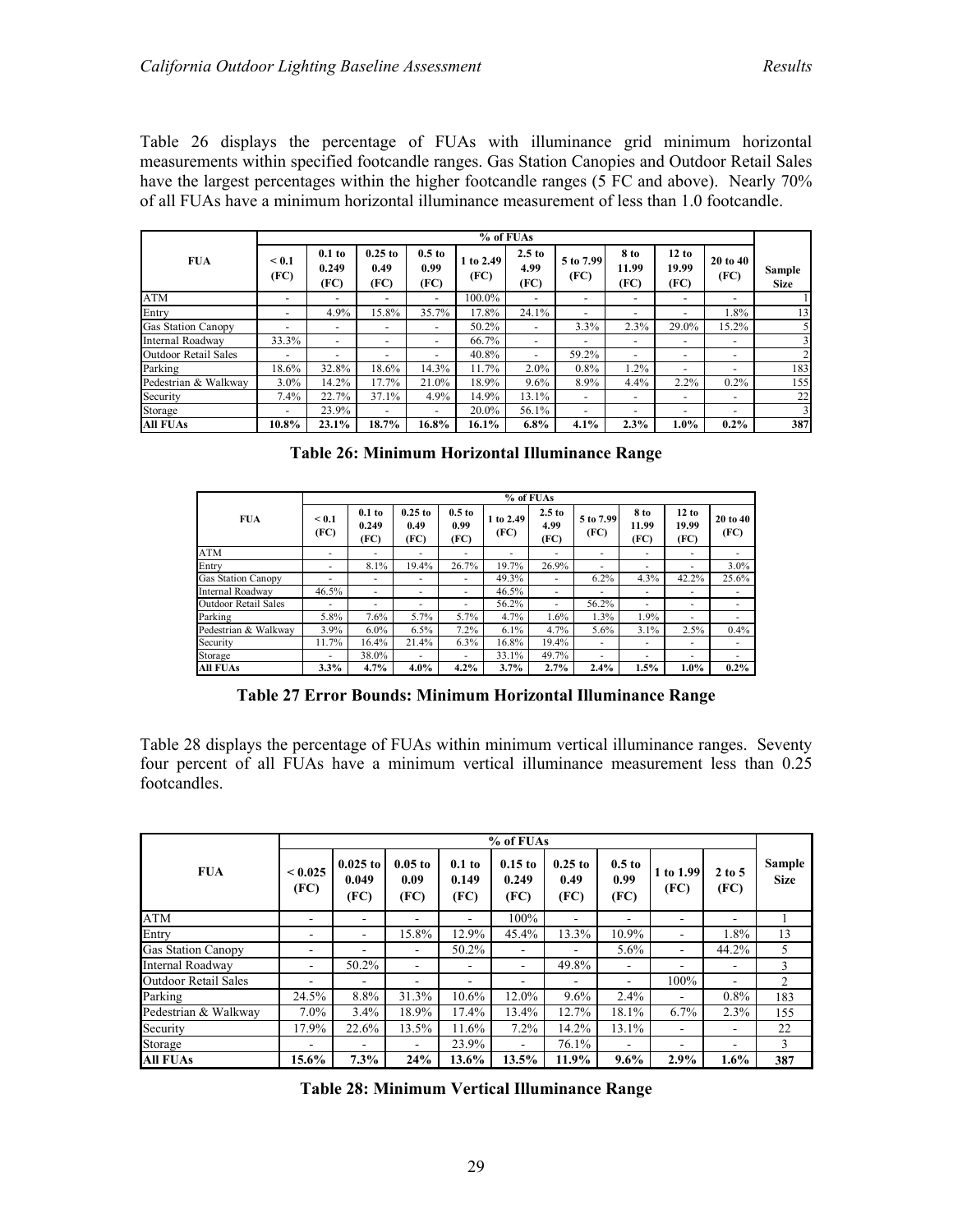Table 26 displays the percentage of FUAs with illuminance grid minimum horizontal measurements within specified footcandle ranges. Gas Station Canopies and Outdoor Retail Sales have the largest percentages within the higher footcandle ranges (5 FC and above). Nearly 70% of all FUAs have a minimum horizontal illuminance measurement of less than 1.0 footcandle.

| FUA | % of FUAs | | | | | | | | | | Sample Size |
|---|---|---|---|---|---|---|---|---|---|---|---|
| | < 0.1 (FC) | 0.1 to 0.249 (FC) | 0.25 to 0.49 (FC) | 0.5 to 0.99 (FC) | 1 to 2.49 (FC) | 2.5 to 4.99 (FC) | 5 to 7.99 (FC) | 8 to 11.99 (FC) | 12 to 19.99 (FC) | 20 to 40 (FC) | |
| ATM | - | - | - | - | 100.0% | - | - | - | - | - | 1 |
| Entry | - | 4.9% | 15.8% | 35.7% | 17.8% | 24.1% | - | - | - | 1.8% | 13 |
| Gas Station Canopy | - | - | - | - | 50.2% | - | 3.3% | 2.3% | 29.0% | 15.2% | 5 |
| Internal Roadway | 33.3% | - | - | - | 66.7% | - | - | - | - | - | 3 |
| Outdoor Retail Sales | - | - | - | - | 40.8% | - | 59.2% | - | - | - | 2 |
| Parking | 18.6% | 32.8% | 18.6% | 14.3% | 11.7% | 2.0% | 0.8% | 1.2% | - | - | 183 |
| Pedestrian & Walkway | 3.0% | 14.2% | 17.7% | 21.0% | 18.9% | 9.6% | 8.9% | 4.4% | 2.2% | 0.2% | 155 |
| Security | 7.4% | 22.7% | 37.1% | 4.9% | 14.9% | 13.1% | - | - | - | - | 22 |
| Storage | - | 23.9% | - | - | 20.0% | 56.1% | - | - | - | - | 3 |
| **All FUAs** | **10.8%** | **23.1%** | **18.7%** | **16.8%** | **16.1%** | **6.8%** | **4.1%** | **2.3%** | **1.0%** | **0.2%** | **387** |

**Table 26: Minimum Horizontal Illuminance Range**

| FUA | % of FUAs | | | | | | | | | |
|---|---|---|---|---|---|---|---|---|---|---|
| | < 0.1 (FC) | 0.1 to 0.249 (FC) | 0.25 to 0.49 (FC) | 0.5 to 0.99 (FC) | 1 to 2.49 (FC) | 2.5 to 4.99 (FC) | 5 to 7.99 (FC) | 8 to 11.99 (FC) | 12 to 19.99 (FC) | 20 to 40 (FC) |
| ATM | - | - | - | - | - | - | - | - | - | - |
| Entry | - | 8.1% | 19.4% | 26.7% | 19.7% | 26.9% | - | - | - | 3.0% |
| Gas Station Canopy | - | - | - | - | 49.3% | - | 6.2% | 4.3% | 42.2% | 25.6% |
| Internal Roadway | 46.5% | - | - | - | 46.5% | - | - | - | - | - |
| Outdoor Retail Sales | - | - | - | - | 56.2% | - | 56.2% | - | - | - |
| Parking | 5.8% | 7.6% | 5.7% | 5.7% | 4.7% | 1.6% | 1.3% | 1.9% | - | - |
| Pedestrian & Walkway | 3.9% | 6.0% | 6.5% | 7.2% | 6.1% | 4.7% | 5.6% | 3.1% | 2.5% | 0.4% |
| Security | 11.7% | 16.4% | 21.4% | 6.3% | 16.8% | 19.4% | - | - | - | - |
| Storage | - | 38.0% | - | - | 33.1% | 49.7% | - | - | - | - |
| **All FUAs** | **3.3%** | **4.7%** | **4.0%** | **4.2%** | **3.7%** | **2.7%** | **2.4%** | **1.5%** | **1.0%** | **0.2%** |

**Table 27 Error Bounds: Minimum Horizontal Illuminance Range**

Table 28 displays the percentage of FUAs within minimum vertical illuminance ranges. Seventy four percent of all FUAs have a minimum vertical illuminance measurement less than 0.25 footcandles.

| FUA | % of FUAs | | | | | | | | | Sample Size |
|---|---|---|---|---|---|---|---|---|---|---|
| | < 0.025 (FC) | 0.025 to 0.049 (FC) | 0.05 to 0.09 (FC) | 0.1 to 0.149 (FC) | 0.15 to 0.249 (FC) | 0.25 to 0.49 (FC) | 0.5 to 0.99 (FC) | 1 to 1.99 (FC) | 2 to 5 (FC) | |
| ATM | - | - | - | - | 100% | - | - | - | - | 1 |
| Entry | - | - | 15.8% | 12.9% | 45.4% | 13.3% | 10.9% | - | 1.8% | 13 |
| Gas Station Canopy | - | - | - | 50.2% | - | - | 5.6% | - | 44.2% | 5 |
| Internal Roadway | - | 50.2% | - | - | - | 49.8% | - | - | - | 3 |
| Outdoor Retail Sales | - | - | - | - | - | - | - | 100% | - | 2 |
| Parking | 24.5% | 8.8% | 31.3% | 10.6% | 12.0% | 9.6% | 2.4% | - | 0.8% | 183 |
| Pedestrian & Walkway | 7.0% | 3.4% | 18.9% | 17.4% | 13.4% | 12.7% | 18.1% | 6.7% | 2.3% | 155 |
| Security | 17.9% | 22.6% | 13.5% | 11.6% | 7.2% | 14.2% | 13.1% | - | - | 22 |
| Storage | - | - | - | 23.9% | - | 76.1% | - | - | - | 3 |
| **All FUAs** | **15.6%** | **7.3%** | **24%** | **13.6%** | **13.5%** | **11.9%** | **9.6%** | **2.9%** | **1.6%** | **387** |

**Table 28: Minimum Vertical Illuminance Range**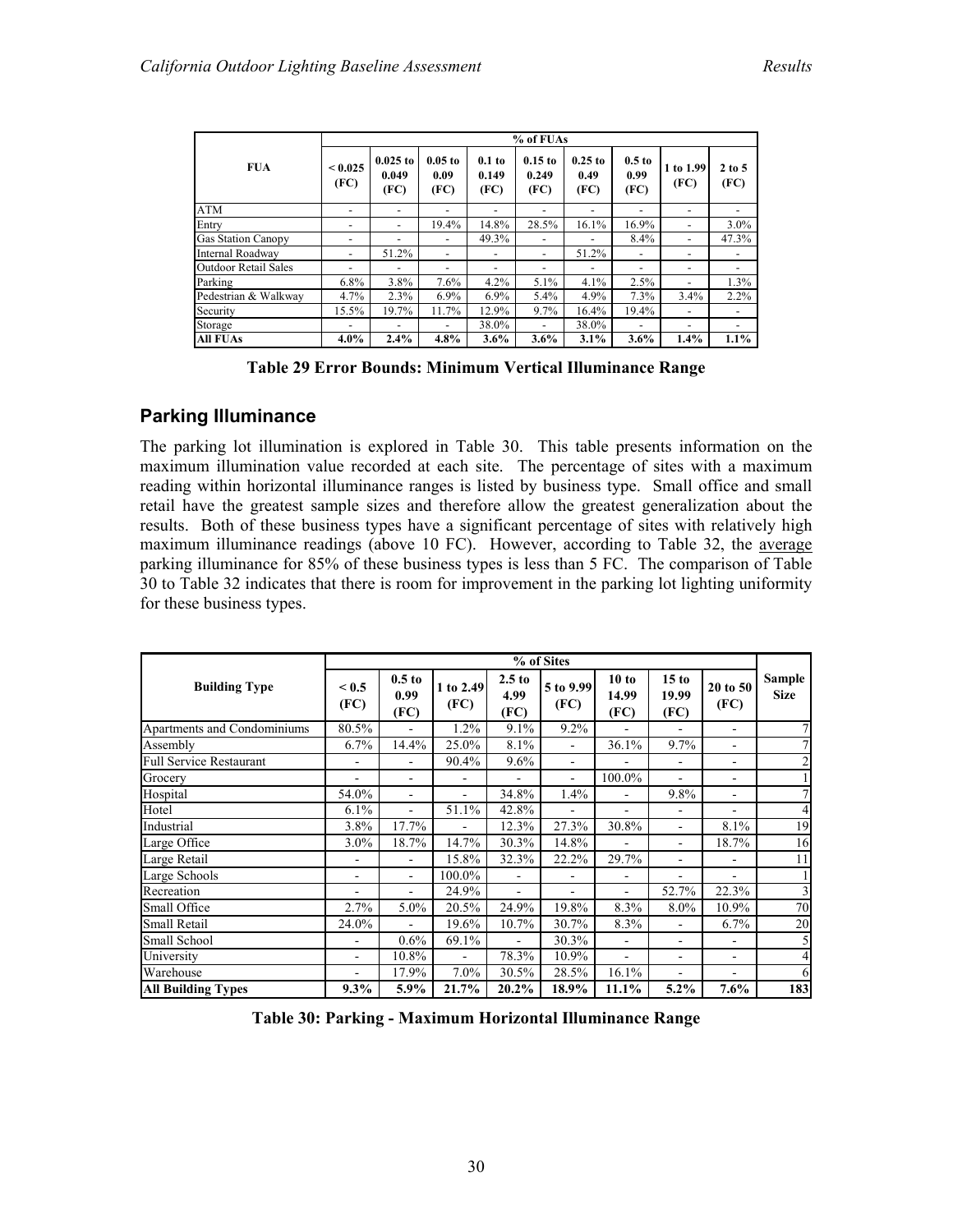| FUA | % of FUAs | | | | | | | | |
|---|---|---|---|---|---|---|---|---|---|
| | < 0.025 (FC) | 0.025 to 0.049 (FC) | 0.05 to 0.09 (FC) | 0.1 to 0.149 (FC) | 0.15 to 0.249 (FC) | 0.25 to 0.49 (FC) | 0.5 to 0.99 (FC) | 1 to 1.99 (FC) | 2 to 5 (FC) |
| ATM | - | - | - | - | - | - | - | - | - |
| Entry | - | - | 19.4% | 14.8% | 28.5% | 16.1% | 16.9% | - | 3.0% |
| Gas Station Canopy | - | - | - | 49.3% | - | - | 8.4% | - | 47.3% |
| Internal Roadway | - | 51.2% | - | - | - | 51.2% | - | - | - |
| Outdoor Retail Sales | - | - | - | - | - | - | - | - | - |
| Parking | 6.8% | 3.8% | 7.6% | 4.2% | 5.1% | 4.1% | 2.5% | - | 1.3% |
| Pedestrian & Walkway | 4.7% | 2.3% | 6.9% | 6.9% | 5.4% | 4.9% | 7.3% | 3.4% | 2.2% |
| Security | 15.5% | 19.7% | 11.7% | 12.9% | 9.7% | 16.4% | 19.4% | - | - |
| Storage | - | - | - | 38.0% | - | 38.0% | - | - | - |
| **All FUAs** | **4.0%** | **2.4%** | **4.8%** | **3.6%** | **3.6%** | **3.1%** | **3.6%** | **1.4%** | **1.1%** |

**Table 29 Error Bounds: Minimum Vertical Illuminance Range**

## Parking Illuminance

The parking lot illumination is explored in Table 30. This table presents information on the maximum illumination value recorded at each site. The percentage of sites with a maximum reading within horizontal illuminance ranges is listed by business type. Small office and small retail have the greatest sample sizes and therefore allow the greatest generalization about the results. Both of these business types have a significant percentage of sites with relatively high maximum illuminance readings (above 10 FC). However, according to Table 32, the average parking illuminance for 85% of these business types is less than 5 FC. The comparison of Table 30 to Table 32 indicates that there is room for improvement in the parking lot lighting uniformity for these business types.

| Building Type | % of Sites | | | | | | | | Sample Size |
|---|---|---|---|---|---|---|---|---|---|
| | < 0.5 (FC) | 0.5 to 0.99 (FC) | 1 to 2.49 (FC) | 2.5 to 4.99 (FC) | 5 to 9.99 (FC) | 10 to 14.99 (FC) | 15 to 19.99 (FC) | 20 to 50 (FC) | |
| Apartments and Condominiums | 80.5% | - | 1.2% | 9.1% | 9.2% | - | - | - | 7 |
| Assembly | 6.7% | 14.4% | 25.0% | 8.1% | - | 36.1% | 9.7% | - | 7 |
| Full Service Restaurant | - | - | 90.4% | 9.6% | - | - | - | - | 2 |
| Grocery | - | - | - | - | - | 100.0% | - | - | 1 |
| Hospital | 54.0% | - | - | 34.8% | 1.4% | - | 9.8% | - | 7 |
| Hotel | 6.1% | - | 51.1% | 42.8% | - | - | - | - | 4 |
| Industrial | 3.8% | 17.7% | - | 12.3% | 27.3% | 30.8% | - | 8.1% | 19 |
| Large Office | 3.0% | 18.7% | 14.7% | 30.3% | 14.8% | - | - | 18.7% | 16 |
| Large Retail | - | - | 15.8% | 32.3% | 22.2% | 29.7% | - | - | 11 |
| Large Schools | - | - | 100.0% | - | - | - | - | - | 1 |
| Recreation | - | - | 24.9% | - | - | - | 52.7% | 22.3% | 3 |
| Small Office | 2.7% | 5.0% | 20.5% | 24.9% | 19.8% | 8.3% | 8.0% | 10.9% | 70 |
| Small Retail | 24.0% | - | 19.6% | 10.7% | 30.7% | 8.3% | - | 6.7% | 20 |
| Small School | - | 0.6% | 69.1% | - | 30.3% | - | - | - | 5 |
| University | - | 10.8% | - | 78.3% | 10.9% | - | - | - | 4 |
| Warehouse | - | 17.9% | 7.0% | 30.5% | 28.5% | 16.1% | - | - | 6 |
| **All Building Types** | **9.3%** | **5.9%** | **21.7%** | **20.2%** | **18.9%** | **11.1%** | **5.2%** | **7.6%** | **183** |

**Table 30: Parking - Maximum Horizontal Illuminance Range**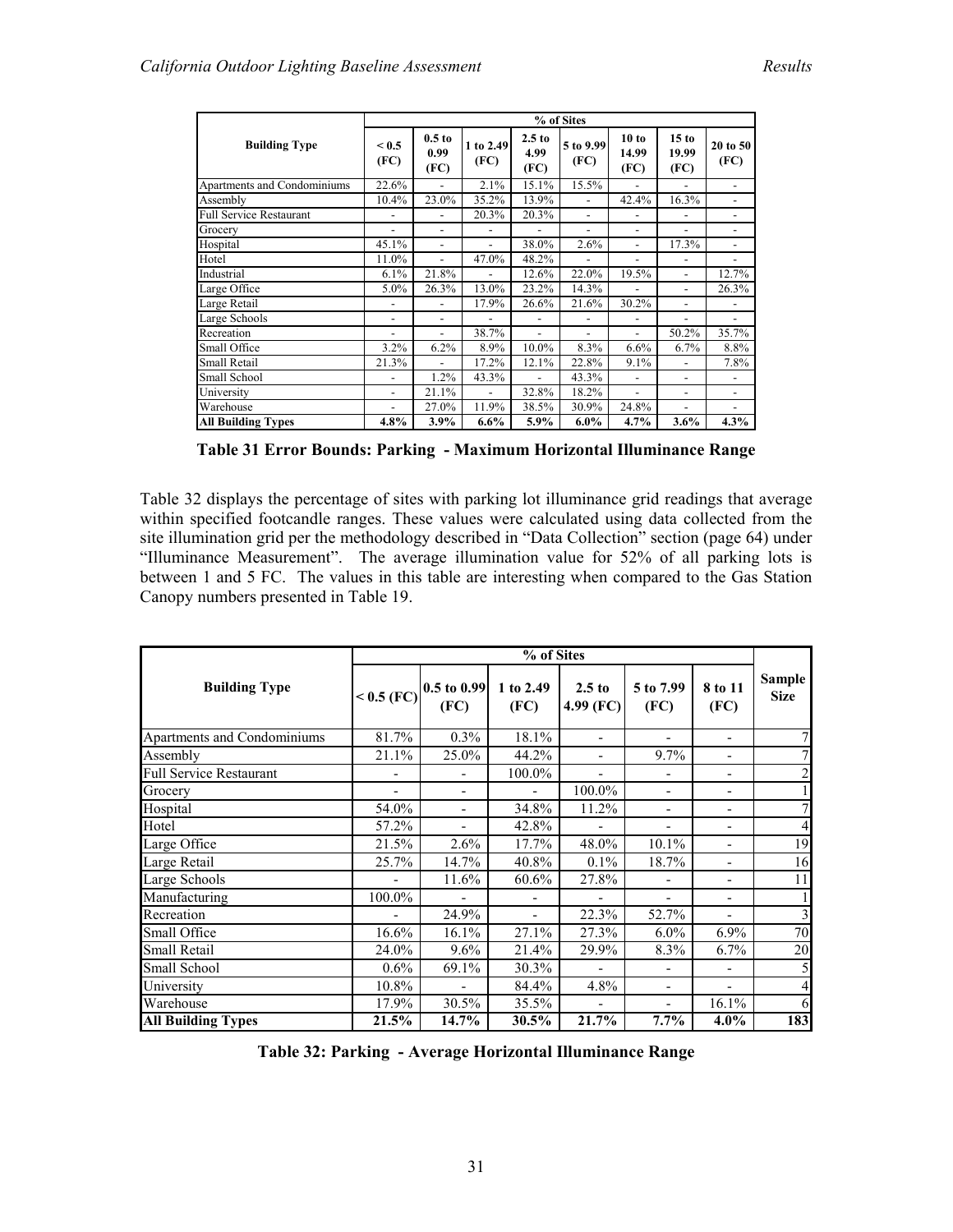| Building Type | % of Sites | | | | | | | |
|---|---|---|---|---|---|---|---|---|
| | < 0.5 (FC) | 0.5 to 0.99 (FC) | 1 to 2.49 (FC) | 2.5 to 4.99 (FC) | 5 to 9.99 (FC) | 10 to 14.99 (FC) | 15 to 19.99 (FC) | 20 to 50 (FC) |
| Apartments and Condominiums | 22.6% | - | 2.1% | 15.1% | 15.5% | - | - | - |
| Assembly | 10.4% | 23.0% | 35.2% | 13.9% | - | 42.4% | 16.3% | - |
| Full Service Restaurant | - | - | 20.3% | 20.3% | - | - | - | - |
| Grocery | - | - | - | - | - | - | - | - |
| Hospital | 45.1% | - | - | 38.0% | 2.6% | - | 17.3% | - |
| Hotel | 11.0% | - | 47.0% | 48.2% | - | - | - | - |
| Industrial | 6.1% | 21.8% | - | 12.6% | 22.0% | 19.5% | - | 12.7% |
| Large Office | 5.0% | 26.3% | 13.0% | 23.2% | 14.3% | - | - | 26.3% |
| Large Retail | - | - | 17.9% | 26.6% | 21.6% | 30.2% | - | - |
| Large Schools | - | - | - | - | - | - | - | - |
| Recreation | - | - | 38.7% | - | - | - | 50.2% | 35.7% |
| Small Office | 3.2% | 6.2% | 8.9% | 10.0% | 8.3% | 6.6% | 6.7% | 8.8% |
| Small Retail | 21.3% | - | 17.2% | 12.1% | 22.8% | 9.1% | - | 7.8% |
| Small School | - | 1.2% | 43.3% | - | 43.3% | - | - | - |
| University | - | 21.1% | - | 32.8% | 18.2% | - | - | - |
| Warehouse | - | 27.0% | 11.9% | 38.5% | 30.9% | 24.8% | - | - |
| **All Building Types** | **4.8%** | **3.9%** | **6.6%** | **5.9%** | **6.0%** | **4.7%** | **3.6%** | **4.3%** |

**Table 31 Error Bounds: Parking - Maximum Horizontal Illuminance Range**

Table 32 displays the percentage of sites with parking lot illuminance grid readings that average within specified footcandle ranges. These values were calculated using data collected from the site illumination grid per the methodology described in "Data Collection" section (page 64) under "Illuminance Measurement". The average illumination value for 52% of all parking lots is between 1 and 5 FC. The values in this table are interesting when compared to the Gas Station Canopy numbers presented in Table 19.

| Building Type | % of Sites | | | | | | Sample Size |
|---|---|---|---|---|---|---|---|
| | < 0.5 (FC) | 0.5 to 0.99 (FC) | 1 to 2.49 (FC) | 2.5 to 4.99 (FC) | 5 to 7.99 (FC) | 8 to 11 (FC) | |
| Apartments and Condominiums | 81.7% | 0.3% | 18.1% | - | - | - | 7 |
| Assembly | 21.1% | 25.0% | 44.2% | - | 9.7% | - | 7 |
| Full Service Restaurant | - | - | 100.0% | - | - | - | 2 |
| Grocery | - | - | - | 100.0% | - | - | 1 |
| Hospital | 54.0% | - | 34.8% | 11.2% | - | - | 7 |
| Hotel | 57.2% | - | 42.8% | - | - | - | 4 |
| Large Office | 21.5% | 2.6% | 17.7% | 48.0% | 10.1% | - | 19 |
| Large Retail | 25.7% | 14.7% | 40.8% | 0.1% | 18.7% | - | 16 |
| Large Schools | - | 11.6% | 60.6% | 27.8% | - | - | 11 |
| Manufacturing | 100.0% | - | - | - | - | - | 1 |
| Recreation | - | 24.9% | - | 22.3% | 52.7% | - | 3 |
| Small Office | 16.6% | 16.1% | 27.1% | 27.3% | 6.0% | 6.9% | 70 |
| Small Retail | 24.0% | 9.6% | 21.4% | 29.9% | 8.3% | 6.7% | 20 |
| Small School | 0.6% | 69.1% | 30.3% | - | - | - | 5 |
| University | 10.8% | - | 84.4% | 4.8% | - | - | 4 |
| Warehouse | 17.9% | 30.5% | 35.5% | - | - | 16.1% | 6 |
| **All Building Types** | **21.5%** | **14.7%** | **30.5%** | **21.7%** | **7.7%** | **4.0%** | **183** |

**Table 32: Parking - Average Horizontal Illuminance Range**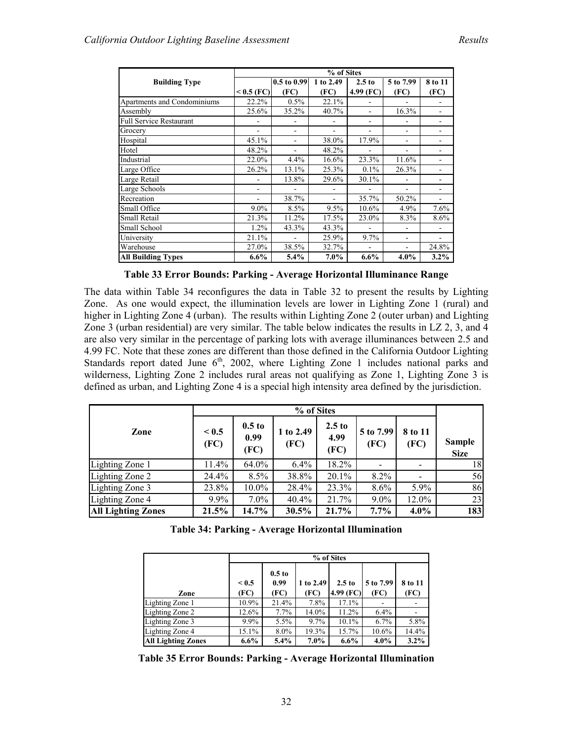| Building Type | % of Sites | | | | | |
|---|---|---|---|---|---|---|
| | < 0.5 (FC) | 0.5 to 0.99 (FC) | 1 to 2.49 (FC) | 2.5 to 4.99 (FC) | 5 to 7.99 (FC) | 8 to 11 (FC) |
| Apartments and Condominiums | 22.2% | 0.5% | 22.1% | - | - | - |
| Assembly | 25.6% | 35.2% | 40.7% | - | 16.3% | - |
| Full Service Restaurant | - | - | - | - | - | - |
| Grocery | - | - | - | - | - | - |
| Hospital | 45.1% | - | 38.0% | 17.9% | - | - |
| Hotel | 48.2% | - | 48.2% | - | - | - |
| Industrial | 22.0% | 4.4% | 16.6% | 23.3% | 11.6% | - |
| Large Office | 26.2% | 13.1% | 25.3% | 0.1% | 26.3% | - |
| Large Retail | - | 13.8% | 29.6% | 30.1% | - | - |
| Large Schools | - | - | - | - | - | - |
| Recreation | - | 38.7% | - | 35.7% | 50.2% | - |
| Small Office | 9.0% | 8.5% | 9.5% | 10.6% | 4.9% | 7.6% |
| Small Retail | 21.3% | 11.2% | 17.5% | 23.0% | 8.3% | 8.6% |
| Small School | 1.2% | 43.3% | 43.3% | - | - | - |
| University | 21.1% | - | 25.9% | 9.7% | - | - |
| Warehouse | 27.0% | 38.5% | 32.7% | - | - | 24.8% |
| **All Building Types** | **6.6%** | **5.4%** | **7.0%** | **6.6%** | **4.0%** | **3.2%** |

**Table 33 Error Bounds: Parking - Average Horizontal Illuminance Range**

The data within Table 34 reconfigures the data in Table 32 to present the results by Lighting Zone. As one would expect, the illumination levels are lower in Lighting Zone 1 (rural) and higher in Lighting Zone 4 (urban). The results within Lighting Zone 2 (outer urban) and Lighting Zone 3 (urban residential) are very similar. The table below indicates the results in LZ 2, 3, and 4 are also very similar in the percentage of parking lots with average illuminances between 2.5 and 4.99 FC. Note that these zones are different than those defined in the California Outdoor Lighting Standards report dated June 6th, 2002, where Lighting Zone 1 includes national parks and wilderness, Lighting Zone 2 includes rural areas not qualifying as Zone 1, Lighting Zone 3 is defined as urban, and Lighting Zone 4 is a special high intensity area defined by the jurisdiction.

| Zone | % of Sites | | | | | | Sample Size |
|---|---|---|---|---|---|---|---|
| | < 0.5 (FC) | 0.5 to 0.99 (FC) | 1 to 2.49 (FC) | 2.5 to 4.99 (FC) | 5 to 7.99 (FC) | 8 to 11 (FC) | |
| Lighting Zone 1 | 11.4% | 64.0% | 6.4% | 18.2% | - | - | 18 |
| Lighting Zone 2 | 24.4% | 8.5% | 38.8% | 20.1% | 8.2% | - | 56 |
| Lighting Zone 3 | 23.8% | 10.0% | 28.4% | 23.3% | 8.6% | 5.9% | 86 |
| Lighting Zone 4 | 9.9% | 7.0% | 40.4% | 21.7% | 9.0% | 12.0% | 23 |
| **All Lighting Zones** | **21.5%** | **14.7%** | **30.5%** | **21.7%** | **7.7%** | **4.0%** | **183** |

**Table 34: Parking - Average Horizontal Illumination**

| Zone | % of Sites | | | | | |
|---|---|---|---|---|---|---|
| | < 0.5 (FC) | 0.5 to 0.99 (FC) | 1 to 2.49 (FC) | 2.5 to 4.99 (FC) | 5 to 7.99 (FC) | 8 to 11 (FC) |
| Lighting Zone 1 | 10.9% | 21.4% | 7.8% | 17.1% | - | - |
| Lighting Zone 2 | 12.6% | 7.7% | 14.0% | 11.2% | 6.4% | - |
| Lighting Zone 3 | 9.9% | 5.5% | 9.7% | 10.1% | 6.7% | 5.8% |
| Lighting Zone 4 | 15.1% | 8.0% | 19.3% | 15.7% | 10.6% | 14.4% |
| **All Lighting Zones** | **6.6%** | **5.4%** | **7.0%** | **6.6%** | **4.0%** | **3.2%** |

**Table 35 Error Bounds: Parking - Average Horizontal Illumination**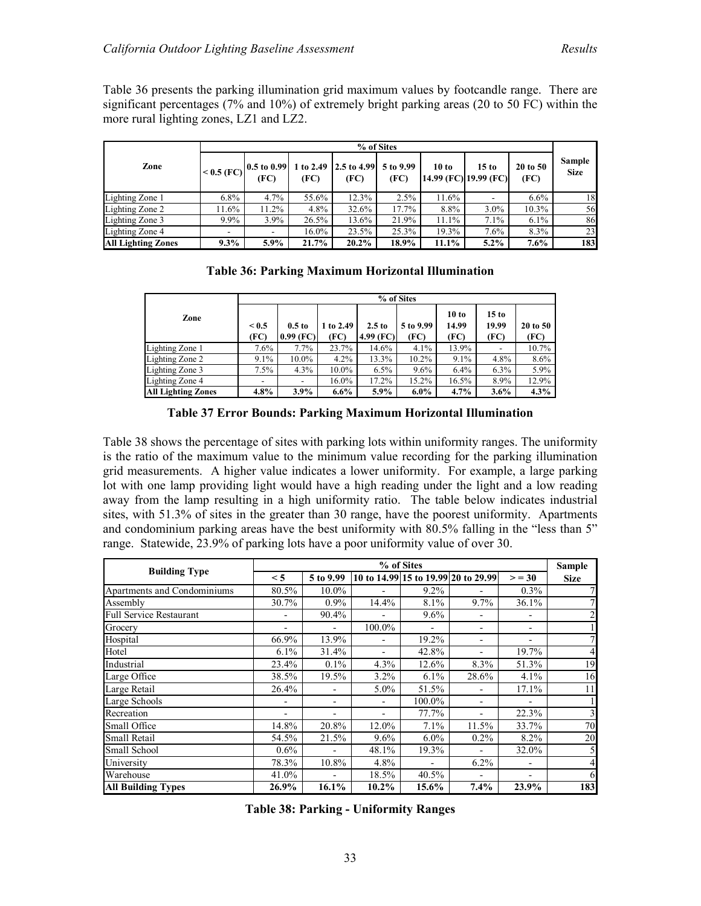Table 36 presents the parking illumination grid maximum values by footcandle range. There are significant percentages (7% and 10%) of extremely bright parking areas (20 to 50 FC) within the more rural lighting zones, LZ1 and LZ2.

| Zone | % of Sites | | | | | | | | Sample Size |
|---|---|---|---|---|---|---|---|---|---|
| | < 0.5 (FC) | 0.5 to 0.99 (FC) | 1 to 2.49 (FC) | 2.5 to 4.99 (FC) | 5 to 9.99 (FC) | 10 to 14.99 (FC) | 15 to 19.99 (FC) | 20 to 50 (FC) | |
| Lighting Zone 1 | 6.8% | 4.7% | 55.6% | 12.3% | 2.5% | 11.6% | - | 6.6% | 18 |
| Lighting Zone 2 | 11.6% | 11.2% | 4.8% | 32.6% | 17.7% | 8.8% | 3.0% | 10.3% | 56 |
| Lighting Zone 3 | 9.9% | 3.9% | 26.5% | 13.6% | 21.9% | 11.1% | 7.1% | 6.1% | 86 |
| Lighting Zone 4 | - | - | 16.0% | 23.5% | 25.3% | 19.3% | 7.6% | 8.3% | 23 |
| **All Lighting Zones** | **9.3%** | **5.9%** | **21.7%** | **20.2%** | **18.9%** | **11.1%** | **5.2%** | **7.6%** | **183** |

**Table 36: Parking Maximum Horizontal Illumination**

| Zone | % of Sites | | | | | | | |
|---|---|---|---|---|---|---|---|---|
| | < 0.5 (FC) | 0.5 to 0.99 (FC) | 1 to 2.49 (FC) | 2.5 to 4.99 (FC) | 5 to 9.99 (FC) | 10 to 14.99 (FC) | 15 to 19.99 (FC) | 20 to 50 (FC) |
| Lighting Zone 1 | 7.6% | 7.7% | 23.7% | 14.6% | 4.1% | 13.9% | - | 10.7% |
| Lighting Zone 2 | 9.1% | 10.0% | 4.2% | 13.3% | 10.2% | 9.1% | 4.8% | 8.6% |
| Lighting Zone 3 | 7.5% | 4.3% | 10.0% | 6.5% | 9.6% | 6.4% | 6.3% | 5.9% |
| Lighting Zone 4 | - | - | 16.0% | 17.2% | 15.2% | 16.5% | 8.9% | 12.9% |
| **All Lighting Zones** | **4.8%** | **3.9%** | **6.6%** | **5.9%** | **6.0%** | **4.7%** | **3.6%** | **4.3%** |

**Table 37 Error Bounds: Parking Maximum Horizontal Illumination**

Table 38 shows the percentage of sites with parking lots within uniformity ranges. The uniformity is the ratio of the maximum value to the minimum value recording for the parking illumination grid measurements. A higher value indicates a lower uniformity. For example, a large parking lot with one lamp providing light would have a high reading under the light and a low reading away from the lamp resulting in a high uniformity ratio. The table below indicates industrial sites, with 51.3% of sites in the greater than 30 range, have the poorest uniformity. Apartments and condominium parking areas have the best uniformity with 80.5% falling in the "less than 5" range. Statewide, 23.9% of parking lots have a poor uniformity value of over 30.

| Building Type | % of Sites | | | | | | Sample Size |
|---|---|---|---|---|---|---|---|
| | < 5 | 5 to 9.99 | 10 to 14.99 | 15 to 19.99 | 20 to 29.99 | > = 30 | |
| Apartments and Condominiums | 80.5% | 10.0% | - | 9.2% | - | 0.3% | 7 |
| Assembly | 30.7% | 0.9% | 14.4% | 8.1% | 9.7% | 36.1% | 7 |
| Full Service Restaurant | - | 90.4% | - | 9.6% | - | - | 2 |
| Grocery | - | - | 100.0% | - | - | - | 1 |
| Hospital | 66.9% | 13.9% | - | 19.2% | - | - | 7 |
| Hotel | 6.1% | 31.4% | - | 42.8% | - | 19.7% | 4 |
| Industrial | 23.4% | 0.1% | 4.3% | 12.6% | 8.3% | 51.3% | 19 |
| Large Office | 38.5% | 19.5% | 3.2% | 6.1% | 28.6% | 4.1% | 16 |
| Large Retail | 26.4% | - | 5.0% | 51.5% | - | 17.1% | 11 |
| Large Schools | - | - | - | 100.0% | - | - | 1 |
| Recreation | - | - | - | 77.7% | - | 22.3% | 3 |
| Small Office | 14.8% | 20.8% | 12.0% | 7.1% | 11.5% | 33.7% | 70 |
| Small Retail | 54.5% | 21.5% | 9.6% | 6.0% | 0.2% | 8.2% | 20 |
| Small School | 0.6% | - | 48.1% | 19.3% | - | 32.0% | 5 |
| University | 78.3% | 10.8% | 4.8% | - | 6.2% | - | 4 |
| Warehouse | 41.0% | - | 18.5% | 40.5% | - | - | 6 |
| **All Building Types** | **26.9%** | **16.1%** | **10.2%** | **15.6%** | **7.4%** | **23.9%** | **183** |

**Table 38: Parking - Uniformity Ranges**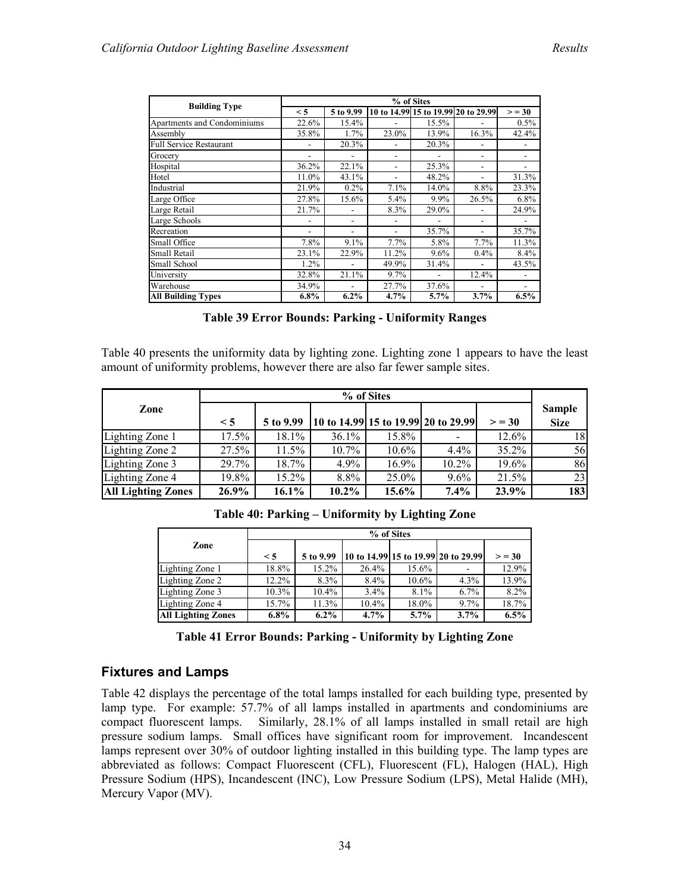| Building Type | % of Sites | | | | | |
|---|---|---|---|---|---|---|
| | < 5 | 5 to 9.99 | 10 to 14.99 | 15 to 19.99 | 20 to 29.99 | > = 30 |
| Apartments and Condominiums | 22.6% | 15.4% | - | 15.5% | - | 0.5% |
| Assembly | 35.8% | 1.7% | 23.0% | 13.9% | 16.3% | 42.4% |
| Full Service Restaurant | - | 20.3% | - | 20.3% | - | - |
| Grocery | - | - | - | - | - | - |
| Hospital | 36.2% | 22.1% | - | 25.3% | - | - |
| Hotel | 11.0% | 43.1% | - | 48.2% | - | 31.3% |
| Industrial | 21.9% | 0.2% | 7.1% | 14.0% | 8.8% | 23.3% |
| Large Office | 27.8% | 15.6% | 5.4% | 9.9% | 26.5% | 6.8% |
| Large Retail | 21.7% | - | 8.3% | 29.0% | - | 24.9% |
| Large Schools | - | - | - | - | - | - |
| Recreation | - | - | - | 35.7% | - | 35.7% |
| Small Office | 7.8% | 9.1% | 7.7% | 5.8% | 7.7% | 11.3% |
| Small Retail | 23.1% | 22.9% | 11.2% | 9.6% | 0.4% | 8.4% |
| Small School | 1.2% | - | 49.9% | 31.4% | - | 43.5% |
| University | 32.8% | 21.1% | 9.7% | - | 12.4% | - |
| Warehouse | 34.9% | - | 27.7% | 37.6% | - | - |
| **All Building Types** | **6.8%** | **6.2%** | **4.7%** | **5.7%** | **3.7%** | **6.5%** |

**Table 39 Error Bounds: Parking - Uniformity Ranges**

Table 40 presents the uniformity data by lighting zone. Lighting zone 1 appears to have the least amount of uniformity problems, however there are also far fewer sample sites.

| Zone | % of Sites | | | | | | Sample Size |
|---|---|---|---|---|---|---|---|
| | < 5 | 5 to 9.99 | 10 to 14.99 | 15 to 19.99 | 20 to 29.99 | > = 30 | |
| Lighting Zone 1 | 17.5% | 18.1% | 36.1% | 15.8% | - | 12.6% | 18 |
| Lighting Zone 2 | 27.5% | 11.5% | 10.7% | 10.6% | 4.4% | 35.2% | 56 |
| Lighting Zone 3 | 29.7% | 18.7% | 4.9% | 16.9% | 10.2% | 19.6% | 86 |
| Lighting Zone 4 | 19.8% | 15.2% | 8.8% | 25.0% | 9.6% | 21.5% | 23 |
| **All Lighting Zones** | **26.9%** | **16.1%** | **10.2%** | **15.6%** | **7.4%** | **23.9%** | **183** |

**Table 40: Parking – Uniformity by Lighting Zone**

| Zone | % of Sites | | | | | |
|---|---|---|---|---|---|---|
| | < 5 | 5 to 9.99 | 10 to 14.99 | 15 to 19.99 | 20 to 29.99 | > = 30 |
| Lighting Zone 1 | 18.8% | 15.2% | 26.4% | 15.6% | - | 12.9% |
| Lighting Zone 2 | 12.2% | 8.3% | 8.4% | 10.6% | 4.3% | 13.9% |
| Lighting Zone 3 | 10.3% | 10.4% | 3.4% | 8.1% | 6.7% | 8.2% |
| Lighting Zone 4 | 15.7% | 11.3% | 10.4% | 18.0% | 9.7% | 18.7% |
| **All Lighting Zones** | **6.8%** | **6.2%** | **4.7%** | **5.7%** | **3.7%** | **6.5%** |

**Table 41 Error Bounds: Parking - Uniformity by Lighting Zone**

## Fixtures and Lamps

Table 42 displays the percentage of the total lamps installed for each building type, presented by lamp type. For example: 57.7% of all lamps installed in apartments and condominiums are compact fluorescent lamps. Similarly, 28.1% of all lamps installed in small retail are high pressure sodium lamps. Small offices have significant room for improvement. Incandescent lamps represent over 30% of outdoor lighting installed in this building type. The lamp types are abbreviated as follows: Compact Fluorescent (CFL), Fluorescent (FL), Halogen (HAL), High Pressure Sodium (HPS), Incandescent (INC), Low Pressure Sodium (LPS), Metal Halide (MH), Mercury Vapor (MV).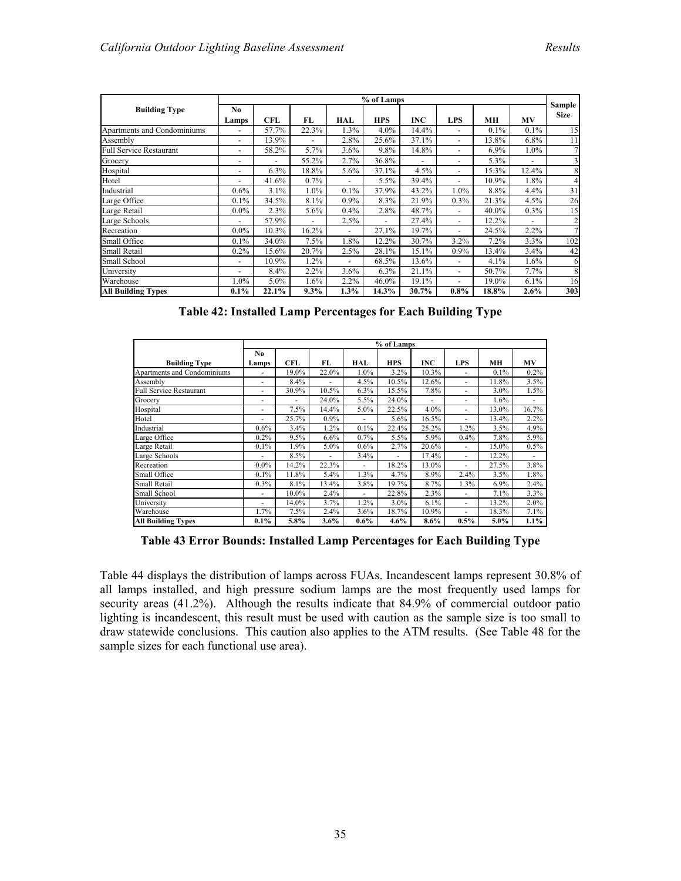| Building Type | % of Lamps | | | | | | | | | Sample Size |
|---|---|---|---|---|---|---|---|---|---|---|
| | No Lamps | CFL | FL | HAL | HPS | INC | LPS | MH | MV | |
| Apartments and Condominiums | - | 57.7% | 22.3% | 1.3% | 4.0% | 14.4% | - | 0.1% | 0.1% | 15 |
| Assembly | - | 13.9% | - | 2.8% | 25.6% | 37.1% | - | 13.8% | 6.8% | 11 |
| Full Service Restaurant | - | 58.2% | 5.7% | 3.6% | 9.8% | 14.8% | - | 6.9% | 1.0% | 7 |
| Grocery | - | - | 55.2% | 2.7% | 36.8% | - | - | 5.3% | - | 3 |
| Hospital | - | 6.3% | 18.8% | 5.6% | 37.1% | 4.5% | - | 15.3% | 12.4% | 8 |
| Hotel | - | 41.6% | 0.7% | - | 5.5% | 39.4% | - | 10.9% | 1.8% | 4 |
| Industrial | 0.6% | 3.1% | 1.0% | 0.1% | 37.9% | 43.2% | 1.0% | 8.8% | 4.4% | 31 |
| Large Office | 0.1% | 34.5% | 8.1% | 0.9% | 8.3% | 21.9% | 0.3% | 21.3% | 4.5% | 26 |
| Large Retail | 0.0% | 2.3% | 5.6% | 0.4% | 2.8% | 48.7% | - | 40.0% | 0.3% | 15 |
| Large Schools | - | 57.9% | - | 2.5% | - | 27.4% | - | 12.2% | - | 2 |
| Recreation | 0.0% | 10.3% | 16.2% | - | 27.1% | 19.7% | - | 24.5% | 2.2% | 7 |
| Small Office | 0.1% | 34.0% | 7.5% | 1.8% | 12.2% | 30.7% | 3.2% | 7.2% | 3.3% | 102 |
| Small Retail | 0.2% | 15.6% | 20.7% | 2.5% | 28.1% | 15.1% | 0.9% | 13.4% | 3.4% | 42 |
| Small School | - | 10.9% | 1.2% | - | 68.5% | 13.6% | - | 4.1% | 1.6% | 6 |
| University | - | 8.4% | 2.2% | 3.6% | 6.3% | 21.1% | - | 50.7% | 7.7% | 8 |
| Warehouse | 1.0% | 5.0% | 1.6% | 2.2% | 46.0% | 19.1% | - | 19.0% | 6.1% | 16 |
| **All Building Types** | **0.1%** | **22.1%** | **9.3%** | **1.3%** | **14.3%** | **30.7%** | **0.8%** | **18.8%** | **2.6%** | **303** |

**Table 42: Installed Lamp Percentages for Each Building Type**

| Building Type | % of Lamps | | | | | | | | |
|---|---|---|---|---|---|---|---|---|---|
| | No Lamps | CFL | FL | HAL | HPS | INC | LPS | MH | MV |
| Apartments and Condominiums | - | 19.0% | 22.0% | 1.0% | 3.2% | 10.3% | - | 0.1% | 0.2% |
| Assembly | - | 8.4% | - | 4.5% | 10.5% | 12.6% | - | 11.8% | 3.5% |
| Full Service Restaurant | - | 30.9% | 10.5% | 6.3% | 15.5% | 7.8% | - | 3.0% | 1.5% |
| Grocery | - | - | 24.0% | 5.5% | 24.0% | - | - | 1.6% | - |
| Hospital | - | 7.5% | 14.4% | 5.0% | 22.5% | 4.0% | - | 13.0% | 16.7% |
| Hotel | - | 25.7% | 0.9% | - | 5.6% | 16.5% | - | 13.4% | 2.2% |
| Industrial | 0.6% | 3.4% | 1.2% | 0.1% | 22.4% | 25.2% | 1.2% | 3.5% | 4.9% |
| Large Office | 0.2% | 9.5% | 6.6% | 0.7% | 5.5% | 5.9% | 0.4% | 7.8% | 5.9% |
| Large Retail | 0.1% | 1.9% | 5.0% | 0.6% | 2.7% | 20.6% | - | 15.0% | 0.5% |
| Large Schools | - | 8.5% | - | 3.4% | - | 17.4% | - | 12.2% | - |
| Recreation | 0.0% | 14.2% | 22.3% | - | 18.2% | 13.0% | - | 27.5% | 3.8% |
| Small Office | 0.1% | 11.8% | 5.4% | 1.3% | 4.7% | 8.9% | 2.4% | 3.5% | 1.8% |
| Small Retail | 0.3% | 8.1% | 13.4% | 3.8% | 19.7% | 8.7% | 1.3% | 6.9% | 2.4% |
| Small School | - | 10.0% | 2.4% | - | 22.8% | 2.3% | - | 7.1% | 3.3% |
| University | - | 14.0% | 3.7% | 1.2% | 3.0% | 6.1% | - | 13.2% | 2.0% |
| Warehouse | 1.7% | 7.5% | 2.4% | 3.6% | 18.7% | 10.9% | - | 18.3% | 7.1% |
| **All Building Types** | **0.1%** | **5.8%** | **3.6%** | **0.6%** | **4.6%** | **8.6%** | **0.5%** | **5.0%** | **1.1%** |

**Table 43 Error Bounds: Installed Lamp Percentages for Each Building Type**

Table 44 displays the distribution of lamps across FUAs. Incandescent lamps represent 30.8% of all lamps installed, and high pressure sodium lamps are the most frequently used lamps for security areas (41.2%). Although the results indicate that 84.9% of commercial outdoor patio lighting is incandescent, this result must be used with caution as the sample size is too small to draw statewide conclusions. This caution also applies to the ATM results. (See Table 48 for the sample sizes for each functional use area).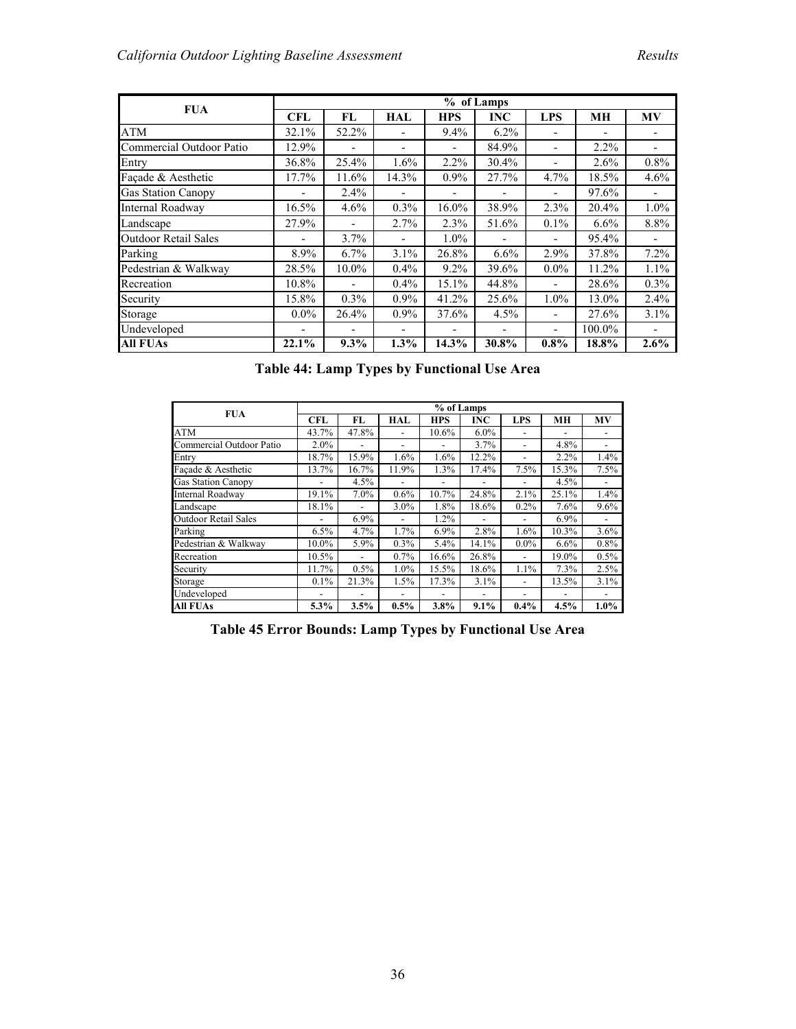| FUA | % of Lamps | | | | | | | |
|---|---|---|---|---|---|---|---|---|
| | CFL | FL | HAL | HPS | INC | LPS | MH | MV |
| ATM | 32.1% | 52.2% | - | 9.4% | 6.2% | - | - | - |
| Commercial Outdoor Patio | 12.9% | - | - | - | 84.9% | - | 2.2% | - |
| Entry | 36.8% | 25.4% | 1.6% | 2.2% | 30.4% | - | 2.6% | 0.8% |
| Façade & Aesthetic | 17.7% | 11.6% | 14.3% | 0.9% | 27.7% | 4.7% | 18.5% | 4.6% |
| Gas Station Canopy | - | 2.4% | - | - | - | - | 97.6% | - |
| Internal Roadway | 16.5% | 4.6% | 0.3% | 16.0% | 38.9% | 2.3% | 20.4% | 1.0% |
| Landscape | 27.9% | - | 2.7% | 2.3% | 51.6% | 0.1% | 6.6% | 8.8% |
| Outdoor Retail Sales | - | 3.7% | - | 1.0% | - | - | 95.4% | - |
| Parking | 8.9% | 6.7% | 3.1% | 26.8% | 6.6% | 2.9% | 37.8% | 7.2% |
| Pedestrian & Walkway | 28.5% | 10.0% | 0.4% | 9.2% | 39.6% | 0.0% | 11.2% | 1.1% |
| Recreation | 10.8% | - | 0.4% | 15.1% | 44.8% | - | 28.6% | 0.3% |
| Security | 15.8% | 0.3% | 0.9% | 41.2% | 25.6% | 1.0% | 13.0% | 2.4% |
| Storage | 0.0% | 26.4% | 0.9% | 37.6% | 4.5% | - | 27.6% | 3.1% |
| Undeveloped | - | - | - | - | - | - | 100.0% | - |
| **All FUAs** | **22.1%** | **9.3%** | **1.3%** | **14.3%** | **30.8%** | **0.8%** | **18.8%** | **2.6%** |

**Table 44: Lamp Types by Functional Use Area**

| FUA | % of Lamps | | | | | | | |
|---|---|---|---|---|---|---|---|---|
| | CFL | FL | HAL | HPS | INC | LPS | MH | MV |
| ATM | 43.7% | 47.8% | - | 10.6% | 6.0% | - | - | - |
| Commercial Outdoor Patio | 2.0% | - | - | - | 3.7% | - | 4.8% | - |
| Entry | 18.7% | 15.9% | 1.6% | 1.6% | 12.2% | - | 2.2% | 1.4% |
| Façade & Aesthetic | 13.7% | 16.7% | 11.9% | 1.3% | 17.4% | 7.5% | 15.3% | 7.5% |
| Gas Station Canopy | - | 4.5% | - | - | - | - | 4.5% | - |
| Internal Roadway | 19.1% | 7.0% | 0.6% | 10.7% | 24.8% | 2.1% | 25.1% | 1.4% |
| Landscape | 18.1% | - | 3.0% | 1.8% | 18.6% | 0.2% | 7.6% | 9.6% |
| Outdoor Retail Sales | - | 6.9% | - | 1.2% | - | - | 6.9% | - |
| Parking | 6.5% | 4.7% | 1.7% | 6.9% | 2.8% | 1.6% | 10.3% | 3.6% |
| Pedestrian & Walkway | 10.0% | 5.9% | 0.3% | 5.4% | 14.1% | 0.0% | 6.6% | 0.8% |
| Recreation | 10.5% | - | 0.7% | 16.6% | 26.8% | - | 19.0% | 0.5% |
| Security | 11.7% | 0.5% | 1.0% | 15.5% | 18.6% | 1.1% | 7.3% | 2.5% |
| Storage | 0.1% | 21.3% | 1.5% | 17.3% | 3.1% | - | 13.5% | 3.1% |
| Undeveloped | - | - | - | - | - | - | - | - |
| **All FUAs** | **5.3%** | **3.5%** | **0.5%** | **3.8%** | **9.1%** | **0.4%** | **4.5%** | **1.0%** |

**Table 45 Error Bounds: Lamp Types by Functional Use Area**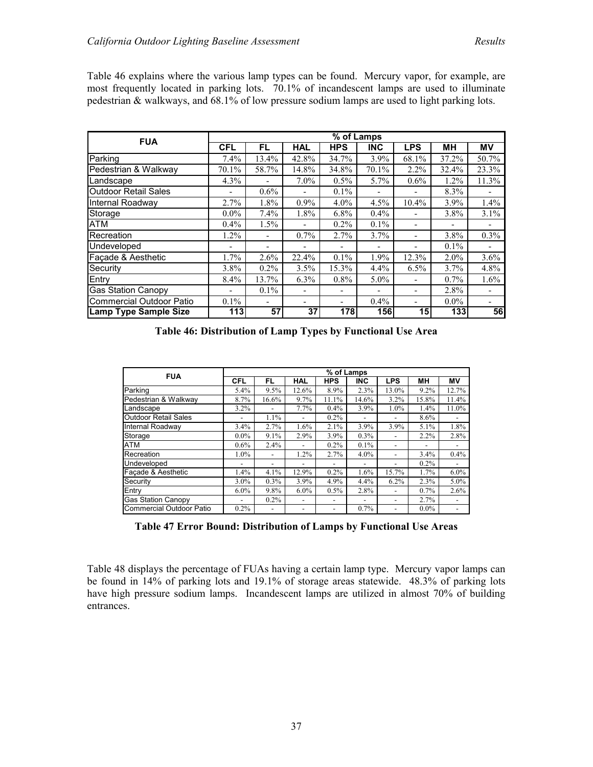Table 46 explains where the various lamp types can be found. Mercury vapor, for example, are most frequently located in parking lots. 70.1% of incandescent lamps are used to illuminate pedestrian & walkways, and 68.1% of low pressure sodium lamps are used to light parking lots.

| FUA | % of Lamps | | | | | | | |
|---|---|---|---|---|---|---|---|---|
| | CFL | FL | HAL | HPS | INC | LPS | MH | MV |
| Parking | 7.4% | 13.4% | 42.8% | 34.7% | 3.9% | 68.1% | 37.2% | 50.7% |
| Pedestrian & Walkway | 70.1% | 58.7% | 14.8% | 34.8% | 70.1% | 2.2% | 32.4% | 23.3% |
| Landscape | 4.3% | - | 7.0% | 0.5% | 5.7% | 0.6% | 1.2% | 11.3% |
| Outdoor Retail Sales | - | 0.6% | - | 0.1% | - | - | 8.3% | - |
| Internal Roadway | 2.7% | 1.8% | 0.9% | 4.0% | 4.5% | 10.4% | 3.9% | 1.4% |
| Storage | 0.0% | 7.4% | 1.8% | 6.8% | 0.4% | - | 3.8% | 3.1% |
| ATM | 0.4% | 1.5% | - | 0.2% | 0.1% | - | - | - |
| Recreation | 1.2% | - | 0.7% | 2.7% | 3.7% | - | 3.8% | 0.3% |
| Undeveloped | - | - | - | - | - | - | 0.1% | - |
| Façade & Aesthetic | 1.7% | 2.6% | 22.4% | 0.1% | 1.9% | 12.3% | 2.0% | 3.6% |
| Security | 3.8% | 0.2% | 3.5% | 15.3% | 4.4% | 6.5% | 3.7% | 4.8% |
| Entry | 8.4% | 13.7% | 6.3% | 0.8% | 5.0% | - | 0.7% | 1.6% |
| Gas Station Canopy | - | 0.1% | - | - | - | - | 2.8% | - |
| Commercial Outdoor Patio | 0.1% | - | - | - | 0.4% | - | 0.0% | - |
| **Lamp Type Sample Size** | 113 | 57 | 37 | 178 | 156 | 15 | 133 | 56 |

**Table 46: Distribution of Lamp Types by Functional Use Area**

| FUA | % of Lamps | | | | | | | |
|---|---|---|---|---|---|---|---|---|
| | CFL | FL | HAL | HPS | INC | LPS | MH | MV |
| Parking | 5.4% | 9.5% | 12.6% | 8.9% | 2.3% | 13.0% | 9.2% | 12.7% |
| Pedestrian & Walkway | 8.7% | 16.6% | 9.7% | 11.1% | 14.6% | 3.2% | 15.8% | 11.4% |
| Landscape | 3.2% | - | 7.7% | 0.4% | 3.9% | 1.0% | 1.4% | 11.0% |
| Outdoor Retail Sales | - | 1.1% | - | 0.2% | - | - | 8.6% | - |
| Internal Roadway | 3.4% | 2.7% | 1.6% | 2.1% | 3.9% | 3.9% | 5.1% | 1.8% |
| Storage | 0.0% | 9.1% | 2.9% | 3.9% | 0.3% | - | 2.2% | 2.8% |
| ATM | 0.6% | 2.4% | - | 0.2% | 0.1% | - | - | - |
| Recreation | 1.0% | - | 1.2% | 2.7% | 4.0% | - | 3.4% | 0.4% |
| Undeveloped | - | - | - | - | - | - | 0.2% | - |
| Façade & Aesthetic | 1.4% | 4.1% | 12.9% | 0.2% | 1.6% | 15.7% | 1.7% | 6.0% |
| Security | 3.0% | 0.3% | 3.9% | 4.9% | 4.4% | 6.2% | 2.3% | 5.0% |
| Entry | 6.0% | 9.8% | 6.0% | 0.5% | 2.8% | - | 0.7% | 2.6% |
| Gas Station Canopy | - | 0.2% | - | - | - | - | 2.7% | - |
| Commercial Outdoor Patio | 0.2% | - | - | - | 0.7% | - | 0.0% | - |

**Table 47 Error Bound: Distribution of Lamps by Functional Use Areas**

Table 48 displays the percentage of FUAs having a certain lamp type. Mercury vapor lamps can be found in 14% of parking lots and 19.1% of storage areas statewide. 48.3% of parking lots have high pressure sodium lamps. Incandescent lamps are utilized in almost 70% of building entrances.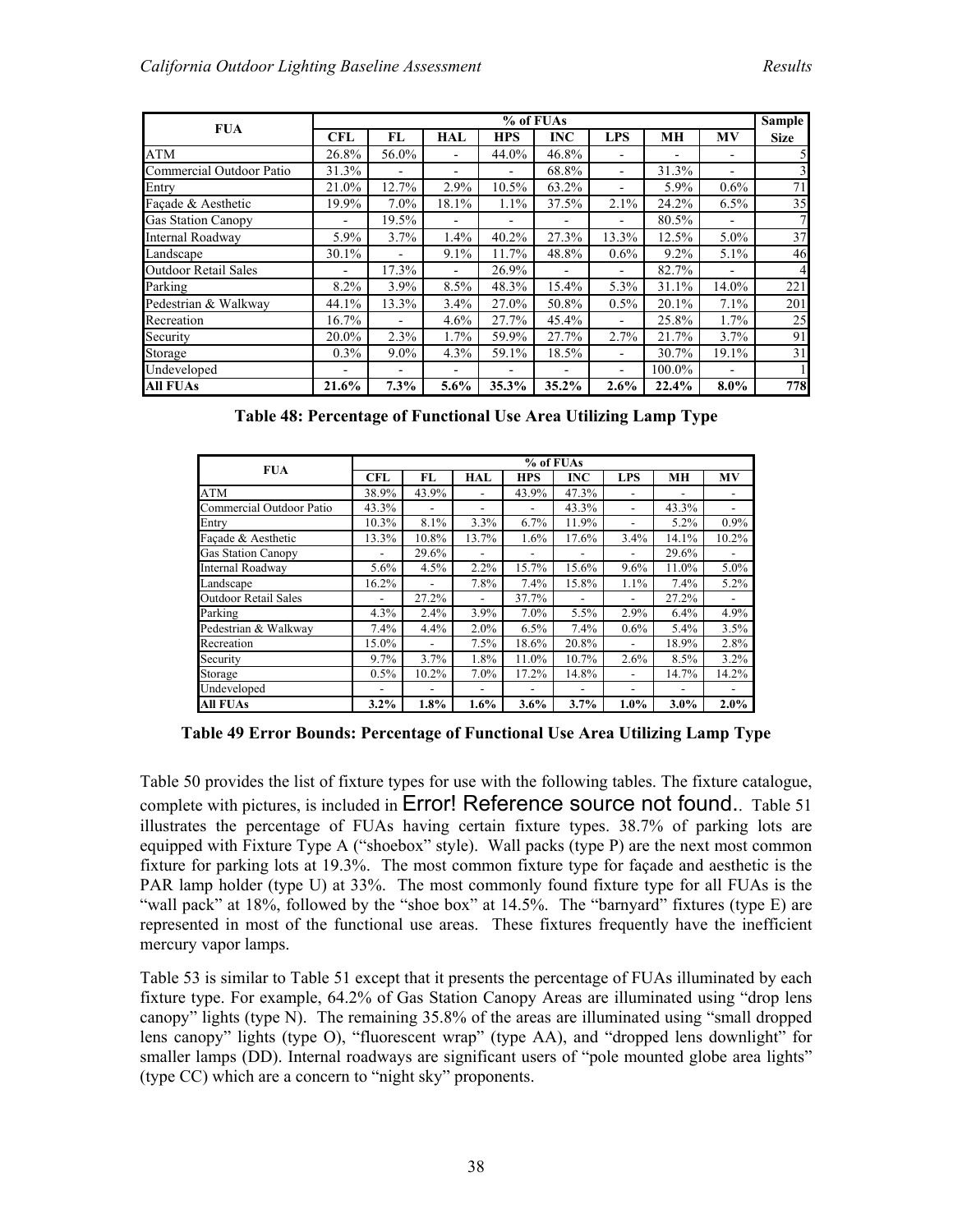| FUA | % of FUAs | | | | | | | | Sample Size |
|---|---|---|---|---|---|---|---|---|---|
| | CFL | FL | HAL | HPS | INC | LPS | MH | MV | |
| ATM | 26.8% | 56.0% | - | 44.0% | 46.8% | - | - | - | 5 |
| Commercial Outdoor Patio | 31.3% | - | - | - | 68.8% | - | 31.3% | - | 3 |
| Entry | 21.0% | 12.7% | 2.9% | 10.5% | 63.2% | - | 5.9% | 0.6% | 71 |
| Façade & Aesthetic | 19.9% | 7.0% | 18.1% | 1.1% | 37.5% | 2.1% | 24.2% | 6.5% | 35 |
| Gas Station Canopy | - | 19.5% | - | - | - | - | 80.5% | - | 7 |
| Internal Roadway | 5.9% | 3.7% | 1.4% | 40.2% | 27.3% | 13.3% | 12.5% | 5.0% | 37 |
| Landscape | 30.1% | - | 9.1% | 11.7% | 48.8% | 0.6% | 9.2% | 5.1% | 46 |
| Outdoor Retail Sales | - | 17.3% | - | 26.9% | - | - | 82.7% | - | 4 |
| Parking | 8.2% | 3.9% | 8.5% | 48.3% | 15.4% | 5.3% | 31.1% | 14.0% | 221 |
| Pedestrian & Walkway | 44.1% | 13.3% | 3.4% | 27.0% | 50.8% | 0.5% | 20.1% | 7.1% | 201 |
| Recreation | 16.7% | - | 4.6% | 27.7% | 45.4% | - | 25.8% | 1.7% | 25 |
| Security | 20.0% | 2.3% | 1.7% | 59.9% | 27.7% | 2.7% | 21.7% | 3.7% | 91 |
| Storage | 0.3% | 9.0% | 4.3% | 59.1% | 18.5% | - | 30.7% | 19.1% | 31 |
| Undeveloped | - | - | - | - | - | - | 100.0% | - | 1 |
| **All FUAs** | **21.6%** | **7.3%** | **5.6%** | **35.3%** | **35.2%** | **2.6%** | **22.4%** | **8.0%** | **778** |

**Table 48: Percentage of Functional Use Area Utilizing Lamp Type**

| FUA | % of FUAs | | | | | | | |
|---|---|---|---|---|---|---|---|---|
| | CFL | FL | HAL | HPS | INC | LPS | MH | MV |
| ATM | 38.9% | 43.9% | - | 43.9% | 47.3% | - | - | - |
| Commercial Outdoor Patio | 43.3% | - | - | - | 43.3% | - | 43.3% | - |
| Entry | 10.3% | 8.1% | 3.3% | 6.7% | 11.9% | - | 5.2% | 0.9% |
| Façade & Aesthetic | 13.3% | 10.8% | 13.7% | 1.6% | 17.6% | 3.4% | 14.1% | 10.2% |
| Gas Station Canopy | - | 29.6% | - | - | - | - | 29.6% | - |
| Internal Roadway | 5.6% | 4.5% | 2.2% | 15.7% | 15.6% | 9.6% | 11.0% | 5.0% |
| Landscape | 16.2% | - | 7.8% | 7.4% | 15.8% | 1.1% | 7.4% | 5.2% |
| Outdoor Retail Sales | - | 27.2% | - | 37.7% | - | - | 27.2% | - |
| Parking | 4.3% | 2.4% | 3.9% | 7.0% | 5.5% | 2.9% | 6.4% | 4.9% |
| Pedestrian & Walkway | 7.4% | 4.4% | 2.0% | 6.5% | 7.4% | 0.6% | 5.4% | 3.5% |
| Recreation | 15.0% | - | 7.5% | 18.6% | 20.8% | - | 18.9% | 2.8% |
| Security | 9.7% | 3.7% | 1.8% | 11.0% | 10.7% | 2.6% | 8.5% | 3.2% |
| Storage | 0.5% | 10.2% | 7.0% | 17.2% | 14.8% | - | 14.7% | 14.2% |
| Undeveloped | - | - | - | - | - | - | - | - |
| **All FUAs** | **3.2%** | **1.8%** | **1.6%** | **3.6%** | **3.7%** | **1.0%** | **3.0%** | **2.0%** |

**Table 49 Error Bounds: Percentage of Functional Use Area Utilizing Lamp Type**

Table 50 provides the list of fixture types for use with the following tables. The fixture catalogue, complete with pictures, is included in Error! Reference source not found.. Table 51 illustrates the percentage of FUAs having certain fixture types. 38.7% of parking lots are equipped with Fixture Type A ("shoebox" style). Wall packs (type P) are the next most common fixture for parking lots at 19.3%. The most common fixture type for façade and aesthetic is the PAR lamp holder (type U) at 33%. The most commonly found fixture type for all FUAs is the "wall pack" at 18%, followed by the "shoe box" at 14.5%. The "barnyard" fixtures (type E) are represented in most of the functional use areas. These fixtures frequently have the inefficient mercury vapor lamps.

Table 53 is similar to Table 51 except that it presents the percentage of FUAs illuminated by each fixture type. For example, 64.2% of Gas Station Canopy Areas are illuminated using "drop lens canopy" lights (type N). The remaining 35.8% of the areas are illuminated using "small dropped lens canopy" lights (type O), "fluorescent wrap" (type AA), and "dropped lens downlight" for smaller lamps (DD). Internal roadways are significant users of "pole mounted globe area lights" (type CC) which are a concern to "night sky" proponents.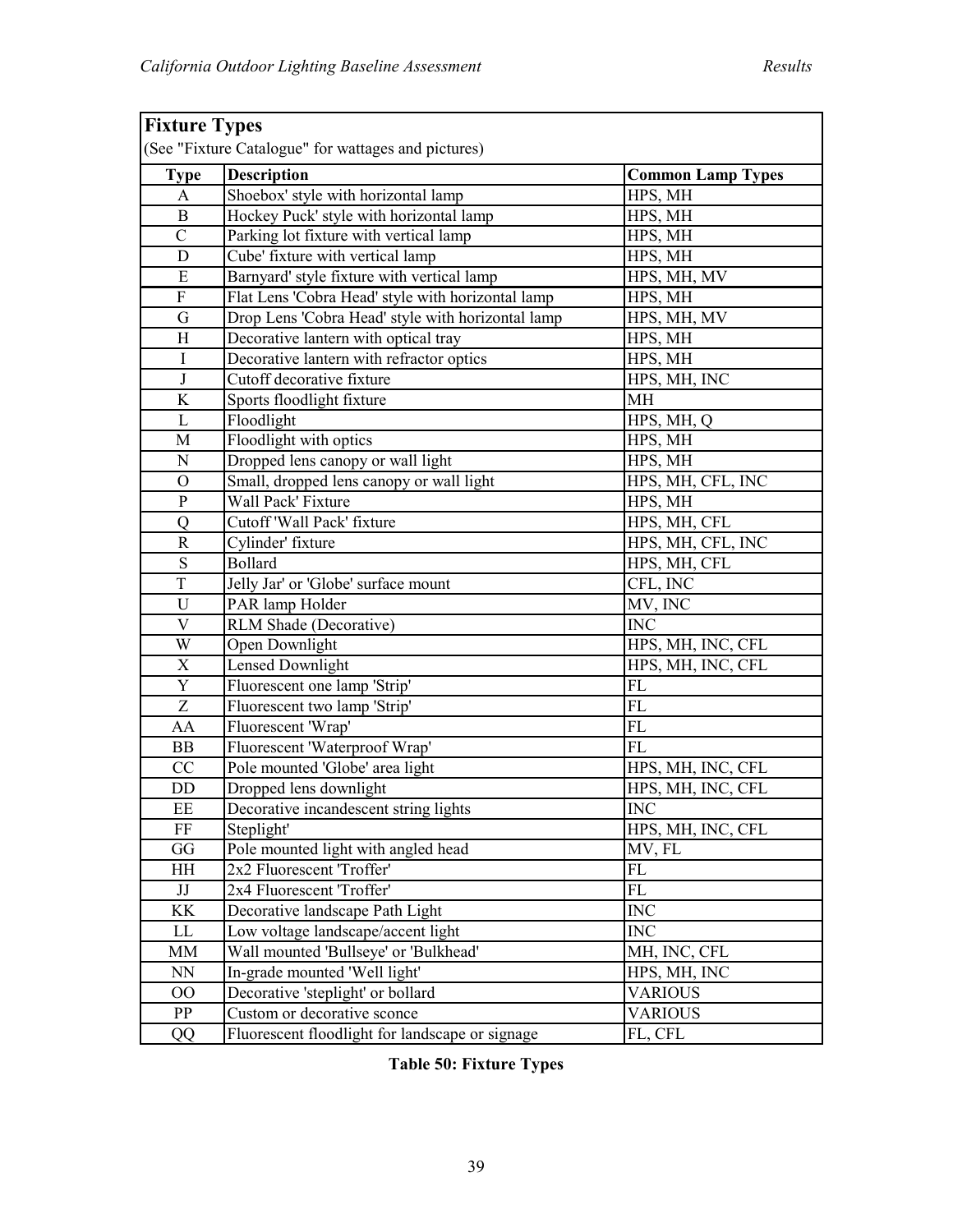| **Fixture Types** | | |
|---|---|---|
| (See "Fixture Catalogue" for wattages and pictures) | | |
| **Type** | **Description** | **Common Lamp Types** |
| A | Shoebox' style with horizontal lamp | HPS, MH |
| B | Hockey Puck' style with horizontal lamp | HPS, MH |
| C | Parking lot fixture with vertical lamp | HPS, MH |
| D | Cube' fixture with vertical lamp | HPS, MH |
| E | Barnyard' style fixture with vertical lamp | HPS, MH, MV |
| F | Flat Lens 'Cobra Head' style with horizontal lamp | HPS, MH |
| G | Drop Lens 'Cobra Head' style with horizontal lamp | HPS, MH, MV |
| H | Decorative lantern with optical tray | HPS, MH |
| I | Decorative lantern with refractor optics | HPS, MH |
| J | Cutoff decorative fixture | HPS, MH, INC |
| K | Sports floodlight fixture | MH |
| L | Floodlight | HPS, MH, Q |
| M | Floodlight with optics | HPS, MH |
| N | Dropped lens canopy or wall light | HPS, MH |
| O | Small, dropped lens canopy or wall light | HPS, MH, CFL, INC |
| P | Wall Pack' Fixture | HPS, MH |
| Q | Cutoff 'Wall Pack' fixture | HPS, MH, CFL |
| R | Cylinder' fixture | HPS, MH, CFL, INC |
| S | Bollard | HPS, MH, CFL |
| T | Jelly Jar' or 'Globe' surface mount | CFL, INC |
| U | PAR lamp Holder | MV, INC |
| V | RLM Shade (Decorative) | INC |
| W | Open Downlight | HPS, MH, INC, CFL |
| X | Lensed Downlight | HPS, MH, INC, CFL |
| Y | Fluorescent one lamp 'Strip' | FL |
| Z | Fluorescent two lamp 'Strip' | FL |
| AA | Fluorescent 'Wrap' | FL |
| BB | Fluorescent 'Waterproof Wrap' | FL |
| CC | Pole mounted 'Globe' area light | HPS, MH, INC, CFL |
| DD | Dropped lens downlight | HPS, MH, INC, CFL |
| EE | Decorative incandescent string lights | INC |
| FF | Steplight' | HPS, MH, INC, CFL |
| GG | Pole mounted light with angled head | MV, FL |
| HH | 2x2 Fluorescent 'Troffer' | FL |
| JJ | 2x4 Fluorescent 'Troffer' | FL |
| KK | Decorative landscape Path Light | INC |
| LL | Low voltage landscape/accent light | INC |
| MM | Wall mounted 'Bullseye' or 'Bulkhead' | MH, INC, CFL |
| NN | In-grade mounted 'Well light' | HPS, MH, INC |
| OO | Decorative 'steplight' or bollard | VARIOUS |
| PP | Custom or decorative sconce | VARIOUS |
| QQ | Fluorescent floodlight for landscape or signage | FL, CFL |

**Table 50: Fixture Types**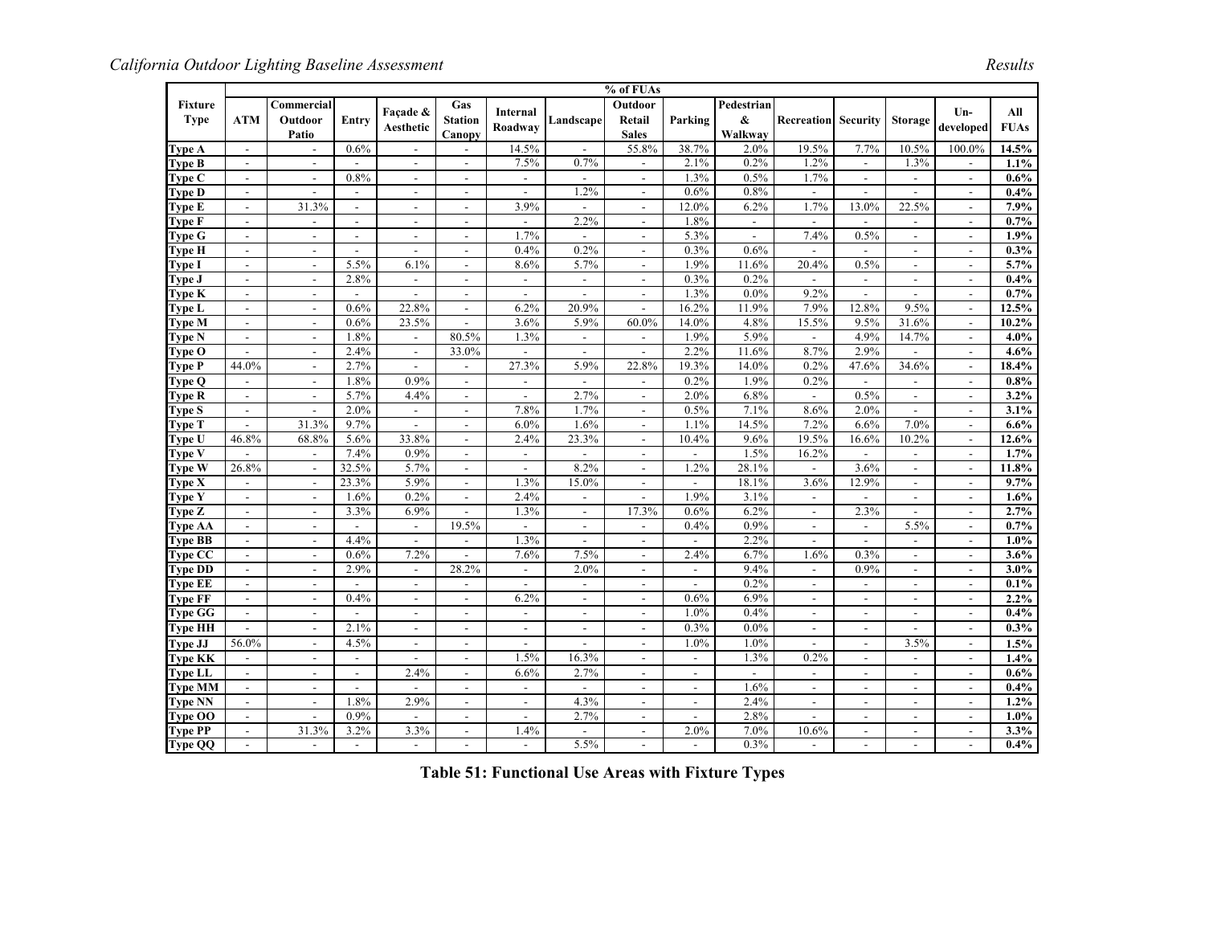| Fixture Type | % of FUAs | | | | | | | | | | | | | | | |
|---|---|---|---|---|---|---|---|---|---|---|---|---|---|---|---|---|
| | ATM | Commercial Outdoor Patio | Entry | Façade & Aesthetic | Gas Station Canopy | Internal Roadway | Landscape | Outdoor Retail Sales | Parking | Pedestrian & Walkway | Recreation | Security | Storage | Un-developed | All FUAs |
| **Type A** | - | - | 0.6% | - | - | 14.5% | - | 55.8% | 38.7% | 2.0% | 19.5% | 7.7% | 10.5% | 100.0% | **14.5%** |
| **Type B** | - | - | - | - | - | 7.5% | 0.7% | - | 2.1% | 0.2% | 1.2% | - | 1.3% | - | **1.1%** |
| **Type C** | - | - | 0.8% | - | - | - | - | - | 1.3% | 0.5% | 1.7% | - | - | - | **0.6%** |
| **Type D** | - | - | - | - | - | - | 1.2% | - | 0.6% | 0.8% | - | - | - | - | **0.4%** |
| **Type E** | - | 31.3% | - | - | - | 3.9% | - | - | 12.0% | 6.2% | 1.7% | 13.0% | 22.5% | - | **7.9%** |
| **Type F** | - | - | - | - | - | - | 2.2% | - | 1.8% | - | - | - | - | - | **0.7%** |
| **Type G** | - | - | - | - | - | 1.7% | - | - | 5.3% | - | 7.4% | 0.5% | - | - | **1.9%** |
| **Type H** | - | - | - | - | - | 0.4% | 0.2% | - | 0.3% | 0.6% | - | - | - | - | **0.3%** |
| **Type I** | - | - | 5.5% | 6.1% | - | 8.6% | 5.7% | - | 1.9% | 11.6% | 20.4% | 0.5% | - | - | **5.7%** |
| **Type J** | - | - | 2.8% | - | - | - | - | - | 0.3% | 0.2% | - | - | - | - | **0.4%** |
| **Type K** | - | - | - | - | - | - | - | - | 1.3% | 0.0% | 9.2% | - | - | - | **0.7%** |
| **Type L** | - | - | 0.6% | 22.8% | - | 6.2% | 20.9% | - | 16.2% | 11.9% | 7.9% | 12.8% | 9.5% | - | **12.5%** |
| **Type M** | - | - | 0.6% | 23.5% | - | 3.6% | 5.9% | 60.0% | 14.0% | 4.8% | 15.5% | 9.5% | 31.6% | - | **10.2%** |
| **Type N** | - | - | 1.8% | - | 80.5% | 1.3% | - | - | 1.9% | 5.9% | - | 4.9% | 14.7% | - | **4.0%** |
| **Type O** | - | - | 2.4% | - | 33.0% | - | - | - | 2.2% | 11.6% | 8.7% | 2.9% | - | - | **4.6%** |
| **Type P** | 44.0% | - | 2.7% | - | - | 27.3% | 5.9% | 22.8% | 19.3% | 14.0% | 0.2% | 47.6% | 34.6% | - | **18.4%** |
| **Type Q** | - | - | 1.8% | 0.9% | - | - | - | - | 0.2% | 1.9% | 0.2% | - | - | - | **0.8%** |
| **Type R** | - | - | 5.7% | 4.4% | - | - | 2.7% | - | 2.0% | 6.8% | - | 0.5% | - | - | **3.2%** |
| **Type S** | - | - | 2.0% | - | - | 7.8% | 1.7% | - | 0.5% | 7.1% | 8.6% | 2.0% | - | - | **3.1%** |
| **Type T** | - | 31.3% | 9.7% | - | - | 6.0% | 1.6% | - | 1.1% | 14.5% | 7.2% | 6.6% | 7.0% | - | **6.6%** |
| **Type U** | 46.8% | 68.8% | 5.6% | 33.8% | - | 2.4% | 23.3% | - | 10.4% | 9.6% | 19.5% | 16.6% | 10.2% | - | **12.6%** |
| **Type V** | - | - | 7.4% | 0.9% | - | - | - | - | - | 1.5% | 16.2% | - | - | - | **1.7%** |
| **Type W** | 26.8% | - | 32.5% | 5.7% | - | - | 8.2% | - | 1.2% | 28.1% | - | 3.6% | - | - | **11.8%** |
| **Type X** | - | - | 23.3% | 5.9% | - | 1.3% | 15.0% | - | - | 18.1% | 3.6% | 12.9% | - | - | **9.7%** |
| **Type Y** | - | - | 1.6% | 0.2% | - | 2.4% | - | - | 1.9% | 3.1% | - | - | - | - | **1.6%** |
| **Type Z** | - | - | 3.3% | 6.9% | - | 1.3% | - | 17.3% | 0.6% | 6.2% | - | 2.3% | - | - | **2.7%** |
| **Type AA** | - | - | - | - | 19.5% | - | - | - | 0.4% | 0.9% | - | - | 5.5% | - | **0.7%** |
| **Type BB** | - | - | 4.4% | - | - | 1.3% | - | - | - | 2.2% | - | - | - | - | **1.0%** |
| **Type CC** | - | - | 0.6% | 7.2% | - | 7.6% | 7.5% | - | 2.4% | 6.7% | 1.6% | 0.3% | - | - | **3.6%** |
| **Type DD** | - | - | 2.9% | - | 28.2% | - | 2.0% | - | - | 9.4% | - | 0.9% | - | - | **3.0%** |
| **Type EE** | - | - | - | - | - | - | - | - | - | 0.2% | - | - | - | - | **0.1%** |
| **Type FF** | - | - | 0.4% | - | - | 6.2% | - | - | 0.6% | 6.9% | - | - | - | - | **2.2%** |
| **Type GG** | - | - | - | - | - | - | - | - | 1.0% | 0.4% | - | - | - | - | **0.4%** |
| **Type HH** | - | - | 2.1% | - | - | - | - | - | 0.3% | 0.0% | - | - | - | - | **0.3%** |
| **Type JJ** | 56.0% | - | 4.5% | - | - | - | - | - | 1.0% | 1.0% | - | - | 3.5% | - | **1.5%** |
| **Type KK** | - | - | - | - | - | 1.5% | 16.3% | - | - | 1.3% | 0.2% | - | - | - | **1.4%** |
| **Type LL** | - | - | - | 2.4% | - | 6.6% | 2.7% | - | - | - | - | - | - | - | **0.6%** |
| **Type MM** | - | - | - | - | - | - | - | - | - | 1.6% | - | - | - | - | **0.4%** |
| **Type NN** | - | - | 1.8% | 2.9% | - | - | 4.3% | - | - | 2.4% | - | - | - | - | **1.2%** |
| **Type OO** | - | - | 0.9% | - | - | - | 2.7% | - | - | 2.8% | - | - | - | - | **1.0%** |
| **Type PP** | - | 31.3% | 3.2% | 3.3% | - | 1.4% | - | - | 2.0% | 7.0% | 10.6% | - | - | - | **3.3%** |
| **Type QQ** | - | - | - | - | - | - | 5.5% | - | - | 0.3% | - | - | - | - | **0.4%** |

**Table 51: Functional Use Areas with Fixture Types**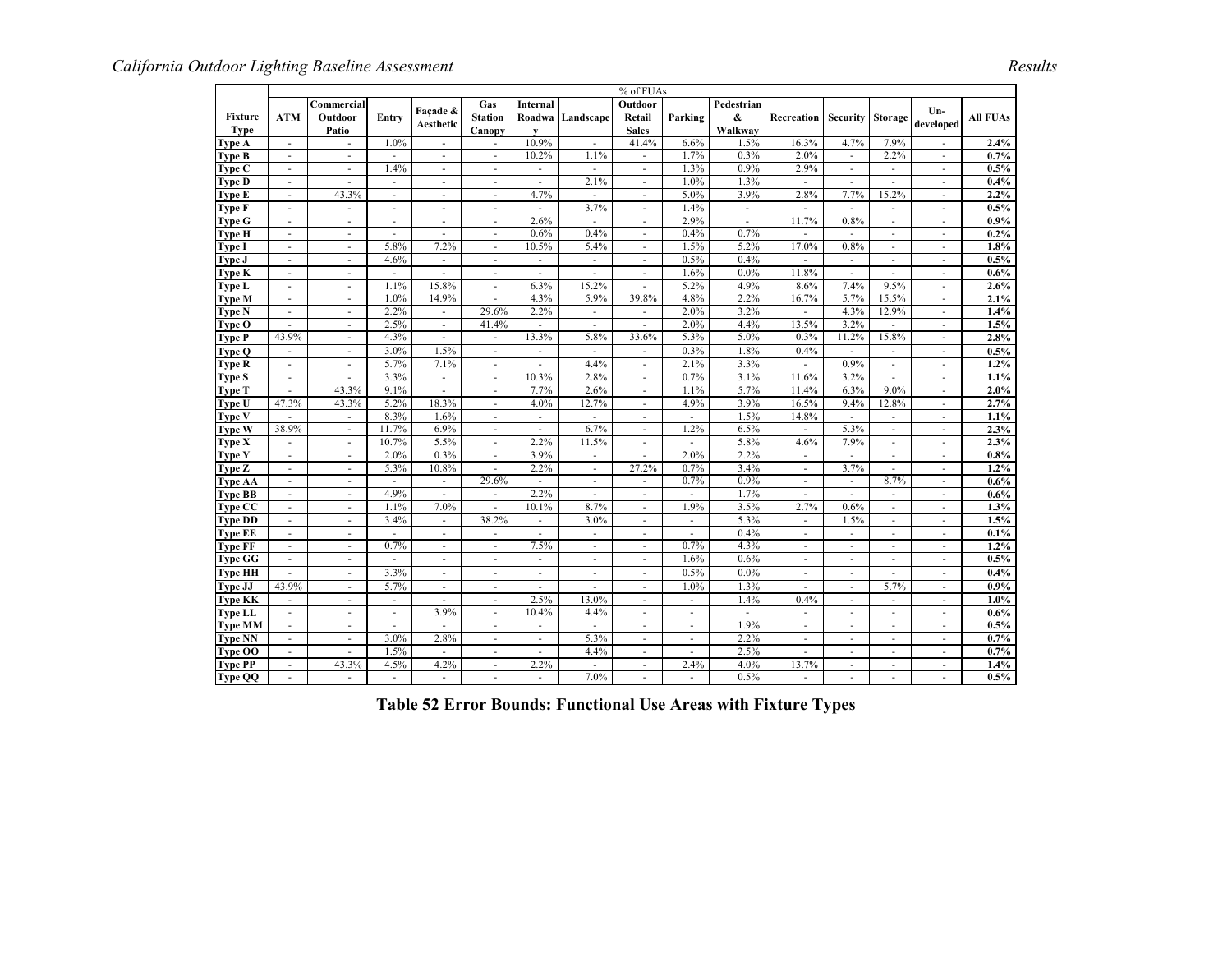| Fixture Type | % of FUAs | | | | | | | | | | | | | | |
|---|---|---|---|---|---|---|---|---|---|---|---|---|---|---|---|
| | ATM | Commercial Outdoor Patio | Entry | Façade & Aesthetic | Gas Station Canopy | Internal Roadway | Landscape | Outdoor Retail Sales | Parking | Pedestrian & Walkway | Recreation | Security | Storage | Un-developed | All FUAs |
| Type A | - | - | 1.0% | - | - | 10.9% | - | 41.4% | 6.6% | 1.5% | 16.3% | 4.7% | 7.9% | - | **2.4%** |
| Type B | - | - | - | - | - | 10.2% | 1.1% | - | 1.7% | 0.3% | 2.0% | - | 2.2% | - | **0.7%** |
| Type C | - | - | 1.4% | - | - | - | - | - | 1.3% | 0.9% | 2.9% | - | - | - | **0.5%** |
| Type D | - | - | - | - | - | - | 2.1% | - | 1.0% | 1.3% | - | - | - | - | **0.4%** |
| Type E | - | 43.3% | - | - | - | 4.7% | - | - | 5.0% | 3.9% | 2.8% | 7.7% | 15.2% | - | **2.2%** |
| Type F | - | - | - | - | - | - | 3.7% | - | 1.4% | - | - | - | - | - | **0.5%** |
| Type G | - | - | - | - | - | 2.6% | - | - | 2.9% | - | 11.7% | 0.8% | - | - | **0.9%** |
| Type H | - | - | - | - | - | 0.6% | 0.4% | - | 0.4% | 0.7% | - | - | - | - | **0.2%** |
| Type I | - | - | 5.8% | 7.2% | - | 10.5% | 5.4% | - | 1.5% | 5.2% | 17.0% | 0.8% | - | - | **1.8%** |
| Type J | - | - | 4.6% | - | - | - | - | - | 0.5% | 0.4% | - | - | - | - | **0.5%** |
| Type K | - | - | - | - | - | - | - | - | 1.6% | 0.0% | 11.8% | - | - | - | **0.6%** |
| Type L | - | - | 1.1% | 15.8% | - | 6.3% | 15.2% | - | 5.2% | 4.9% | 8.6% | 7.4% | 9.5% | - | **2.6%** |
| Type M | - | - | 1.0% | 14.9% | - | 4.3% | 5.9% | 39.8% | 4.8% | 2.2% | 16.7% | 5.7% | 15.5% | - | **2.1%** |
| Type N | - | - | 2.2% | - | 29.6% | 2.2% | - | - | 2.0% | 3.2% | - | 4.3% | 12.9% | - | **1.4%** |
| Type O | - | - | 2.5% | - | 41.4% | - | - | - | 2.0% | 4.4% | 13.5% | 3.2% | - | - | **1.5%** |
| Type P | 43.9% | - | 4.3% | - | - | 13.3% | 5.8% | 33.6% | 5.3% | 5.0% | 0.3% | 11.2% | 15.8% | - | **2.8%** |
| Type Q | - | - | 3.0% | 1.5% | - | - | - | - | 0.3% | 1.8% | 0.4% | - | - | - | **0.5%** |
| Type R | - | - | 5.7% | 7.1% | - | - | 4.4% | - | 2.1% | 3.3% | - | 0.9% | - | - | **1.2%** |
| Type S | - | - | 3.3% | - | - | 10.3% | 2.8% | - | 0.7% | 3.1% | 11.6% | 3.2% | - | - | **1.1%** |
| Type T | - | 43.3% | 9.1% | - | - | 7.7% | 2.6% | - | 1.1% | 5.7% | 11.4% | 6.3% | 9.0% | - | **2.0%** |
| Type U | 47.3% | 43.3% | 5.2% | 18.3% | - | 4.0% | 12.7% | - | 4.9% | 3.9% | 16.5% | 9.4% | 12.8% | - | **2.7%** |
| Type V | - | - | 8.3% | 1.6% | - | - | - | - | - | 1.5% | 14.8% | - | - | - | **1.1%** |
| Type W | 38.9% | - | 11.7% | 6.9% | - | - | 6.7% | - | 1.2% | 6.5% | - | 5.3% | - | - | **2.3%** |
| Type X | - | - | 10.7% | 5.5% | - | 2.2% | 11.5% | - | - | 5.8% | 4.6% | 7.9% | - | - | **2.3%** |
| Type Y | - | - | 2.0% | 0.3% | - | 3.9% | - | - | 2.0% | 2.2% | - | - | - | - | **0.8%** |
| Type Z | - | - | 5.3% | 10.8% | - | 2.2% | - | 27.2% | 0.7% | 3.4% | - | 3.7% | - | - | **1.2%** |
| Type AA | - | - | - | - | 29.6% | - | - | - | 0.7% | 0.9% | - | - | 8.7% | - | **0.6%** |
| Type BB | - | - | 4.9% | - | - | 2.2% | - | - | - | 1.7% | - | - | - | - | **0.6%** |
| Type CC | - | - | 1.1% | 7.0% | - | 10.1% | 8.7% | - | 1.9% | 3.5% | 2.7% | 0.6% | - | - | **1.3%** |
| Type DD | - | - | 3.4% | - | 38.2% | - | 3.0% | - | - | 5.3% | - | 1.5% | - | - | **1.5%** |
| Type EE | - | - | - | - | - | - | - | - | - | 0.4% | - | - | - | - | **0.1%** |
| Type FF | - | - | 0.7% | - | - | 7.5% | - | - | 0.7% | 4.3% | - | - | - | - | **1.2%** |
| Type GG | - | - | - | - | - | - | - | - | 1.6% | 0.6% | - | - | - | - | **0.5%** |
| Type HH | - | - | 3.3% | - | - | - | - | - | 0.5% | 0.0% | - | - | - | - | **0.4%** |
| Type JJ | 43.9% | - | 5.7% | - | - | - | - | - | 1.0% | 1.3% | - | - | 5.7% | - | **0.9%** |
| Type KK | - | - | - | - | - | 2.5% | 13.0% | - | - | 1.4% | 0.4% | - | - | - | **1.0%** |
| Type LL | - | - | - | 3.9% | - | 10.4% | 4.4% | - | - | - | - | - | - | - | **0.6%** |
| Type MM | - | - | - | - | - | - | - | - | - | 1.9% | - | - | - | - | **0.5%** |
| Type NN | - | - | 3.0% | 2.8% | - | - | 5.3% | - | - | 2.2% | - | - | - | - | **0.7%** |
| Type OO | - | - | 1.5% | - | - | - | 4.4% | - | - | 2.5% | - | - | - | - | **0.7%** |
| Type PP | - | 43.3% | 4.5% | 4.2% | - | 2.2% | - | - | 2.4% | 4.0% | 13.7% | - | - | - | **1.4%** |
| Type QQ | - | - | - | - | - | - | 7.0% | - | - | 0.5% | - | - | - | - | **0.5%** |

**Table 52 Error Bounds: Functional Use Areas with Fixture Types**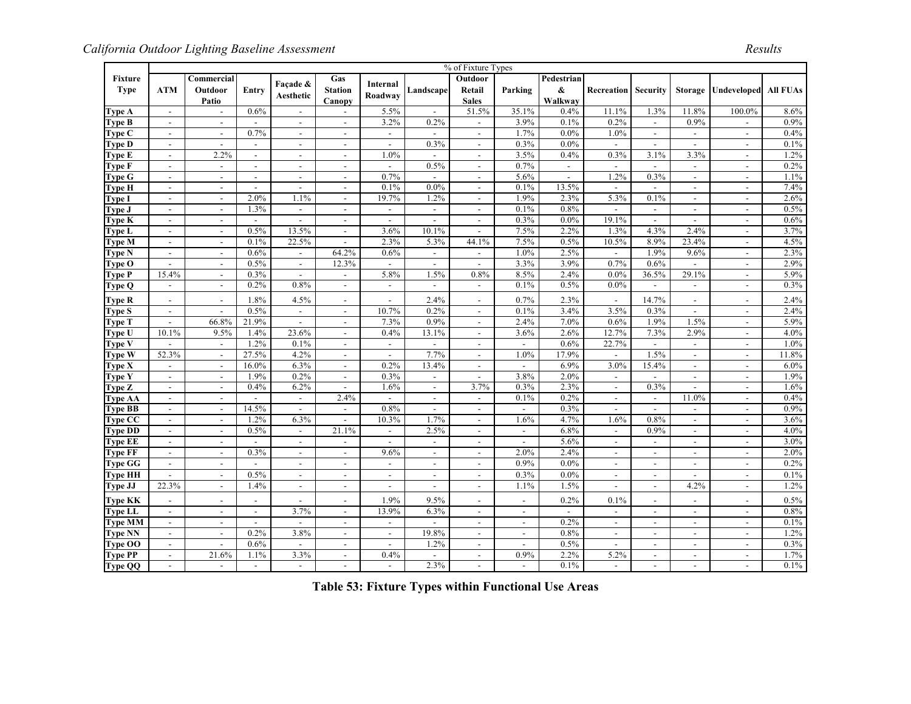| Fixture Type | % of Fixture Types | | | | | | | | | | | | | | |
|---|---|---|---|---|---|---|---|---|---|---|---|---|---|---|---|
| | ATM | Commercial Outdoor Patio | Entry | Façade & Aesthetic | Gas Station Canopy | Internal Roadway | Landscape | Outdoor Retail Sales | Parking | Pedestrian & Walkway | Recreation | Security | Storage | Undeveloped | All FUAs |
| Type A | - | - | 0.6% | - | - | 5.5% | - | 51.5% | 35.1% | 0.4% | 11.1% | 1.3% | 11.8% | 100.0% | 8.6% |
| Type B | - | - | - | - | - | 3.2% | 0.2% | - | 3.9% | 0.1% | 0.2% | - | 0.9% | - | 0.9% |
| Type C | - | - | 0.7% | - | - | - | - | - | 1.7% | 0.0% | 1.0% | - | - | - | 0.4% |
| Type D | - | - | - | - | - | - | 0.3% | - | 0.3% | 0.0% | - | - | - | - | 0.1% |
| Type E | - | 2.2% | - | - | - | 1.0% | - | - | 3.5% | 0.4% | 0.3% | 3.1% | 3.3% | - | 1.2% |
| Type F | - | - | - | - | - | - | 0.5% | - | 0.7% | - | - | - | - | - | 0.2% |
| Type G | - | - | - | - | - | 0.7% | - | - | 5.6% | - | 1.2% | 0.3% | - | - | 1.1% |
| Type H | - | - | - | - | - | 0.1% | 0.0% | - | 0.1% | 13.5% | - | - | - | - | 7.4% |
| Type I | - | - | 2.0% | 1.1% | - | 19.7% | 1.2% | - | 1.9% | 2.3% | 5.3% | 0.1% | - | - | 2.6% |
| Type J | - | - | 1.3% | - | - | - | - | - | 0.1% | 0.8% | - | - | - | - | 0.5% |
| Type K | - | - | - | - | - | - | - | - | 0.3% | 0.0% | 19.1% | - | - | - | 0.6% |
| Type L | - | - | 0.5% | 13.5% | - | 3.6% | 10.1% | - | 7.5% | 2.2% | 1.3% | 4.3% | 2.4% | - | 3.7% |
| Type M | - | - | 0.1% | 22.5% | - | 2.3% | 5.3% | 44.1% | 7.5% | 0.5% | 10.5% | 8.9% | 23.4% | - | 4.5% |
| Type N | - | - | 0.6% | - | 64.2% | 0.6% | - | - | 1.0% | 2.5% | - | 1.9% | 9.6% | - | 2.3% |
| Type O | - | - | 0.5% | - | 12.3% | - | - | - | 3.3% | 3.9% | 0.7% | 0.6% | - | - | 2.9% |
| Type P | 15.4% | - | 0.3% | - | - | 5.8% | 1.5% | 0.8% | 8.5% | 2.4% | 0.0% | 36.5% | 29.1% | - | 5.9% |
| Type Q | - | - | 0.2% | 0.8% | - | - | - | - | 0.1% | 0.5% | 0.0% | - | - | - | 0.3% |
| Type R | - | - | 1.8% | 4.5% | - | - | 2.4% | - | 0.7% | 2.3% | - | 14.7% | - | - | 2.4% |
| Type S | - | - | 0.5% | - | - | 10.7% | 0.2% | - | 0.1% | 3.4% | 3.5% | 0.3% | - | - | 2.4% |
| Type T | - | 66.8% | 21.9% | - | - | 7.3% | 0.9% | - | 2.4% | 7.0% | 0.6% | 1.9% | 1.5% | - | 5.9% |
| Type U | 10.1% | 9.5% | 1.4% | 23.6% | - | 0.4% | 13.1% | - | 3.6% | 2.6% | 12.7% | 7.3% | 2.9% | - | 4.0% |
| Type V | - | - | 1.2% | 0.1% | - | - | - | - | - | 0.6% | 22.7% | - | - | - | 1.0% |
| Type W | 52.3% | - | 27.5% | 4.2% | - | - | 7.7% | - | 1.0% | 17.9% | - | 1.5% | - | - | 11.8% |
| Type X | - | - | 16.0% | 6.3% | - | 0.2% | 13.4% | - | - | 6.9% | 3.0% | 15.4% | - | - | 6.0% |
| Type Y | - | - | 1.9% | 0.2% | - | 0.3% | - | - | 3.8% | 2.0% | - | - | - | - | 1.9% |
| Type Z | - | - | 0.4% | 6.2% | - | 1.6% | - | 3.7% | 0.3% | 2.3% | - | 0.3% | - | - | 1.6% |
| Type AA | - | - | - | - | 2.4% | - | - | - | 0.1% | 0.2% | - | - | 11.0% | - | 0.4% |
| Type BB | - | - | 14.5% | - | - | 0.8% | - | - | - | 0.3% | - | - | - | - | 0.9% |
| Type CC | - | - | 1.2% | 6.3% | - | 10.3% | 1.7% | - | 1.6% | 4.7% | 1.6% | 0.8% | - | - | 3.6% |
| Type DD | - | - | 0.5% | - | 21.1% | - | 2.5% | - | - | 6.8% | - | 0.9% | - | - | 4.0% |
| Type EE | - | - | - | - | - | - | - | - | - | 5.6% | - | - | - | - | 3.0% |
| Type FF | - | - | 0.3% | - | - | 9.6% | - | - | 2.0% | 2.4% | - | - | - | - | 2.0% |
| Type GG | - | - | - | - | - | - | - | - | 0.9% | 0.0% | - | - | - | - | 0.2% |
| Type HH | - | - | 0.5% | - | - | - | - | - | 0.3% | 0.0% | - | - | - | - | 0.1% |
| Type JJ | 22.3% | - | 1.4% | - | - | - | - | - | 1.1% | 1.5% | - | - | 4.2% | - | 1.2% |
| Type KK | - | - | - | - | - | 1.9% | 9.5% | - | - | 0.2% | 0.1% | - | - | - | 0.5% |
| Type LL | - | - | - | 3.7% | - | 13.9% | 6.3% | - | - | - | - | - | - | - | 0.8% |
| Type MM | - | - | - | - | - | - | - | - | - | 0.2% | - | - | - | - | 0.1% |
| Type NN | - | - | 0.2% | 3.8% | - | - | 19.8% | - | - | 0.8% | - | - | - | - | 1.2% |
| Type OO | - | - | 0.6% | - | - | - | 1.2% | - | - | 0.5% | - | - | - | - | 0.3% |
| Type PP | - | 21.6% | 1.1% | 3.3% | - | 0.4% | - | - | 0.9% | 2.2% | 5.2% | - | - | - | 1.7% |
| Type QQ | - | - | - | - | - | - | 2.3% | - | - | 0.1% | - | - | - | - | 0.1% |

**Table 53: Fixture Types within Functional Use Areas**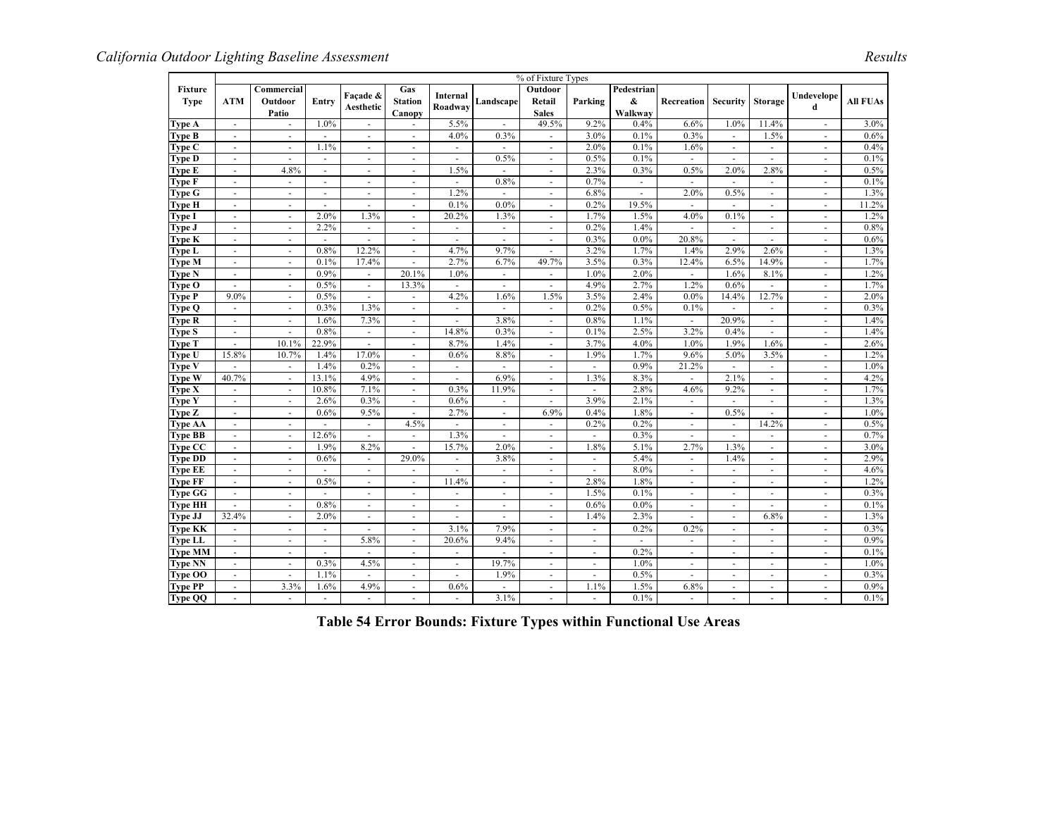| Fixture Type | % of Fixture Types | | | | | | | | | | | | | | |
|---|---|---|---|---|---|---|---|---|---|---|---|---|---|---|---|
| | ATM | Commercial Outdoor Patio | Entry | Façade & Aesthetic | Gas Station Canopy | Internal Roadway | Landscape | Outdoor Retail Sales | Parking | Pedestrian & Walkway | Recreation | Security | Storage | Undeveloped | All FUAs |
| **Type A** | - | - | 1.0% | - | - | 5.5% | - | 49.5% | 9.2% | 0.4% | 6.6% | 1.0% | 11.4% | - | 3.0% |
| **Type B** | - | - | - | - | - | 4.0% | 0.3% | - | 3.0% | 0.1% | 0.3% | - | 1.5% | - | 0.6% |
| **Type C** | - | - | 1.1% | - | - | - | - | - | 2.0% | 0.1% | 1.6% | - | - | - | 0.4% |
| **Type D** | - | - | - | - | - | - | 0.5% | - | 0.5% | 0.1% | - | - | - | - | 0.1% |
| **Type E** | - | 4.8% | - | - | - | 1.5% | - | - | 2.3% | 0.3% | 0.5% | 2.0% | 2.8% | - | 0.5% |
| **Type F** | - | - | - | - | - | - | 0.8% | - | 0.7% | - | - | - | - | - | 0.1% |
| **Type G** | - | - | - | - | - | 1.2% | - | - | 6.8% | - | 2.0% | 0.5% | - | - | 1.3% |
| **Type H** | - | - | - | - | - | 0.1% | 0.0% | - | 0.2% | 19.5% | - | - | - | - | 11.2% |
| **Type I** | - | - | 2.0% | 1.3% | - | 20.2% | 1.3% | - | 1.7% | 1.5% | 4.0% | 0.1% | - | - | 1.2% |
| **Type J** | - | - | 2.2% | - | - | - | - | - | 0.2% | 1.4% | - | - | - | - | 0.8% |
| **Type K** | - | - | - | - | - | - | - | - | 0.3% | 0.0% | 20.8% | - | - | - | 0.6% |
| **Type L** | - | - | 0.8% | 12.2% | - | 4.7% | 9.7% | - | 3.2% | 1.7% | 1.4% | 2.9% | 2.6% | - | 1.3% |
| **Type M** | - | - | 0.1% | 17.4% | - | 2.7% | 6.7% | 49.7% | 3.5% | 0.3% | 12.4% | 6.5% | 14.9% | - | 1.7% |
| **Type N** | - | - | 0.9% | - | 20.1% | 1.0% | - | - | 1.0% | 2.0% | - | 1.6% | 8.1% | - | 1.2% |
| **Type O** | - | - | 0.5% | - | 13.3% | - | - | - | 4.9% | 2.7% | 1.2% | 0.6% | - | - | 1.7% |
| **Type P** | 9.0% | - | 0.5% | - | - | 4.2% | 1.6% | 1.5% | 3.5% | 2.4% | 0.0% | 14.4% | 12.7% | - | 2.0% |
| **Type Q** | - | - | 0.3% | 1.3% | - | - | - | - | 0.2% | 0.5% | 0.1% | - | - | - | 0.3% |
| **Type R** | - | - | 1.6% | 7.3% | - | - | 3.8% | - | 0.8% | 1.1% | - | 20.9% | - | - | 1.4% |
| **Type S** | - | - | 0.8% | - | - | 14.8% | 0.3% | - | 0.1% | 2.5% | 3.2% | 0.4% | - | - | 1.4% |
| **Type T** | - | 10.1% | 22.9% | - | - | 8.7% | 1.4% | - | 3.7% | 4.0% | 1.0% | 1.9% | 1.6% | - | 2.6% |
| **Type U** | 15.8% | 10.7% | 1.4% | 17.0% | - | 0.6% | 8.8% | - | 1.9% | 1.7% | 9.6% | 5.0% | 3.5% | - | 1.2% |
| **Type V** | - | - | 1.4% | 0.2% | - | - | - | - | - | 0.9% | 21.2% | - | - | - | 1.0% |
| **Type W** | 40.7% | - | 13.1% | 4.9% | - | - | 6.9% | - | 1.3% | 8.3% | - | 2.1% | - | - | 4.2% |
| **Type X** | - | - | 10.8% | 7.1% | - | 0.3% | 11.9% | - | - | 2.8% | 4.6% | 9.2% | - | - | 1.7% |
| **Type Y** | - | - | 2.6% | 0.3% | - | 0.6% | - | - | 3.9% | 2.1% | - | - | - | - | 1.3% |
| **Type Z** | - | - | 0.6% | 9.5% | - | 2.7% | - | 6.9% | 0.4% | 1.8% | - | 0.5% | - | - | 1.0% |
| **Type AA** | - | - | - | - | 4.5% | - | - | - | 0.2% | 0.2% | - | - | 14.2% | - | 0.5% |
| **Type BB** | - | - | 12.6% | - | - | 1.3% | - | - | - | 0.3% | - | - | - | - | 0.7% |
| **Type CC** | - | - | 1.9% | 8.2% | - | 15.7% | 2.0% | - | 1.8% | 5.1% | 2.7% | 1.3% | - | - | 3.0% |
| **Type DD** | - | - | 0.6% | - | 29.0% | - | 3.8% | - | - | 5.4% | - | 1.4% | - | - | 2.9% |
| **Type EE** | - | - | - | - | - | - | - | - | - | 8.0% | - | - | - | - | 4.6% |
| **Type FF** | - | - | 0.5% | - | - | 11.4% | - | - | 2.8% | 1.8% | - | - | - | - | 1.2% |
| **Type GG** | - | - | - | - | - | - | - | - | 1.5% | 0.1% | - | - | - | - | 0.3% |
| **Type HH** | - | - | 0.8% | - | - | - | - | - | 0.6% | 0.0% | - | - | - | - | 0.1% |
| **Type JJ** | 32.4% | - | 2.0% | - | - | - | - | - | 1.4% | 2.3% | - | - | 6.8% | - | 1.3% |
| **Type KK** | - | - | - | - | - | 3.1% | 7.9% | - | - | 0.2% | 0.2% | - | - | - | 0.3% |
| **Type LL** | - | - | - | 5.8% | - | 20.6% | 9.4% | - | - | - | - | - | - | - | 0.9% |
| **Type MM** | - | - | - | - | - | - | - | - | - | 0.2% | - | - | - | - | 0.1% |
| **Type NN** | - | - | 0.3% | 4.5% | - | - | 19.7% | - | - | 1.0% | - | - | - | - | 1.0% |
| **Type OO** | - | - | 1.1% | - | - | - | 1.9% | - | - | 0.5% | - | - | - | - | 0.3% |
| **Type PP** | - | 3.3% | 1.6% | 4.9% | - | 0.6% | - | - | 1.1% | 1.5% | 6.8% | - | - | - | 0.9% |
| **Type QQ** | - | - | - | - | - | - | 3.1% | - | - | 0.1% | - | - | - | - | 0.1% |

**Table 54 Error Bounds: Fixture Types within Functional Use Areas**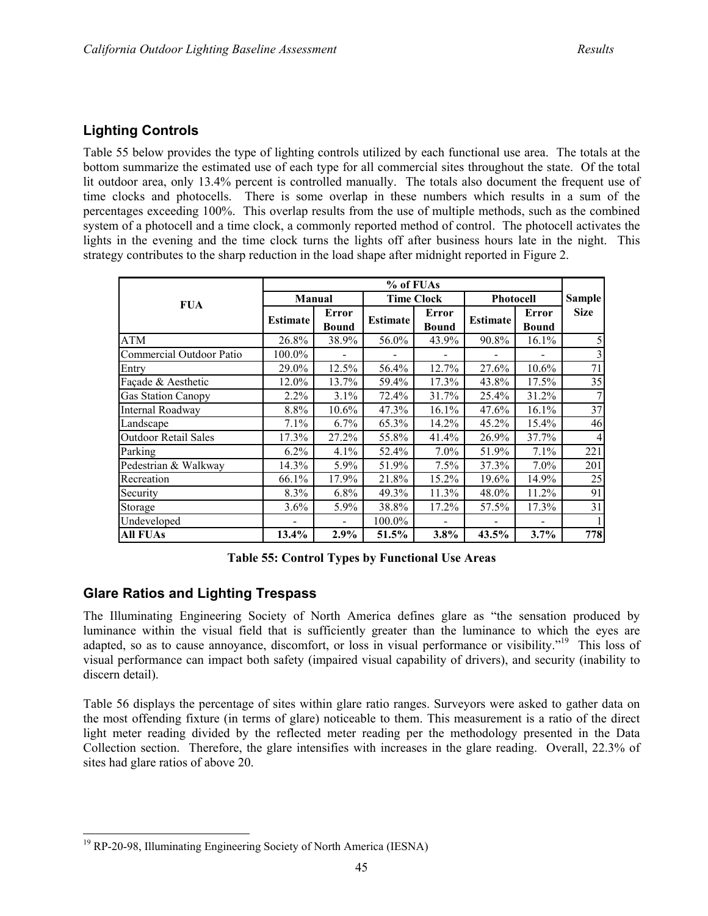## Lighting Controls

Table 55 below provides the type of lighting controls utilized by each functional use area. The totals at the bottom summarize the estimated use of each type for all commercial sites throughout the state. Of the total lit outdoor area, only 13.4% percent is controlled manually. The totals also document the frequent use of time clocks and photocells. There is some overlap in these numbers which results in a sum of the percentages exceeding 100%. This overlap results from the use of multiple methods, such as the combined system of a photocell and a time clock, a commonly reported method of control. The photocell activates the lights in the evening and the time clock turns the lights off after business hours late in the night. This strategy contributes to the sharp reduction in the load shape after midnight reported in Figure 2.

| FUA | % of FUAs | | | | | | Sample Size |
|---|---|---|---|---|---|---|---|
| | Manual | | Time Clock | | Photocell | | |
| | Estimate | Error Bound | Estimate | Error Bound | Estimate | Error Bound | |
| ATM | 26.8% | 38.9% | 56.0% | 43.9% | 90.8% | 16.1% | 5 |
| Commercial Outdoor Patio | 100.0% | - | - | - | - | - | 3 |
| Entry | 29.0% | 12.5% | 56.4% | 12.7% | 27.6% | 10.6% | 71 |
| Façade & Aesthetic | 12.0% | 13.7% | 59.4% | 17.3% | 43.8% | 17.5% | 35 |
| Gas Station Canopy | 2.2% | 3.1% | 72.4% | 31.7% | 25.4% | 31.2% | 7 |
| Internal Roadway | 8.8% | 10.6% | 47.3% | 16.1% | 47.6% | 16.1% | 37 |
| Landscape | 7.1% | 6.7% | 65.3% | 14.2% | 45.2% | 15.4% | 46 |
| Outdoor Retail Sales | 17.3% | 27.2% | 55.8% | 41.4% | 26.9% | 37.7% | 4 |
| Parking | 6.2% | 4.1% | 52.4% | 7.0% | 51.9% | 7.1% | 221 |
| Pedestrian & Walkway | 14.3% | 5.9% | 51.9% | 7.5% | 37.3% | 7.0% | 201 |
| Recreation | 66.1% | 17.9% | 21.8% | 15.2% | 19.6% | 14.9% | 25 |
| Security | 8.3% | 6.8% | 49.3% | 11.3% | 48.0% | 11.2% | 91 |
| Storage | 3.6% | 5.9% | 38.8% | 17.2% | 57.5% | 17.3% | 31 |
| Undeveloped | - | - | 100.0% | - | - | - | 1 |
| **All FUAs** | **13.4%** | **2.9%** | **51.5%** | **3.8%** | **43.5%** | **3.7%** | **778** |

**Table 55: Control Types by Functional Use Areas**

## Glare Ratios and Lighting Trespass

The Illuminating Engineering Society of North America defines glare as "the sensation produced by luminance within the visual field that is sufficiently greater than the luminance to which the eyes are adapted, so as to cause annoyance, discomfort, or loss in visual performance or visibility."[19] This loss of visual performance can impact both safety (impaired visual capability of drivers), and security (inability to discern detail).

Table 56 displays the percentage of sites within glare ratio ranges. Surveyors were asked to gather data on the most offending fixture (in terms of glare) noticeable to them. This measurement is a ratio of the direct light meter reading divided by the reflected meter reading per the methodology presented in the Data Collection section. Therefore, the glare intensifies with increases in the glare reading. Overall, 22.3% of sites had glare ratios of above 20.

[19] RP-20-98, Illuminating Engineering Society of North America (IESNA)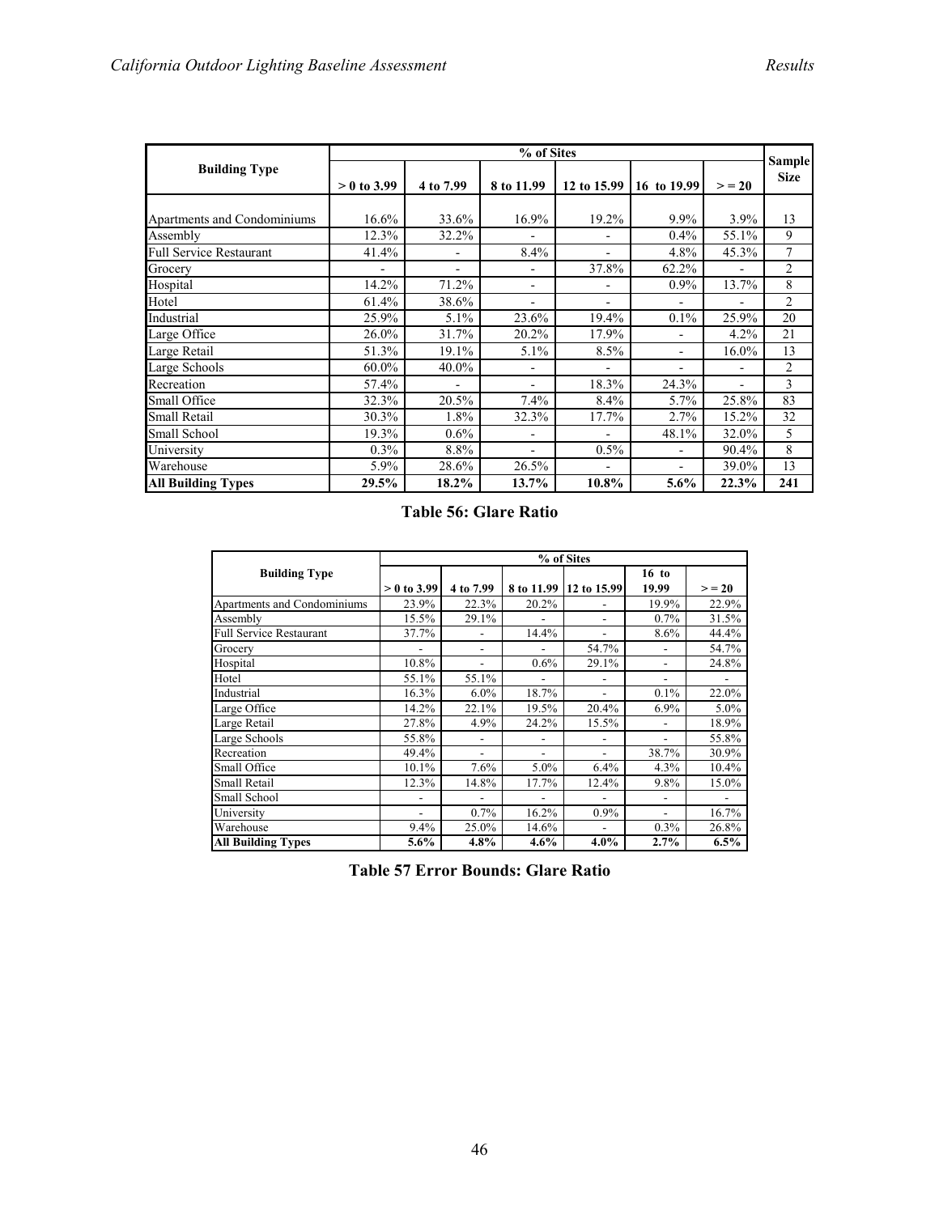| Building Type | % of Sites | | | | | | Sample Size |
|---|---|---|---|---|---|---|---|
| | > 0 to 3.99 | 4 to 7.99 | 8 to 11.99 | 12 to 15.99 | 16 to 19.99 | > = 20 | |
| Apartments and Condominiums | 16.6% | 33.6% | 16.9% | 19.2% | 9.9% | 3.9% | 13 |
| Assembly | 12.3% | 32.2% | - | - | 0.4% | 55.1% | 9 |
| Full Service Restaurant | 41.4% | - | 8.4% | - | 4.8% | 45.3% | 7 |
| Grocery | - | - | - | 37.8% | 62.2% | - | 2 |
| Hospital | 14.2% | 71.2% | - | - | 0.9% | 13.7% | 8 |
| Hotel | 61.4% | 38.6% | - | - | - | - | 2 |
| Industrial | 25.9% | 5.1% | 23.6% | 19.4% | 0.1% | 25.9% | 20 |
| Large Office | 26.0% | 31.7% | 20.2% | 17.9% | - | 4.2% | 21 |
| Large Retail | 51.3% | 19.1% | 5.1% | 8.5% | - | 16.0% | 13 |
| Large Schools | 60.0% | 40.0% | - | - | - | - | 2 |
| Recreation | 57.4% | - | - | 18.3% | 24.3% | - | 3 |
| Small Office | 32.3% | 20.5% | 7.4% | 8.4% | 5.7% | 25.8% | 83 |
| Small Retail | 30.3% | 1.8% | 32.3% | 17.7% | 2.7% | 15.2% | 32 |
| Small School | 19.3% | 0.6% | - | - | 48.1% | 32.0% | 5 |
| University | 0.3% | 8.8% | - | 0.5% | - | 90.4% | 8 |
| Warehouse | 5.9% | 28.6% | 26.5% | - | - | 39.0% | 13 |
| **All Building Types** | **29.5%** | **18.2%** | **13.7%** | **10.8%** | **5.6%** | **22.3%** | **241** |

**Table 56: Glare Ratio**

| Building Type | % of Sites | | | | | |
|---|---|---|---|---|---|---|
| | > 0 to 3.99 | 4 to 7.99 | 8 to 11.99 | 12 to 15.99 | 16 to 19.99 | > = 20 |
| Apartments and Condominiums | 23.9% | 22.3% | 20.2% | - | 19.9% | 22.9% |
| Assembly | 15.5% | 29.1% | - | - | 0.7% | 31.5% |
| Full Service Restaurant | 37.7% | - | 14.4% | - | 8.6% | 44.4% |
| Grocery | - | - | - | 54.7% | - | 54.7% |
| Hospital | 10.8% | - | 0.6% | 29.1% | - | 24.8% |
| Hotel | 55.1% | 55.1% | - | - | - | - |
| Industrial | 16.3% | 6.0% | 18.7% | - | 0.1% | 22.0% |
| Large Office | 14.2% | 22.1% | 19.5% | 20.4% | 6.9% | 5.0% |
| Large Retail | 27.8% | 4.9% | 24.2% | 15.5% | - | 18.9% |
| Large Schools | 55.8% | - | - | - | - | 55.8% |
| Recreation | 49.4% | - | - | - | 38.7% | 30.9% |
| Small Office | 10.1% | 7.6% | 5.0% | 6.4% | 4.3% | 10.4% |
| Small Retail | 12.3% | 14.8% | 17.7% | 12.4% | 9.8% | 15.0% |
| Small School | - | - | - | - | - | - |
| University | - | 0.7% | 16.2% | 0.9% | - | 16.7% |
| Warehouse | 9.4% | 25.0% | 14.6% | - | 0.3% | 26.8% |
| **All Building Types** | **5.6%** | **4.8%** | **4.6%** | **4.0%** | **2.7%** | **6.5%** |

**Table 57 Error Bounds: Glare Ratio**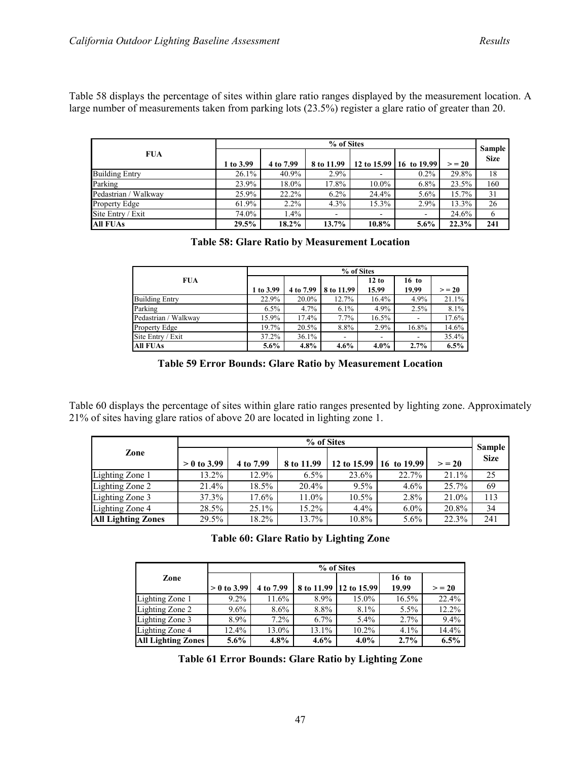Table 58 displays the percentage of sites within glare ratio ranges displayed by the measurement location. A large number of measurements taken from parking lots (23.5%) register a glare ratio of greater than 20.

| FUA | % of Sites | | | | | | Sample Size |
|---|---|---|---|---|---|---|---|
| | 1 to 3.99 | 4 to 7.99 | 8 to 11.99 | 12 to 15.99 | 16 to 19.99 | > = 20 | |
| Building Entry | 26.1% | 40.9% | 2.9% | - | 0.2% | 29.8% | 18 |
| Parking | 23.9% | 18.0% | 17.8% | 10.0% | 6.8% | 23.5% | 160 |
| Pedastrian / Walkway | 25.9% | 22.2% | 6.2% | 24.4% | 5.6% | 15.7% | 31 |
| Property Edge | 61.9% | 2.2% | 4.3% | 15.3% | 2.9% | 13.3% | 26 |
| Site Entry / Exit | 74.0% | 1.4% | - | - | - | 24.6% | 6 |
| **All FUAs** | **29.5%** | **18.2%** | **13.7%** | **10.8%** | **5.6%** | **22.3%** | **241** |

**Table 58: Glare Ratio by Measurement Location**

| FUA | % of Sites | | | | | |
|---|---|---|---|---|---|---|
| | 1 to 3.99 | 4 to 7.99 | 8 to 11.99 | 12 to 15.99 | 16 to 19.99 | > = 20 |
| Building Entry | 22.9% | 20.0% | 12.7% | 16.4% | 4.9% | 21.1% |
| Parking | 6.5% | 4.7% | 6.1% | 4.9% | 2.5% | 8.1% |
| Pedastrian / Walkway | 15.9% | 17.4% | 7.7% | 16.5% | - | 17.6% |
| Property Edge | 19.7% | 20.5% | 8.8% | 2.9% | 16.8% | 14.6% |
| Site Entry / Exit | 37.2% | 36.1% | - | - | - | 35.4% |
| **All FUAs** | **5.6%** | **4.8%** | **4.6%** | **4.0%** | **2.7%** | **6.5%** |

**Table 59 Error Bounds: Glare Ratio by Measurement Location**

Table 60 displays the percentage of sites within glare ratio ranges presented by lighting zone. Approximately 21% of sites having glare ratios of above 20 are located in lighting zone 1.

| Zone | % of Sites | | | | | | Sample Size |
|---|---|---|---|---|---|---|---|
| | > 0 to 3.99 | 4 to 7.99 | 8 to 11.99 | 12 to 15.99 | 16 to 19.99 | > = 20 | |
| Lighting Zone 1 | 13.2% | 12.9% | 6.5% | 23.6% | 22.7% | 21.1% | 25 |
| Lighting Zone 2 | 21.4% | 18.5% | 20.4% | 9.5% | 4.6% | 25.7% | 69 |
| Lighting Zone 3 | 37.3% | 17.6% | 11.0% | 10.5% | 2.8% | 21.0% | 113 |
| Lighting Zone 4 | 28.5% | 25.1% | 15.2% | 4.4% | 6.0% | 20.8% | 34 |
| **All Lighting Zones** | 29.5% | 18.2% | 13.7% | 10.8% | 5.6% | 22.3% | 241 |

**Table 60: Glare Ratio by Lighting Zone**

| Zone | % of Sites | | | | | |
|---|---|---|---|---|---|---|
| | > 0 to 3.99 | 4 to 7.99 | 8 to 11.99 | 12 to 15.99 | 16 to 19.99 | > = 20 |
| Lighting Zone 1 | 9.2% | 11.6% | 8.9% | 15.0% | 16.5% | 22.4% |
| Lighting Zone 2 | 9.6% | 8.6% | 8.8% | 8.1% | 5.5% | 12.2% |
| Lighting Zone 3 | 8.9% | 7.2% | 6.7% | 5.4% | 2.7% | 9.4% |
| Lighting Zone 4 | 12.4% | 13.0% | 13.1% | 10.2% | 4.1% | 14.4% |
| **All Lighting Zones** | **5.6%** | **4.8%** | **4.6%** | **4.0%** | **2.7%** | **6.5%** |

**Table 61 Error Bounds: Glare Ratio by Lighting Zone**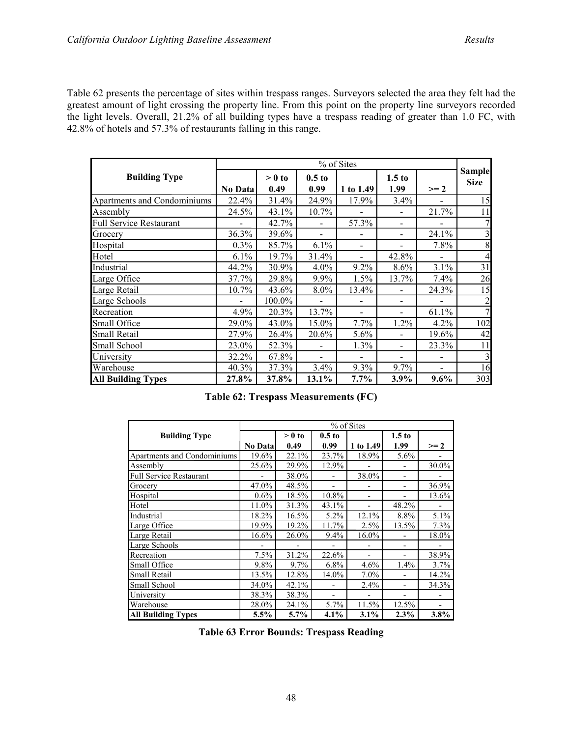Table 62 presents the percentage of sites within trespass ranges. Surveyors selected the area they felt had the greatest amount of light crossing the property line. From this point on the property line surveyors recorded the light levels. Overall, 21.2% of all building types have a trespass reading of greater than 1.0 FC, with 42.8% of hotels and 57.3% of restaurants falling in this range.

| Building Type | % of Sites | | | | | | Sample Size |
|---|---|---|---|---|---|---|---|
| | No Data | > 0 to 0.49 | 0.5 to 0.99 | 1 to 1.49 | 1.5 to 1.99 | >= 2 | |
| Apartments and Condominiums | 22.4% | 31.4% | 24.9% | 17.9% | 3.4% | - | 15 |
| Assembly | 24.5% | 43.1% | 10.7% | - | - | 21.7% | 11 |
| Full Service Restaurant | - | 42.7% | - | 57.3% | - | - | 7 |
| Grocery | 36.3% | 39.6% | - | - | - | 24.1% | 3 |
| Hospital | 0.3% | 85.7% | 6.1% | - | - | 7.8% | 8 |
| Hotel | 6.1% | 19.7% | 31.4% | - | 42.8% | - | 4 |
| Industrial | 44.2% | 30.9% | 4.0% | 9.2% | 8.6% | 3.1% | 31 |
| Large Office | 37.7% | 29.8% | 9.9% | 1.5% | 13.7% | 7.4% | 26 |
| Large Retail | 10.7% | 43.6% | 8.0% | 13.4% | - | 24.3% | 15 |
| Large Schools | - | 100.0% | - | - | - | - | 2 |
| Recreation | 4.9% | 20.3% | 13.7% | - | - | 61.1% | 7 |
| Small Office | 29.0% | 43.0% | 15.0% | 7.7% | 1.2% | 4.2% | 102 |
| Small Retail | 27.9% | 26.4% | 20.6% | 5.6% | - | 19.6% | 42 |
| Small School | 23.0% | 52.3% | - | 1.3% | - | 23.3% | 11 |
| University | 32.2% | 67.8% | - | - | - | - | 3 |
| Warehouse | 40.3% | 37.3% | 3.4% | 9.3% | 9.7% | - | 16 |
| **All Building Types** | **27.8%** | **37.8%** | **13.1%** | **7.7%** | **3.9%** | **9.6%** | 303 |

**Table 62: Trespass Measurements (FC)**

| Building Type | % of Sites | | | | | |
|---|---|---|---|---|---|---|
| | No Data | > 0 to 0.49 | 0.5 to 0.99 | 1 to 1.49 | 1.5 to 1.99 | >= 2 |
| Apartments and Condominiums | 19.6% | 22.1% | 23.7% | 18.9% | 5.6% | - |
| Assembly | 25.6% | 29.9% | 12.9% | - | - | 30.0% |
| Full Service Restaurant | - | 38.0% | - | 38.0% | - | - |
| Grocery | 47.0% | 48.5% | - | - | - | 36.9% |
| Hospital | 0.6% | 18.5% | 10.8% | - | - | 13.6% |
| Hotel | 11.0% | 31.3% | 43.1% | - | 48.2% | - |
| Industrial | 18.2% | 16.5% | 5.2% | 12.1% | 8.8% | 5.1% |
| Large Office | 19.9% | 19.2% | 11.7% | 2.5% | 13.5% | 7.3% |
| Large Retail | 16.6% | 26.0% | 9.4% | 16.0% | - | 18.0% |
| Large Schools | - | - | - | - | - | - |
| Recreation | 7.5% | 31.2% | 22.6% | - | - | 38.9% |
| Small Office | 9.8% | 9.7% | 6.8% | 4.6% | 1.4% | 3.7% |
| Small Retail | 13.5% | 12.8% | 14.0% | 7.0% | - | 14.2% |
| Small School | 34.0% | 42.1% | - | 2.4% | - | 34.3% |
| University | 38.3% | 38.3% | - | - | - | - |
| Warehouse | 28.0% | 24.1% | 5.7% | 11.5% | 12.5% | - |
| **All Building Types** | **5.5%** | **5.7%** | **4.1%** | **3.1%** | **2.3%** | **3.8%** |

**Table 63 Error Bounds: Trespass Reading**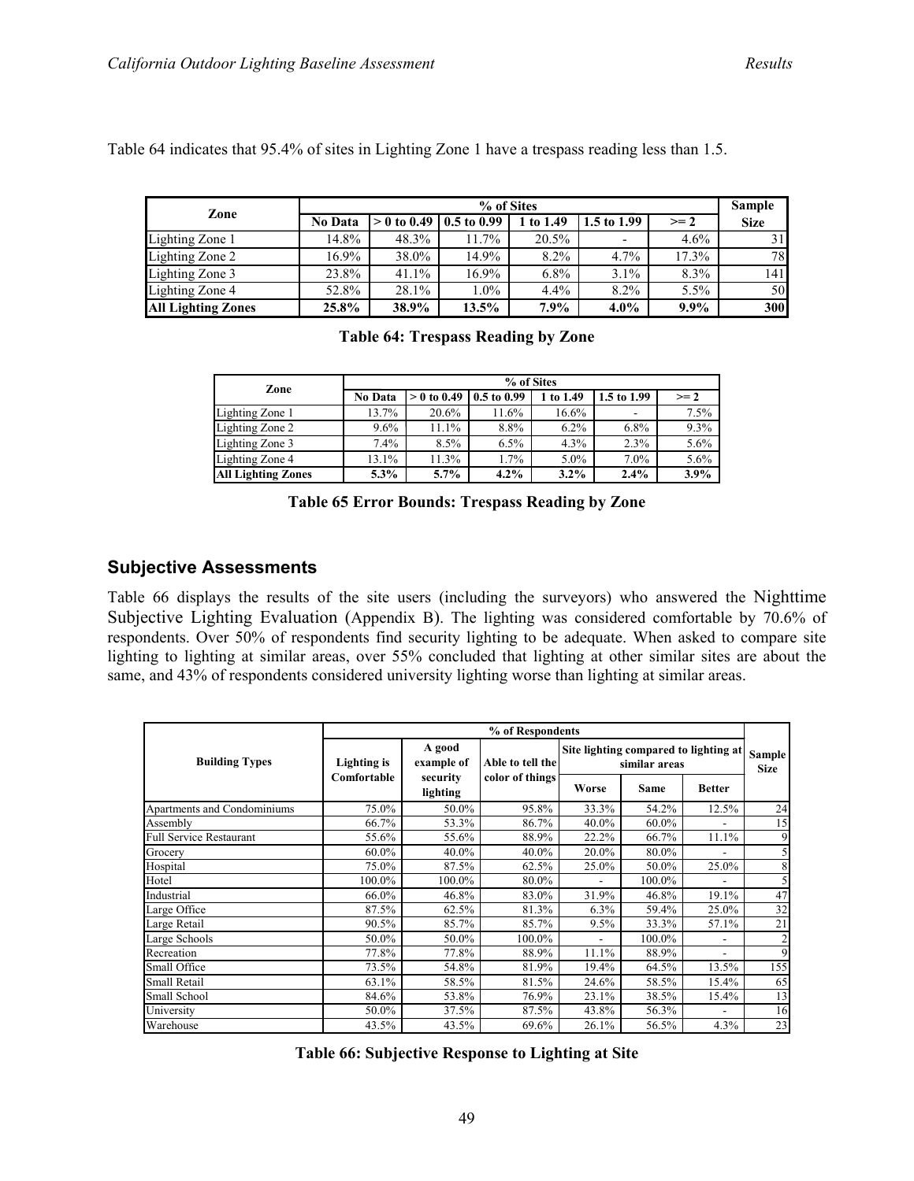Table 64 indicates that 95.4% of sites in Lighting Zone 1 have a trespass reading less than 1.5.

| Zone | % of Sites | | | | | | Sample Size |
|---|---|---|---|---|---|---|---|
| | No Data | > 0 to 0.49 | 0.5 to 0.99 | 1 to 1.49 | 1.5 to 1.99 | >= 2 | |
| Lighting Zone 1 | 14.8% | 48.3% | 11.7% | 20.5% | - | 4.6% | 31 |
| Lighting Zone 2 | 16.9% | 38.0% | 14.9% | 8.2% | 4.7% | 17.3% | 78 |
| Lighting Zone 3 | 23.8% | 41.1% | 16.9% | 6.8% | 3.1% | 8.3% | 141 |
| Lighting Zone 4 | 52.8% | 28.1% | 1.0% | 4.4% | 8.2% | 5.5% | 50 |
| **All Lighting Zones** | **25.8%** | **38.9%** | **13.5%** | **7.9%** | **4.0%** | **9.9%** | **300** |

**Table 64: Trespass Reading by Zone**

| Zone | % of Sites | | | | | |
|---|---|---|---|---|---|---|
| | No Data | > 0 to 0.49 | 0.5 to 0.99 | 1 to 1.49 | 1.5 to 1.99 | >= 2 |
| Lighting Zone 1 | 13.7% | 20.6% | 11.6% | 16.6% | - | 7.5% |
| Lighting Zone 2 | 9.6% | 11.1% | 8.8% | 6.2% | 6.8% | 9.3% |
| Lighting Zone 3 | 7.4% | 8.5% | 6.5% | 4.3% | 2.3% | 5.6% |
| Lighting Zone 4 | 13.1% | 11.3% | 1.7% | 5.0% | 7.0% | 5.6% |
| **All Lighting Zones** | **5.3%** | **5.7%** | **4.2%** | **3.2%** | **2.4%** | **3.9%** |

**Table 65 Error Bounds: Trespass Reading by Zone**

## Subjective Assessments

Table 66 displays the results of the site users (including the surveyors) who answered the Nighttime Subjective Lighting Evaluation (Appendix B). The lighting was considered comfortable by 70.6% of respondents. Over 50% of respondents find security lighting to be adequate. When asked to compare site lighting to lighting at similar areas, over 55% concluded that lighting at other similar sites are about the same, and 43% of respondents considered university lighting worse than lighting at similar areas.

| Building Types | % of Respondents | | | | | | Sample Size |
|---|---|---|---|---|---|---|---|
| | Lighting is Comfortable | A good example of security lighting | Able to tell the color of things | Site lighting compared to lighting at similar areas | | | |
| | | | | Worse | Same | Better | |
| Apartments and Condominiums | 75.0% | 50.0% | 95.8% | 33.3% | 54.2% | 12.5% | 24 |
| Assembly | 66.7% | 53.3% | 86.7% | 40.0% | 60.0% | - | 15 |
| Full Service Restaurant | 55.6% | 55.6% | 88.9% | 22.2% | 66.7% | 11.1% | 9 |
| Grocery | 60.0% | 40.0% | 40.0% | 20.0% | 80.0% | - | 5 |
| Hospital | 75.0% | 87.5% | 62.5% | 25.0% | 50.0% | 25.0% | 8 |
| Hotel | 100.0% | 100.0% | 80.0% | - | 100.0% | - | 5 |
| Industrial | 66.0% | 46.8% | 83.0% | 31.9% | 46.8% | 19.1% | 47 |
| Large Office | 87.5% | 62.5% | 81.3% | 6.3% | 59.4% | 25.0% | 32 |
| Large Retail | 90.5% | 85.7% | 85.7% | 9.5% | 33.3% | 57.1% | 21 |
| Large Schools | 50.0% | 50.0% | 100.0% | - | 100.0% | - | 2 |
| Recreation | 77.8% | 77.8% | 88.9% | 11.1% | 88.9% | - | 9 |
| Small Office | 73.5% | 54.8% | 81.9% | 19.4% | 64.5% | 13.5% | 155 |
| Small Retail | 63.1% | 58.5% | 81.5% | 24.6% | 58.5% | 15.4% | 65 |
| Small School | 84.6% | 53.8% | 76.9% | 23.1% | 38.5% | 15.4% | 13 |
| University | 50.0% | 37.5% | 87.5% | 43.8% | 56.3% | - | 16 |
| Warehouse | 43.5% | 43.5% | 69.6% | 26.1% | 56.5% | 4.3% | 23 |

**Table 66: Subjective Response to Lighting at Site**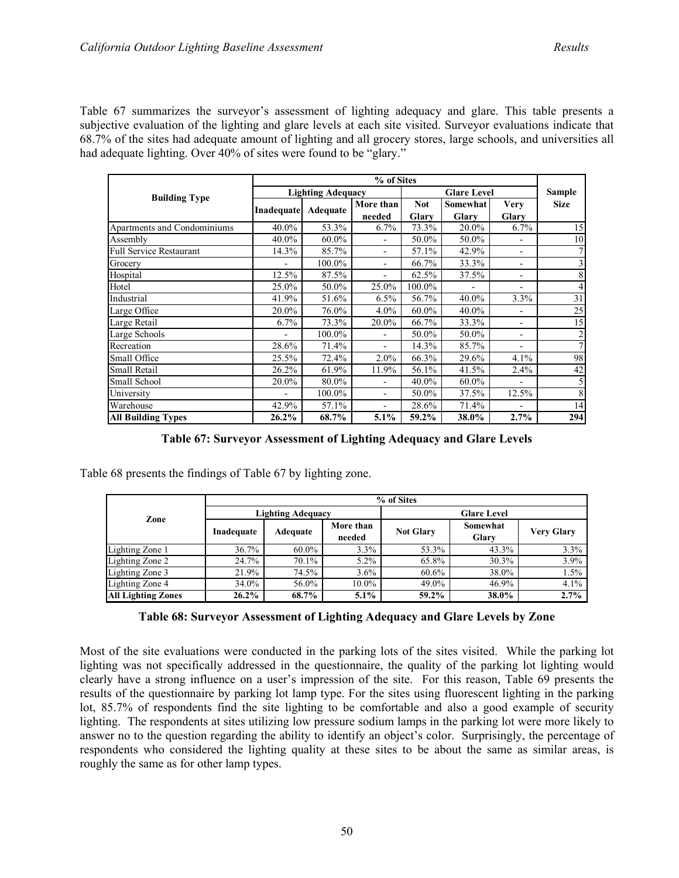Table 67 summarizes the surveyor's assessment of lighting adequacy and glare. This table presents a subjective evaluation of the lighting and glare levels at each site visited. Surveyor evaluations indicate that 68.7% of the sites had adequate amount of lighting and all grocery stores, large schools, and universities all had adequate lighting. Over 40% of sites were found to be "glary."

| Building Type | % of Sites | | | | | | Sample Size |
|---|---|---|---|---|---|---|---|
| | Lighting Adequacy | | | Glare Level | | | |
| | Inadequate | Adequate | More than needed | Not Glary | Somewhat Glary | Very Glary | |
| Apartments and Condominiums | 40.0% | 53.3% | 6.7% | 73.3% | 20.0% | 6.7% | 15 |
| Assembly | 40.0% | 60.0% | - | 50.0% | 50.0% | - | 10 |
| Full Service Restaurant | 14.3% | 85.7% | - | 57.1% | 42.9% | - | 7 |
| Grocery | - | 100.0% | - | 66.7% | 33.3% | - | 3 |
| Hospital | 12.5% | 87.5% | - | 62.5% | 37.5% | - | 8 |
| Hotel | 25.0% | 50.0% | 25.0% | 100.0% | - | - | 4 |
| Industrial | 41.9% | 51.6% | 6.5% | 56.7% | 40.0% | 3.3% | 31 |
| Large Office | 20.0% | 76.0% | 4.0% | 60.0% | 40.0% | - | 25 |
| Large Retail | 6.7% | 73.3% | 20.0% | 66.7% | 33.3% | - | 15 |
| Large Schools | - | 100.0% | - | 50.0% | 50.0% | - | 2 |
| Recreation | 28.6% | 71.4% | - | 14.3% | 85.7% | - | 7 |
| Small Office | 25.5% | 72.4% | 2.0% | 66.3% | 29.6% | 4.1% | 98 |
| Small Retail | 26.2% | 61.9% | 11.9% | 56.1% | 41.5% | 2.4% | 42 |
| Small School | 20.0% | 80.0% | - | 40.0% | 60.0% | - | 5 |
| University | - | 100.0% | - | 50.0% | 37.5% | 12.5% | 8 |
| Warehouse | 42.9% | 57.1% | - | 28.6% | 71.4% | - | 14 |
| **All Building Types** | **26.2%** | **68.7%** | **5.1%** | **59.2%** | **38.0%** | **2.7%** | **294** |

**Table 67: Surveyor Assessment of Lighting Adequacy and Glare Levels**

Table 68 presents the findings of Table 67 by lighting zone.

| Zone | % of Sites | | | | | |
|---|---|---|---|---|---|---|
| | Lighting Adequacy | | | Glare Level | | |
| | Inadequate | Adequate | More than needed | Not Glary | Somewhat Glary | Very Glary |
| Lighting Zone 1 | 36.7% | 60.0% | 3.3% | 53.3% | 43.3% | 3.3% |
| Lighting Zone 2 | 24.7% | 70.1% | 5.2% | 65.8% | 30.3% | 3.9% |
| Lighting Zone 3 | 21.9% | 74.5% | 3.6% | 60.6% | 38.0% | 1.5% |
| Lighting Zone 4 | 34.0% | 56.0% | 10.0% | 49.0% | 46.9% | 4.1% |
| **All Lighting Zones** | **26.2%** | **68.7%** | **5.1%** | **59.2%** | **38.0%** | **2.7%** |

**Table 68: Surveyor Assessment of Lighting Adequacy and Glare Levels by Zone**

Most of the site evaluations were conducted in the parking lots of the sites visited. While the parking lot lighting was not specifically addressed in the questionnaire, the quality of the parking lot lighting would clearly have a strong influence on a user's impression of the site. For this reason, Table 69 presents the results of the questionnaire by parking lot lamp type. For the sites using fluorescent lighting in the parking lot, 85.7% of respondents find the site lighting to be comfortable and also a good example of security lighting. The respondents at sites utilizing low pressure sodium lamps in the parking lot were more likely to answer no to the question regarding the ability to identify an object's color. Surprisingly, the percentage of respondents who considered the lighting quality at these sites to be about the same as similar areas, is roughly the same as for other lamp types.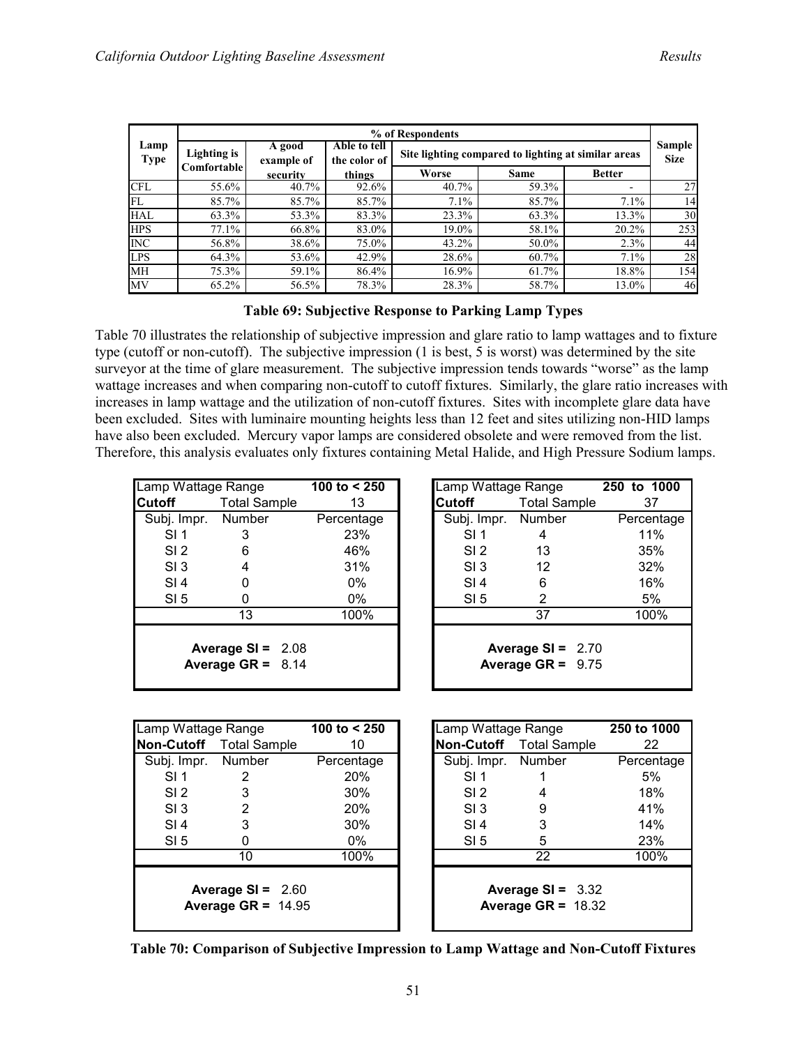| Lamp Type | % of Respondents | | | | | | Sample Size |
|---|---|---|---|---|---|---|---|
| | Lighting is Comfortable | A good example of security | Able to tell the color of things | Site lighting compared to lighting at similar areas | | | |
| | | | | Worse | Same | Better | |
| CFL | 55.6% | 40.7% | 92.6% | 40.7% | 59.3% | - | 27 |
| FL | 85.7% | 85.7% | 85.7% | 7.1% | 85.7% | 7.1% | 14 |
| HAL | 63.3% | 53.3% | 83.3% | 23.3% | 63.3% | 13.3% | 30 |
| HPS | 77.1% | 66.8% | 83.0% | 19.0% | 58.1% | 20.2% | 253 |
| INC | 56.8% | 38.6% | 75.0% | 43.2% | 50.0% | 2.3% | 44 |
| LPS | 64.3% | 53.6% | 42.9% | 28.6% | 60.7% | 7.1% | 28 |
| MH | 75.3% | 59.1% | 86.4% | 16.9% | 61.7% | 18.8% | 154 |
| MV | 65.2% | 56.5% | 78.3% | 28.3% | 58.7% | 13.0% | 46 |

**Table 69: Subjective Response to Parking Lamp Types**

Table 70 illustrates the relationship of subjective impression and glare ratio to lamp wattages and to fixture type (cutoff or non-cutoff). The subjective impression (1 is best, 5 is worst) was determined by the site surveyor at the time of glare measurement. The subjective impression tends towards "worse" as the lamp wattage increases and when comparing non-cutoff to cutoff fixtures. Similarly, the glare ratio increases with increases in lamp wattage and the utilization of non-cutoff fixtures. Sites with incomplete glare data have been excluded. Sites with luminaire mounting heights less than 12 feet and sites utilizing non-HID lamps have also been excluded. Mercury vapor lamps are considered obsolete and were removed from the list. Therefore, this analysis evaluates only fixtures containing Metal Halide, and High Pressure Sodium lamps.

| Lamp Wattage Range | | 100 to < 250 |
|---|---|---|
| **Cutoff** | Total Sample | 13 |
| Subj. Impr. | Number | Percentage |
| SI 1 | 3 | 23% |
| SI 2 | 6 | 46% |
| SI 3 | 4 | 31% |
| SI 4 | 0 | 0% |
| SI 5 | 0 | 0% |
| | 13 | 100% |
| **Average SI =** 2.08 | | |
| **Average GR =** 8.14 | | |

| Lamp Wattage Range | | 250 to 1000 |
|---|---|---|
| **Cutoff** | Total Sample | 37 |
| Subj. Impr. | Number | Percentage |
| SI 1 | 4 | 11% |
| SI 2 | 13 | 35% |
| SI 3 | 12 | 32% |
| SI 4 | 6 | 16% |
| SI 5 | 2 | 5% |
| | 37 | 100% |
| **Average SI =** 2.70 | | |
| **Average GR =** 9.75 | | |

| Lamp Wattage Range | | 100 to < 250 |
|---|---|---|
| **Non-Cutoff** | Total Sample | 10 |
| Subj. Impr. | Number | Percentage |
| SI 1 | 2 | 20% |
| SI 2 | 3 | 30% |
| SI 3 | 2 | 20% |
| SI 4 | 3 | 30% |
| SI 5 | 0 | 0% |
| | 10 | 100% |
| **Average SI =** 2.60 | | |
| **Average GR =** 14.95 | | |

| Lamp Wattage Range | | 250 to 1000 |
|---|---|---|
| **Non-Cutoff** | Total Sample | 22 |
| Subj. Impr. | Number | Percentage |
| SI 1 | 1 | 5% |
| SI 2 | 4 | 18% |
| SI 3 | 9 | 41% |
| SI 4 | 3 | 14% |
| SI 5 | 5 | 23% |
| | 22 | 100% |
| **Average SI =** 3.32 | | |
| **Average GR =** 18.32 | | |

**Table 70: Comparison of Subjective Impression to Lamp Wattage and Non-Cutoff Fixtures**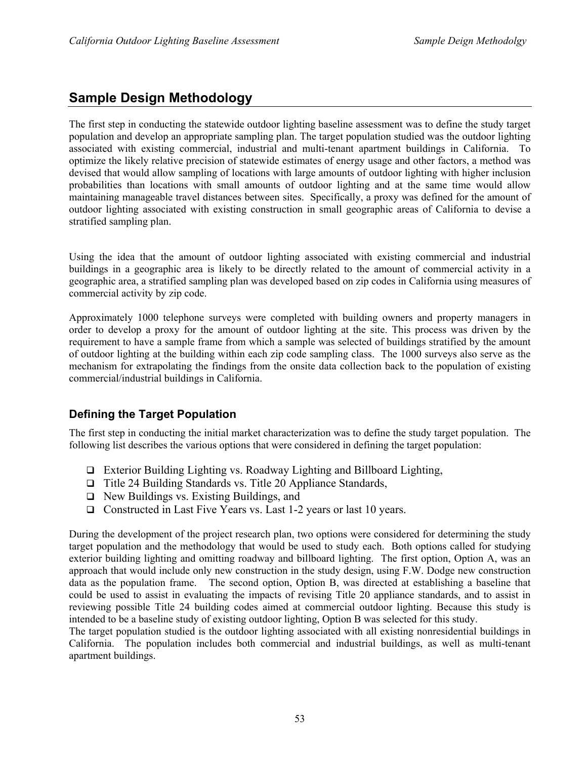## Sample Design Methodology

The first step in conducting the statewide outdoor lighting baseline assessment was to define the study target population and develop an appropriate sampling plan. The target population studied was the outdoor lighting associated with existing commercial, industrial and multi-tenant apartment buildings in California. To optimize the likely relative precision of statewide estimates of energy usage and other factors, a method was devised that would allow sampling of locations with large amounts of outdoor lighting with higher inclusion probabilities than locations with small amounts of outdoor lighting and at the same time would allow maintaining manageable travel distances between sites. Specifically, a proxy was defined for the amount of outdoor lighting associated with existing construction in small geographic areas of California to devise a stratified sampling plan.

Using the idea that the amount of outdoor lighting associated with existing commercial and industrial buildings in a geographic area is likely to be directly related to the amount of commercial activity in a geographic area, a stratified sampling plan was developed based on zip codes in California using measures of commercial activity by zip code.

Approximately 1000 telephone surveys were completed with building owners and property managers in order to develop a proxy for the amount of outdoor lighting at the site. This process was driven by the requirement to have a sample frame from which a sample was selected of buildings stratified by the amount of outdoor lighting at the building within each zip code sampling class. The 1000 surveys also serve as the mechanism for extrapolating the findings from the onsite data collection back to the population of existing commercial/industrial buildings in California.

### Defining the Target Population

The first step in conducting the initial market characterization was to define the study target population. The following list describes the various options that were considered in defining the target population:

- Exterior Building Lighting vs. Roadway Lighting and Billboard Lighting,
- Title 24 Building Standards vs. Title 20 Appliance Standards,
- New Buildings vs. Existing Buildings, and
- Constructed in Last Five Years vs. Last 1-2 years or last 10 years.

During the development of the project research plan, two options were considered for determining the study target population and the methodology that would be used to study each. Both options called for studying exterior building lighting and omitting roadway and billboard lighting. The first option, Option A, was an approach that would include only new construction in the study design, using F.W. Dodge new construction data as the population frame. The second option, Option B, was directed at establishing a baseline that could be used to assist in evaluating the impacts of revising Title 20 appliance standards, and to assist in reviewing possible Title 24 building codes aimed at commercial outdoor lighting. Because this study is intended to be a baseline study of existing outdoor lighting, Option B was selected for this study.

The target population studied is the outdoor lighting associated with all existing nonresidential buildings in California. The population includes both commercial and industrial buildings, as well as multi-tenant apartment buildings.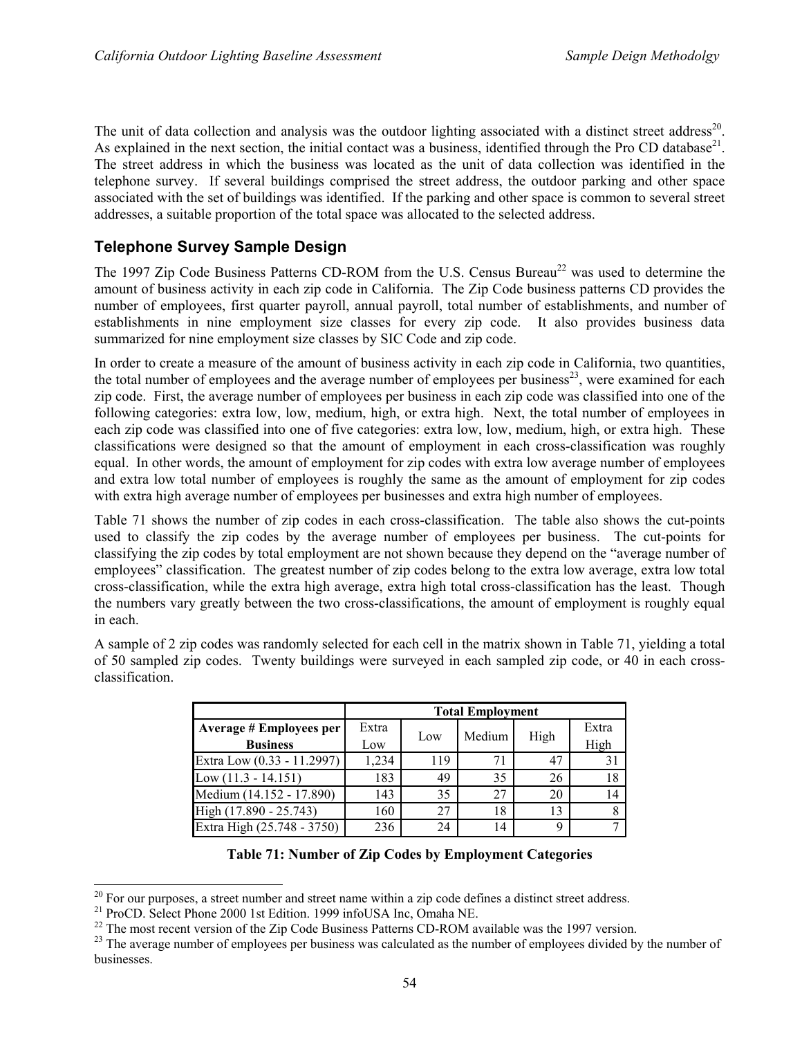The unit of data collection and analysis was the outdoor lighting associated with a distinct street address[20]. As explained in the next section, the initial contact was a business, identified through the Pro CD database[21]. The street address in which the business was located as the unit of data collection was identified in the telephone survey. If several buildings comprised the street address, the outdoor parking and other space associated with the set of buildings was identified. If the parking and other space is common to several street addresses, a suitable proportion of the total space was allocated to the selected address.

## Telephone Survey Sample Design

The 1997 Zip Code Business Patterns CD-ROM from the U.S. Census Bureau[22] was used to determine the amount of business activity in each zip code in California. The Zip Code business patterns CD provides the number of employees, first quarter payroll, annual payroll, total number of establishments, and number of establishments in nine employment size classes for every zip code. It also provides business data summarized for nine employment size classes by SIC Code and zip code.

In order to create a measure of the amount of business activity in each zip code in California, two quantities, the total number of employees and the average number of employees per business[23], were examined for each zip code. First, the average number of employees per business in each zip code was classified into one of the following categories: extra low, low, medium, high, or extra high. Next, the total number of employees in each zip code was classified into one of five categories: extra low, low, medium, high, or extra high. These classifications were designed so that the amount of employment in each cross-classification was roughly equal. In other words, the amount of employment for zip codes with extra low average number of employees and extra low total number of employees is roughly the same as the amount of employment for zip codes with extra high average number of employees per businesses and extra high number of employees.

Table 71 shows the number of zip codes in each cross-classification. The table also shows the cut-points used to classify the zip codes by the average number of employees per business. The cut-points for classifying the zip codes by total employment are not shown because they depend on the "average number of employees" classification. The greatest number of zip codes belong to the extra low average, extra low total cross-classification, while the extra high average, extra high total cross-classification has the least. Though the numbers vary greatly between the two cross-classifications, the amount of employment is roughly equal in each.

A sample of 2 zip codes was randomly selected for each cell in the matrix shown in Table 71, yielding a total of 50 sampled zip codes. Twenty buildings were surveyed in each sampled zip code, or 40 in each cross-classification.

| | Total Employment | | | | |
|---|---|---|---|---|---|
| **Average # Employees per Business** | Extra Low | Low | Medium | High | Extra High |
| Extra Low (0.33 - 11.2997) | 1,234 | 119 | 71 | 47 | 31 |
| Low (11.3 - 14.151) | 183 | 49 | 35 | 26 | 18 |
| Medium (14.152 - 17.890) | 143 | 35 | 27 | 20 | 14 |
| High (17.890 - 25.743) | 160 | 27 | 18 | 13 | 8 |
| Extra High (25.748 - 3750) | 236 | 24 | 14 | 9 | 7 |

**Table 71: Number of Zip Codes by Employment Categories**

---

[20] For our purposes, a street number and street name within a zip code defines a distinct street address.

[21] ProCD. Select Phone 2000 1st Edition. 1999 infoUSA Inc, Omaha NE.

[22] The most recent version of the Zip Code Business Patterns CD-ROM available was the 1997 version.

[23] The average number of employees per business was calculated as the number of employees divided by the number of businesses.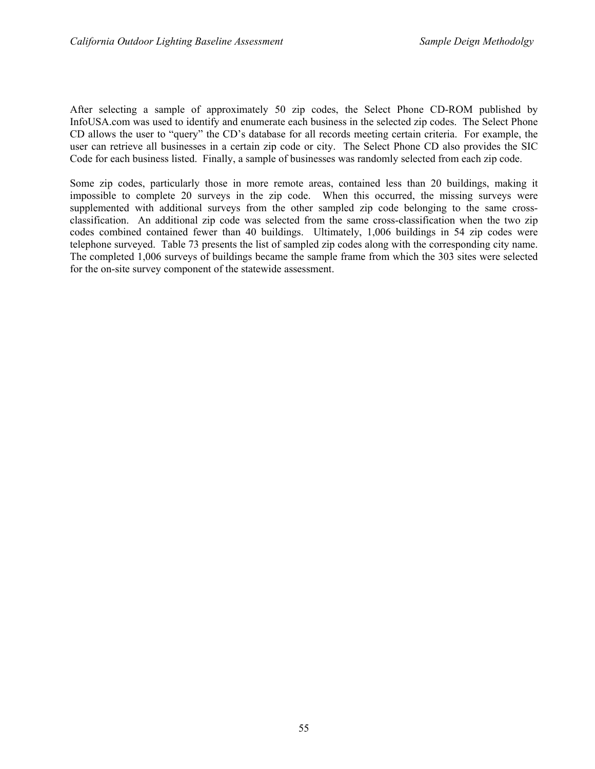After selecting a sample of approximately 50 zip codes, the Select Phone CD-ROM published by InfoUSA.com was used to identify and enumerate each business in the selected zip codes. The Select Phone CD allows the user to "query" the CD's database for all records meeting certain criteria. For example, the user can retrieve all businesses in a certain zip code or city. The Select Phone CD also provides the SIC Code for each business listed. Finally, a sample of businesses was randomly selected from each zip code.

Some zip codes, particularly those in more remote areas, contained less than 20 buildings, making it impossible to complete 20 surveys in the zip code. When this occurred, the missing surveys were supplemented with additional surveys from the other sampled zip code belonging to the same cross-classification. An additional zip code was selected from the same cross-classification when the two zip codes combined contained fewer than 40 buildings. Ultimately, 1,006 buildings in 54 zip codes were telephone surveyed. Table 73 presents the list of sampled zip codes along with the corresponding city name. The completed 1,006 surveys of buildings became the sample frame from which the 303 sites were selected for the on-site survey component of the statewide assessment.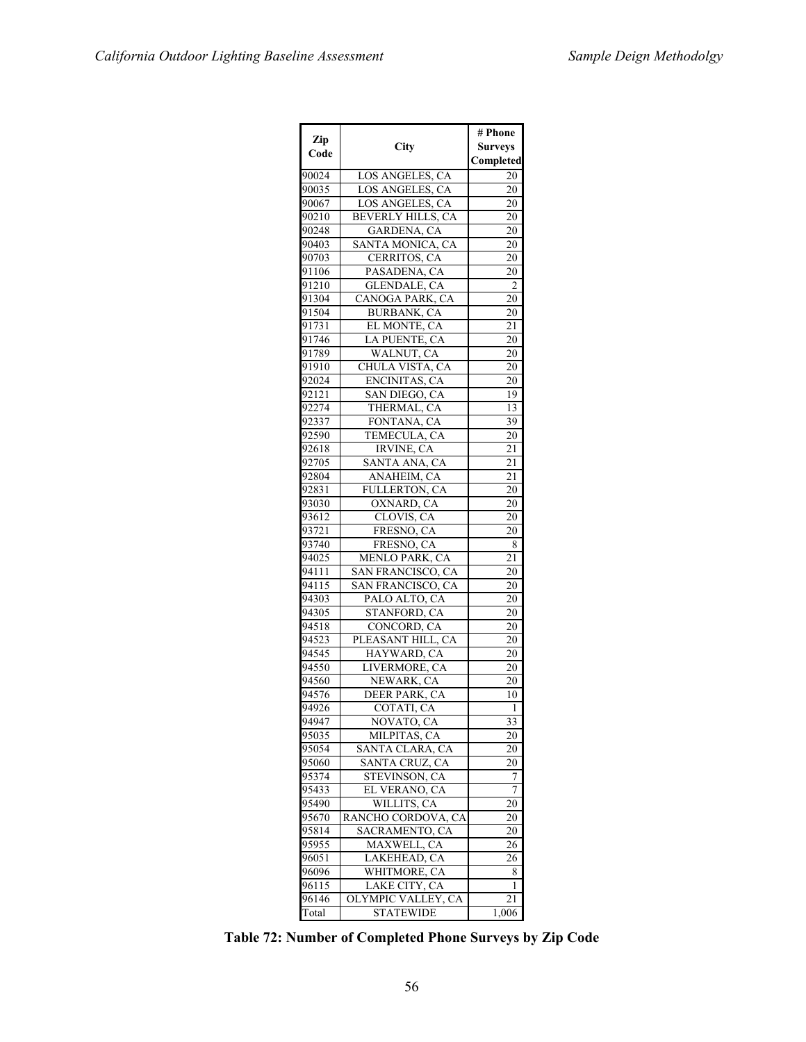| Zip Code | City | # Phone Surveys Completed |
| --- | --- | --- |
| 90024 | LOS ANGELES, CA | 20 |
| 90035 | LOS ANGELES, CA | 20 |
| 90067 | LOS ANGELES, CA | 20 |
| 90210 | BEVERLY HILLS, CA | 20 |
| 90248 | GARDENA, CA | 20 |
| 90403 | SANTA MONICA, CA | 20 |
| 90703 | CERRITOS, CA | 20 |
| 91106 | PASADENA, CA | 20 |
| 91210 | GLENDALE, CA | 2 |
| 91304 | CANOGA PARK, CA | 20 |
| 91504 | BURBANK, CA | 20 |
| 91731 | EL MONTE, CA | 21 |
| 91746 | LA PUENTE, CA | 20 |
| 91789 | WALNUT, CA | 20 |
| 91910 | CHULA VISTA, CA | 20 |
| 92024 | ENCINITAS, CA | 20 |
| 92121 | SAN DIEGO, CA | 19 |
| 92274 | THERMAL, CA | 13 |
| 92337 | FONTANA, CA | 39 |
| 92590 | TEMECULA, CA | 20 |
| 92618 | IRVINE, CA | 21 |
| 92705 | SANTA ANA, CA | 21 |
| 92804 | ANAHEIM, CA | 21 |
| 92831 | FULLERTON, CA | 20 |
| 93030 | OXNARD, CA | 20 |
| 93612 | CLOVIS, CA | 20 |
| 93721 | FRESNO, CA | 20 |
| 93740 | FRESNO, CA | 8 |
| 94025 | MENLO PARK, CA | 21 |
| 94111 | SAN FRANCISCO, CA | 20 |
| 94115 | SAN FRANCISCO, CA | 20 |
| 94303 | PALO ALTO, CA | 20 |
| 94305 | STANFORD, CA | 20 |
| 94518 | CONCORD, CA | 20 |
| 94523 | PLEASANT HILL, CA | 20 |
| 94545 | HAYWARD, CA | 20 |
| 94550 | LIVERMORE, CA | 20 |
| 94560 | NEWARK, CA | 20 |
| 94576 | DEER PARK, CA | 10 |
| 94926 | COTATI, CA | 1 |
| 94947 | NOVATO, CA | 33 |
| 95035 | MILPITAS, CA | 20 |
| 95054 | SANTA CLARA, CA | 20 |
| 95060 | SANTA CRUZ, CA | 20 |
| 95374 | STEVINSON, CA | 7 |
| 95433 | EL VERANO, CA | 7 |
| 95490 | WILLITS, CA | 20 |
| 95670 | RANCHO CORDOVA, CA | 20 |
| 95814 | SACRAMENTO, CA | 20 |
| 95955 | MAXWELL, CA | 26 |
| 96051 | LAKEHEAD, CA | 26 |
| 96096 | WHITMORE, CA | 8 |
| 96115 | LAKE CITY, CA | 1 |
| 96146 | OLYMPIC VALLEY, CA | 21 |
| Total | STATEWIDE | 1,006 |

**Table 72: Number of Completed Phone Surveys by Zip Code**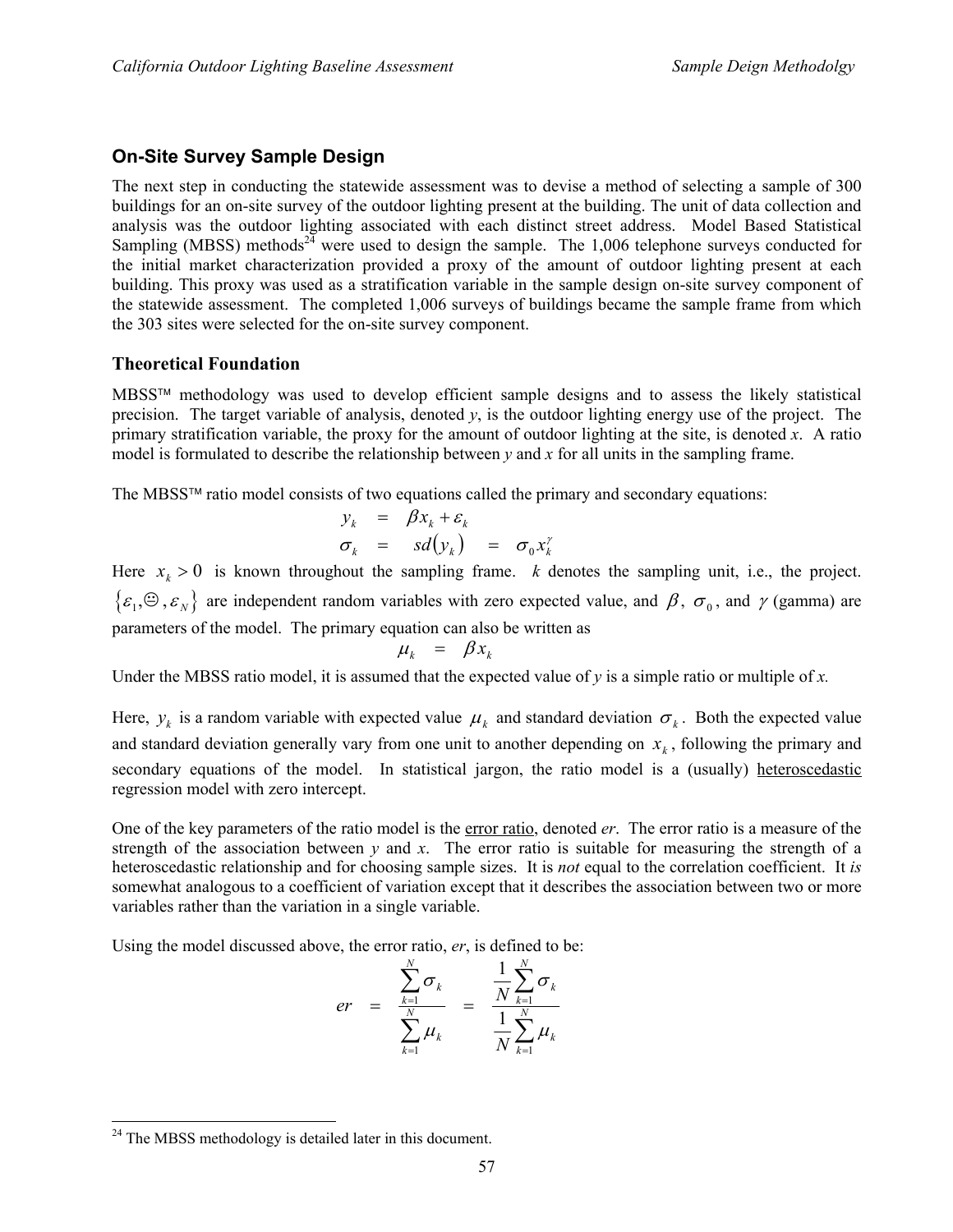## On-Site Survey Sample Design

The next step in conducting the statewide assessment was to devise a method of selecting a sample of 300 buildings for an on-site survey of the outdoor lighting present at the building. The unit of data collection and analysis was the outdoor lighting associated with each distinct street address. Model Based Statistical Sampling (MBSS) methods[24] were used to design the sample. The 1,006 telephone surveys conducted for the initial market characterization provided a proxy of the amount of outdoor lighting present at each building. This proxy was used as a stratification variable in the sample design on-site survey component of the statewide assessment. The completed 1,006 surveys of buildings became the sample frame from which the 303 sites were selected for the on-site survey component.

### Theoretical Foundation

MBSS™ methodology was used to develop efficient sample designs and to assess the likely statistical precision. The target variable of analysis, denoted *y*, is the outdoor lighting energy use of the project. The primary stratification variable, the proxy for the amount of outdoor lighting at the site, is denoted *x*. A ratio model is formulated to describe the relationship between *y* and *x* for all units in the sampling frame.

The MBSS™ ratio model consists of two equations called the primary and secondary equations:

$$y_k = \beta x_k + \varepsilon_k$$
$$\sigma_k = sd(y_k) = \sigma_0 x_k^{\gamma}$$

Here $x_k > 0$ is known throughout the sampling frame. $k$ denotes the sampling unit, i.e., the project. $\{\varepsilon_1, \ldots, \varepsilon_N\}$ are independent random variables with zero expected value, and $\beta$, $\sigma_0$, and $\gamma$ (gamma) are parameters of the model. The primary equation can also be written as

$$\mu_k = \beta x_k$$

Under the MBSS ratio model, it is assumed that the expected value of *y* is a simple ratio or multiple of *x.*

Here, $y_k$ is a random variable with expected value $\mu_k$ and standard deviation $\sigma_k$. Both the expected value and standard deviation generally vary from one unit to another depending on $x_k$, following the primary and secondary equations of the model. In statistical jargon, the ratio model is a (usually) heteroscedastic regression model with zero intercept.

One of the key parameters of the ratio model is the error ratio, denoted *er*. The error ratio is a measure of the strength of the association between *y* and *x*. The error ratio is suitable for measuring the strength of a heteroscedastic relationship and for choosing sample sizes. It is *not* equal to the correlation coefficient. It *is* somewhat analogous to a coefficient of variation except that it describes the association between two or more variables rather than the variation in a single variable.

Using the model discussed above, the error ratio, *er*, is defined to be:

$$er = \frac{\sum_{k=1}^{N} \sigma_k}{\sum_{k=1}^{N} \mu_k} = \frac{\frac{1}{N}\sum_{k=1}^{N} \sigma_k}{\frac{1}{N}\sum_{k=1}^{N} \mu_k}$$

[24] The MBSS methodology is detailed later in this document.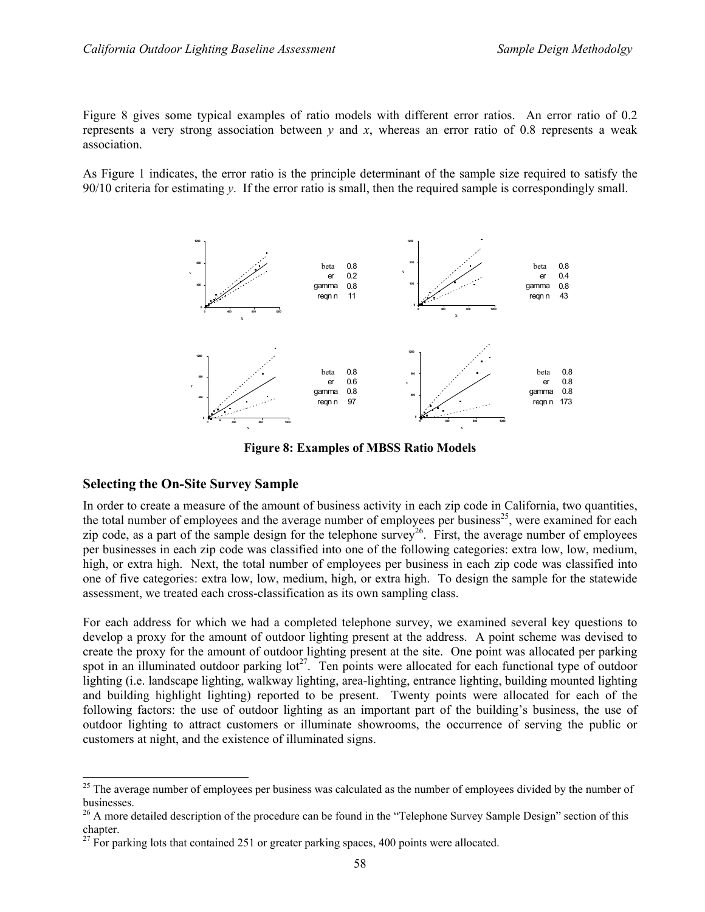Figure 8 gives some typical examples of ratio models with different error ratios. An error ratio of 0.2 represents a very strong association between *y* and *x*, whereas an error ratio of 0.8 represents a weak association.

As Figure 1 indicates, the error ratio is the principle determinant of the sample size required to satisfy the 90/10 criteria for estimating *y*. If the error ratio is small, then the required sample is correspondingly small.

| beta | 0.8 |
|---|---|
| er | 0.2 |
| gamma | 0.8 |
| reqn n | 11 |

| beta | 0.8 |
|---|---|
| er | 0.4 |
| gamma | 0.8 |
| reqn n | 43 |

| beta | 0.8 |
|---|---|
| er | 0.6 |
| gamma | 0.8 |
| reqn n | 97 |

| beta | 0.8 |
|---|---|
| er | 0.8 |
| gamma | 0.8 |
| reqn n | 173 |

**Figure 8: Examples of MBSS Ratio Models**

## Selecting the On-Site Survey Sample

In order to create a measure of the amount of business activity in each zip code in California, two quantities, the total number of employees and the average number of employees per business[25], were examined for each zip code, as a part of the sample design for the telephone survey[26]. First, the average number of employees per businesses in each zip code was classified into one of the following categories: extra low, low, medium, high, or extra high. Next, the total number of employees per business in each zip code was classified into one of five categories: extra low, low, medium, high, or extra high. To design the sample for the statewide assessment, we treated each cross-classification as its own sampling class.

For each address for which we had a completed telephone survey, we examined several key questions to develop a proxy for the amount of outdoor lighting present at the address. A point scheme was devised to create the proxy for the amount of outdoor lighting present at the site. One point was allocated per parking spot in an illuminated outdoor parking lot[27]. Ten points were allocated for each functional type of outdoor lighting (i.e. landscape lighting, walkway lighting, area-lighting, entrance lighting, building mounted lighting and building highlight lighting) reported to be present. Twenty points were allocated for each of the following factors: the use of outdoor lighting as an important part of the building's business, the use of outdoor lighting to attract customers or illuminate showrooms, the occurrence of serving the public or customers at night, and the existence of illuminated signs.

[25] The average number of employees per business was calculated as the number of employees divided by the number of businesses.

[26] A more detailed description of the procedure can be found in the "Telephone Survey Sample Design" section of this chapter.

[27] For parking lots that contained 251 or greater parking spaces, 400 points were allocated.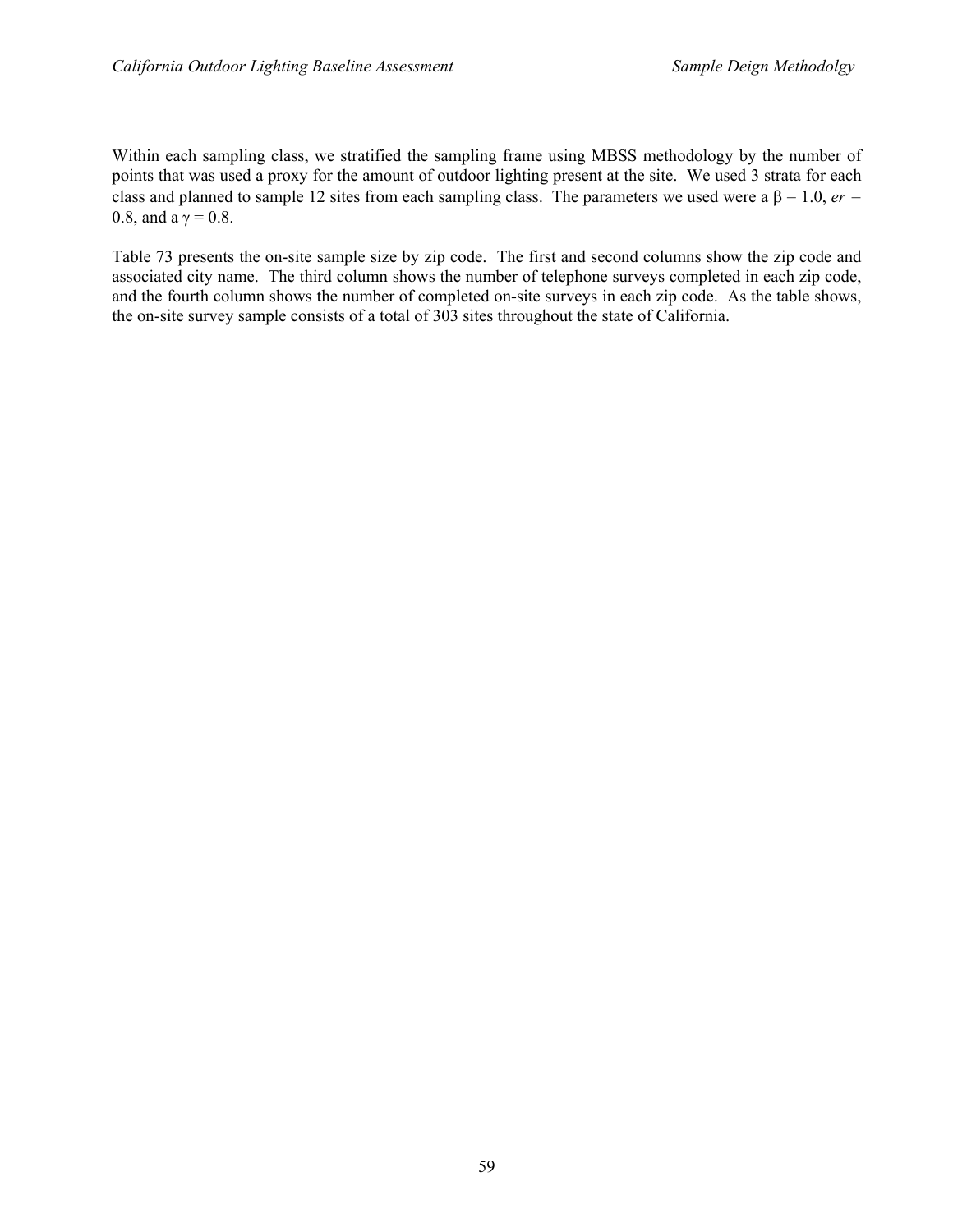Within each sampling class, we stratified the sampling frame using MBSS methodology by the number of points that was used a proxy for the amount of outdoor lighting present at the site. We used 3 strata for each class and planned to sample 12 sites from each sampling class. The parameters we used were a $\beta = 1.0$, $er = 0.8$, and a $\gamma = 0.8$.

Table 73 presents the on-site sample size by zip code. The first and second columns show the zip code and associated city name. The third column shows the number of telephone surveys completed in each zip code, and the fourth column shows the number of completed on-site surveys in each zip code. As the table shows, the on-site survey sample consists of a total of 303 sites throughout the state of California.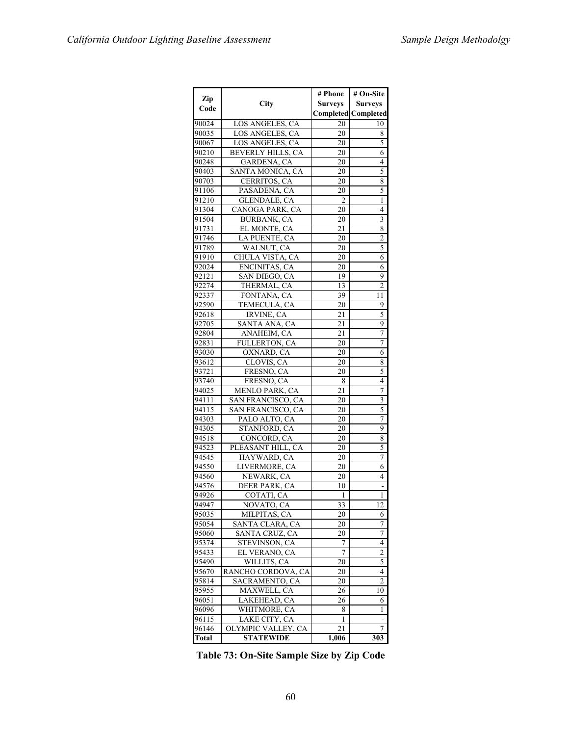| Zip Code | City | # Phone Surveys Completed | # On-Site Surveys Completed |
|---|---|---|---|
| 90024 | LOS ANGELES, CA | 20 | 10 |
| 90035 | LOS ANGELES, CA | 20 | 8 |
| 90067 | LOS ANGELES, CA | 20 | 5 |
| 90210 | BEVERLY HILLS, CA | 20 | 6 |
| 90248 | GARDENA, CA | 20 | 4 |
| 90403 | SANTA MONICA, CA | 20 | 5 |
| 90703 | CERRITOS, CA | 20 | 8 |
| 91106 | PASADENA, CA | 20 | 5 |
| 91210 | GLENDALE, CA | 2 | 1 |
| 91304 | CANOGA PARK, CA | 20 | 4 |
| 91504 | BURBANK, CA | 20 | 3 |
| 91731 | EL MONTE, CA | 21 | 8 |
| 91746 | LA PUENTE, CA | 20 | 2 |
| 91789 | WALNUT, CA | 20 | 5 |
| 91910 | CHULA VISTA, CA | 20 | 6 |
| 92024 | ENCINITAS, CA | 20 | 6 |
| 92121 | SAN DIEGO, CA | 19 | 9 |
| 92274 | THERMAL, CA | 13 | 2 |
| 92337 | FONTANA, CA | 39 | 11 |
| 92590 | TEMECULA, CA | 20 | 9 |
| 92618 | IRVINE, CA | 21 | 5 |
| 92705 | SANTA ANA, CA | 21 | 9 |
| 92804 | ANAHEIM, CA | 21 | 7 |
| 92831 | FULLERTON, CA | 20 | 7 |
| 93030 | OXNARD, CA | 20 | 6 |
| 93612 | CLOVIS, CA | 20 | 8 |
| 93721 | FRESNO, CA | 20 | 5 |
| 93740 | FRESNO, CA | 8 | 4 |
| 94025 | MENLO PARK, CA | 21 | 7 |
| 94111 | SAN FRANCISCO, CA | 20 | 3 |
| 94115 | SAN FRANCISCO, CA | 20 | 5 |
| 94303 | PALO ALTO, CA | 20 | 7 |
| 94305 | STANFORD, CA | 20 | 9 |
| 94518 | CONCORD, CA | 20 | 8 |
| 94523 | PLEASANT HILL, CA | 20 | 5 |
| 94545 | HAYWARD, CA | 20 | 7 |
| 94550 | LIVERMORE, CA | 20 | 6 |
| 94560 | NEWARK, CA | 20 | 4 |
| 94576 | DEER PARK, CA | 10 | - |
| 94926 | COTATI, CA | 1 | 1 |
| 94947 | NOVATO, CA | 33 | 12 |
| 95035 | MILPITAS, CA | 20 | 6 |
| 95054 | SANTA CLARA, CA | 20 | 7 |
| 95060 | SANTA CRUZ, CA | 20 | 7 |
| 95374 | STEVINSON, CA | 7 | 4 |
| 95433 | EL VERANO, CA | 7 | 2 |
| 95490 | WILLITS, CA | 20 | 5 |
| 95670 | RANCHO CORDOVA, CA | 20 | 4 |
| 95814 | SACRAMENTO, CA | 20 | 2 |
| 95955 | MAXWELL, CA | 26 | 10 |
| 96051 | LAKEHEAD, CA | 26 | 6 |
| 96096 | WHITMORE, CA | 8 | 1 |
| 96115 | LAKE CITY, CA | 1 | - |
| 96146 | OLYMPIC VALLEY, CA | 21 | 7 |
| **Total** | **STATEWIDE** | **1,006** | **303** |

**Table 73: On-Site Sample Size by Zip Code**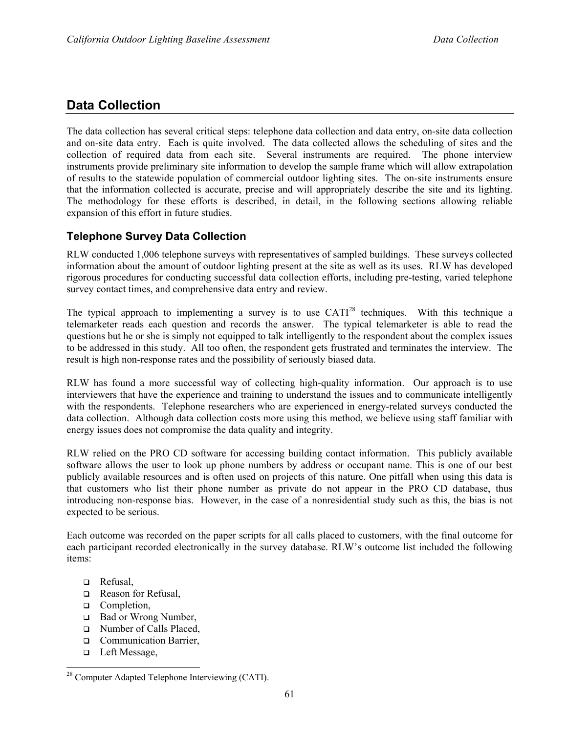# Data Collection

The data collection has several critical steps: telephone data collection and data entry, on-site data collection and on-site data entry. Each is quite involved. The data collected allows the scheduling of sites and the collection of required data from each site. Several instruments are required. The phone interview instruments provide preliminary site information to develop the sample frame which will allow extrapolation of results to the statewide population of commercial outdoor lighting sites. The on-site instruments ensure that the information collected is accurate, precise and will appropriately describe the site and its lighting. The methodology for these efforts is described, in detail, in the following sections allowing reliable expansion of this effort in future studies.

## Telephone Survey Data Collection

RLW conducted 1,006 telephone surveys with representatives of sampled buildings. These surveys collected information about the amount of outdoor lighting present at the site as well as its uses. RLW has developed rigorous procedures for conducting successful data collection efforts, including pre-testing, varied telephone survey contact times, and comprehensive data entry and review.

The typical approach to implementing a survey is to use CATI[28] techniques. With this technique a telemarketer reads each question and records the answer. The typical telemarketer is able to read the questions but he or she is simply not equipped to talk intelligently to the respondent about the complex issues to be addressed in this study. All too often, the respondent gets frustrated and terminates the interview. The result is high non-response rates and the possibility of seriously biased data.

RLW has found a more successful way of collecting high-quality information. Our approach is to use interviewers that have the experience and training to understand the issues and to communicate intelligently with the respondents. Telephone researchers who are experienced in energy-related surveys conducted the data collection. Although data collection costs more using this method, we believe using staff familiar with energy issues does not compromise the data quality and integrity.

RLW relied on the PRO CD software for accessing building contact information. This publicly available software allows the user to look up phone numbers by address or occupant name. This is one of our best publicly available resources and is often used on projects of this nature. One pitfall when using this data is that customers who list their phone number as private do not appear in the PRO CD database, thus introducing non-response bias. However, in the case of a nonresidential study such as this, the bias is not expected to be serious.

Each outcome was recorded on the paper scripts for all calls placed to customers, with the final outcome for each participant recorded electronically in the survey database. RLW's outcome list included the following items:

- Refusal,
- Reason for Refusal,
- Completion,
- Bad or Wrong Number,
- Number of Calls Placed,
- Communication Barrier,
- Left Message,

[28] Computer Adapted Telephone Interviewing (CATI).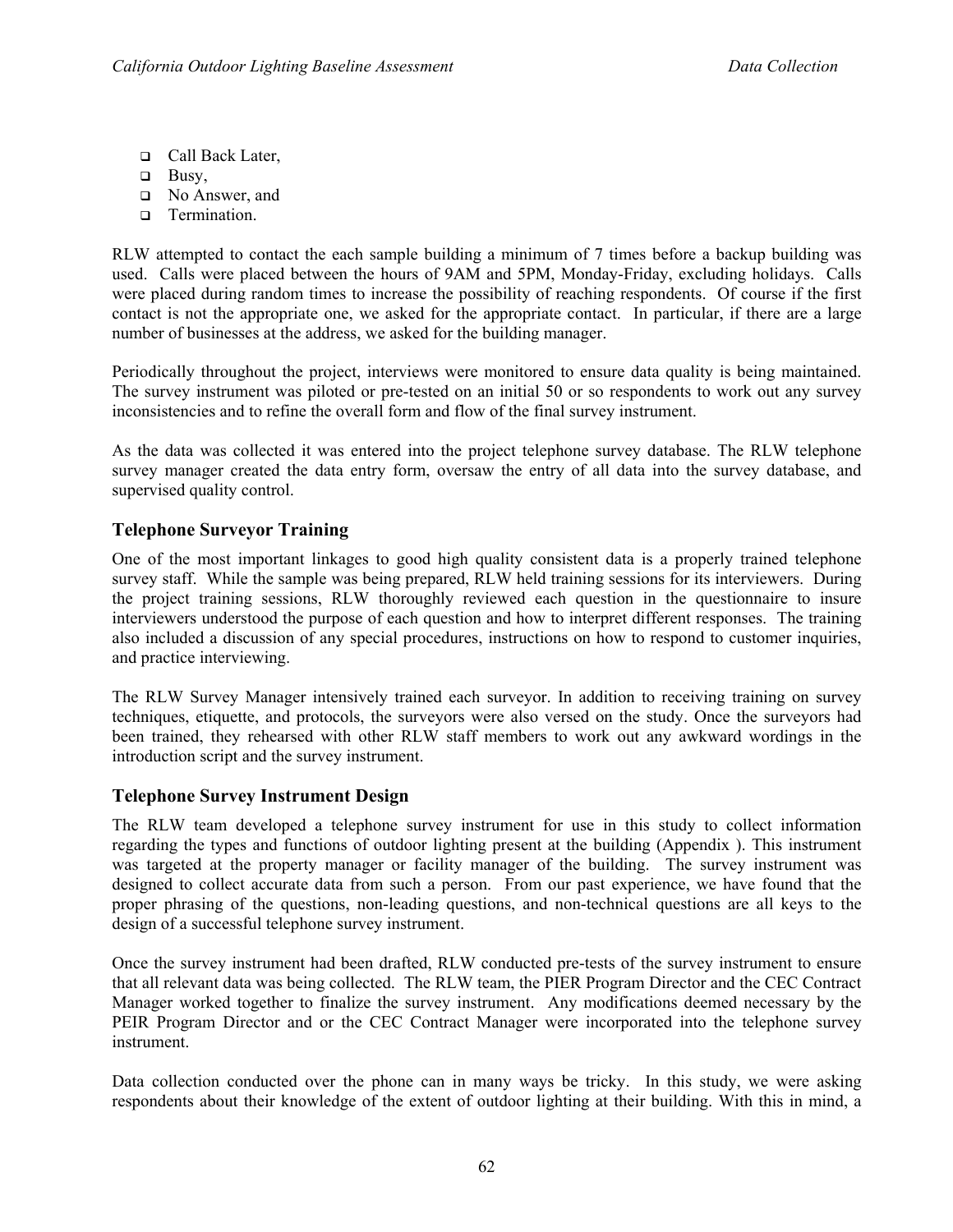- Call Back Later,
- Busy,
- No Answer, and
- Termination.

RLW attempted to contact the each sample building a minimum of 7 times before a backup building was used. Calls were placed between the hours of 9AM and 5PM, Monday-Friday, excluding holidays. Calls were placed during random times to increase the possibility of reaching respondents. Of course if the first contact is not the appropriate one, we asked for the appropriate contact. In particular, if there are a large number of businesses at the address, we asked for the building manager.

Periodically throughout the project, interviews were monitored to ensure data quality is being maintained. The survey instrument was piloted or pre-tested on an initial 50 or so respondents to work out any survey inconsistencies and to refine the overall form and flow of the final survey instrument.

As the data was collected it was entered into the project telephone survey database. The RLW telephone survey manager created the data entry form, oversaw the entry of all data into the survey database, and supervised quality control.

### Telephone Surveyor Training

One of the most important linkages to good high quality consistent data is a properly trained telephone survey staff. While the sample was being prepared, RLW held training sessions for its interviewers. During the project training sessions, RLW thoroughly reviewed each question in the questionnaire to insure interviewers understood the purpose of each question and how to interpret different responses. The training also included a discussion of any special procedures, instructions on how to respond to customer inquiries, and practice interviewing.

The RLW Survey Manager intensively trained each surveyor. In addition to receiving training on survey techniques, etiquette, and protocols, the surveyors were also versed on the study. Once the surveyors had been trained, they rehearsed with other RLW staff members to work out any awkward wordings in the introduction script and the survey instrument.

### Telephone Survey Instrument Design

The RLW team developed a telephone survey instrument for use in this study to collect information regarding the types and functions of outdoor lighting present at the building (Appendix ). This instrument was targeted at the property manager or facility manager of the building. The survey instrument was designed to collect accurate data from such a person. From our past experience, we have found that the proper phrasing of the questions, non-leading questions, and non-technical questions are all keys to the design of a successful telephone survey instrument.

Once the survey instrument had been drafted, RLW conducted pre-tests of the survey instrument to ensure that all relevant data was being collected. The RLW team, the PIER Program Director and the CEC Contract Manager worked together to finalize the survey instrument. Any modifications deemed necessary by the PEIR Program Director and or the CEC Contract Manager were incorporated into the telephone survey instrument.

Data collection conducted over the phone can in many ways be tricky. In this study, we were asking respondents about their knowledge of the extent of outdoor lighting at their building. With this in mind, a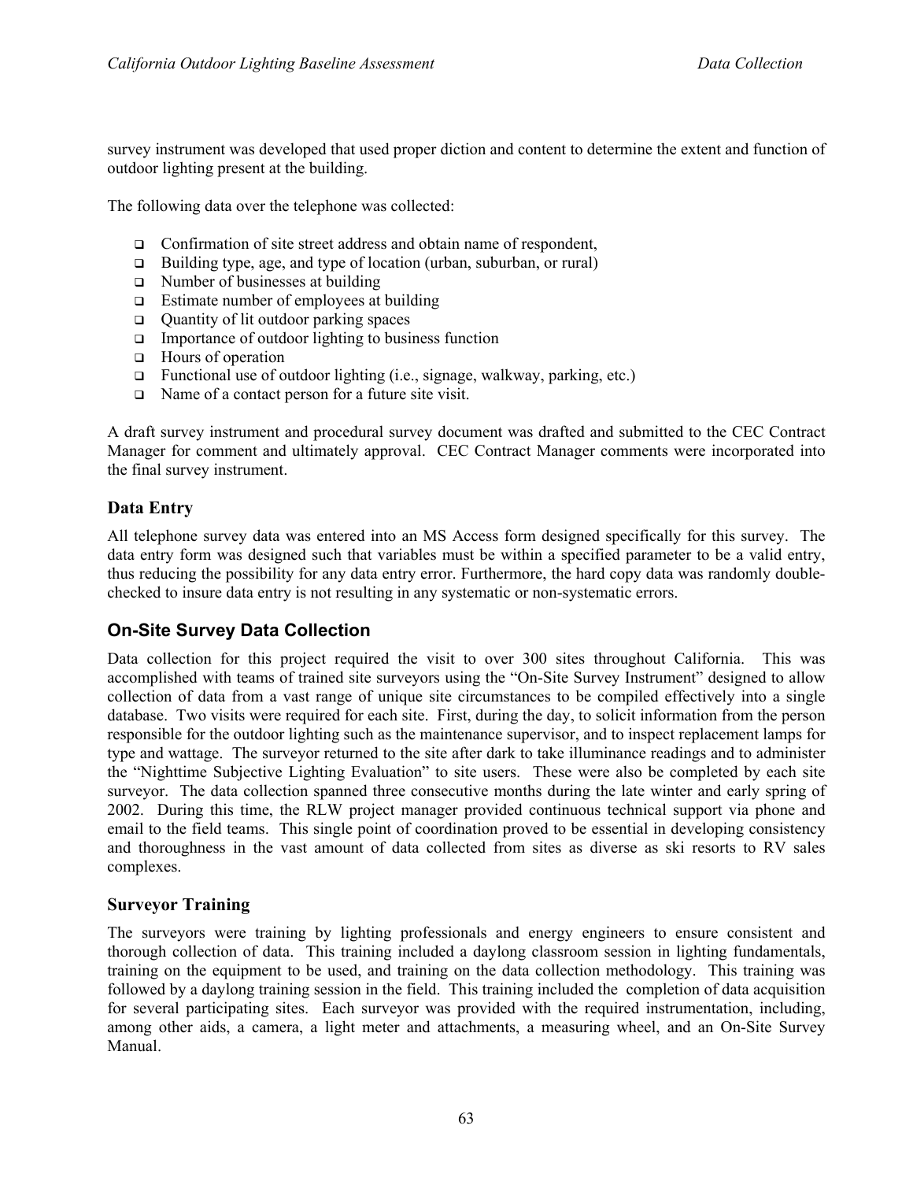survey instrument was developed that used proper diction and content to determine the extent and function of outdoor lighting present at the building.

The following data over the telephone was collected:

- Confirmation of site street address and obtain name of respondent,
- Building type, age, and type of location (urban, suburban, or rural)
- Number of businesses at building
- Estimate number of employees at building
- Quantity of lit outdoor parking spaces
- Importance of outdoor lighting to business function
- Hours of operation
- Functional use of outdoor lighting (i.e., signage, walkway, parking, etc.)
- Name of a contact person for a future site visit.

A draft survey instrument and procedural survey document was drafted and submitted to the CEC Contract Manager for comment and ultimately approval. CEC Contract Manager comments were incorporated into the final survey instrument.

### Data Entry

All telephone survey data was entered into an MS Access form designed specifically for this survey. The data entry form was designed such that variables must be within a specified parameter to be a valid entry, thus reducing the possibility for any data entry error. Furthermore, the hard copy data was randomly double-checked to insure data entry is not resulting in any systematic or non-systematic errors.

## On-Site Survey Data Collection

Data collection for this project required the visit to over 300 sites throughout California. This was accomplished with teams of trained site surveyors using the "On-Site Survey Instrument" designed to allow collection of data from a vast range of unique site circumstances to be compiled effectively into a single database. Two visits were required for each site. First, during the day, to solicit information from the person responsible for the outdoor lighting such as the maintenance supervisor, and to inspect replacement lamps for type and wattage. The surveyor returned to the site after dark to take illuminance readings and to administer the "Nighttime Subjective Lighting Evaluation" to site users. These were also be completed by each site surveyor. The data collection spanned three consecutive months during the late winter and early spring of 2002. During this time, the RLW project manager provided continuous technical support via phone and email to the field teams. This single point of coordination proved to be essential in developing consistency and thoroughness in the vast amount of data collected from sites as diverse as ski resorts to RV sales complexes.

### Surveyor Training

The surveyors were training by lighting professionals and energy engineers to ensure consistent and thorough collection of data. This training included a daylong classroom session in lighting fundamentals, training on the equipment to be used, and training on the data collection methodology. This training was followed by a daylong training session in the field. This training included the completion of data acquisition for several participating sites. Each surveyor was provided with the required instrumentation, including, among other aids, a camera, a light meter and attachments, a measuring wheel, and an On-Site Survey Manual.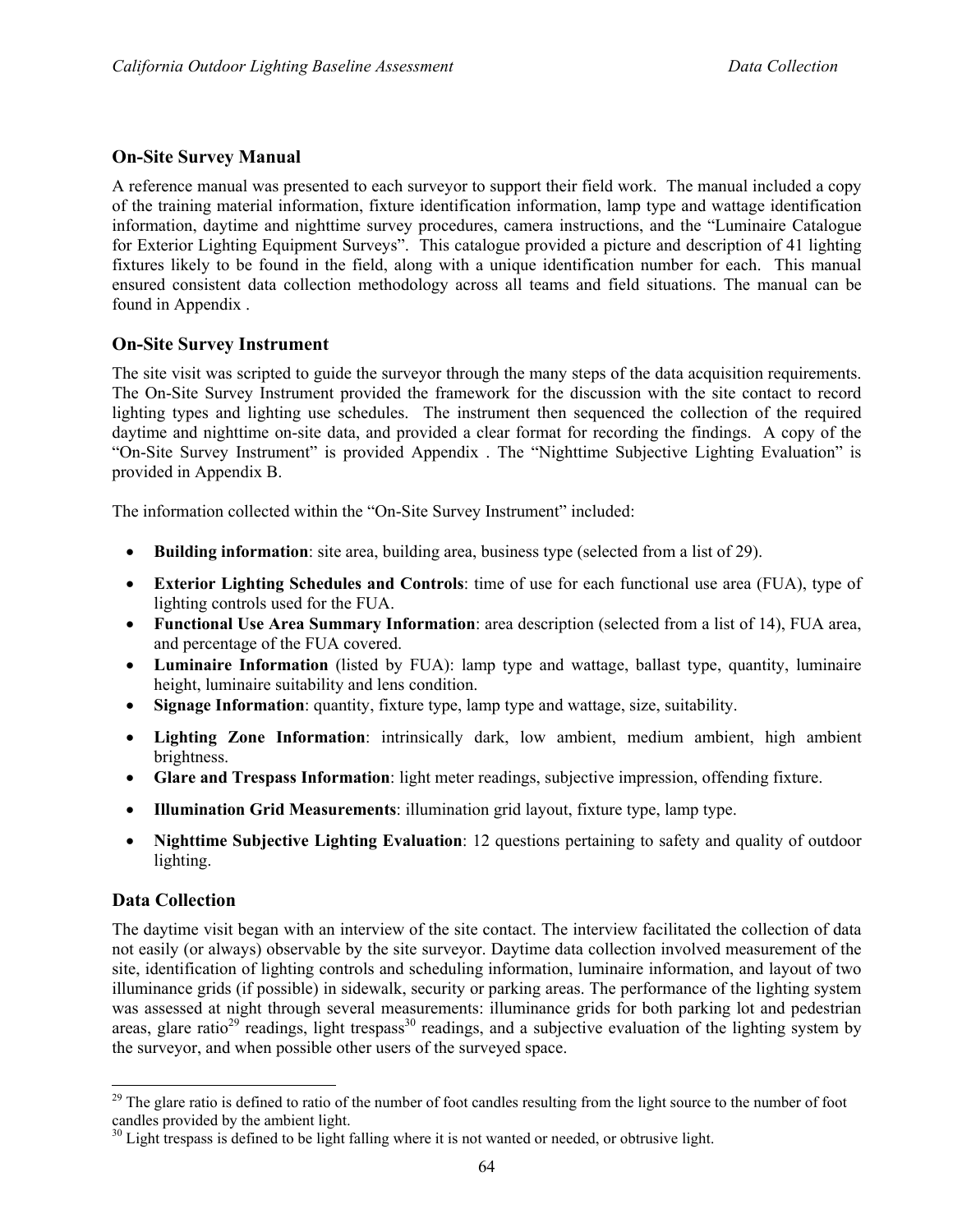## On-Site Survey Manual

A reference manual was presented to each surveyor to support their field work. The manual included a copy of the training material information, fixture identification information, lamp type and wattage identification information, daytime and nighttime survey procedures, camera instructions, and the "Luminaire Catalogue for Exterior Lighting Equipment Surveys". This catalogue provided a picture and description of 41 lighting fixtures likely to be found in the field, along with a unique identification number for each. This manual ensured consistent data collection methodology across all teams and field situations. The manual can be found in Appendix .

## On-Site Survey Instrument

The site visit was scripted to guide the surveyor through the many steps of the data acquisition requirements. The On-Site Survey Instrument provided the framework for the discussion with the site contact to record lighting types and lighting use schedules. The instrument then sequenced the collection of the required daytime and nighttime on-site data, and provided a clear format for recording the findings. A copy of the "On-Site Survey Instrument" is provided Appendix . The "Nighttime Subjective Lighting Evaluation" is provided in Appendix B.

The information collected within the "On-Site Survey Instrument" included:

- **Building information**: site area, building area, business type (selected from a list of 29).
- **Exterior Lighting Schedules and Controls**: time of use for each functional use area (FUA), type of lighting controls used for the FUA.
- **Functional Use Area Summary Information**: area description (selected from a list of 14), FUA area, and percentage of the FUA covered.
- **Luminaire Information** (listed by FUA): lamp type and wattage, ballast type, quantity, luminaire height, luminaire suitability and lens condition.
- **Signage Information**: quantity, fixture type, lamp type and wattage, size, suitability.
- **Lighting Zone Information**: intrinsically dark, low ambient, medium ambient, high ambient brightness.
- **Glare and Trespass Information**: light meter readings, subjective impression, offending fixture.
- **Illumination Grid Measurements**: illumination grid layout, fixture type, lamp type.
- **Nighttime Subjective Lighting Evaluation**: 12 questions pertaining to safety and quality of outdoor lighting.

## Data Collection

The daytime visit began with an interview of the site contact. The interview facilitated the collection of data not easily (or always) observable by the site surveyor. Daytime data collection involved measurement of the site, identification of lighting controls and scheduling information, luminaire information, and layout of two illuminance grids (if possible) in sidewalk, security or parking areas. The performance of the lighting system was assessed at night through several measurements: illuminance grids for both parking lot and pedestrian areas, glare ratio[29] readings, light trespass[30] readings, and a subjective evaluation of the lighting system by the surveyor, and when possible other users of the surveyed space.

---

[29] The glare ratio is defined to ratio of the number of foot candles resulting from the light source to the number of foot candles provided by the ambient light.

[30] Light trespass is defined to be light falling where it is not wanted or needed, or obtrusive light.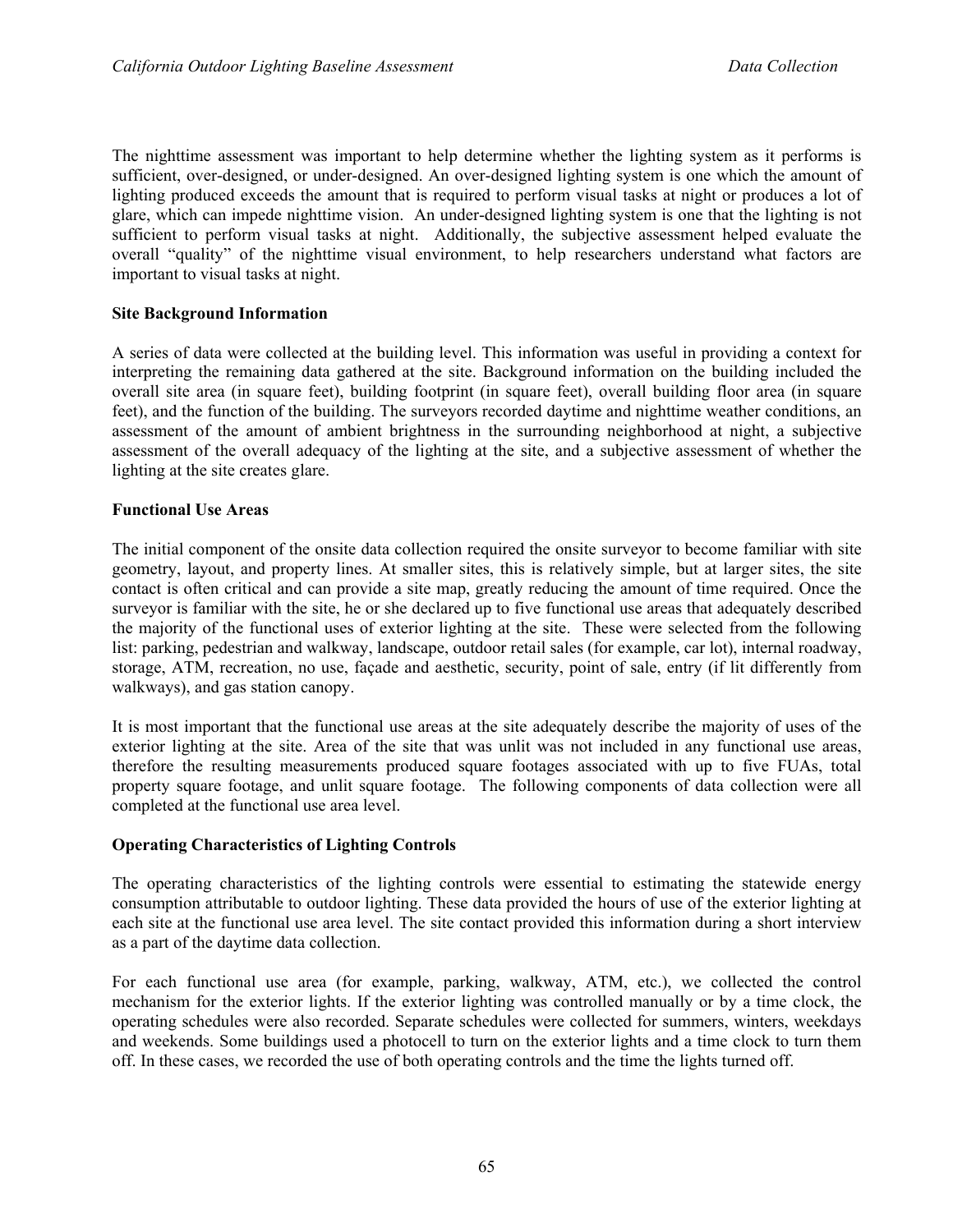The nighttime assessment was important to help determine whether the lighting system as it performs is sufficient, over-designed, or under-designed. An over-designed lighting system is one which the amount of lighting produced exceeds the amount that is required to perform visual tasks at night or produces a lot of glare, which can impede nighttime vision. An under-designed lighting system is one that the lighting is not sufficient to perform visual tasks at night. Additionally, the subjective assessment helped evaluate the overall "quality" of the nighttime visual environment, to help researchers understand what factors are important to visual tasks at night.

**Site Background Information**

A series of data were collected at the building level. This information was useful in providing a context for interpreting the remaining data gathered at the site. Background information on the building included the overall site area (in square feet), building footprint (in square feet), overall building floor area (in square feet), and the function of the building. The surveyors recorded daytime and nighttime weather conditions, an assessment of the amount of ambient brightness in the surrounding neighborhood at night, a subjective assessment of the overall adequacy of the lighting at the site, and a subjective assessment of whether the lighting at the site creates glare.

**Functional Use Areas**

The initial component of the onsite data collection required the onsite surveyor to become familiar with site geometry, layout, and property lines. At smaller sites, this is relatively simple, but at larger sites, the site contact is often critical and can provide a site map, greatly reducing the amount of time required. Once the surveyor is familiar with the site, he or she declared up to five functional use areas that adequately described the majority of the functional uses of exterior lighting at the site. These were selected from the following list: parking, pedestrian and walkway, landscape, outdoor retail sales (for example, car lot), internal roadway, storage, ATM, recreation, no use, façade and aesthetic, security, point of sale, entry (if lit differently from walkways), and gas station canopy.

It is most important that the functional use areas at the site adequately describe the majority of uses of the exterior lighting at the site. Area of the site that was unlit was not included in any functional use areas, therefore the resulting measurements produced square footages associated with up to five FUAs, total property square footage, and unlit square footage. The following components of data collection were all completed at the functional use area level.

**Operating Characteristics of Lighting Controls**

The operating characteristics of the lighting controls were essential to estimating the statewide energy consumption attributable to outdoor lighting. These data provided the hours of use of the exterior lighting at each site at the functional use area level. The site contact provided this information during a short interview as a part of the daytime data collection.

For each functional use area (for example, parking, walkway, ATM, etc.), we collected the control mechanism for the exterior lights. If the exterior lighting was controlled manually or by a time clock, the operating schedules were also recorded. Separate schedules were collected for summers, winters, weekdays and weekends. Some buildings used a photocell to turn on the exterior lights and a time clock to turn them off. In these cases, we recorded the use of both operating controls and the time the lights turned off.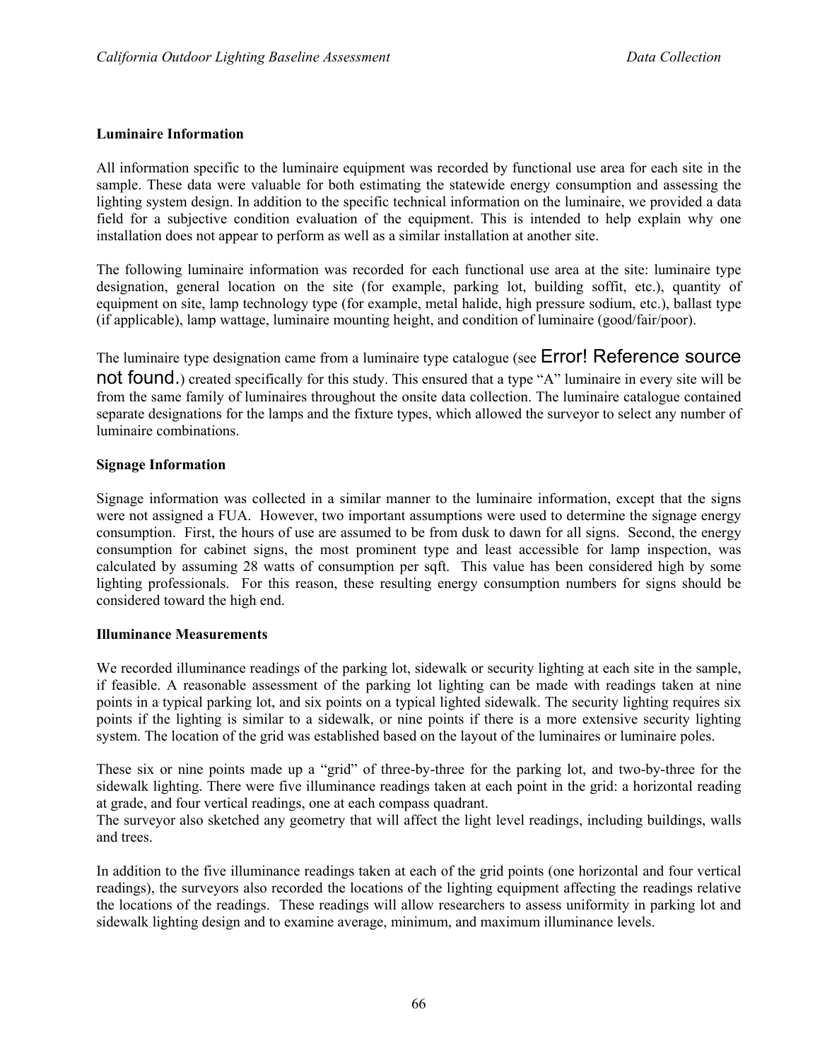**Luminaire Information**

All information specific to the luminaire equipment was recorded by functional use area for each site in the sample. These data were valuable for both estimating the statewide energy consumption and assessing the lighting system design. In addition to the specific technical information on the luminaire, we provided a data field for a subjective condition evaluation of the equipment. This is intended to help explain why one installation does not appear to perform as well as a similar installation at another site.

The following luminaire information was recorded for each functional use area at the site: luminaire type designation, general location on the site (for example, parking lot, building soffit, etc.), quantity of equipment on site, lamp technology type (for example, metal halide, high pressure sodium, etc.), ballast type (if applicable), lamp wattage, luminaire mounting height, and condition of luminaire (good/fair/poor).

The luminaire type designation came from a luminaire type catalogue (see Error! Reference source not found.) created specifically for this study. This ensured that a type "A" luminaire in every site will be from the same family of luminaires throughout the onsite data collection. The luminaire catalogue contained separate designations for the lamps and the fixture types, which allowed the surveyor to select any number of luminaire combinations.

**Signage Information**

Signage information was collected in a similar manner to the luminaire information, except that the signs were not assigned a FUA. However, two important assumptions were used to determine the signage energy consumption. First, the hours of use are assumed to be from dusk to dawn for all signs. Second, the energy consumption for cabinet signs, the most prominent type and least accessible for lamp inspection, was calculated by assuming 28 watts of consumption per sqft. This value has been considered high by some lighting professionals. For this reason, these resulting energy consumption numbers for signs should be considered toward the high end.

**Illuminance Measurements**

We recorded illuminance readings of the parking lot, sidewalk or security lighting at each site in the sample, if feasible. A reasonable assessment of the parking lot lighting can be made with readings taken at nine points in a typical parking lot, and six points on a typical lighted sidewalk. The security lighting requires six points if the lighting is similar to a sidewalk, or nine points if there is a more extensive security lighting system. The location of the grid was established based on the layout of the luminaires or luminaire poles.

These six or nine points made up a "grid" of three-by-three for the parking lot, and two-by-three for the sidewalk lighting. There were five illuminance readings taken at each point in the grid: a horizontal reading at grade, and four vertical readings, one at each compass quadrant.
The surveyor also sketched any geometry that will affect the light level readings, including buildings, walls and trees.

In addition to the five illuminance readings taken at each of the grid points (one horizontal and four vertical readings), the surveyors also recorded the locations of the lighting equipment affecting the readings relative the locations of the readings. These readings will allow researchers to assess uniformity in parking lot and sidewalk lighting design and to examine average, minimum, and maximum illuminance levels.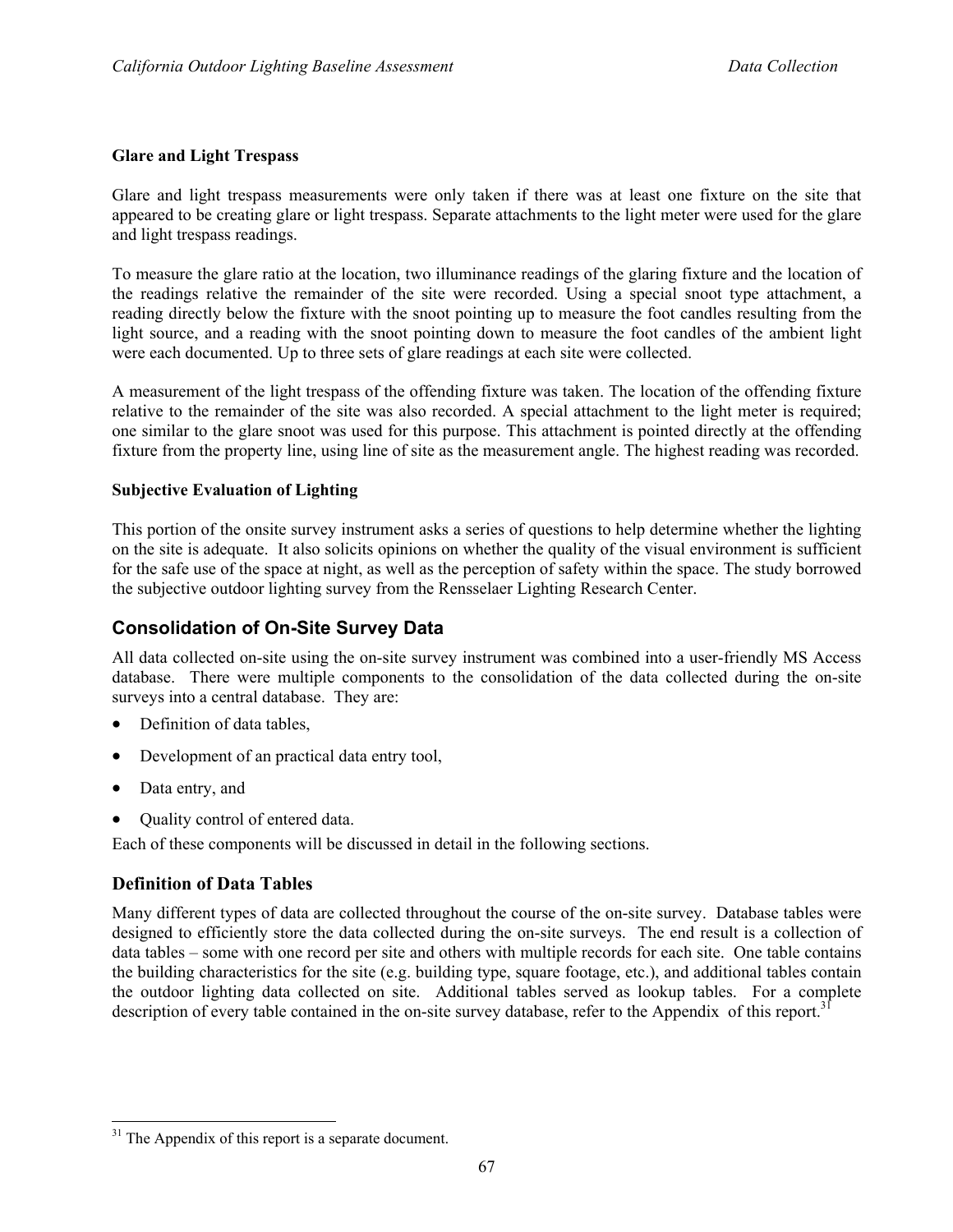### Glare and Light Trespass

Glare and light trespass measurements were only taken if there was at least one fixture on the site that appeared to be creating glare or light trespass. Separate attachments to the light meter were used for the glare and light trespass readings.

To measure the glare ratio at the location, two illuminance readings of the glaring fixture and the location of the readings relative the remainder of the site were recorded. Using a special snoot type attachment, a reading directly below the fixture with the snoot pointing up to measure the foot candles resulting from the light source, and a reading with the snoot pointing down to measure the foot candles of the ambient light were each documented. Up to three sets of glare readings at each site were collected.

A measurement of the light trespass of the offending fixture was taken. The location of the offending fixture relative to the remainder of the site was also recorded. A special attachment to the light meter is required; one similar to the glare snoot was used for this purpose. This attachment is pointed directly at the offending fixture from the property line, using line of site as the measurement angle. The highest reading was recorded.

### Subjective Evaluation of Lighting

This portion of the onsite survey instrument asks a series of questions to help determine whether the lighting on the site is adequate. It also solicits opinions on whether the quality of the visual environment is sufficient for the safe use of the space at night, as well as the perception of safety within the space. The study borrowed the subjective outdoor lighting survey from the Rensselaer Lighting Research Center.

## Consolidation of On-Site Survey Data

All data collected on-site using the on-site survey instrument was combined into a user-friendly MS Access database. There were multiple components to the consolidation of the data collected during the on-site surveys into a central database. They are:

- Definition of data tables,
- Development of an practical data entry tool,
- Data entry, and
- Quality control of entered data.

Each of these components will be discussed in detail in the following sections.

## Definition of Data Tables

Many different types of data are collected throughout the course of the on-site survey. Database tables were designed to efficiently store the data collected during the on-site surveys. The end result is a collection of data tables – some with one record per site and others with multiple records for each site. One table contains the building characteristics for the site (e.g. building type, square footage, etc.), and additional tables contain the outdoor lighting data collected on site. Additional tables served as lookup tables. For a complete description of every table contained in the on-site survey database, refer to the Appendix of this report.[31]

[31] The Appendix of this report is a separate document.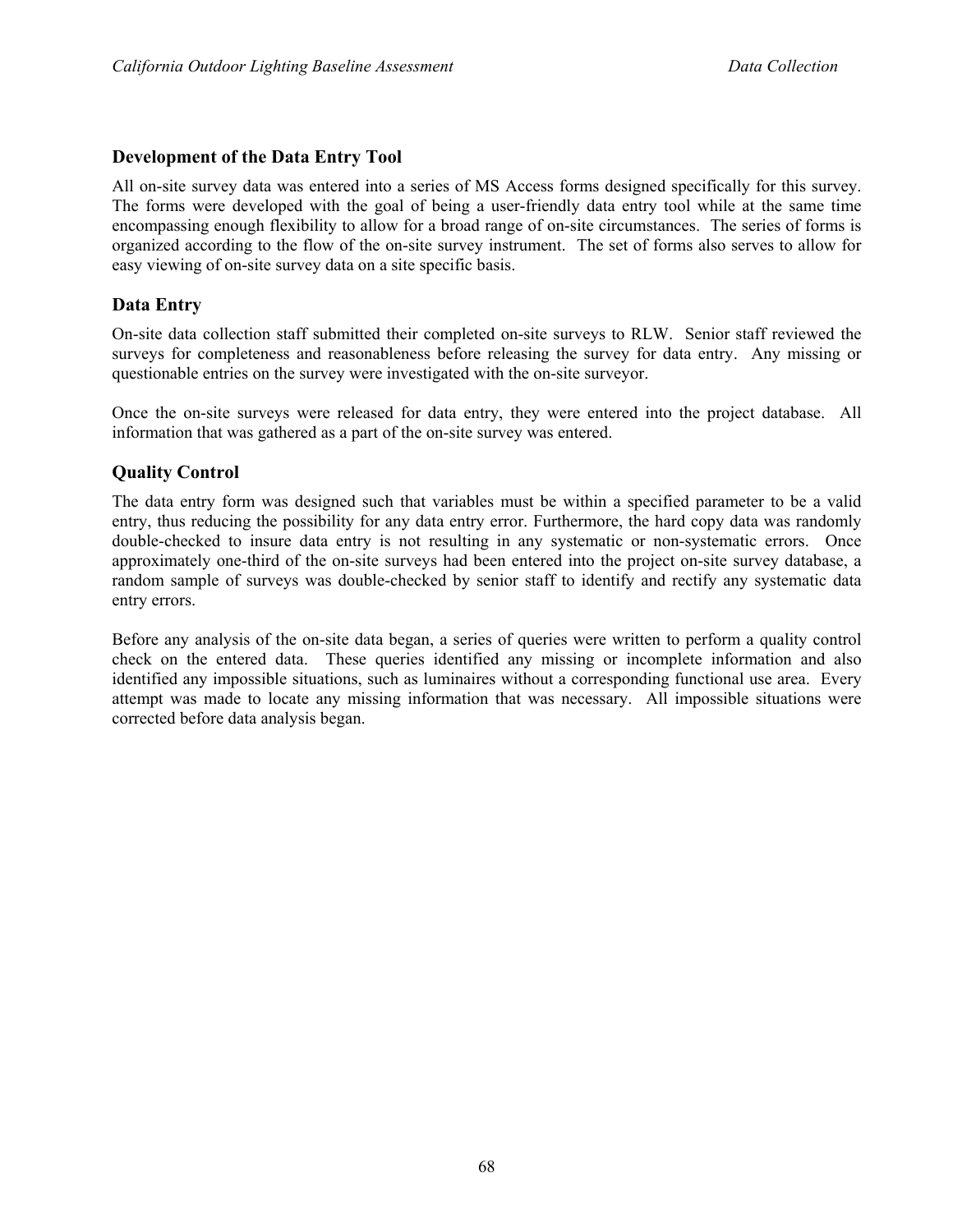### Development of the Data Entry Tool

All on-site survey data was entered into a series of MS Access forms designed specifically for this survey. The forms were developed with the goal of being a user-friendly data entry tool while at the same time encompassing enough flexibility to allow for a broad range of on-site circumstances. The series of forms is organized according to the flow of the on-site survey instrument. The set of forms also serves to allow for easy viewing of on-site survey data on a site specific basis.

### Data Entry

On-site data collection staff submitted their completed on-site surveys to RLW. Senior staff reviewed the surveys for completeness and reasonableness before releasing the survey for data entry. Any missing or questionable entries on the survey were investigated with the on-site surveyor.

Once the on-site surveys were released for data entry, they were entered into the project database. All information that was gathered as a part of the on-site survey was entered.

### Quality Control

The data entry form was designed such that variables must be within a specified parameter to be a valid entry, thus reducing the possibility for any data entry error. Furthermore, the hard copy data was randomly double-checked to insure data entry is not resulting in any systematic or non-systematic errors. Once approximately one-third of the on-site surveys had been entered into the project on-site survey database, a random sample of surveys was double-checked by senior staff to identify and rectify any systematic data entry errors.

Before any analysis of the on-site data began, a series of queries were written to perform a quality control check on the entered data. These queries identified any missing or incomplete information and also identified any impossible situations, such as luminaires without a corresponding functional use area. Every attempt was made to locate any missing information that was necessary. All impossible situations were corrected before data analysis began.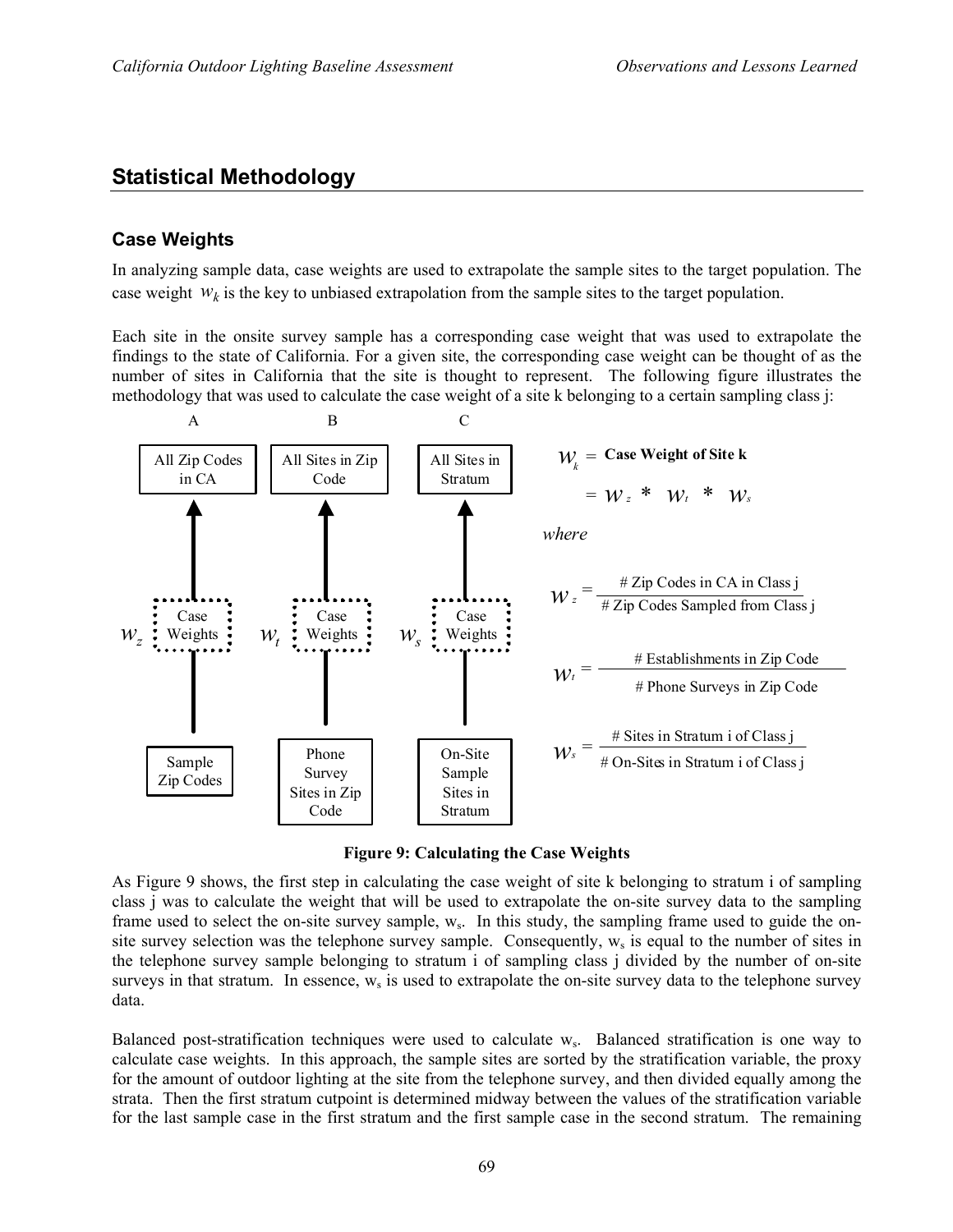## Statistical Methodology

### Case Weights

In analyzing sample data, case weights are used to extrapolate the sample sites to the target population. The case weight $w_k$ is the key to unbiased extrapolation from the sample sites to the target population.

Each site in the onsite survey sample has a corresponding case weight that was used to extrapolate the findings to the state of California. For a given site, the corresponding case weight can be thought of as the number of sites in California that the site is thought to represent. The following figure illustrates the methodology that was used to calculate the case weight of a site k belonging to a certain sampling class j:

A: Sample Zip Codes → $w_z$ Case Weights → All Zip Codes in CA

B: Phone Survey Sites in Zip Code → $w_t$ Case Weights → All Sites in Zip Code

C: On-Site Sample Sites in Stratum → $w_s$ Case Weights → All Sites in Stratum

$$w_k = \textbf{Case Weight of Site k}$$

$$= w_z * w_t * w_s$$

*where*

$$w_z = \frac{\text{\# Zip Codes in CA in Class j}}{\text{\# Zip Codes Sampled from Class j}}$$

$$w_t = \frac{\text{\# Establishments in Zip Code}}{\text{\# Phone Surveys in Zip Code}}$$

$$w_s = \frac{\text{\# Sites in Stratum i of Class j}}{\text{\# On-Sites in Stratum i of Class j}}$$

**Figure 9: Calculating the Case Weights**

As Figure 9 shows, the first step in calculating the case weight of site k belonging to stratum i of sampling class j was to calculate the weight that will be used to extrapolate the on-site survey data to the sampling frame used to select the on-site survey sample, $w_s$. In this study, the sampling frame used to guide the on-site survey selection was the telephone survey sample. Consequently, $w_s$ is equal to the number of sites in the telephone survey sample belonging to stratum i of sampling class j divided by the number of on-site surveys in that stratum. In essence, $w_s$ is used to extrapolate the on-site survey data to the telephone survey data.

Balanced post-stratification techniques were used to calculate $w_s$. Balanced stratification is one way to calculate case weights. In this approach, the sample sites are sorted by the stratification variable, the proxy for the amount of outdoor lighting at the site from the telephone survey, and then divided equally among the strata. Then the first stratum cutpoint is determined midway between the values of the stratification variable for the last sample case in the first stratum and the first sample case in the second stratum. The remaining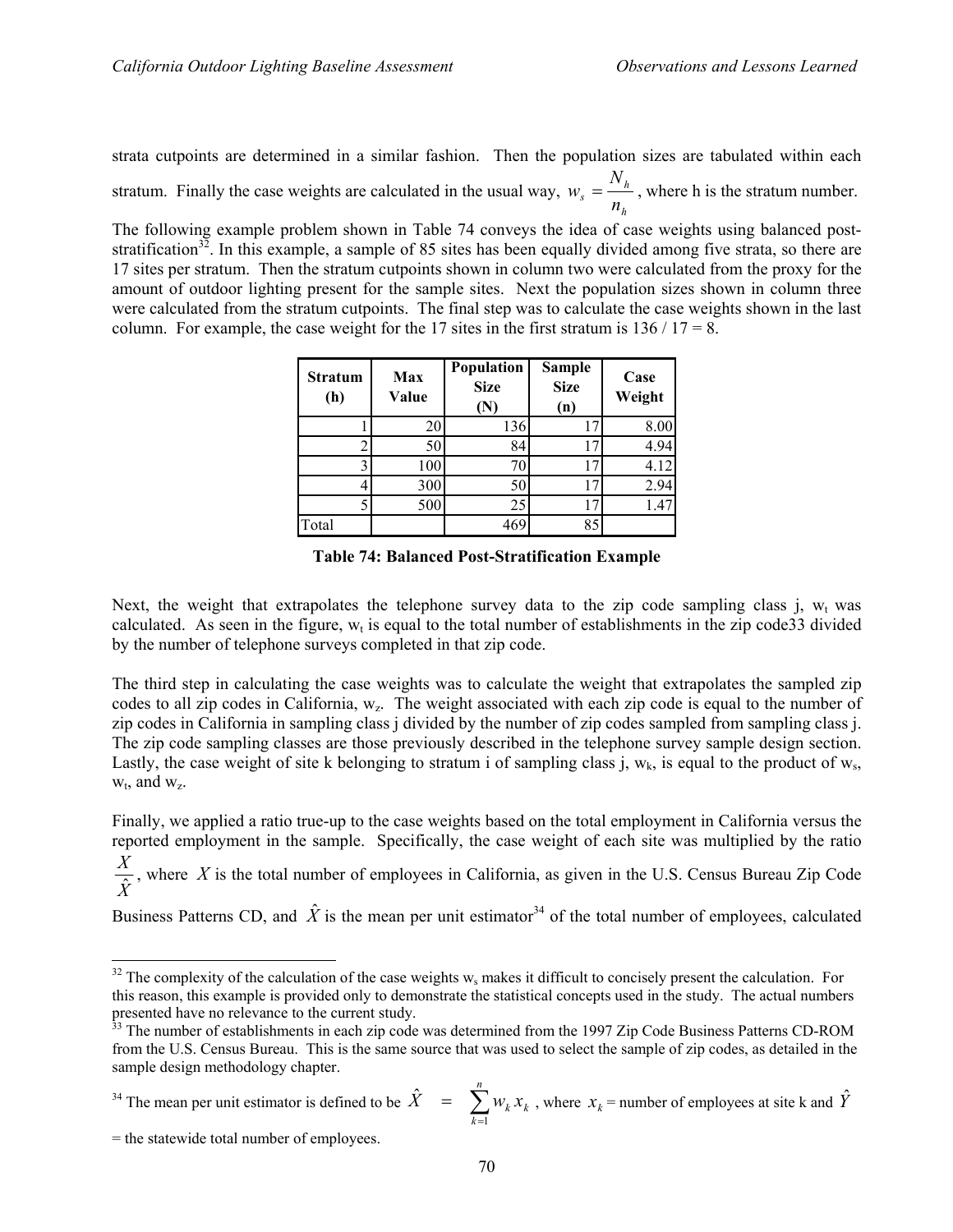strata cutpoints are determined in a similar fashion. Then the population sizes are tabulated within each stratum. Finally the case weights are calculated in the usual way, $w_s = \frac{N_h}{n_h}$, where h is the stratum number.

The following example problem shown in Table 74 conveys the idea of case weights using balanced post-stratification[32]. In this example, a sample of 85 sites has been equally divided among five strata, so there are 17 sites per stratum. Then the stratum cutpoints shown in column two were calculated from the proxy for the amount of outdoor lighting present for the sample sites. Next the population sizes shown in column three were calculated from the stratum cutpoints. The final step was to calculate the case weights shown in the last column. For example, the case weight for the 17 sites in the first stratum is 136 / 17 = 8.

| Stratum (h) | Max Value | Population Size (N) | Sample Size (n) | Case Weight |
|---|---|---|---|---|
| 1 | 20 | 136 | 17 | 8.00 |
| 2 | 50 | 84 | 17 | 4.94 |
| 3 | 100 | 70 | 17 | 4.12 |
| 4 | 300 | 50 | 17 | 2.94 |
| 5 | 500 | 25 | 17 | 1.47 |
| Total | | 469 | 85 | |

**Table 74: Balanced Post-Stratification Example**

Next, the weight that extrapolates the telephone survey data to the zip code sampling class j, $w_t$ was calculated. As seen in the figure, $w_t$ is equal to the total number of establishments in the zip code33 divided by the number of telephone surveys completed in that zip code.

The third step in calculating the case weights was to calculate the weight that extrapolates the sampled zip codes to all zip codes in California, $w_z$. The weight associated with each zip code is equal to the number of zip codes in California in sampling class j divided by the number of zip codes sampled from sampling class j. The zip code sampling classes are those previously described in the telephone survey sample design section. Lastly, the case weight of site k belonging to stratum i of sampling class j, $w_k$, is equal to the product of $w_s$, $w_t$, and $w_z$.

Finally, we applied a ratio true-up to the case weights based on the total employment in California versus the reported employment in the sample. Specifically, the case weight of each site was multiplied by the ratio $\frac{X}{\hat{X}}$, where $X$ is the total number of employees in California, as given in the U.S. Census Bureau Zip Code Business Patterns CD, and $\hat{X}$ is the mean per unit estimator[34] of the total number of employees, calculated

---

[32] The complexity of the calculation of the case weights $w_s$ makes it difficult to concisely present the calculation. For this reason, this example is provided only to demonstrate the statistical concepts used in the study. The actual numbers presented have no relevance to the current study.

[33] The number of establishments in each zip code was determined from the 1997 Zip Code Business Patterns CD-ROM from the U.S. Census Bureau. This is the same source that was used to select the sample of zip codes, as detailed in the sample design methodology chapter.

[34] The mean per unit estimator is defined to be $\hat{X} \;\; = \;\; \sum_{k=1}^{n} w_k x_k$, where $x_k$ = number of employees at site k and $\hat{Y}$ = the statewide total number of employees.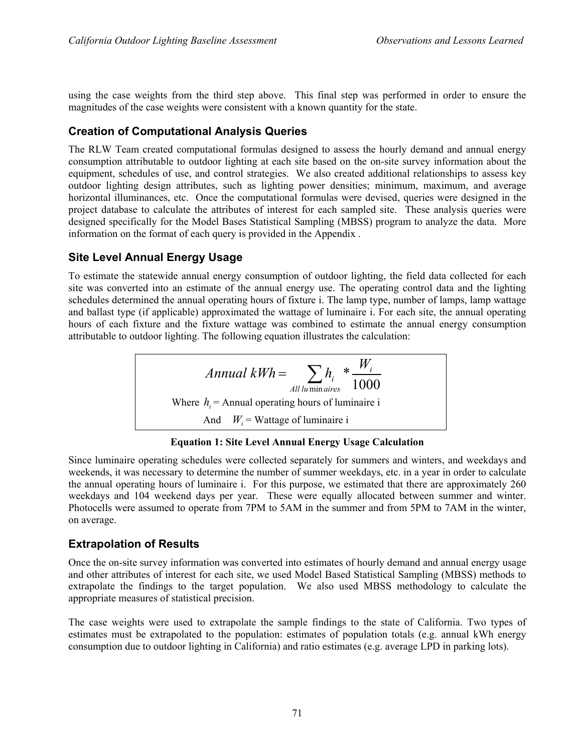using the case weights from the third step above. This final step was performed in order to ensure the magnitudes of the case weights were consistent with a known quantity for the state.

## Creation of Computational Analysis Queries

The RLW Team created computational formulas designed to assess the hourly demand and annual energy consumption attributable to outdoor lighting at each site based on the on-site survey information about the equipment, schedules of use, and control strategies. We also created additional relationships to assess key outdoor lighting design attributes, such as lighting power densities; minimum, maximum, and average horizontal illuminances, etc. Once the computational formulas were devised, queries were designed in the project database to calculate the attributes of interest for each sampled site. These analysis queries were designed specifically for the Model Bases Statistical Sampling (MBSS) program to analyze the data. More information on the format of each query is provided in the Appendix .

## Site Level Annual Energy Usage

To estimate the statewide annual energy consumption of outdoor lighting, the field data collected for each site was converted into an estimate of the annual energy use. The operating control data and the lighting schedules determined the annual operating hours of fixture i. The lamp type, number of lamps, lamp wattage and ballast type (if applicable) approximated the wattage of luminaire i. For each site, the annual operating hours of each fixture and the fixture wattage was combined to estimate the annual energy consumption attributable to outdoor lighting. The following equation illustrates the calculation:

$$Annual\ kWh = \sum_{All\ luminaires} h_i * \frac{W_i}{1000}$$

Where $h_i$ = Annual operating hours of luminaire i

And $W_i$ = Wattage of luminaire i

**Equation 1: Site Level Annual Energy Usage Calculation**

Since luminaire operating schedules were collected separately for summers and winters, and weekdays and weekends, it was necessary to determine the number of summer weekdays, etc. in a year in order to calculate the annual operating hours of luminaire i. For this purpose, we estimated that there are approximately 260 weekdays and 104 weekend days per year. These were equally allocated between summer and winter. Photocells were assumed to operate from 7PM to 5AM in the summer and from 5PM to 7AM in the winter, on average.

## Extrapolation of Results

Once the on-site survey information was converted into estimates of hourly demand and annual energy usage and other attributes of interest for each site, we used Model Based Statistical Sampling (MBSS) methods to extrapolate the findings to the target population. We also used MBSS methodology to calculate the appropriate measures of statistical precision.

The case weights were used to extrapolate the sample findings to the state of California. Two types of estimates must be extrapolated to the population: estimates of population totals (e.g. annual kWh energy consumption due to outdoor lighting in California) and ratio estimates (e.g. average LPD in parking lots).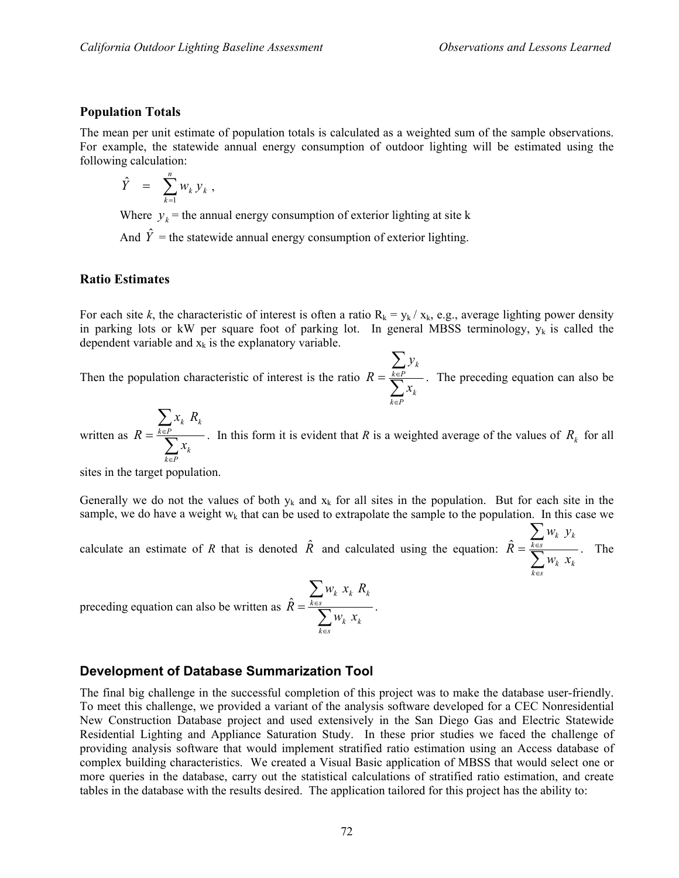### Population Totals

The mean per unit estimate of population totals is calculated as a weighted sum of the sample observations. For example, the statewide annual energy consumption of outdoor lighting will be estimated using the following calculation:

$$\hat{Y} \quad = \quad \sum_{k=1}^{n} w_k \, y_k \; ,$$

Where $y_k$ = the annual energy consumption of exterior lighting at site k

And $\hat{Y}$ = the statewide annual energy consumption of exterior lighting.

### Ratio Estimates

For each site *k*, the characteristic of interest is often a ratio $R_k = y_k / x_k$, e.g., average lighting power density in parking lots or kW per square foot of parking lot. In general MBSS terminology, $y_k$ is called the dependent variable and $x_k$ is the explanatory variable.

Then the population characteristic of interest is the ratio $R = \frac{\sum_{k \in P} y_k}{\sum_{k \in P} x_k}$. The preceding equation can also be written as $R = \frac{\sum_{k \in P} x_k \; R_k}{\sum_{k \in P} x_k}$. In this form it is evident that *R* is a weighted average of the values of $R_k$ for all sites in the target population.

Generally we do not the values of both $y_k$ and $x_k$ for all sites in the population. But for each site in the sample, we do have a weight $w_k$ that can be used to extrapolate the sample to the population. In this case we calculate an estimate of *R* that is denoted $\hat{R}$ and calculated using the equation: $\hat{R} = \frac{\sum_{k \in s} w_k \; y_k}{\sum_{k \in s} w_k \; x_k}$. The preceding equation can also be written as $\hat{R} = \frac{\sum_{k \in s} w_k \; x_k \; R_k}{\sum_{k \in s} w_k \; x_k}$.

## Development of Database Summarization Tool

The final big challenge in the successful completion of this project was to make the database user-friendly. To meet this challenge, we provided a variant of the analysis software developed for a CEC Nonresidential New Construction Database project and used extensively in the San Diego Gas and Electric Statewide Residential Lighting and Appliance Saturation Study. In these prior studies we faced the challenge of providing analysis software that would implement stratified ratio estimation using an Access database of complex building characteristics. We created a Visual Basic application of MBSS that would select one or more queries in the database, carry out the statistical calculations of stratified ratio estimation, and create tables in the database with the results desired. The application tailored for this project has the ability to: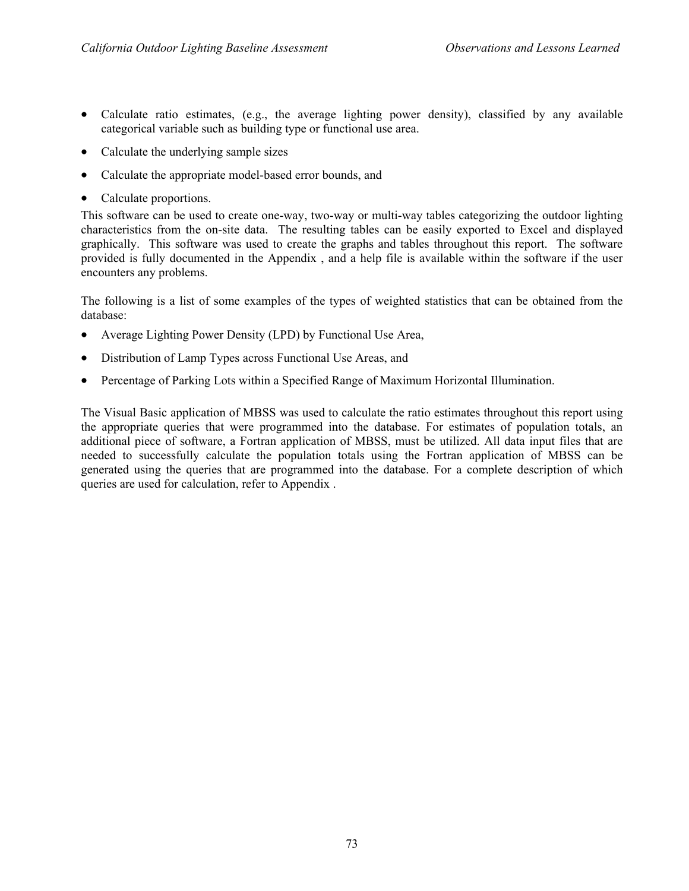- Calculate ratio estimates, (e.g., the average lighting power density), classified by any available categorical variable such as building type or functional use area.
- Calculate the underlying sample sizes
- Calculate the appropriate model-based error bounds, and
- Calculate proportions.

This software can be used to create one-way, two-way or multi-way tables categorizing the outdoor lighting characteristics from the on-site data. The resulting tables can be easily exported to Excel and displayed graphically. This software was used to create the graphs and tables throughout this report. The software provided is fully documented in the Appendix , and a help file is available within the software if the user encounters any problems.

The following is a list of some examples of the types of weighted statistics that can be obtained from the database:

- Average Lighting Power Density (LPD) by Functional Use Area,
- Distribution of Lamp Types across Functional Use Areas, and
- Percentage of Parking Lots within a Specified Range of Maximum Horizontal Illumination.

The Visual Basic application of MBSS was used to calculate the ratio estimates throughout this report using the appropriate queries that were programmed into the database. For estimates of population totals, an additional piece of software, a Fortran application of MBSS, must be utilized. All data input files that are needed to successfully calculate the population totals using the Fortran application of MBSS can be generated using the queries that are programmed into the database. For a complete description of which queries are used for calculation, refer to Appendix .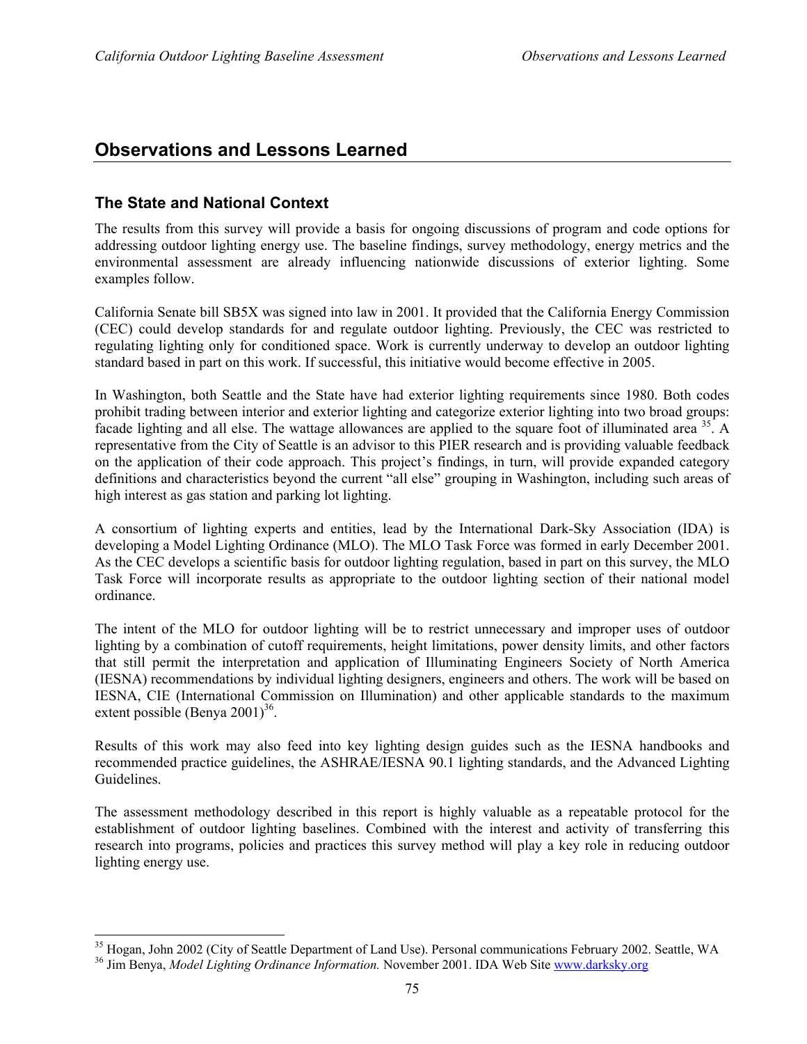# Observations and Lessons Learned

## The State and National Context

The results from this survey will provide a basis for ongoing discussions of program and code options for addressing outdoor lighting energy use. The baseline findings, survey methodology, energy metrics and the environmental assessment are already influencing nationwide discussions of exterior lighting. Some examples follow.

California Senate bill SB5X was signed into law in 2001. It provided that the California Energy Commission (CEC) could develop standards for and regulate outdoor lighting. Previously, the CEC was restricted to regulating lighting only for conditioned space. Work is currently underway to develop an outdoor lighting standard based in part on this work. If successful, this initiative would become effective in 2005.

In Washington, both Seattle and the State have had exterior lighting requirements since 1980. Both codes prohibit trading between interior and exterior lighting and categorize exterior lighting into two broad groups: facade lighting and all else. The wattage allowances are applied to the square foot of illuminated area [35]. A representative from the City of Seattle is an advisor to this PIER research and is providing valuable feedback on the application of their code approach. This project's findings, in turn, will provide expanded category definitions and characteristics beyond the current "all else" grouping in Washington, including such areas of high interest as gas station and parking lot lighting.

A consortium of lighting experts and entities, lead by the International Dark-Sky Association (IDA) is developing a Model Lighting Ordinance (MLO). The MLO Task Force was formed in early December 2001. As the CEC develops a scientific basis for outdoor lighting regulation, based in part on this survey, the MLO Task Force will incorporate results as appropriate to the outdoor lighting section of their national model ordinance.

The intent of the MLO for outdoor lighting will be to restrict unnecessary and improper uses of outdoor lighting by a combination of cutoff requirements, height limitations, power density limits, and other factors that still permit the interpretation and application of Illuminating Engineers Society of North America (IESNA) recommendations by individual lighting designers, engineers and others. The work will be based on IESNA, CIE (International Commission on Illumination) and other applicable standards to the maximum extent possible (Benya 2001)[36].

Results of this work may also feed into key lighting design guides such as the IESNA handbooks and recommended practice guidelines, the ASHRAE/IESNA 90.1 lighting standards, and the Advanced Lighting Guidelines.

The assessment methodology described in this report is highly valuable as a repeatable protocol for the establishment of outdoor lighting baselines. Combined with the interest and activity of transferring this research into programs, policies and practices this survey method will play a key role in reducing outdoor lighting energy use.

---

[35] Hogan, John 2002 (City of Seattle Department of Land Use). Personal communications February 2002. Seattle, WA

[36] Jim Benya, *Model Lighting Ordinance Information.* November 2001. IDA Web Site www.darksky.org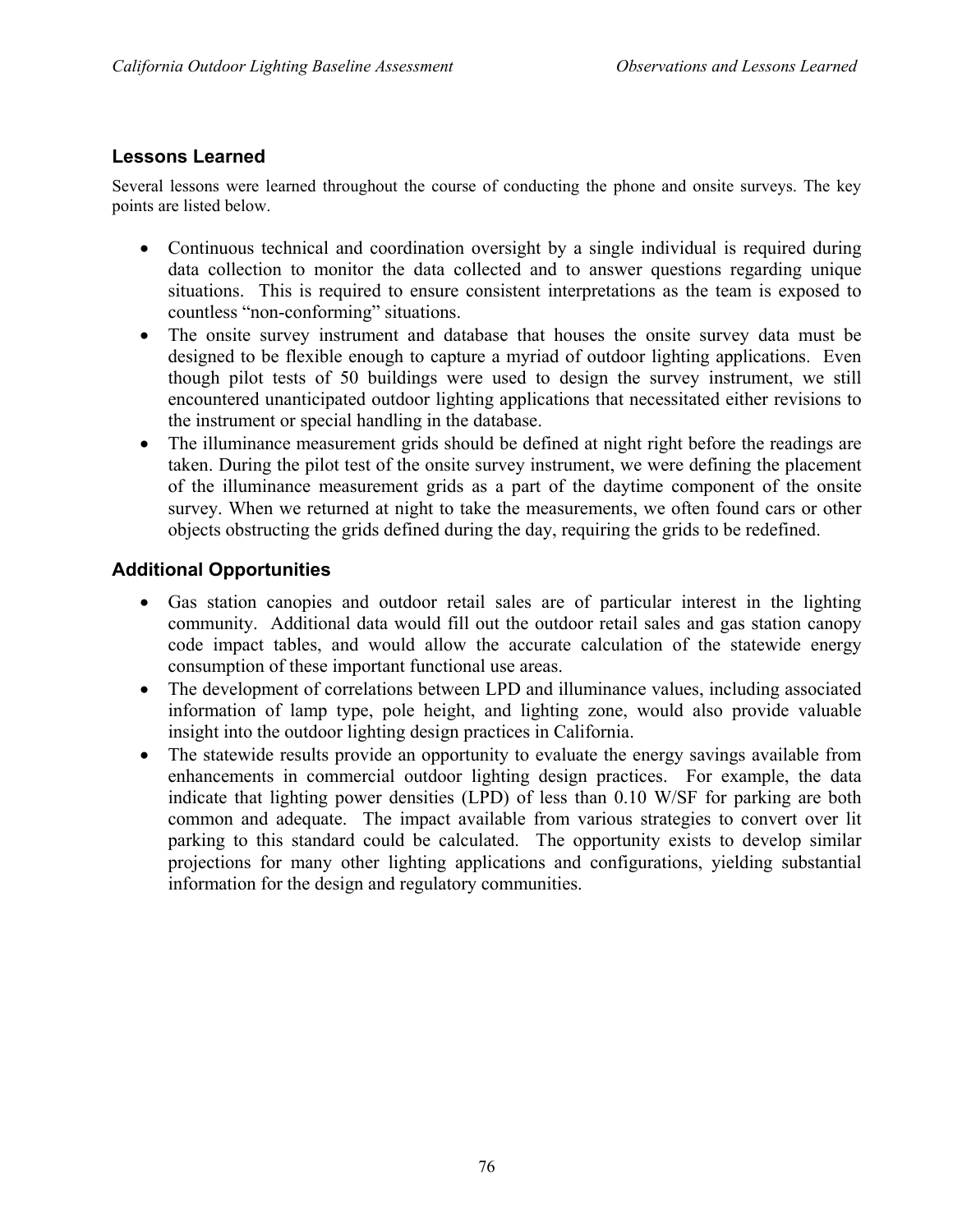## Lessons Learned

Several lessons were learned throughout the course of conducting the phone and onsite surveys. The key points are listed below.

- Continuous technical and coordination oversight by a single individual is required during data collection to monitor the data collected and to answer questions regarding unique situations. This is required to ensure consistent interpretations as the team is exposed to countless "non-conforming" situations.
- The onsite survey instrument and database that houses the onsite survey data must be designed to be flexible enough to capture a myriad of outdoor lighting applications. Even though pilot tests of 50 buildings were used to design the survey instrument, we still encountered unanticipated outdoor lighting applications that necessitated either revisions to the instrument or special handling in the database.
- The illuminance measurement grids should be defined at night right before the readings are taken. During the pilot test of the onsite survey instrument, we were defining the placement of the illuminance measurement grids as a part of the daytime component of the onsite survey. When we returned at night to take the measurements, we often found cars or other objects obstructing the grids defined during the day, requiring the grids to be redefined.

## Additional Opportunities

- Gas station canopies and outdoor retail sales are of particular interest in the lighting community. Additional data would fill out the outdoor retail sales and gas station canopy code impact tables, and would allow the accurate calculation of the statewide energy consumption of these important functional use areas.
- The development of correlations between LPD and illuminance values, including associated information of lamp type, pole height, and lighting zone, would also provide valuable insight into the outdoor lighting design practices in California.
- The statewide results provide an opportunity to evaluate the energy savings available from enhancements in commercial outdoor lighting design practices. For example, the data indicate that lighting power densities (LPD) of less than 0.10 W/SF for parking are both common and adequate. The impact available from various strategies to convert over lit parking to this standard could be calculated. The opportunity exists to develop similar projections for many other lighting applications and configurations, yielding substantial information for the design and regulatory communities.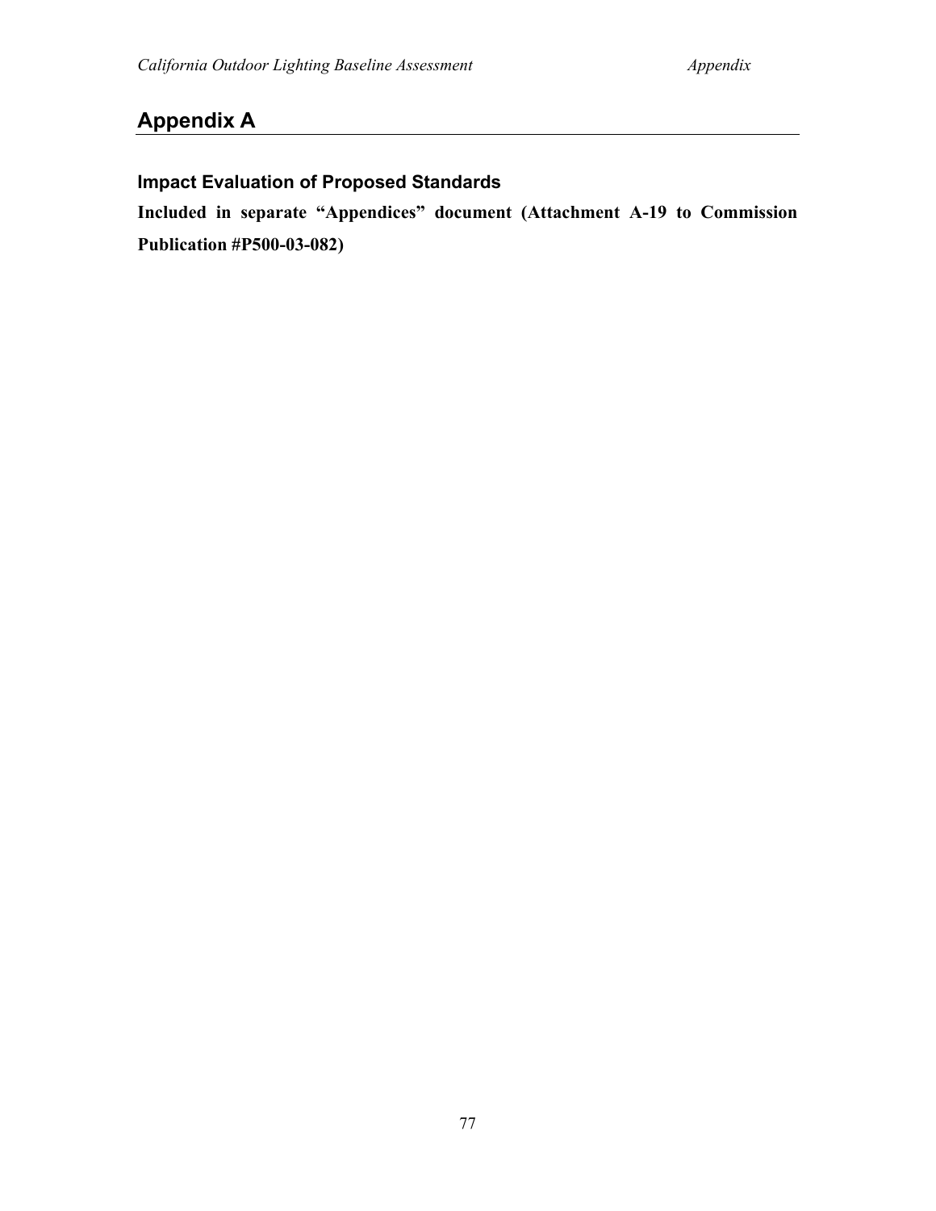# Appendix A

### Impact Evaluation of Proposed Standards

**Included in separate "Appendices" document (Attachment A-19 to Commission Publication #P500-03-082)**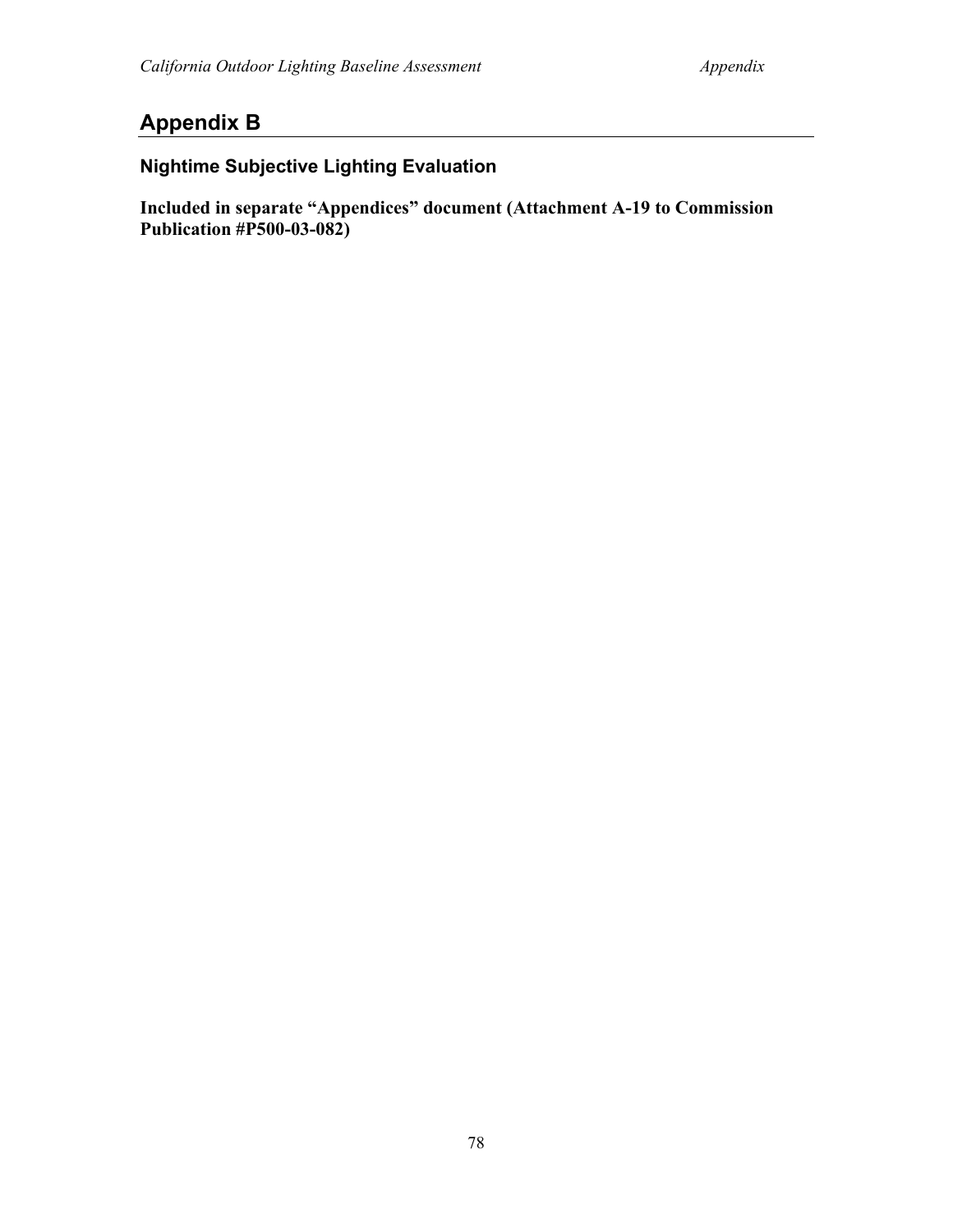# Appendix B

## Nightime Subjective Lighting Evaluation

**Included in separate "Appendices" document (Attachment A-19 to Commission Publication #P500-03-082)**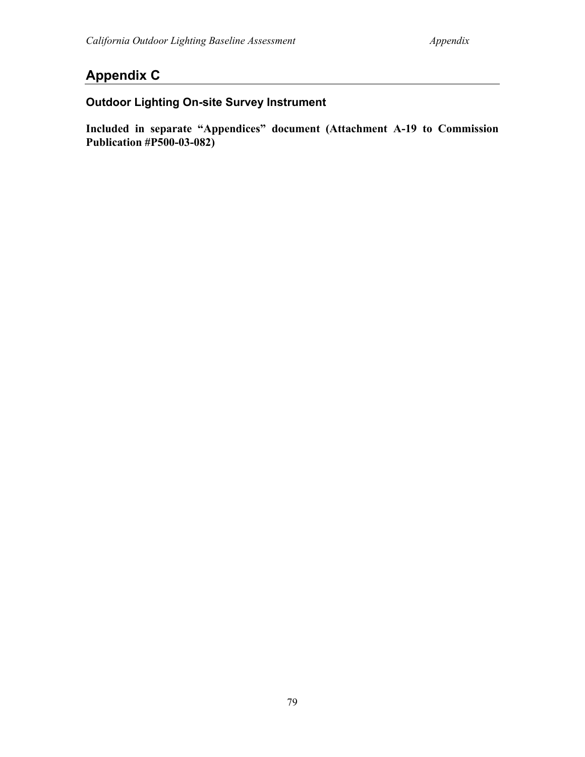# Appendix C

## Outdoor Lighting On-site Survey Instrument

**Included in separate "Appendices" document (Attachment A-19 to Commission Publication #P500-03-082)**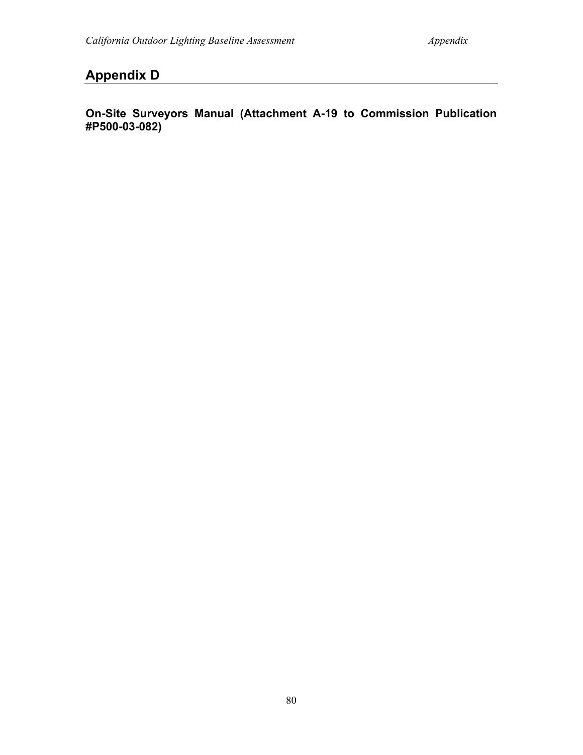# Appendix D

**On-Site Surveyors Manual (Attachment A-19 to Commission Publication #P500-03-082)**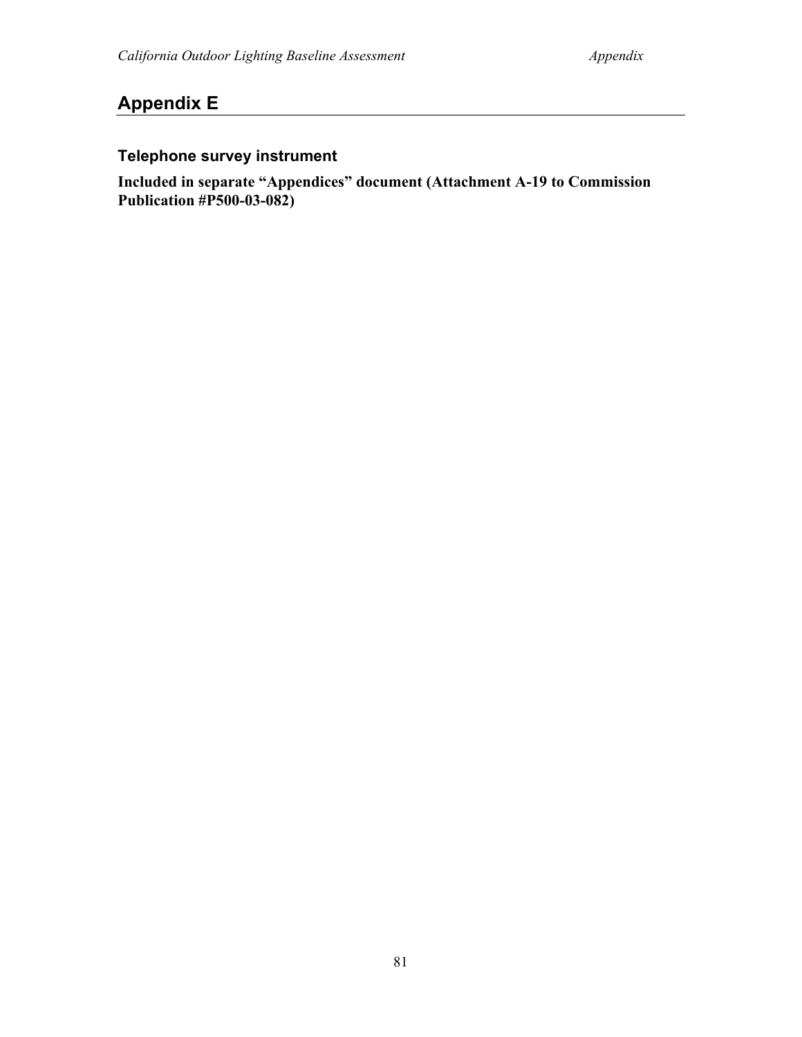# Appendix E

## Telephone survey instrument

**Included in separate "Appendices" document (Attachment A-19 to Commission Publication #P500-03-082)**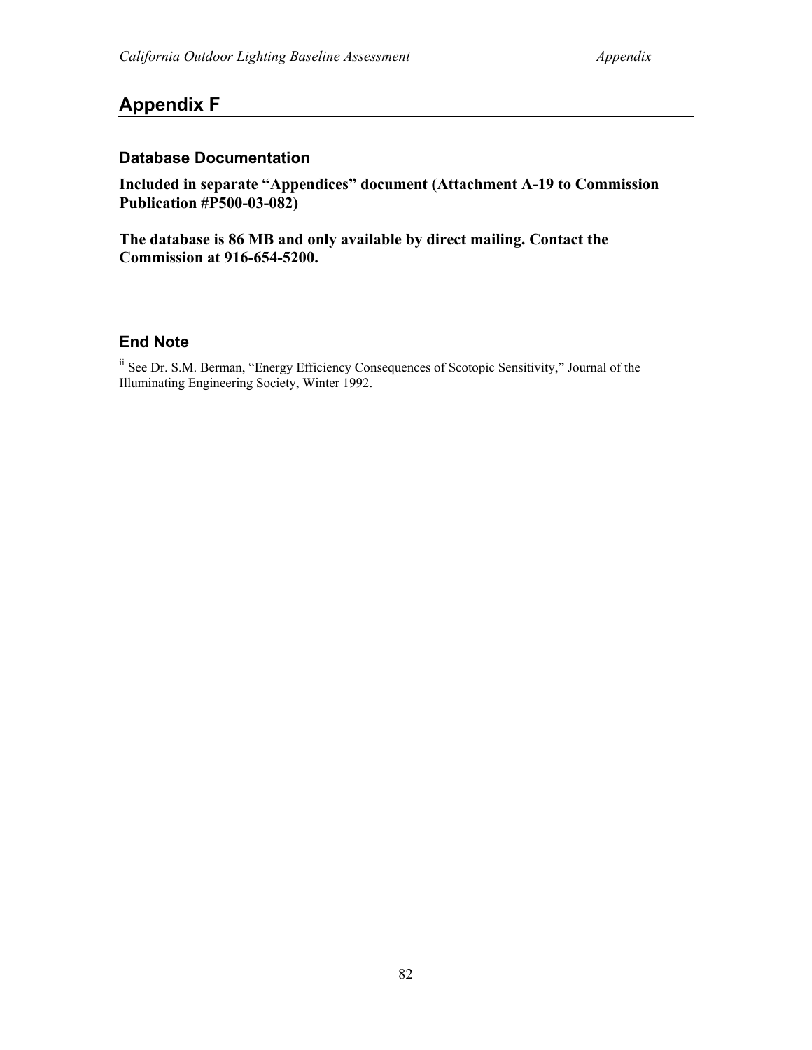# Appendix F

## Database Documentation

**Included in separate "Appendices" document (Attachment A-19 to Commission Publication #P500-03-082)**

**The database is 86 MB and only available by direct mailing. Contact the Commission at 916-654-5200.**

---

## End Note

[ii] See Dr. S.M. Berman, "Energy Efficiency Consequences of Scotopic Sensitivity," Journal of the Illuminating Engineering Society, Winter 1992.